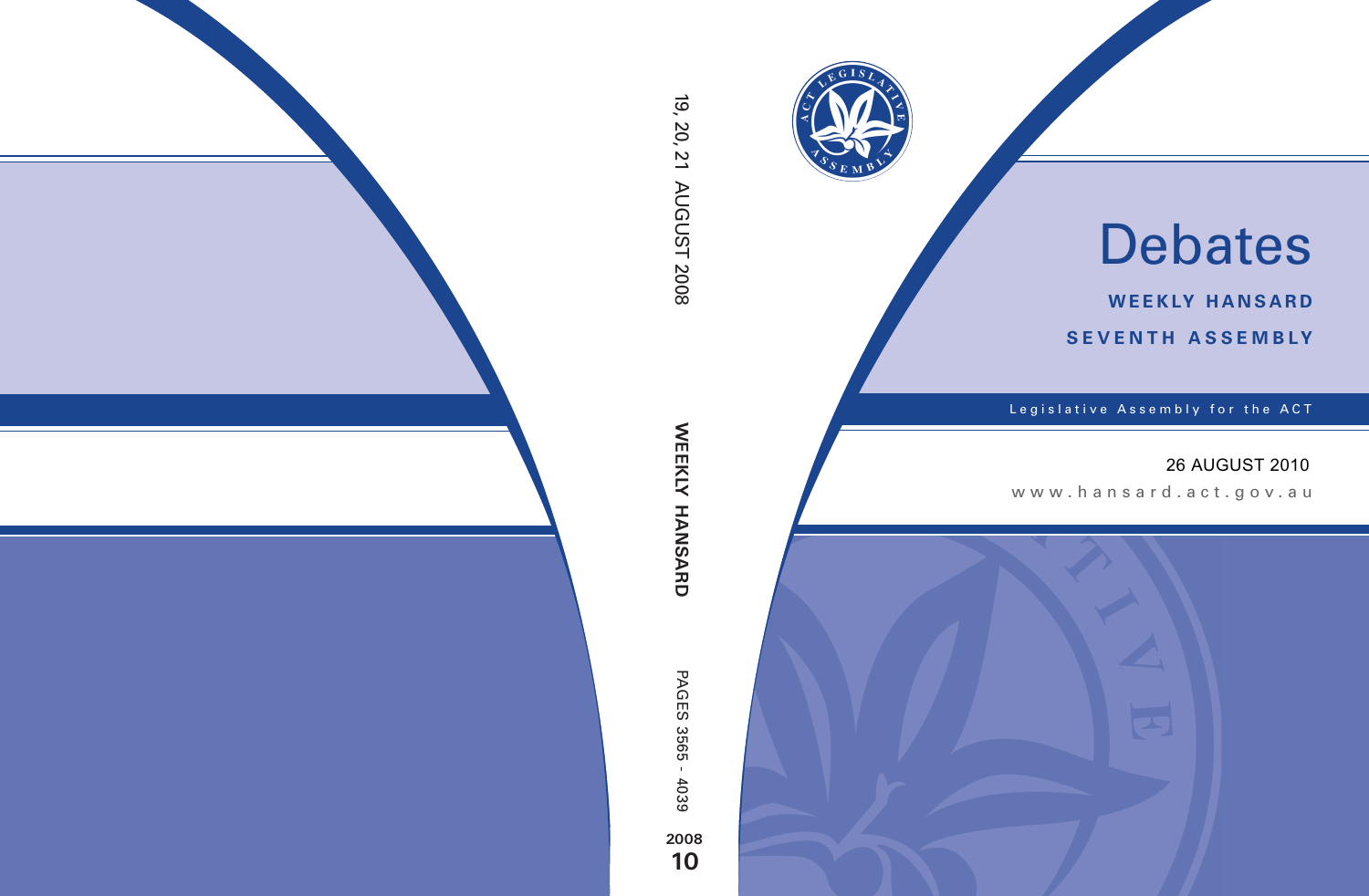# Debates

**WEEKLY HANSARD**

**SEVENTH ASSEMBLY**

Legislative Assembly for the ACT

26 AUGUST 2010

www.hansard.act.gov.au

19, 20, 21 AUGUST 2008

WEEKLY HANSARD

PAGES 3565 - 4039

2008

10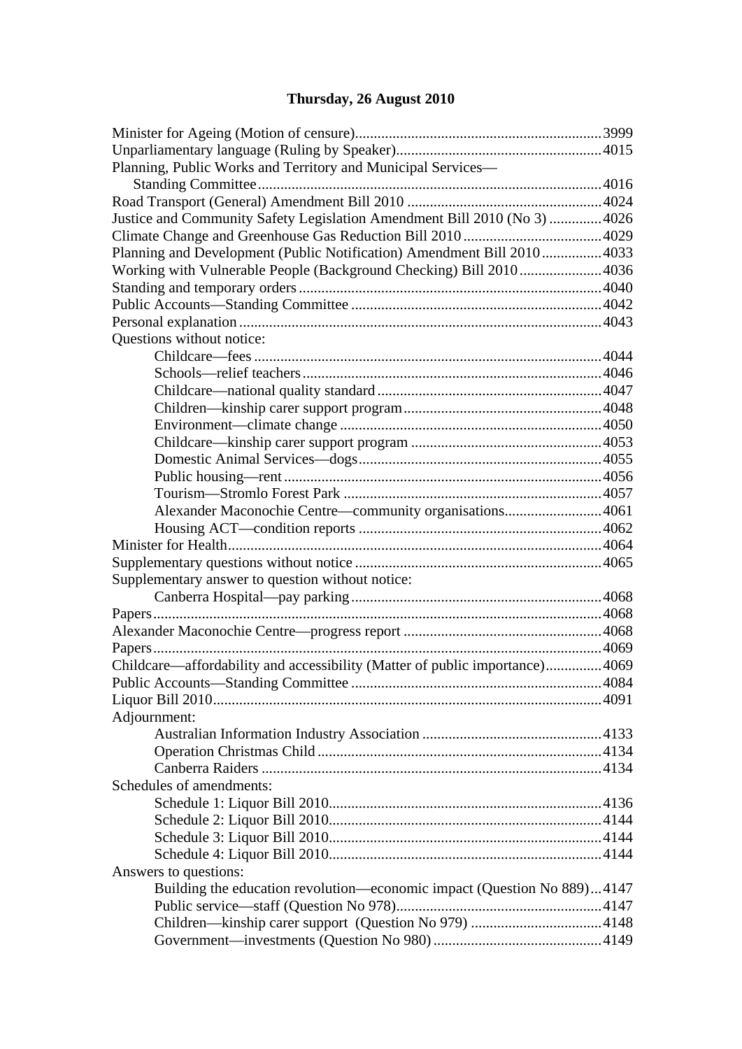## Thursday, 26 August 2010

Minister for Ageing (Motion of censure) ... 3999
Unparliamentary language (Ruling by Speaker) ... 4015
Planning, Public Works and Territory and Municipal Services—
  Standing Committee ... 4016
Road Transport (General) Amendment Bill 2010 ... 4024
Justice and Community Safety Legislation Amendment Bill 2010 (No 3) ... 4026
Climate Change and Greenhouse Gas Reduction Bill 2010 ... 4029
Planning and Development (Public Notification) Amendment Bill 2010 ... 4033
Working with Vulnerable People (Background Checking) Bill 2010 ... 4036
Standing and temporary orders ... 4040
Public Accounts—Standing Committee ... 4042
Personal explanation ... 4043
Questions without notice:
  - Childcare—fees ... 4044
  - Schools—relief teachers ... 4046
  - Childcare—national quality standard ... 4047
  - Children—kinship carer support program ... 4048
  - Environment—climate change ... 4050
  - Childcare—kinship carer support program ... 4053
  - Domestic Animal Services—dogs ... 4055
  - Public housing—rent ... 4056
  - Tourism—Stromlo Forest Park ... 4057
  - Alexander Maconochie Centre—community organisations ... 4061
  - Housing ACT—condition reports ... 4062

Minister for Health ... 4064
Supplementary questions without notice ... 4065
Supplementary answer to question without notice:
  - Canberra Hospital—pay parking ... 4068

Papers ... 4068
Alexander Maconochie Centre—progress report ... 4068
Papers ... 4069
Childcare—affordability and accessibility (Matter of public importance) ... 4069
Public Accounts—Standing Committee ... 4084
Liquor Bill 2010 ... 4091
Adjournment:
  - Australian Information Industry Association ... 4133
  - Operation Christmas Child ... 4134
  - Canberra Raiders ... 4134

Schedules of amendments:
  - Schedule 1: Liquor Bill 2010 ... 4136
  - Schedule 2: Liquor Bill 2010 ... 4144
  - Schedule 3: Liquor Bill 2010 ... 4144
  - Schedule 4: Liquor Bill 2010 ... 4144

Answers to questions:
  - Building the education revolution—economic impact (Question No 889) ... 4147
  - Public service—staff (Question No 978) ... 4147
  - Children—kinship carer support (Question No 979) ... 4148
  - Government—investments (Question No 980) ... 4149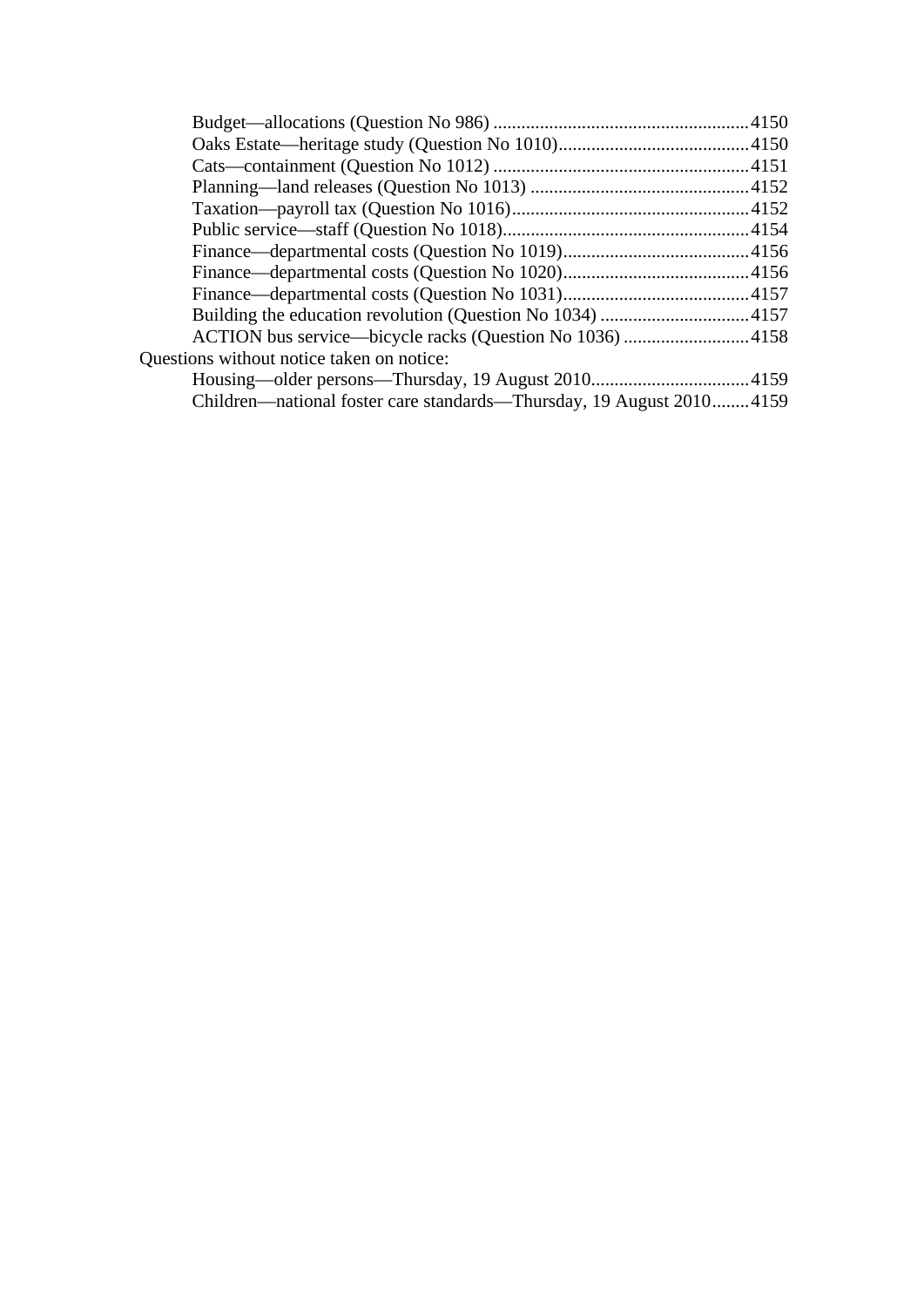Budget—allocations (Question No 986) .......................................................4150
Oaks Estate—heritage study (Question No 1010).........................................4150
Cats—containment (Question No 1012) .......................................................4151
Planning—land releases (Question No 1013) ...............................................4152
Taxation—payroll tax (Question No 1016)...................................................4152
Public service—staff (Question No 1018).....................................................4154
Finance—departmental costs (Question No 1019)........................................4156
Finance—departmental costs (Question No 1020)........................................4156
Finance—departmental costs (Question No 1031)........................................4157
Building the education revolution (Question No 1034) ................................4157
ACTION bus service—bicycle racks (Question No 1036) ...........................4158

Questions without notice taken on notice:

Housing—older persons—Thursday, 19 August 2010..................................4159
Children—national foster care standards—Thursday, 19 August 2010........4159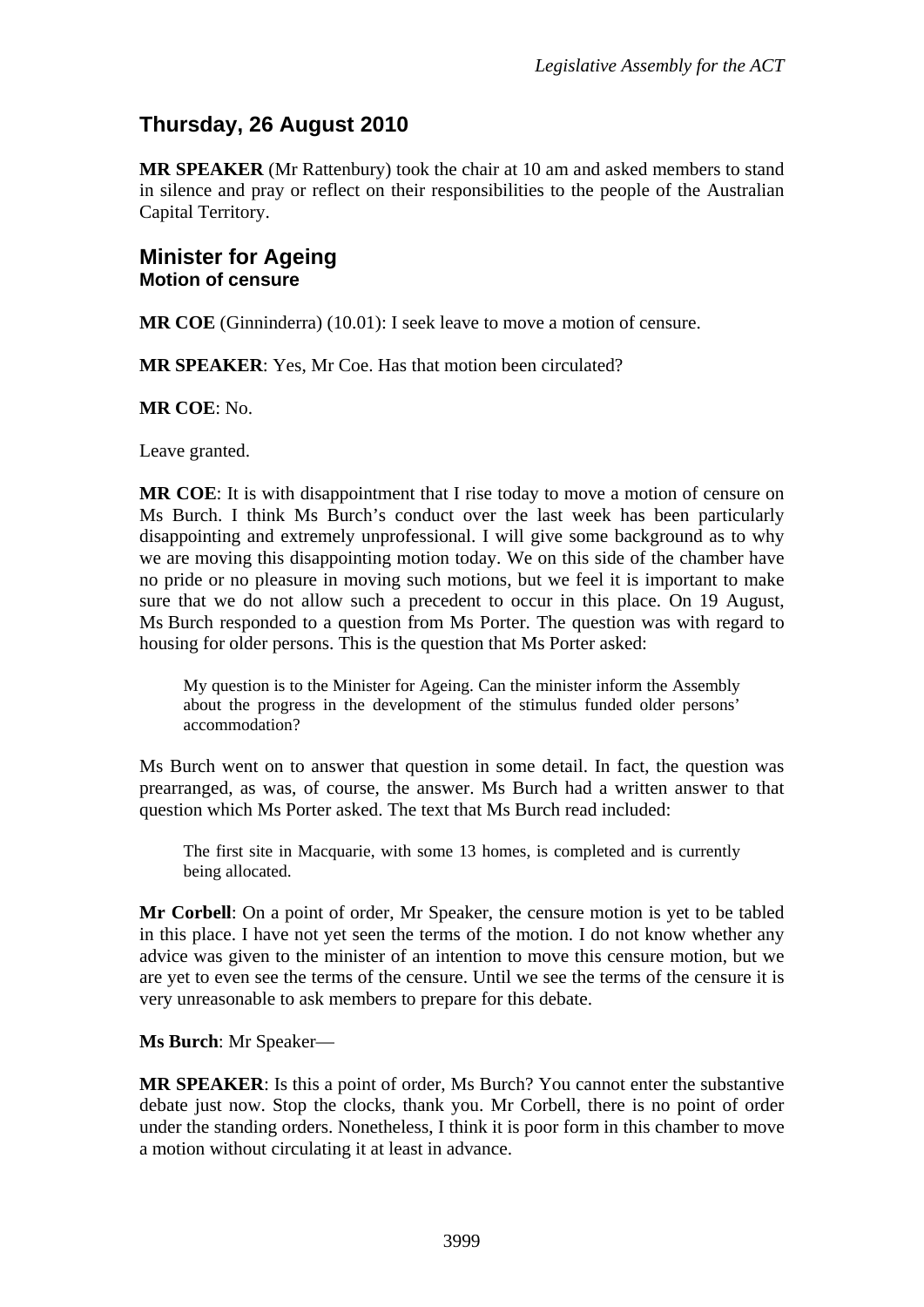## Thursday, 26 August 2010

**MR SPEAKER** (Mr Rattenbury) took the chair at 10 am and asked members to stand in silence and pray or reflect on their responsibilities to the people of the Australian Capital Territory.

## Minister for Ageing
### Motion of censure

**MR COE** (Ginninderra) (10.01): I seek leave to move a motion of censure.

**MR SPEAKER**: Yes, Mr Coe. Has that motion been circulated?

**MR COE**: No.

Leave granted.

**MR COE**: It is with disappointment that I rise today to move a motion of censure on Ms Burch. I think Ms Burch's conduct over the last week has been particularly disappointing and extremely unprofessional. I will give some background as to why we are moving this disappointing motion today. We on this side of the chamber have no pride or no pleasure in moving such motions, but we feel it is important to make sure that we do not allow such a precedent to occur in this place. On 19 August, Ms Burch responded to a question from Ms Porter. The question was with regard to housing for older persons. This is the question that Ms Porter asked:

> My question is to the Minister for Ageing. Can the minister inform the Assembly about the progress in the development of the stimulus funded older persons' accommodation?

Ms Burch went on to answer that question in some detail. In fact, the question was prearranged, as was, of course, the answer. Ms Burch had a written answer to that question which Ms Porter asked. The text that Ms Burch read included:

> The first site in Macquarie, with some 13 homes, is completed and is currently being allocated.

**Mr Corbell**: On a point of order, Mr Speaker, the censure motion is yet to be tabled in this place. I have not yet seen the terms of the motion. I do not know whether any advice was given to the minister of an intention to move this censure motion, but we are yet to even see the terms of the censure. Until we see the terms of the censure it is very unreasonable to ask members to prepare for this debate.

**Ms Burch**: Mr Speaker—

**MR SPEAKER**: Is this a point of order, Ms Burch? You cannot enter the substantive debate just now. Stop the clocks, thank you. Mr Corbell, there is no point of order under the standing orders. Nonetheless, I think it is poor form in this chamber to move a motion without circulating it at least in advance.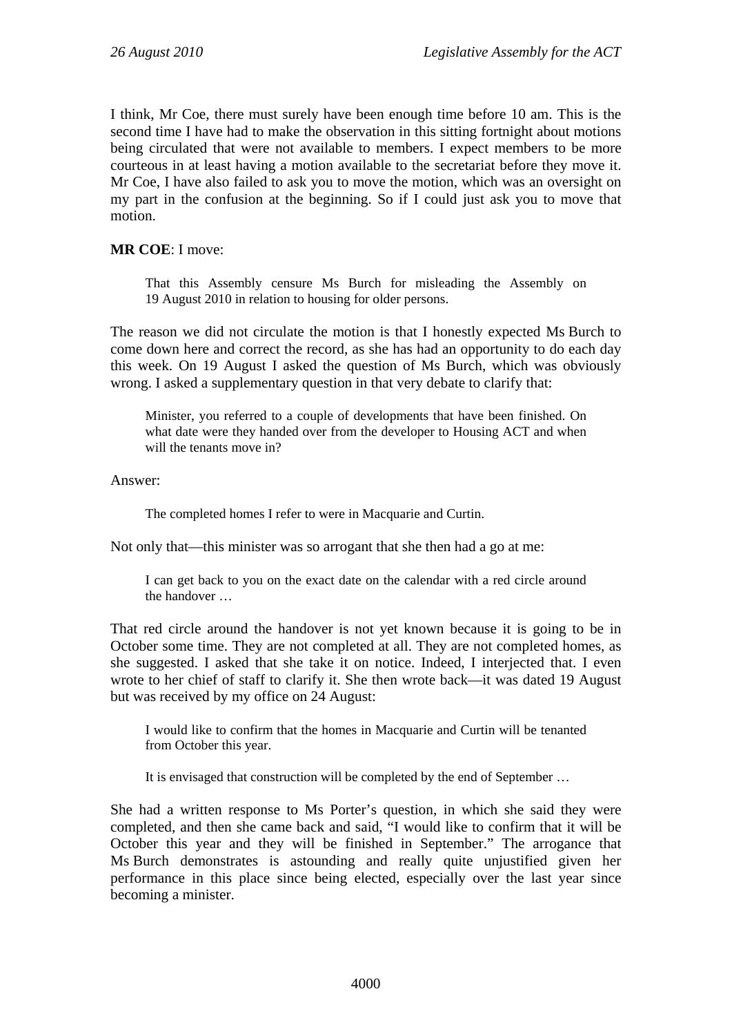I think, Mr Coe, there must surely have been enough time before 10 am. This is the second time I have had to make the observation in this sitting fortnight about motions being circulated that were not available to members. I expect members to be more courteous in at least having a motion available to the secretariat before they move it. Mr Coe, I have also failed to ask you to move the motion, which was an oversight on my part in the confusion at the beginning. So if I could just ask you to move that motion.

**MR COE**: I move:

> That this Assembly censure Ms Burch for misleading the Assembly on 19 August 2010 in relation to housing for older persons.

The reason we did not circulate the motion is that I honestly expected Ms Burch to come down here and correct the record, as she has had an opportunity to do each day this week. On 19 August I asked the question of Ms Burch, which was obviously wrong. I asked a supplementary question in that very debate to clarify that:

> Minister, you referred to a couple of developments that have been finished. On what date were they handed over from the developer to Housing ACT and when will the tenants move in?

Answer:

> The completed homes I refer to were in Macquarie and Curtin.

Not only that—this minister was so arrogant that she then had a go at me:

> I can get back to you on the exact date on the calendar with a red circle around the handover …

That red circle around the handover is not yet known because it is going to be in October some time. They are not completed at all. They are not completed homes, as she suggested. I asked that she take it on notice. Indeed, I interjected that. I even wrote to her chief of staff to clarify it. She then wrote back—it was dated 19 August but was received by my office on 24 August:

> I would like to confirm that the homes in Macquarie and Curtin will be tenanted from October this year.
>
> It is envisaged that construction will be completed by the end of September …

She had a written response to Ms Porter's question, in which she said they were completed, and then she came back and said, "I would like to confirm that it will be October this year and they will be finished in September." The arrogance that Ms Burch demonstrates is astounding and really quite unjustified given her performance in this place since being elected, especially over the last year since becoming a minister.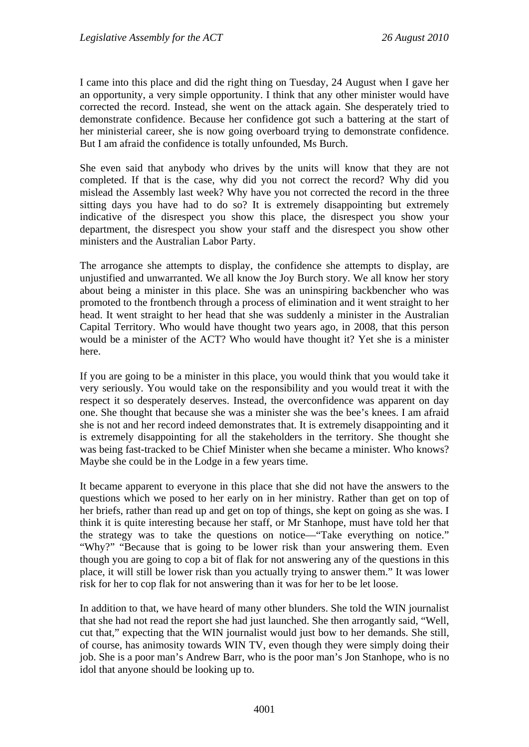I came into this place and did the right thing on Tuesday, 24 August when I gave her an opportunity, a very simple opportunity. I think that any other minister would have corrected the record. Instead, she went on the attack again. She desperately tried to demonstrate confidence. Because her confidence got such a battering at the start of her ministerial career, she is now going overboard trying to demonstrate confidence. But I am afraid the confidence is totally unfounded, Ms Burch.

She even said that anybody who drives by the units will know that they are not completed. If that is the case, why did you not correct the record? Why did you mislead the Assembly last week? Why have you not corrected the record in the three sitting days you have had to do so? It is extremely disappointing but extremely indicative of the disrespect you show this place, the disrespect you show your department, the disrespect you show your staff and the disrespect you show other ministers and the Australian Labor Party.

The arrogance she attempts to display, the confidence she attempts to display, are unjustified and unwarranted. We all know the Joy Burch story. We all know her story about being a minister in this place. She was an uninspiring backbencher who was promoted to the frontbench through a process of elimination and it went straight to her head. It went straight to her head that she was suddenly a minister in the Australian Capital Territory. Who would have thought two years ago, in 2008, that this person would be a minister of the ACT? Who would have thought it? Yet she is a minister here.

If you are going to be a minister in this place, you would think that you would take it very seriously. You would take on the responsibility and you would treat it with the respect it so desperately deserves. Instead, the overconfidence was apparent on day one. She thought that because she was a minister she was the bee's knees. I am afraid she is not and her record indeed demonstrates that. It is extremely disappointing and it is extremely disappointing for all the stakeholders in the territory. She thought she was being fast-tracked to be Chief Minister when she became a minister. Who knows? Maybe she could be in the Lodge in a few years time.

It became apparent to everyone in this place that she did not have the answers to the questions which we posed to her early on in her ministry. Rather than get on top of her briefs, rather than read up and get on top of things, she kept on going as she was. I think it is quite interesting because her staff, or Mr Stanhope, must have told her that the strategy was to take the questions on notice—"Take everything on notice." "Why?" "Because that is going to be lower risk than your answering them. Even though you are going to cop a bit of flak for not answering any of the questions in this place, it will still be lower risk than you actually trying to answer them." It was lower risk for her to cop flak for not answering than it was for her to be let loose.

In addition to that, we have heard of many other blunders. She told the WIN journalist that she had not read the report she had just launched. She then arrogantly said, "Well, cut that," expecting that the WIN journalist would just bow to her demands. She still, of course, has animosity towards WIN TV, even though they were simply doing their job. She is a poor man's Andrew Barr, who is the poor man's Jon Stanhope, who is no idol that anyone should be looking up to.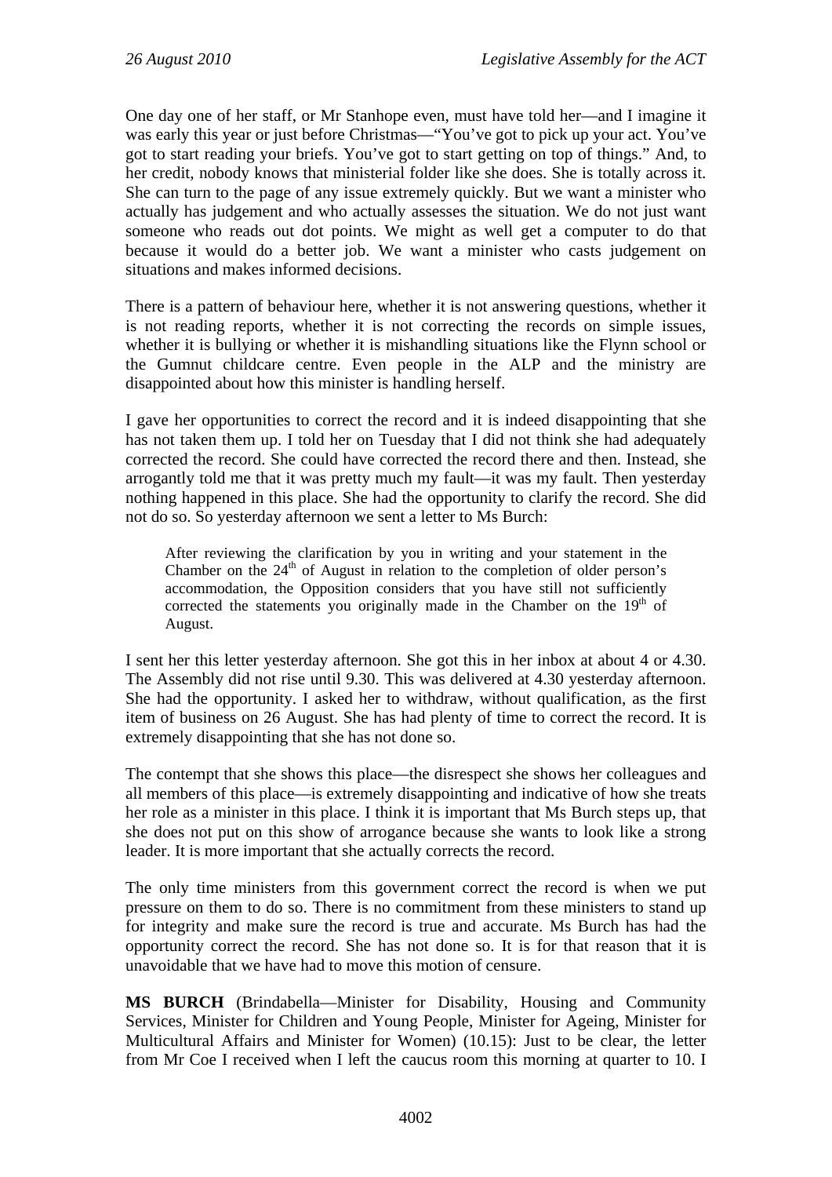One day one of her staff, or Mr Stanhope even, must have told her—and I imagine it was early this year or just before Christmas—"You've got to pick up your act. You've got to start reading your briefs. You've got to start getting on top of things." And, to her credit, nobody knows that ministerial folder like she does. She is totally across it. She can turn to the page of any issue extremely quickly. But we want a minister who actually has judgement and who actually assesses the situation. We do not just want someone who reads out dot points. We might as well get a computer to do that because it would do a better job. We want a minister who casts judgement on situations and makes informed decisions.

There is a pattern of behaviour here, whether it is not answering questions, whether it is not reading reports, whether it is not correcting the records on simple issues, whether it is bullying or whether it is mishandling situations like the Flynn school or the Gumnut childcare centre. Even people in the ALP and the ministry are disappointed about how this minister is handling herself.

I gave her opportunities to correct the record and it is indeed disappointing that she has not taken them up. I told her on Tuesday that I did not think she had adequately corrected the record. She could have corrected the record there and then. Instead, she arrogantly told me that it was pretty much my fault—it was my fault. Then yesterday nothing happened in this place. She had the opportunity to clarify the record. She did not do so. So yesterday afternoon we sent a letter to Ms Burch:

> After reviewing the clarification by you in writing and your statement in the Chamber on the 24th of August in relation to the completion of older person's accommodation, the Opposition considers that you have still not sufficiently corrected the statements you originally made in the Chamber on the 19th of August.

I sent her this letter yesterday afternoon. She got this in her inbox at about 4 or 4.30. The Assembly did not rise until 9.30. This was delivered at 4.30 yesterday afternoon. She had the opportunity. I asked her to withdraw, without qualification, as the first item of business on 26 August. She has had plenty of time to correct the record. It is extremely disappointing that she has not done so.

The contempt that she shows this place—the disrespect she shows her colleagues and all members of this place—is extremely disappointing and indicative of how she treats her role as a minister in this place. I think it is important that Ms Burch steps up, that she does not put on this show of arrogance because she wants to look like a strong leader. It is more important that she actually corrects the record.

The only time ministers from this government correct the record is when we put pressure on them to do so. There is no commitment from these ministers to stand up for integrity and make sure the record is true and accurate. Ms Burch has had the opportunity correct the record. She has not done so. It is for that reason that it is unavoidable that we have had to move this motion of censure.

**MS BURCH** (Brindabella—Minister for Disability, Housing and Community Services, Minister for Children and Young People, Minister for Ageing, Minister for Multicultural Affairs and Minister for Women) (10.15): Just to be clear, the letter from Mr Coe I received when I left the caucus room this morning at quarter to 10. I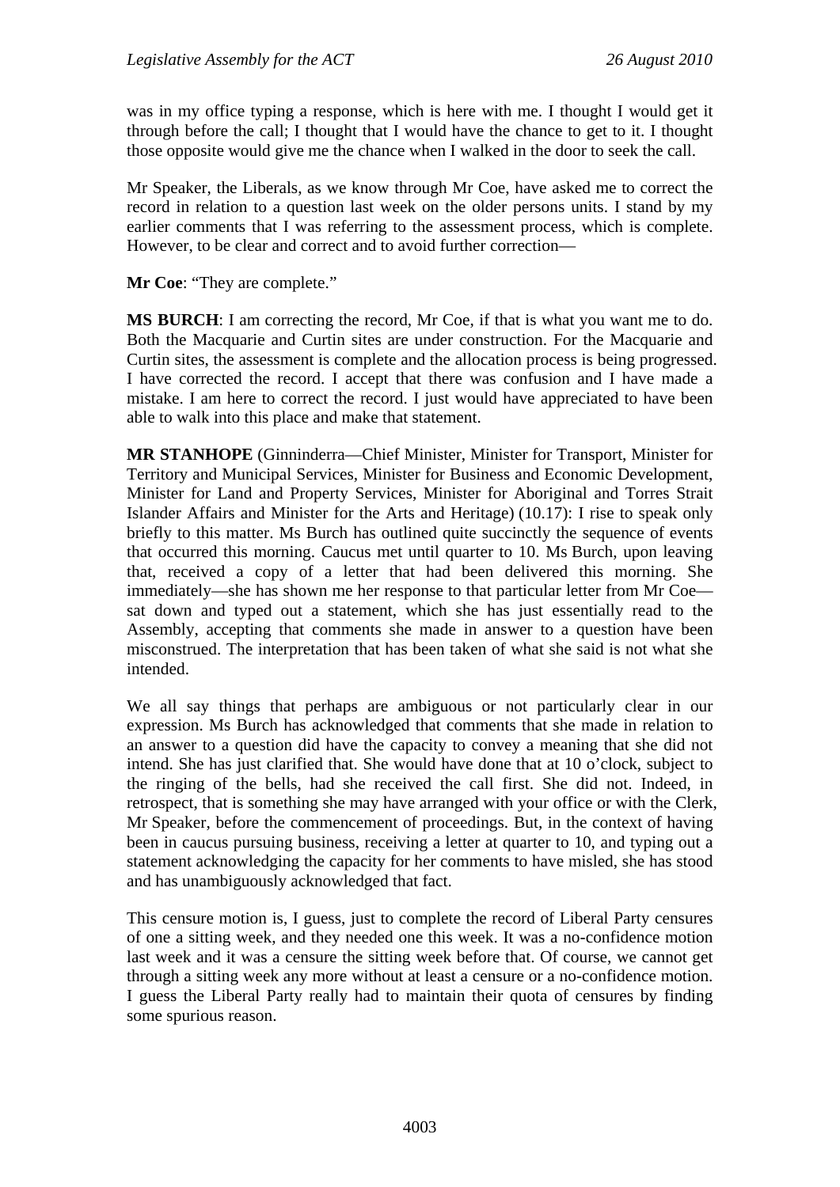was in my office typing a response, which is here with me. I thought I would get it through before the call; I thought that I would have the chance to get to it. I thought those opposite would give me the chance when I walked in the door to seek the call.

Mr Speaker, the Liberals, as we know through Mr Coe, have asked me to correct the record in relation to a question last week on the older persons units. I stand by my earlier comments that I was referring to the assessment process, which is complete. However, to be clear and correct and to avoid further correction—

**Mr Coe**: "They are complete."

**MS BURCH**: I am correcting the record, Mr Coe, if that is what you want me to do. Both the Macquarie and Curtin sites are under construction. For the Macquarie and Curtin sites, the assessment is complete and the allocation process is being progressed. I have corrected the record. I accept that there was confusion and I have made a mistake. I am here to correct the record. I just would have appreciated to have been able to walk into this place and make that statement.

**MR STANHOPE** (Ginninderra—Chief Minister, Minister for Transport, Minister for Territory and Municipal Services, Minister for Business and Economic Development, Minister for Land and Property Services, Minister for Aboriginal and Torres Strait Islander Affairs and Minister for the Arts and Heritage) (10.17): I rise to speak only briefly to this matter. Ms Burch has outlined quite succinctly the sequence of events that occurred this morning. Caucus met until quarter to 10. Ms Burch, upon leaving that, received a copy of a letter that had been delivered this morning. She immediately—she has shown me her response to that particular letter from Mr Coe—sat down and typed out a statement, which she has just essentially read to the Assembly, accepting that comments she made in answer to a question have been misconstrued. The interpretation that has been taken of what she said is not what she intended.

We all say things that perhaps are ambiguous or not particularly clear in our expression. Ms Burch has acknowledged that comments that she made in relation to an answer to a question did have the capacity to convey a meaning that she did not intend. She has just clarified that. She would have done that at 10 o'clock, subject to the ringing of the bells, had she received the call first. She did not. Indeed, in retrospect, that is something she may have arranged with your office or with the Clerk, Mr Speaker, before the commencement of proceedings. But, in the context of having been in caucus pursuing business, receiving a letter at quarter to 10, and typing out a statement acknowledging the capacity for her comments to have misled, she has stood and has unambiguously acknowledged that fact.

This censure motion is, I guess, just to complete the record of Liberal Party censures of one a sitting week, and they needed one this week. It was a no-confidence motion last week and it was a censure the sitting week before that. Of course, we cannot get through a sitting week any more without at least a censure or a no-confidence motion. I guess the Liberal Party really had to maintain their quota of censures by finding some spurious reason.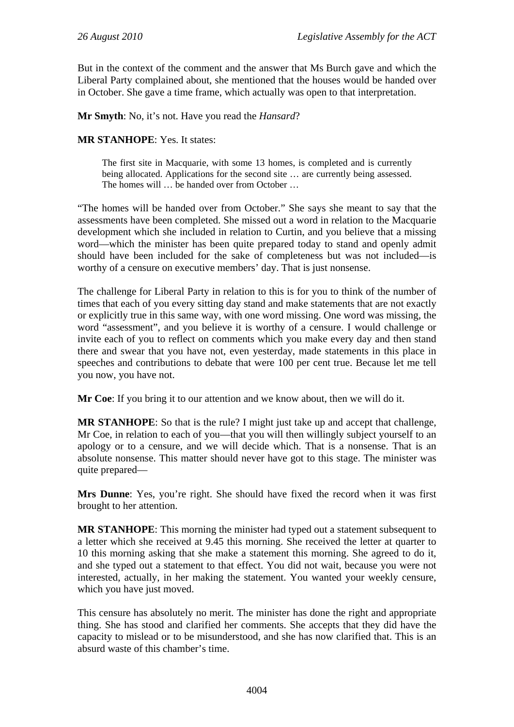But in the context of the comment and the answer that Ms Burch gave and which the Liberal Party complained about, she mentioned that the houses would be handed over in October. She gave a time frame, which actually was open to that interpretation.

**Mr Smyth**: No, it's not. Have you read the *Hansard*?

**MR STANHOPE**: Yes. It states:

> The first site in Macquarie, with some 13 homes, is completed and is currently being allocated. Applications for the second site … are currently being assessed. The homes will … be handed over from October …

"The homes will be handed over from October." She says she meant to say that the assessments have been completed. She missed out a word in relation to the Macquarie development which she included in relation to Curtin, and you believe that a missing word—which the minister has been quite prepared today to stand and openly admit should have been included for the sake of completeness but was not included—is worthy of a censure on executive members' day. That is just nonsense.

The challenge for Liberal Party in relation to this is for you to think of the number of times that each of you every sitting day stand and make statements that are not exactly or explicitly true in this same way, with one word missing. One word was missing, the word "assessment", and you believe it is worthy of a censure. I would challenge or invite each of you to reflect on comments which you make every day and then stand there and swear that you have not, even yesterday, made statements in this place in speeches and contributions to debate that were 100 per cent true. Because let me tell you now, you have not.

**Mr Coe**: If you bring it to our attention and we know about, then we will do it.

**MR STANHOPE**: So that is the rule? I might just take up and accept that challenge, Mr Coe, in relation to each of you—that you will then willingly subject yourself to an apology or to a censure, and we will decide which. That is a nonsense. That is an absolute nonsense. This matter should never have got to this stage. The minister was quite prepared—

**Mrs Dunne**: Yes, you're right. She should have fixed the record when it was first brought to her attention.

**MR STANHOPE**: This morning the minister had typed out a statement subsequent to a letter which she received at 9.45 this morning. She received the letter at quarter to 10 this morning asking that she make a statement this morning. She agreed to do it, and she typed out a statement to that effect. You did not wait, because you were not interested, actually, in her making the statement. You wanted your weekly censure, which you have just moved.

This censure has absolutely no merit. The minister has done the right and appropriate thing. She has stood and clarified her comments. She accepts that they did have the capacity to mislead or to be misunderstood, and she has now clarified that. This is an absurd waste of this chamber's time.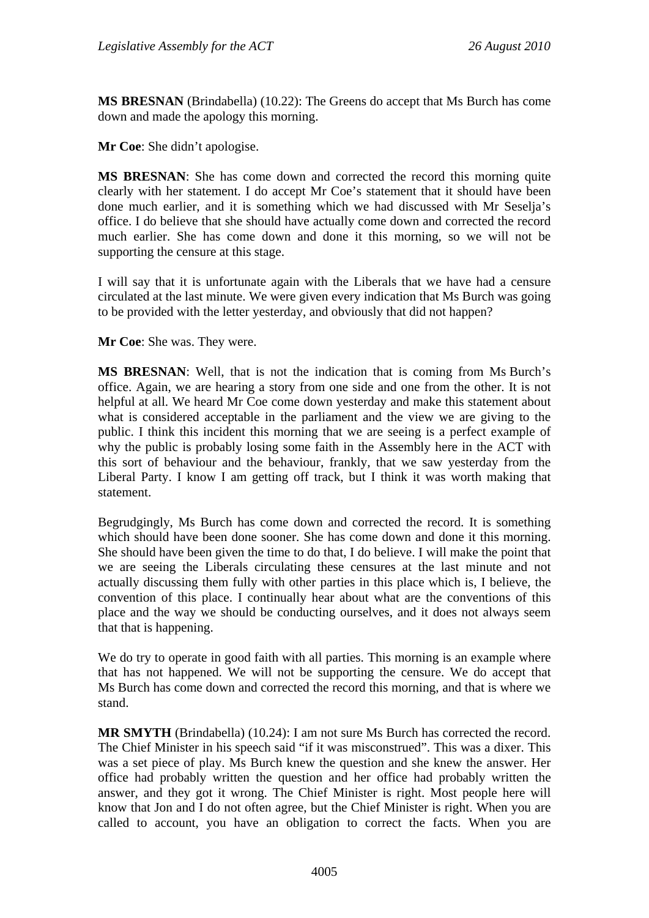**MS BRESNAN** (Brindabella) (10.22): The Greens do accept that Ms Burch has come down and made the apology this morning.

**Mr Coe**: She didn't apologise.

**MS BRESNAN**: She has come down and corrected the record this morning quite clearly with her statement. I do accept Mr Coe's statement that it should have been done much earlier, and it is something which we had discussed with Mr Seselja's office. I do believe that she should have actually come down and corrected the record much earlier. She has come down and done it this morning, so we will not be supporting the censure at this stage.

I will say that it is unfortunate again with the Liberals that we have had a censure circulated at the last minute. We were given every indication that Ms Burch was going to be provided with the letter yesterday, and obviously that did not happen?

**Mr Coe**: She was. They were.

**MS BRESNAN**: Well, that is not the indication that is coming from Ms Burch's office. Again, we are hearing a story from one side and one from the other. It is not helpful at all. We heard Mr Coe come down yesterday and make this statement about what is considered acceptable in the parliament and the view we are giving to the public. I think this incident this morning that we are seeing is a perfect example of why the public is probably losing some faith in the Assembly here in the ACT with this sort of behaviour and the behaviour, frankly, that we saw yesterday from the Liberal Party. I know I am getting off track, but I think it was worth making that statement.

Begrudgingly, Ms Burch has come down and corrected the record. It is something which should have been done sooner. She has come down and done it this morning. She should have been given the time to do that, I do believe. I will make the point that we are seeing the Liberals circulating these censures at the last minute and not actually discussing them fully with other parties in this place which is, I believe, the convention of this place. I continually hear about what are the conventions of this place and the way we should be conducting ourselves, and it does not always seem that that is happening.

We do try to operate in good faith with all parties. This morning is an example where that has not happened. We will not be supporting the censure. We do accept that Ms Burch has come down and corrected the record this morning, and that is where we stand.

**MR SMYTH** (Brindabella) (10.24): I am not sure Ms Burch has corrected the record. The Chief Minister in his speech said "if it was misconstrued". This was a dixer. This was a set piece of play. Ms Burch knew the question and she knew the answer. Her office had probably written the question and her office had probably written the answer, and they got it wrong. The Chief Minister is right. Most people here will know that Jon and I do not often agree, but the Chief Minister is right. When you are called to account, you have an obligation to correct the facts. When you are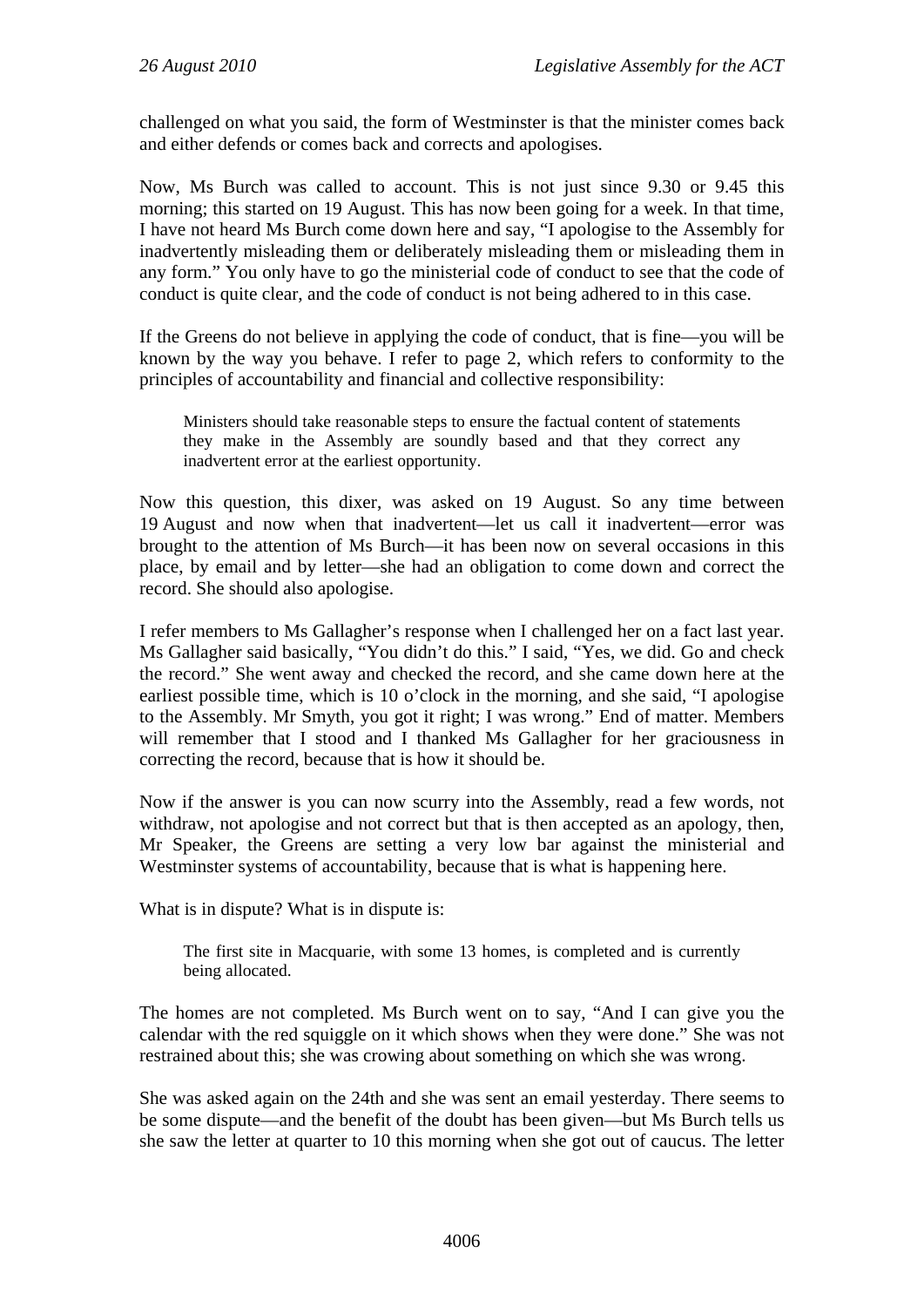challenged on what you said, the form of Westminster is that the minister comes back and either defends or comes back and corrects and apologises.

Now, Ms Burch was called to account. This is not just since 9.30 or 9.45 this morning; this started on 19 August. This has now been going for a week. In that time, I have not heard Ms Burch come down here and say, "I apologise to the Assembly for inadvertently misleading them or deliberately misleading them or misleading them in any form." You only have to go the ministerial code of conduct to see that the code of conduct is quite clear, and the code of conduct is not being adhered to in this case.

If the Greens do not believe in applying the code of conduct, that is fine—you will be known by the way you behave. I refer to page 2, which refers to conformity to the principles of accountability and financial and collective responsibility:

> Ministers should take reasonable steps to ensure the factual content of statements they make in the Assembly are soundly based and that they correct any inadvertent error at the earliest opportunity.

Now this question, this dixer, was asked on 19 August. So any time between 19 August and now when that inadvertent—let us call it inadvertent—error was brought to the attention of Ms Burch—it has been now on several occasions in this place, by email and by letter—she had an obligation to come down and correct the record. She should also apologise.

I refer members to Ms Gallagher's response when I challenged her on a fact last year. Ms Gallagher said basically, "You didn't do this." I said, "Yes, we did. Go and check the record." She went away and checked the record, and she came down here at the earliest possible time, which is 10 o'clock in the morning, and she said, "I apologise to the Assembly. Mr Smyth, you got it right; I was wrong." End of matter. Members will remember that I stood and I thanked Ms Gallagher for her graciousness in correcting the record, because that is how it should be.

Now if the answer is you can now scurry into the Assembly, read a few words, not withdraw, not apologise and not correct but that is then accepted as an apology, then, Mr Speaker, the Greens are setting a very low bar against the ministerial and Westminster systems of accountability, because that is what is happening here.

What is in dispute? What is in dispute is:

> The first site in Macquarie, with some 13 homes, is completed and is currently being allocated.

The homes are not completed. Ms Burch went on to say, "And I can give you the calendar with the red squiggle on it which shows when they were done." She was not restrained about this; she was crowing about something on which she was wrong.

She was asked again on the 24th and she was sent an email yesterday. There seems to be some dispute—and the benefit of the doubt has been given—but Ms Burch tells us she saw the letter at quarter to 10 this morning when she got out of caucus. The letter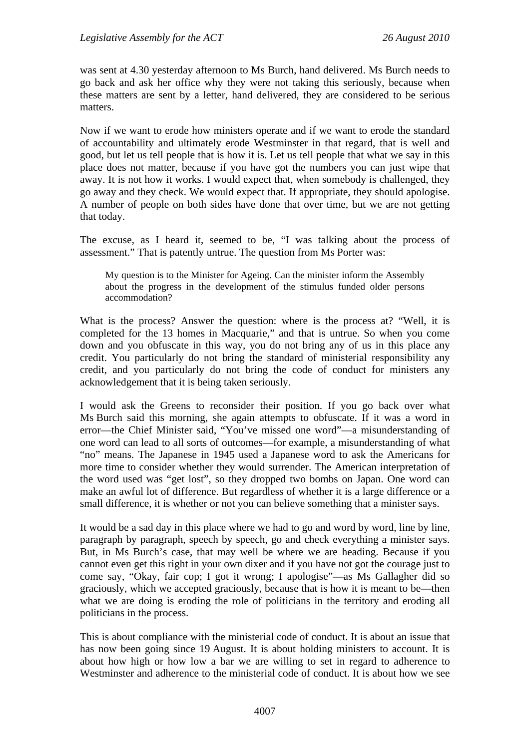was sent at 4.30 yesterday afternoon to Ms Burch, hand delivered. Ms Burch needs to go back and ask her office why they were not taking this seriously, because when these matters are sent by a letter, hand delivered, they are considered to be serious matters.

Now if we want to erode how ministers operate and if we want to erode the standard of accountability and ultimately erode Westminster in that regard, that is well and good, but let us tell people that is how it is. Let us tell people that what we say in this place does not matter, because if you have got the numbers you can just wipe that away. It is not how it works. I would expect that, when somebody is challenged, they go away and they check. We would expect that. If appropriate, they should apologise. A number of people on both sides have done that over time, but we are not getting that today.

The excuse, as I heard it, seemed to be, "I was talking about the process of assessment." That is patently untrue. The question from Ms Porter was:

> My question is to the Minister for Ageing. Can the minister inform the Assembly about the progress in the development of the stimulus funded older persons accommodation?

What is the process? Answer the question: where is the process at? "Well, it is completed for the 13 homes in Macquarie," and that is untrue. So when you come down and you obfuscate in this way, you do not bring any of us in this place any credit. You particularly do not bring the standard of ministerial responsibility any credit, and you particularly do not bring the code of conduct for ministers any acknowledgement that it is being taken seriously.

I would ask the Greens to reconsider their position. If you go back over what Ms Burch said this morning, she again attempts to obfuscate. If it was a word in error—the Chief Minister said, "You've missed one word"—a misunderstanding of one word can lead to all sorts of outcomes—for example, a misunderstanding of what "no" means. The Japanese in 1945 used a Japanese word to ask the Americans for more time to consider whether they would surrender. The American interpretation of the word used was "get lost", so they dropped two bombs on Japan. One word can make an awful lot of difference. But regardless of whether it is a large difference or a small difference, it is whether or not you can believe something that a minister says.

It would be a sad day in this place where we had to go and word by word, line by line, paragraph by paragraph, speech by speech, go and check everything a minister says. But, in Ms Burch's case, that may well be where we are heading. Because if you cannot even get this right in your own dixer and if you have not got the courage just to come say, "Okay, fair cop; I got it wrong; I apologise"—as Ms Gallagher did so graciously, which we accepted graciously, because that is how it is meant to be—then what we are doing is eroding the role of politicians in the territory and eroding all politicians in the process.

This is about compliance with the ministerial code of conduct. It is about an issue that has now been going since 19 August. It is about holding ministers to account. It is about how high or how low a bar we are willing to set in regard to adherence to Westminster and adherence to the ministerial code of conduct. It is about how we see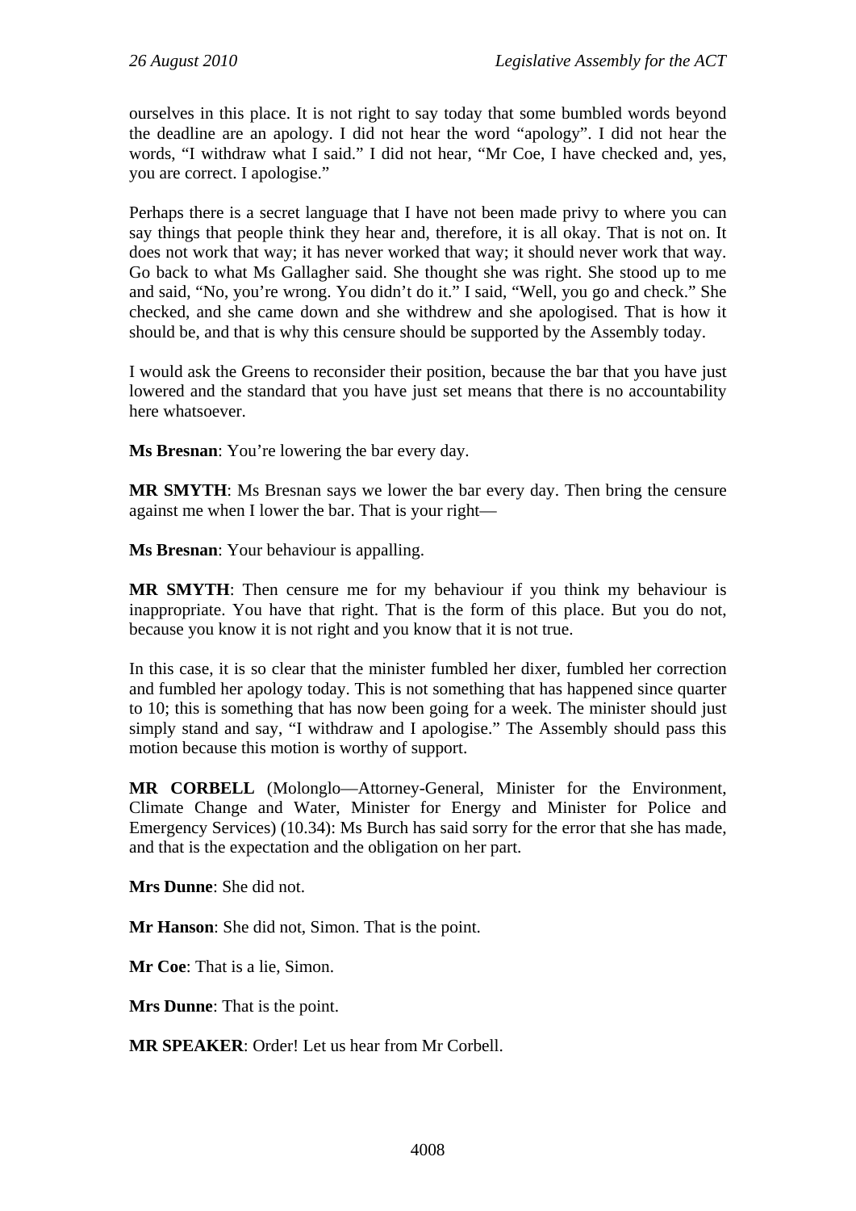ourselves in this place. It is not right to say today that some bumbled words beyond the deadline are an apology. I did not hear the word "apology". I did not hear the words, "I withdraw what I said." I did not hear, "Mr Coe, I have checked and, yes, you are correct. I apologise."

Perhaps there is a secret language that I have not been made privy to where you can say things that people think they hear and, therefore, it is all okay. That is not on. It does not work that way; it has never worked that way; it should never work that way. Go back to what Ms Gallagher said. She thought she was right. She stood up to me and said, "No, you're wrong. You didn't do it." I said, "Well, you go and check." She checked, and she came down and she withdrew and she apologised. That is how it should be, and that is why this censure should be supported by the Assembly today.

I would ask the Greens to reconsider their position, because the bar that you have just lowered and the standard that you have just set means that there is no accountability here whatsoever.

**Ms Bresnan**: You're lowering the bar every day.

**MR SMYTH**: Ms Bresnan says we lower the bar every day. Then bring the censure against me when I lower the bar. That is your right—

**Ms Bresnan**: Your behaviour is appalling.

**MR SMYTH**: Then censure me for my behaviour if you think my behaviour is inappropriate. You have that right. That is the form of this place. But you do not, because you know it is not right and you know that it is not true.

In this case, it is so clear that the minister fumbled her dixer, fumbled her correction and fumbled her apology today. This is not something that has happened since quarter to 10; this is something that has now been going for a week. The minister should just simply stand and say, "I withdraw and I apologise." The Assembly should pass this motion because this motion is worthy of support.

**MR CORBELL** (Molonglo—Attorney-General, Minister for the Environment, Climate Change and Water, Minister for Energy and Minister for Police and Emergency Services) (10.34): Ms Burch has said sorry for the error that she has made, and that is the expectation and the obligation on her part.

**Mrs Dunne**: She did not.

**Mr Hanson**: She did not, Simon. That is the point.

**Mr Coe**: That is a lie, Simon.

**Mrs Dunne**: That is the point.

**MR SPEAKER**: Order! Let us hear from Mr Corbell.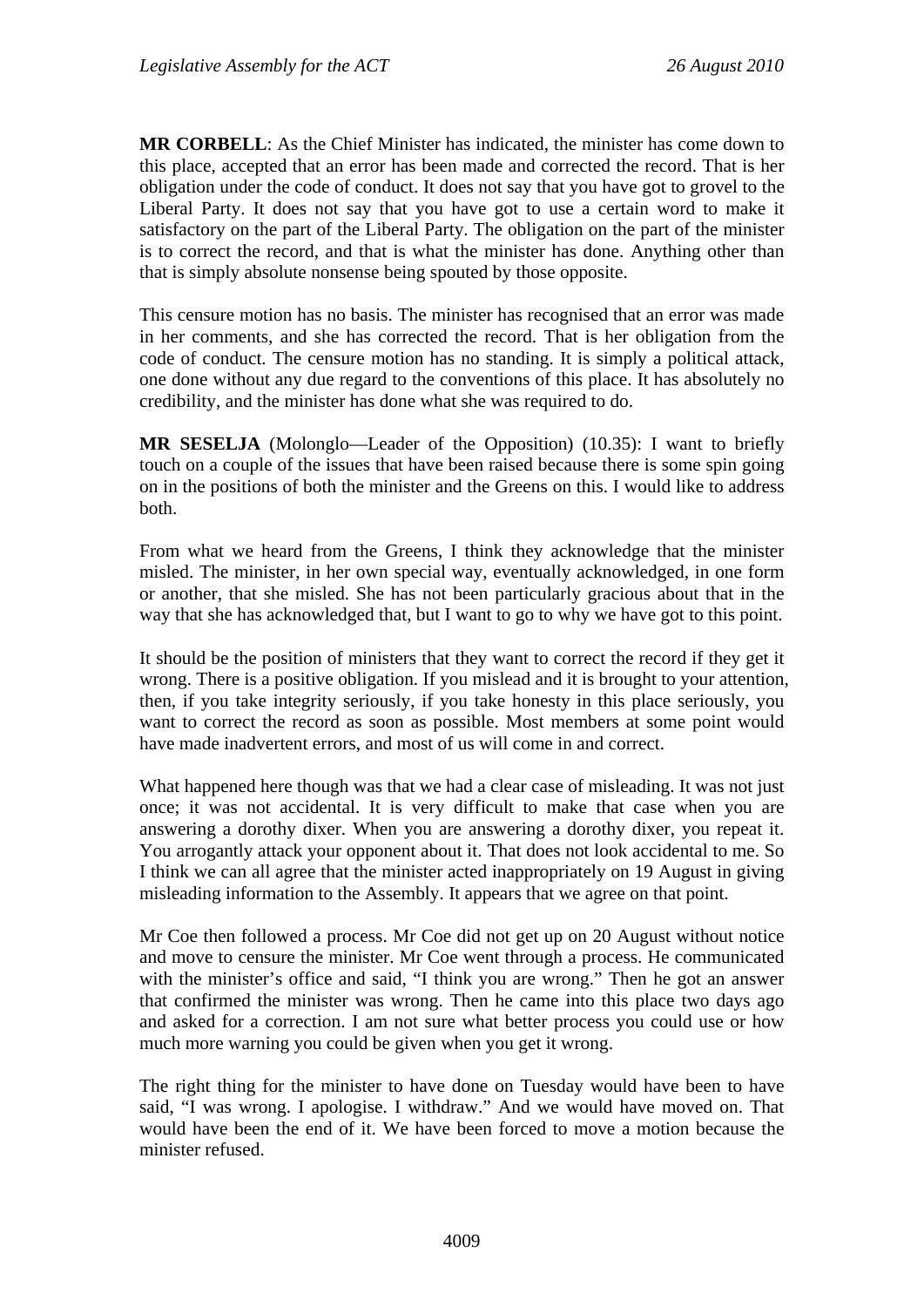**MR CORBELL**: As the Chief Minister has indicated, the minister has come down to this place, accepted that an error has been made and corrected the record. That is her obligation under the code of conduct. It does not say that you have got to grovel to the Liberal Party. It does not say that you have got to use a certain word to make it satisfactory on the part of the Liberal Party. The obligation on the part of the minister is to correct the record, and that is what the minister has done. Anything other than that is simply absolute nonsense being spouted by those opposite.

This censure motion has no basis. The minister has recognised that an error was made in her comments, and she has corrected the record. That is her obligation from the code of conduct. The censure motion has no standing. It is simply a political attack, one done without any due regard to the conventions of this place. It has absolutely no credibility, and the minister has done what she was required to do.

**MR SESELJA** (Molonglo—Leader of the Opposition) (10.35): I want to briefly touch on a couple of the issues that have been raised because there is some spin going on in the positions of both the minister and the Greens on this. I would like to address both.

From what we heard from the Greens, I think they acknowledge that the minister misled. The minister, in her own special way, eventually acknowledged, in one form or another, that she misled. She has not been particularly gracious about that in the way that she has acknowledged that, but I want to go to why we have got to this point.

It should be the position of ministers that they want to correct the record if they get it wrong. There is a positive obligation. If you mislead and it is brought to your attention, then, if you take integrity seriously, if you take honesty in this place seriously, you want to correct the record as soon as possible. Most members at some point would have made inadvertent errors, and most of us will come in and correct.

What happened here though was that we had a clear case of misleading. It was not just once; it was not accidental. It is very difficult to make that case when you are answering a dorothy dixer. When you are answering a dorothy dixer, you repeat it. You arrogantly attack your opponent about it. That does not look accidental to me. So I think we can all agree that the minister acted inappropriately on 19 August in giving misleading information to the Assembly. It appears that we agree on that point.

Mr Coe then followed a process. Mr Coe did not get up on 20 August without notice and move to censure the minister. Mr Coe went through a process. He communicated with the minister's office and said, "I think you are wrong." Then he got an answer that confirmed the minister was wrong. Then he came into this place two days ago and asked for a correction. I am not sure what better process you could use or how much more warning you could be given when you get it wrong.

The right thing for the minister to have done on Tuesday would have been to have said, "I was wrong. I apologise. I withdraw." And we would have moved on. That would have been the end of it. We have been forced to move a motion because the minister refused.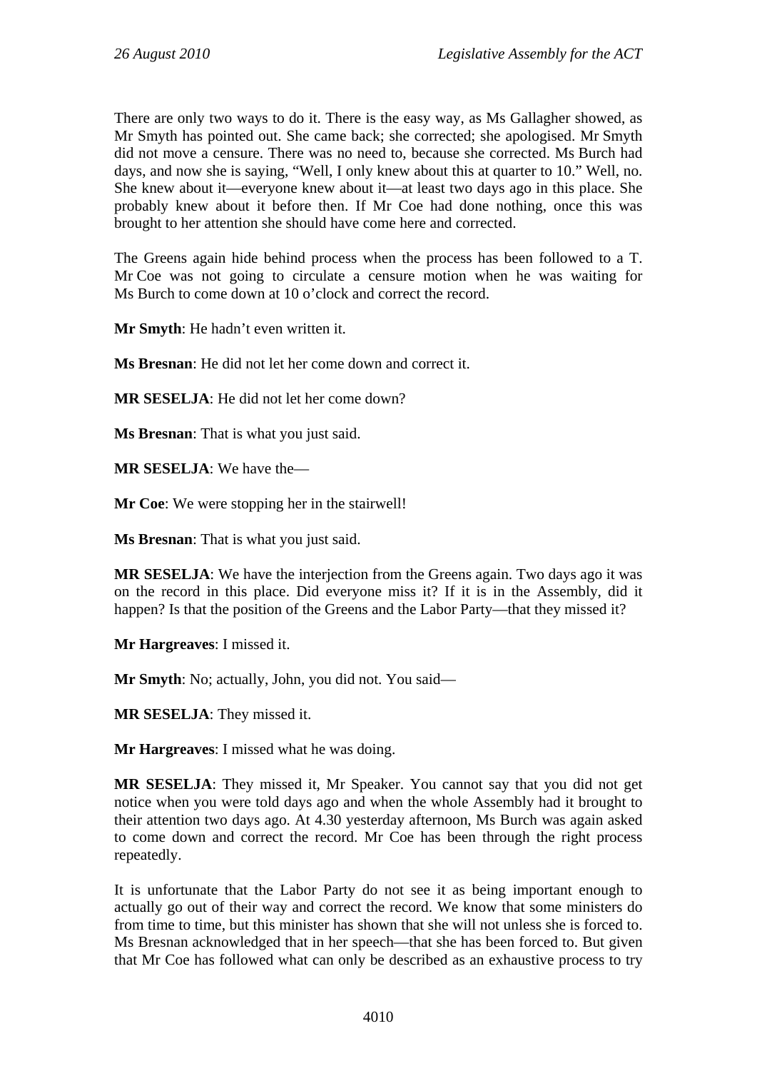There are only two ways to do it. There is the easy way, as Ms Gallagher showed, as Mr Smyth has pointed out. She came back; she corrected; she apologised. Mr Smyth did not move a censure. There was no need to, because she corrected. Ms Burch had days, and now she is saying, "Well, I only knew about this at quarter to 10." Well, no. She knew about it—everyone knew about it—at least two days ago in this place. She probably knew about it before then. If Mr Coe had done nothing, once this was brought to her attention she should have come here and corrected.

The Greens again hide behind process when the process has been followed to a T. Mr Coe was not going to circulate a censure motion when he was waiting for Ms Burch to come down at 10 o'clock and correct the record.

**Mr Smyth**: He hadn't even written it.

**Ms Bresnan**: He did not let her come down and correct it.

**MR SESELJA**: He did not let her come down?

**Ms Bresnan**: That is what you just said.

**MR SESELJA**: We have the—

**Mr Coe**: We were stopping her in the stairwell!

**Ms Bresnan**: That is what you just said.

**MR SESELJA**: We have the interjection from the Greens again. Two days ago it was on the record in this place. Did everyone miss it? If it is in the Assembly, did it happen? Is that the position of the Greens and the Labor Party—that they missed it?

**Mr Hargreaves**: I missed it.

**Mr Smyth**: No; actually, John, you did not. You said—

**MR SESELJA**: They missed it.

**Mr Hargreaves**: I missed what he was doing.

**MR SESELJA**: They missed it, Mr Speaker. You cannot say that you did not get notice when you were told days ago and when the whole Assembly had it brought to their attention two days ago. At 4.30 yesterday afternoon, Ms Burch was again asked to come down and correct the record. Mr Coe has been through the right process repeatedly.

It is unfortunate that the Labor Party do not see it as being important enough to actually go out of their way and correct the record. We know that some ministers do from time to time, but this minister has shown that she will not unless she is forced to. Ms Bresnan acknowledged that in her speech—that she has been forced to. But given that Mr Coe has followed what can only be described as an exhaustive process to try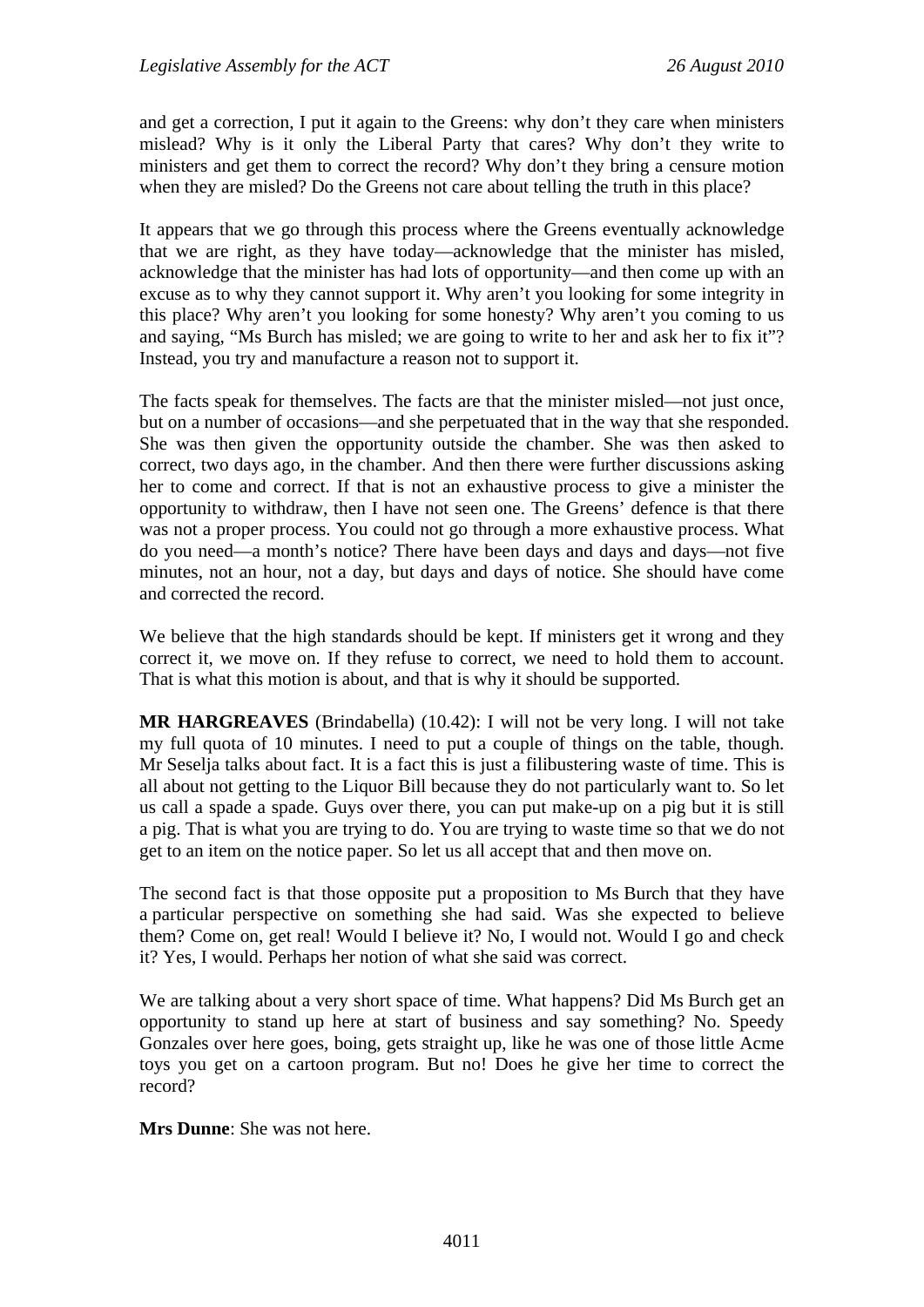and get a correction, I put it again to the Greens: why don't they care when ministers mislead? Why is it only the Liberal Party that cares? Why don't they write to ministers and get them to correct the record? Why don't they bring a censure motion when they are misled? Do the Greens not care about telling the truth in this place?

It appears that we go through this process where the Greens eventually acknowledge that we are right, as they have today—acknowledge that the minister has misled, acknowledge that the minister has had lots of opportunity—and then come up with an excuse as to why they cannot support it. Why aren't you looking for some integrity in this place? Why aren't you looking for some honesty? Why aren't you coming to us and saying, "Ms Burch has misled; we are going to write to her and ask her to fix it"? Instead, you try and manufacture a reason not to support it.

The facts speak for themselves. The facts are that the minister misled—not just once, but on a number of occasions—and she perpetuated that in the way that she responded. She was then given the opportunity outside the chamber. She was then asked to correct, two days ago, in the chamber. And then there were further discussions asking her to come and correct. If that is not an exhaustive process to give a minister the opportunity to withdraw, then I have not seen one. The Greens' defence is that there was not a proper process. You could not go through a more exhaustive process. What do you need—a month's notice? There have been days and days and days—not five minutes, not an hour, not a day, but days and days of notice. She should have come and corrected the record.

We believe that the high standards should be kept. If ministers get it wrong and they correct it, we move on. If they refuse to correct, we need to hold them to account. That is what this motion is about, and that is why it should be supported.

**MR HARGREAVES** (Brindabella) (10.42): I will not be very long. I will not take my full quota of 10 minutes. I need to put a couple of things on the table, though. Mr Seselja talks about fact. It is a fact this is just a filibustering waste of time. This is all about not getting to the Liquor Bill because they do not particularly want to. So let us call a spade a spade. Guys over there, you can put make-up on a pig but it is still a pig. That is what you are trying to do. You are trying to waste time so that we do not get to an item on the notice paper. So let us all accept that and then move on.

The second fact is that those opposite put a proposition to Ms Burch that they have a particular perspective on something she had said. Was she expected to believe them? Come on, get real! Would I believe it? No, I would not. Would I go and check it? Yes, I would. Perhaps her notion of what she said was correct.

We are talking about a very short space of time. What happens? Did Ms Burch get an opportunity to stand up here at start of business and say something? No. Speedy Gonzales over here goes, boing, gets straight up, like he was one of those little Acme toys you get on a cartoon program. But no! Does he give her time to correct the record?

**Mrs Dunne**: She was not here.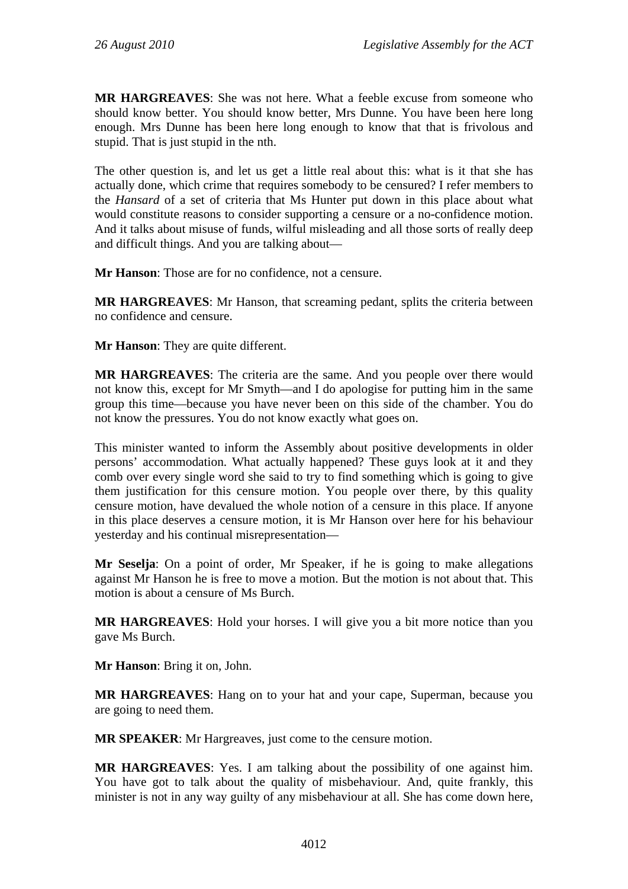**MR HARGREAVES**: She was not here. What a feeble excuse from someone who should know better. You should know better, Mrs Dunne. You have been here long enough. Mrs Dunne has been here long enough to know that that is frivolous and stupid. That is just stupid in the nth.

The other question is, and let us get a little real about this: what is it that she has actually done, which crime that requires somebody to be censured? I refer members to the *Hansard* of a set of criteria that Ms Hunter put down in this place about what would constitute reasons to consider supporting a censure or a no-confidence motion. And it talks about misuse of funds, wilful misleading and all those sorts of really deep and difficult things. And you are talking about—

**Mr Hanson**: Those are for no confidence, not a censure.

**MR HARGREAVES**: Mr Hanson, that screaming pedant, splits the criteria between no confidence and censure.

**Mr Hanson**: They are quite different.

**MR HARGREAVES**: The criteria are the same. And you people over there would not know this, except for Mr Smyth—and I do apologise for putting him in the same group this time—because you have never been on this side of the chamber. You do not know the pressures. You do not know exactly what goes on.

This minister wanted to inform the Assembly about positive developments in older persons' accommodation. What actually happened? These guys look at it and they comb over every single word she said to try to find something which is going to give them justification for this censure motion. You people over there, by this quality censure motion, have devalued the whole notion of a censure in this place. If anyone in this place deserves a censure motion, it is Mr Hanson over here for his behaviour yesterday and his continual misrepresentation—

**Mr Seselja**: On a point of order, Mr Speaker, if he is going to make allegations against Mr Hanson he is free to move a motion. But the motion is not about that. This motion is about a censure of Ms Burch.

**MR HARGREAVES**: Hold your horses. I will give you a bit more notice than you gave Ms Burch.

**Mr Hanson**: Bring it on, John.

**MR HARGREAVES**: Hang on to your hat and your cape, Superman, because you are going to need them.

**MR SPEAKER**: Mr Hargreaves, just come to the censure motion.

**MR HARGREAVES**: Yes. I am talking about the possibility of one against him. You have got to talk about the quality of misbehaviour. And, quite frankly, this minister is not in any way guilty of any misbehaviour at all. She has come down here,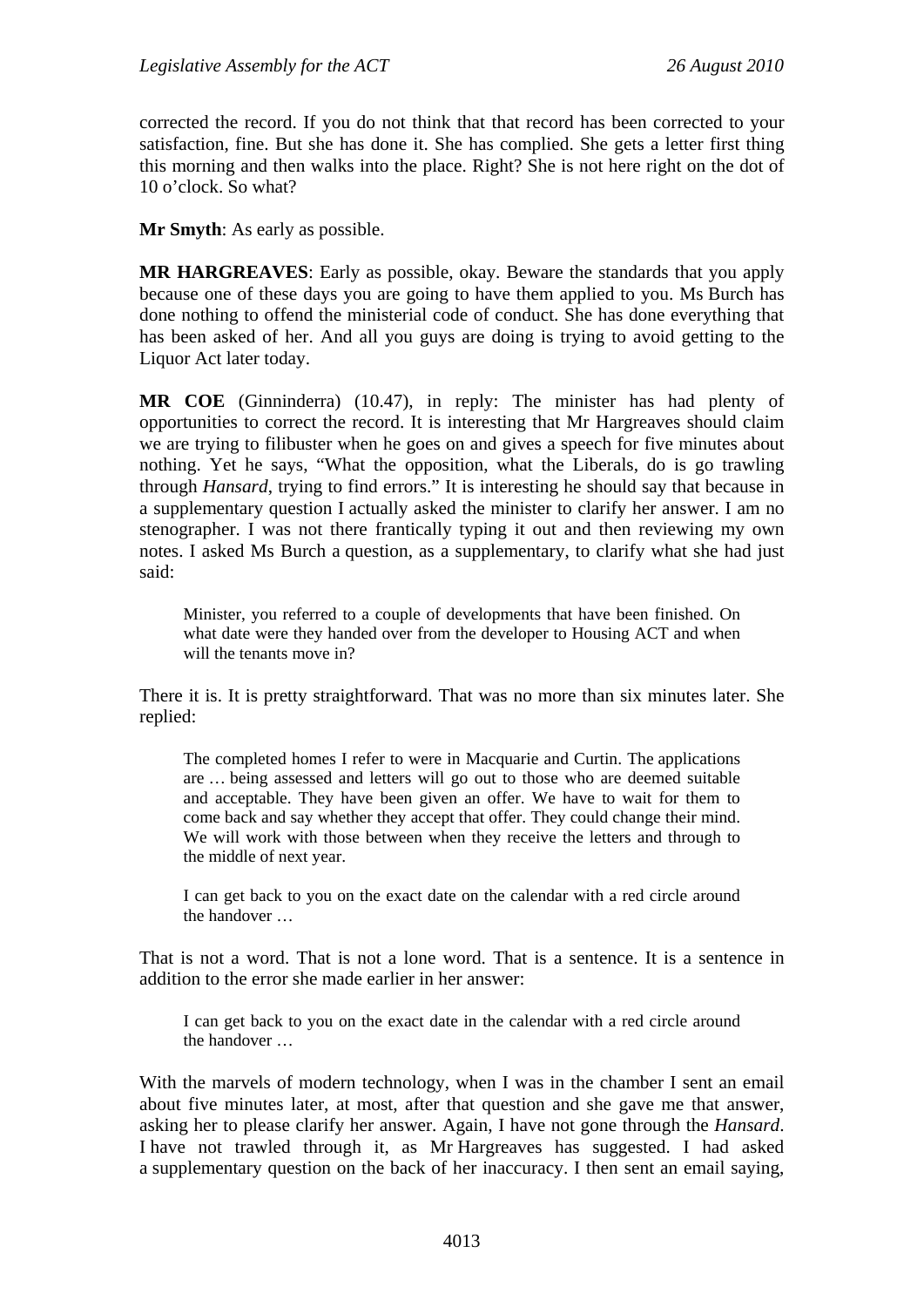corrected the record. If you do not think that that record has been corrected to your satisfaction, fine. But she has done it. She has complied. She gets a letter first thing this morning and then walks into the place. Right? She is not here right on the dot of 10 o'clock. So what?

**Mr Smyth**: As early as possible.

**MR HARGREAVES**: Early as possible, okay. Beware the standards that you apply because one of these days you are going to have them applied to you. Ms Burch has done nothing to offend the ministerial code of conduct. She has done everything that has been asked of her. And all you guys are doing is trying to avoid getting to the Liquor Act later today.

**MR COE** (Ginninderra) (10.47), in reply: The minister has had plenty of opportunities to correct the record. It is interesting that Mr Hargreaves should claim we are trying to filibuster when he goes on and gives a speech for five minutes about nothing. Yet he says, "What the opposition, what the Liberals, do is go trawling through *Hansard*, trying to find errors." It is interesting he should say that because in a supplementary question I actually asked the minister to clarify her answer. I am no stenographer. I was not there frantically typing it out and then reviewing my own notes. I asked Ms Burch a question, as a supplementary, to clarify what she had just said:

> Minister, you referred to a couple of developments that have been finished. On what date were they handed over from the developer to Housing ACT and when will the tenants move in?

There it is. It is pretty straightforward. That was no more than six minutes later. She replied:

> The completed homes I refer to were in Macquarie and Curtin. The applications are … being assessed and letters will go out to those who are deemed suitable and acceptable. They have been given an offer. We have to wait for them to come back and say whether they accept that offer. They could change their mind. We will work with those between when they receive the letters and through to the middle of next year.
>
> I can get back to you on the exact date on the calendar with a red circle around the handover …

That is not a word. That is not a lone word. That is a sentence. It is a sentence in addition to the error she made earlier in her answer:

> I can get back to you on the exact date in the calendar with a red circle around the handover …

With the marvels of modern technology, when I was in the chamber I sent an email about five minutes later, at most, after that question and she gave me that answer, asking her to please clarify her answer. Again, I have not gone through the *Hansard*. I have not trawled through it, as Mr Hargreaves has suggested. I had asked a supplementary question on the back of her inaccuracy. I then sent an email saying,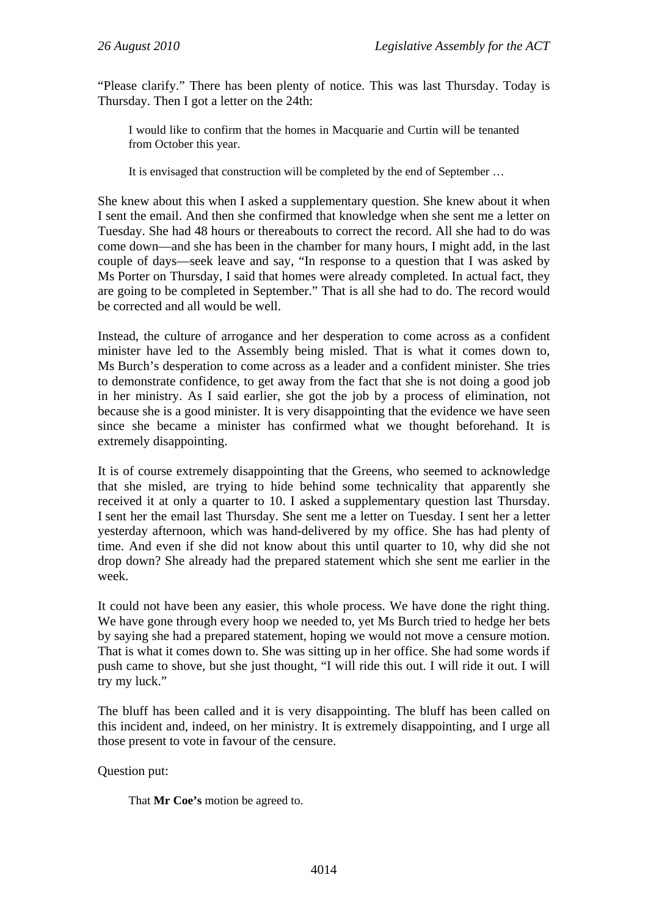"Please clarify." There has been plenty of notice. This was last Thursday. Today is Thursday. Then I got a letter on the 24th:

> I would like to confirm that the homes in Macquarie and Curtin will be tenanted from October this year.
>
> It is envisaged that construction will be completed by the end of September …

She knew about this when I asked a supplementary question. She knew about it when I sent the email. And then she confirmed that knowledge when she sent me a letter on Tuesday. She had 48 hours or thereabouts to correct the record. All she had to do was come down—and she has been in the chamber for many hours, I might add, in the last couple of days—seek leave and say, "In response to a question that I was asked by Ms Porter on Thursday, I said that homes were already completed. In actual fact, they are going to be completed in September." That is all she had to do. The record would be corrected and all would be well.

Instead, the culture of arrogance and her desperation to come across as a confident minister have led to the Assembly being misled. That is what it comes down to, Ms Burch's desperation to come across as a leader and a confident minister. She tries to demonstrate confidence, to get away from the fact that she is not doing a good job in her ministry. As I said earlier, she got the job by a process of elimination, not because she is a good minister. It is very disappointing that the evidence we have seen since she became a minister has confirmed what we thought beforehand. It is extremely disappointing.

It is of course extremely disappointing that the Greens, who seemed to acknowledge that she misled, are trying to hide behind some technicality that apparently she received it at only a quarter to 10. I asked a supplementary question last Thursday. I sent her the email last Thursday. She sent me a letter on Tuesday. I sent her a letter yesterday afternoon, which was hand-delivered by my office. She has had plenty of time. And even if she did not know about this until quarter to 10, why did she not drop down? She already had the prepared statement which she sent me earlier in the week.

It could not have been any easier, this whole process. We have done the right thing. We have gone through every hoop we needed to, yet Ms Burch tried to hedge her bets by saying she had a prepared statement, hoping we would not move a censure motion. That is what it comes down to. She was sitting up in her office. She had some words if push came to shove, but she just thought, "I will ride this out. I will ride it out. I will try my luck."

The bluff has been called and it is very disappointing. The bluff has been called on this incident and, indeed, on her ministry. It is extremely disappointing, and I urge all those present to vote in favour of the censure.

Question put:

> That **Mr Coe's** motion be agreed to.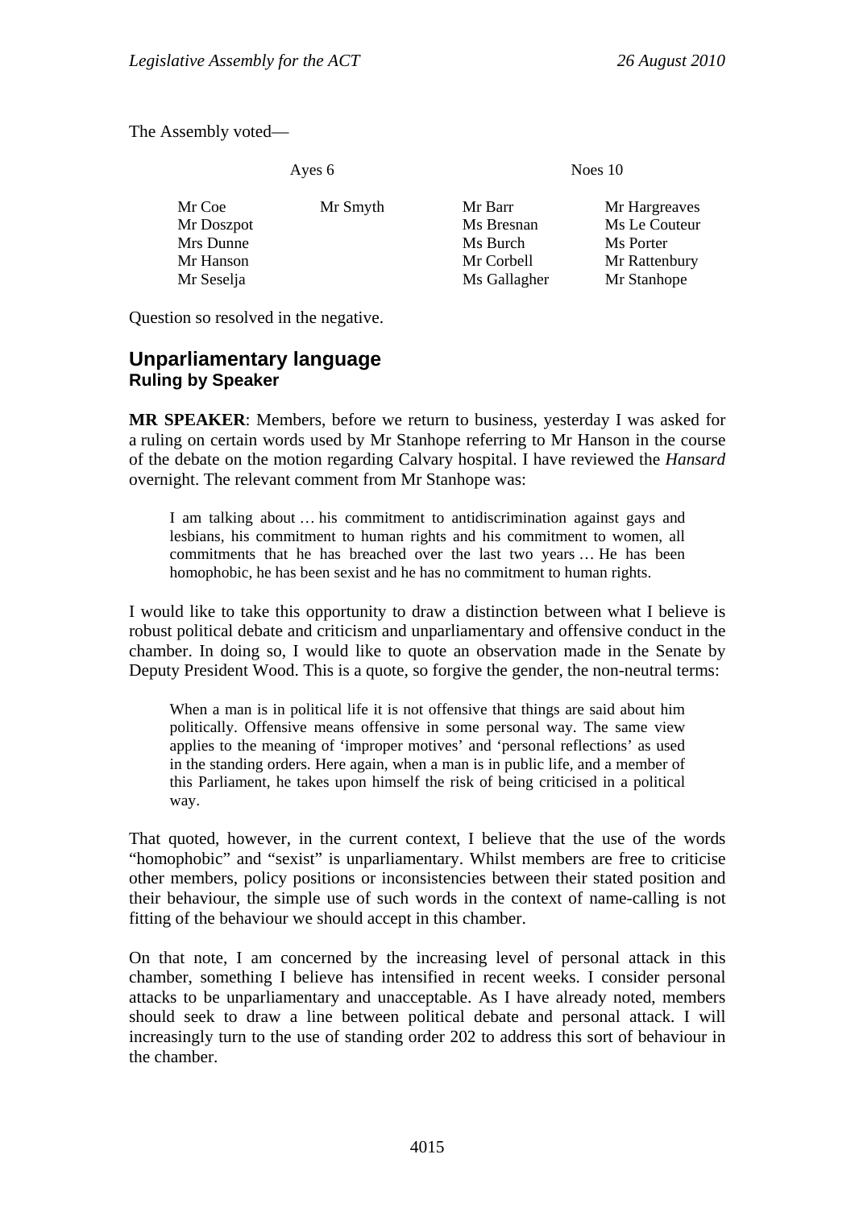The Assembly voted—

| Ayes 6 | | Noes 10 | |
|---|---|---|---|
| Mr Coe | Mr Smyth | Mr Barr | Mr Hargreaves |
| Mr Doszpot | | Ms Bresnan | Ms Le Couteur |
| Mrs Dunne | | Ms Burch | Ms Porter |
| Mr Hanson | | Mr Corbell | Mr Rattenbury |
| Mr Seselja | | Ms Gallagher | Mr Stanhope |

Question so resolved in the negative.

## Unparliamentary language

### Ruling by Speaker

**MR SPEAKER**: Members, before we return to business, yesterday I was asked for a ruling on certain words used by Mr Stanhope referring to Mr Hanson in the course of the debate on the motion regarding Calvary hospital. I have reviewed the *Hansard* overnight. The relevant comment from Mr Stanhope was:

> I am talking about … his commitment to antidiscrimination against gays and lesbians, his commitment to human rights and his commitment to women, all commitments that he has breached over the last two years … He has been homophobic, he has been sexist and he has no commitment to human rights.

I would like to take this opportunity to draw a distinction between what I believe is robust political debate and criticism and unparliamentary and offensive conduct in the chamber. In doing so, I would like to quote an observation made in the Senate by Deputy President Wood. This is a quote, so forgive the gender, the non-neutral terms:

> When a man is in political life it is not offensive that things are said about him politically. Offensive means offensive in some personal way. The same view applies to the meaning of 'improper motives' and 'personal reflections' as used in the standing orders. Here again, when a man is in public life, and a member of this Parliament, he takes upon himself the risk of being criticised in a political way.

That quoted, however, in the current context, I believe that the use of the words "homophobic" and "sexist" is unparliamentary. Whilst members are free to criticise other members, policy positions or inconsistencies between their stated position and their behaviour, the simple use of such words in the context of name-calling is not fitting of the behaviour we should accept in this chamber.

On that note, I am concerned by the increasing level of personal attack in this chamber, something I believe has intensified in recent weeks. I consider personal attacks to be unparliamentary and unacceptable. As I have already noted, members should seek to draw a line between political debate and personal attack. I will increasingly turn to the use of standing order 202 to address this sort of behaviour in the chamber.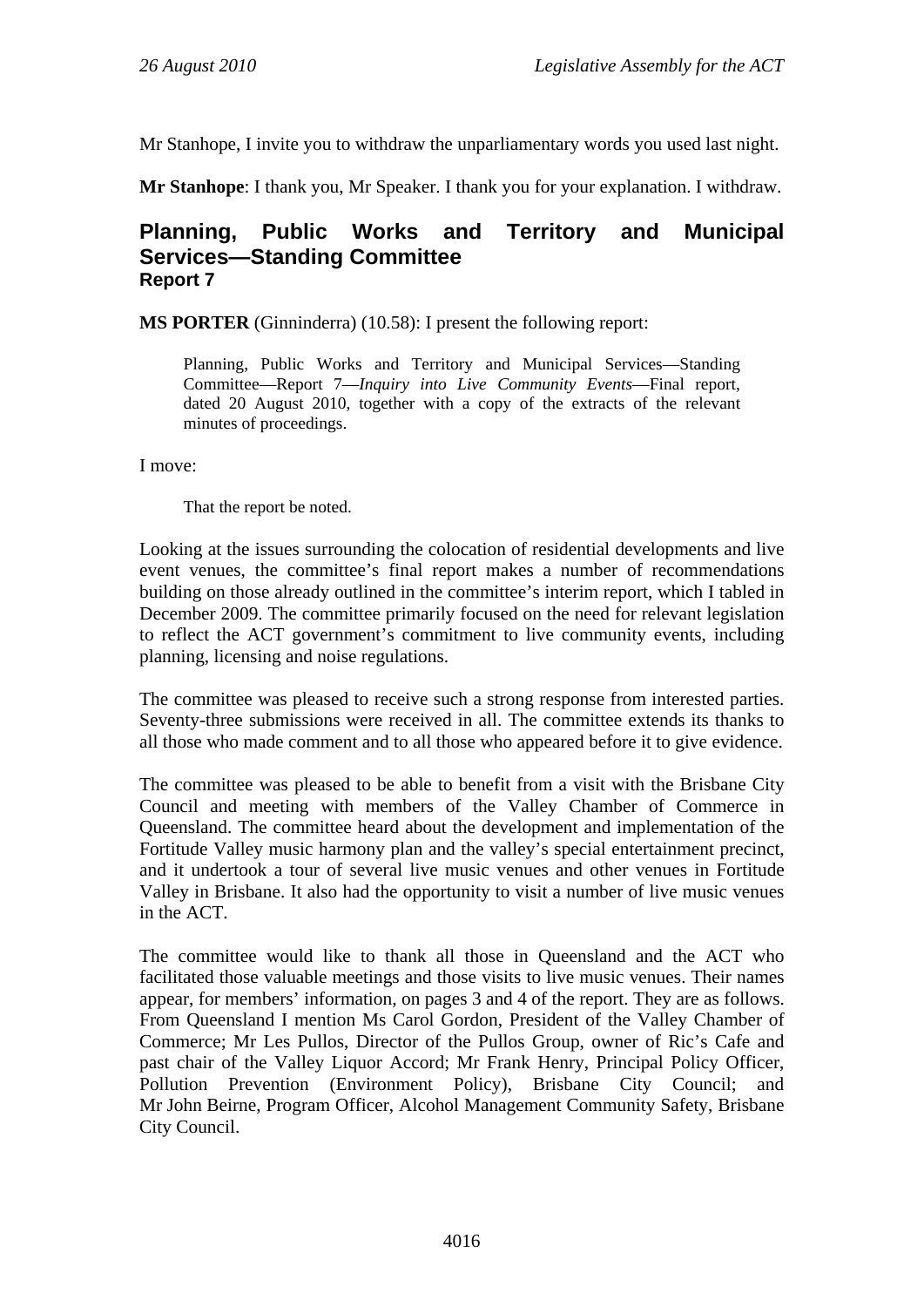Mr Stanhope, I invite you to withdraw the unparliamentary words you used last night.

**Mr Stanhope**: I thank you, Mr Speaker. I thank you for your explanation. I withdraw.

## Planning, Public Works and Territory and Municipal Services—Standing Committee

### Report 7

**MS PORTER** (Ginninderra) (10.58): I present the following report:

> Planning, Public Works and Territory and Municipal Services—Standing Committee—Report 7—*Inquiry into Live Community Events*—Final report, dated 20 August 2010, together with a copy of the extracts of the relevant minutes of proceedings.

I move:

> That the report be noted.

Looking at the issues surrounding the colocation of residential developments and live event venues, the committee's final report makes a number of recommendations building on those already outlined in the committee's interim report, which I tabled in December 2009. The committee primarily focused on the need for relevant legislation to reflect the ACT government's commitment to live community events, including planning, licensing and noise regulations.

The committee was pleased to receive such a strong response from interested parties. Seventy-three submissions were received in all. The committee extends its thanks to all those who made comment and to all those who appeared before it to give evidence.

The committee was pleased to be able to benefit from a visit with the Brisbane City Council and meeting with members of the Valley Chamber of Commerce in Queensland. The committee heard about the development and implementation of the Fortitude Valley music harmony plan and the valley's special entertainment precinct, and it undertook a tour of several live music venues and other venues in Fortitude Valley in Brisbane. It also had the opportunity to visit a number of live music venues in the ACT.

The committee would like to thank all those in Queensland and the ACT who facilitated those valuable meetings and those visits to live music venues. Their names appear, for members' information, on pages 3 and 4 of the report. They are as follows. From Queensland I mention Ms Carol Gordon, President of the Valley Chamber of Commerce; Mr Les Pullos, Director of the Pullos Group, owner of Ric's Cafe and past chair of the Valley Liquor Accord; Mr Frank Henry, Principal Policy Officer, Pollution Prevention (Environment Policy), Brisbane City Council; and Mr John Beirne, Program Officer, Alcohol Management Community Safety, Brisbane City Council.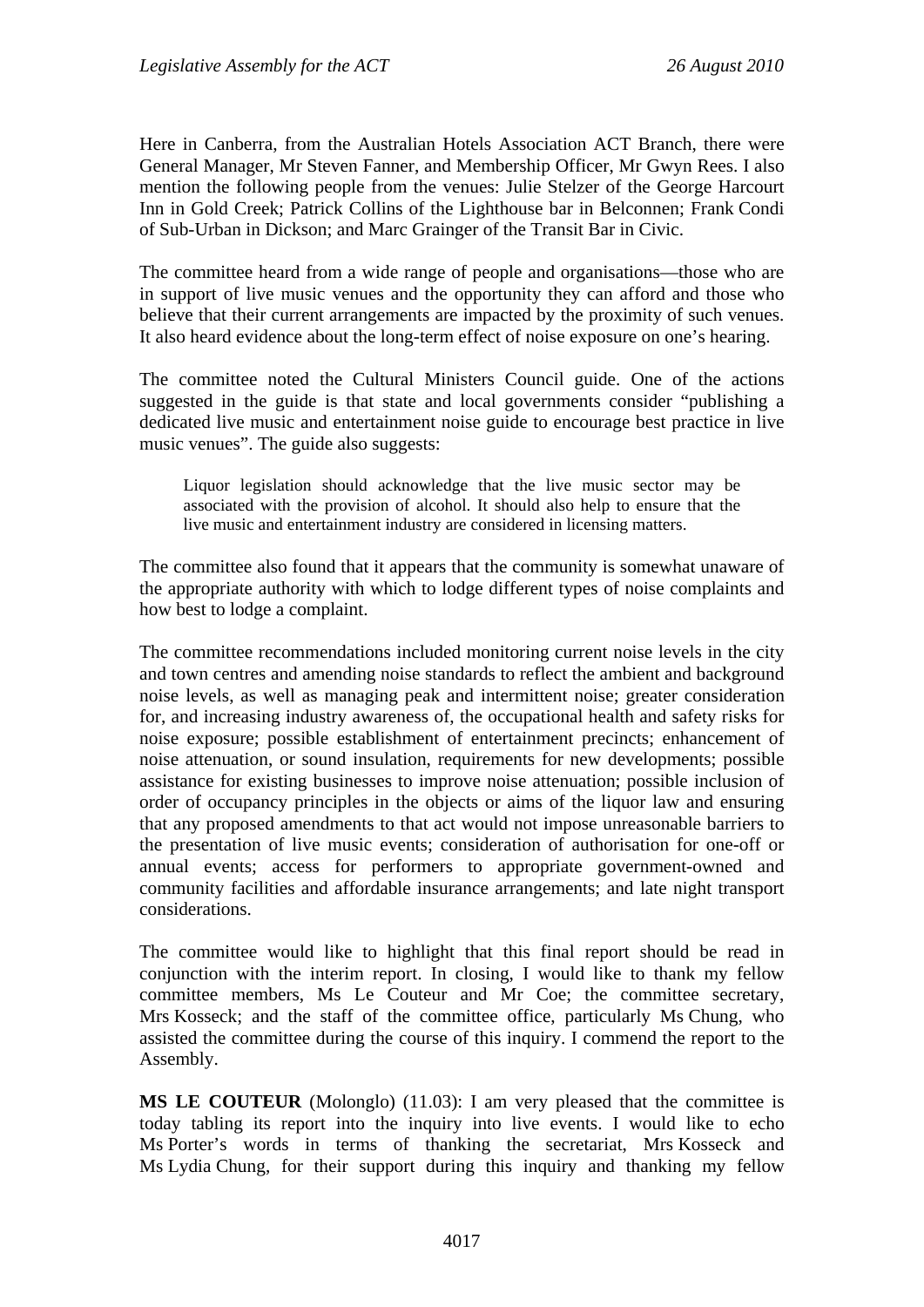Here in Canberra, from the Australian Hotels Association ACT Branch, there were General Manager, Mr Steven Fanner, and Membership Officer, Mr Gwyn Rees. I also mention the following people from the venues: Julie Stelzer of the George Harcourt Inn in Gold Creek; Patrick Collins of the Lighthouse bar in Belconnen; Frank Condi of Sub-Urban in Dickson; and Marc Grainger of the Transit Bar in Civic.

The committee heard from a wide range of people and organisations—those who are in support of live music venues and the opportunity they can afford and those who believe that their current arrangements are impacted by the proximity of such venues. It also heard evidence about the long-term effect of noise exposure on one's hearing.

The committee noted the Cultural Ministers Council guide. One of the actions suggested in the guide is that state and local governments consider "publishing a dedicated live music and entertainment noise guide to encourage best practice in live music venues". The guide also suggests:

> Liquor legislation should acknowledge that the live music sector may be associated with the provision of alcohol. It should also help to ensure that the live music and entertainment industry are considered in licensing matters.

The committee also found that it appears that the community is somewhat unaware of the appropriate authority with which to lodge different types of noise complaints and how best to lodge a complaint.

The committee recommendations included monitoring current noise levels in the city and town centres and amending noise standards to reflect the ambient and background noise levels, as well as managing peak and intermittent noise; greater consideration for, and increasing industry awareness of, the occupational health and safety risks for noise exposure; possible establishment of entertainment precincts; enhancement of noise attenuation, or sound insulation, requirements for new developments; possible assistance for existing businesses to improve noise attenuation; possible inclusion of order of occupancy principles in the objects or aims of the liquor law and ensuring that any proposed amendments to that act would not impose unreasonable barriers to the presentation of live music events; consideration of authorisation for one-off or annual events; access for performers to appropriate government-owned and community facilities and affordable insurance arrangements; and late night transport considerations.

The committee would like to highlight that this final report should be read in conjunction with the interim report. In closing, I would like to thank my fellow committee members, Ms Le Couteur and Mr Coe; the committee secretary, Mrs Kosseck; and the staff of the committee office, particularly Ms Chung, who assisted the committee during the course of this inquiry. I commend the report to the Assembly.

**MS LE COUTEUR** (Molonglo) (11.03): I am very pleased that the committee is today tabling its report into the inquiry into live events. I would like to echo Ms Porter's words in terms of thanking the secretariat, Mrs Kosseck and Ms Lydia Chung, for their support during this inquiry and thanking my fellow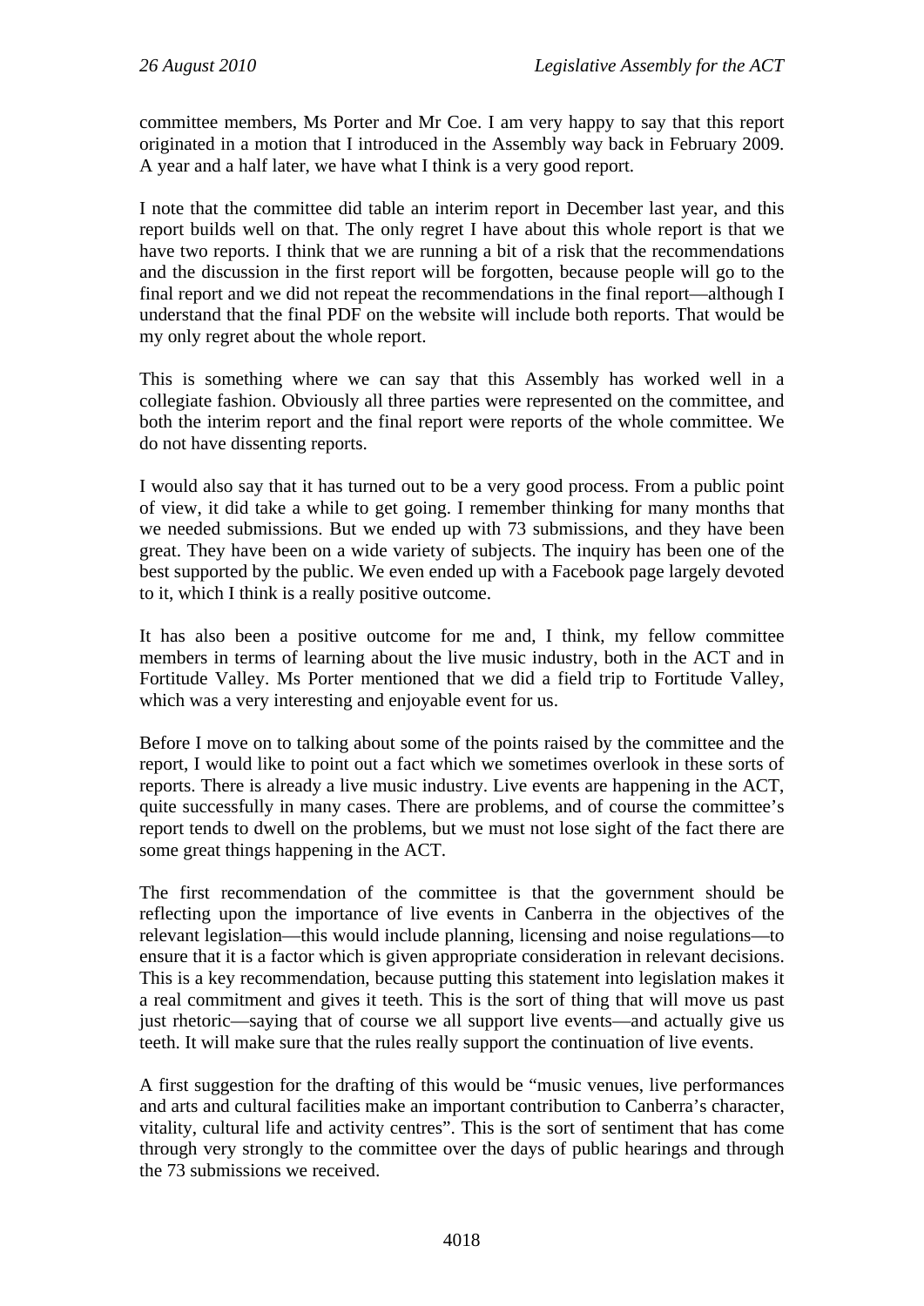committee members, Ms Porter and Mr Coe. I am very happy to say that this report originated in a motion that I introduced in the Assembly way back in February 2009. A year and a half later, we have what I think is a very good report.

I note that the committee did table an interim report in December last year, and this report builds well on that. The only regret I have about this whole report is that we have two reports. I think that we are running a bit of a risk that the recommendations and the discussion in the first report will be forgotten, because people will go to the final report and we did not repeat the recommendations in the final report—although I understand that the final PDF on the website will include both reports. That would be my only regret about the whole report.

This is something where we can say that this Assembly has worked well in a collegiate fashion. Obviously all three parties were represented on the committee, and both the interim report and the final report were reports of the whole committee. We do not have dissenting reports.

I would also say that it has turned out to be a very good process. From a public point of view, it did take a while to get going. I remember thinking for many months that we needed submissions. But we ended up with 73 submissions, and they have been great. They have been on a wide variety of subjects. The inquiry has been one of the best supported by the public. We even ended up with a Facebook page largely devoted to it, which I think is a really positive outcome.

It has also been a positive outcome for me and, I think, my fellow committee members in terms of learning about the live music industry, both in the ACT and in Fortitude Valley. Ms Porter mentioned that we did a field trip to Fortitude Valley, which was a very interesting and enjoyable event for us.

Before I move on to talking about some of the points raised by the committee and the report, I would like to point out a fact which we sometimes overlook in these sorts of reports. There is already a live music industry. Live events are happening in the ACT, quite successfully in many cases. There are problems, and of course the committee's report tends to dwell on the problems, but we must not lose sight of the fact there are some great things happening in the ACT.

The first recommendation of the committee is that the government should be reflecting upon the importance of live events in Canberra in the objectives of the relevant legislation—this would include planning, licensing and noise regulations—to ensure that it is a factor which is given appropriate consideration in relevant decisions. This is a key recommendation, because putting this statement into legislation makes it a real commitment and gives it teeth. This is the sort of thing that will move us past just rhetoric—saying that of course we all support live events—and actually give us teeth. It will make sure that the rules really support the continuation of live events.

A first suggestion for the drafting of this would be "music venues, live performances and arts and cultural facilities make an important contribution to Canberra's character, vitality, cultural life and activity centres". This is the sort of sentiment that has come through very strongly to the committee over the days of public hearings and through the 73 submissions we received.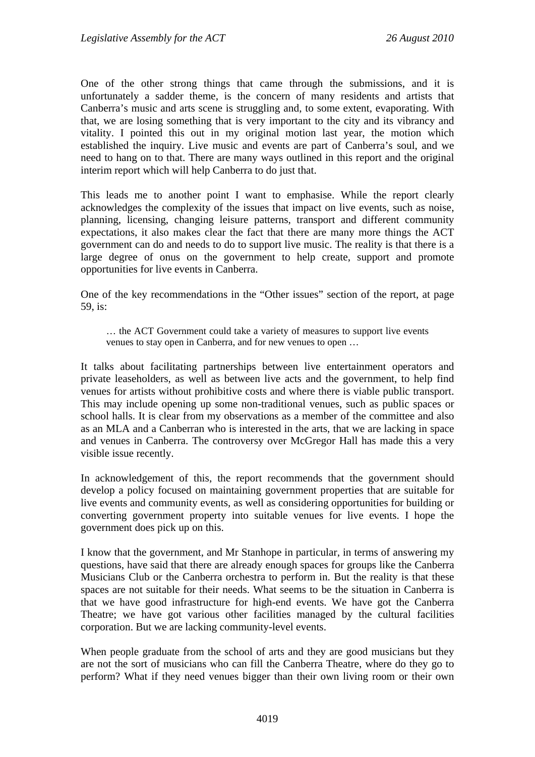One of the other strong things that came through the submissions, and it is unfortunately a sadder theme, is the concern of many residents and artists that Canberra's music and arts scene is struggling and, to some extent, evaporating. With that, we are losing something that is very important to the city and its vibrancy and vitality. I pointed this out in my original motion last year, the motion which established the inquiry. Live music and events are part of Canberra's soul, and we need to hang on to that. There are many ways outlined in this report and the original interim report which will help Canberra to do just that.

This leads me to another point I want to emphasise. While the report clearly acknowledges the complexity of the issues that impact on live events, such as noise, planning, licensing, changing leisure patterns, transport and different community expectations, it also makes clear the fact that there are many more things the ACT government can do and needs to do to support live music. The reality is that there is a large degree of onus on the government to help create, support and promote opportunities for live events in Canberra.

One of the key recommendations in the "Other issues" section of the report, at page 59, is:

> … the ACT Government could take a variety of measures to support live events venues to stay open in Canberra, and for new venues to open …

It talks about facilitating partnerships between live entertainment operators and private leaseholders, as well as between live acts and the government, to help find venues for artists without prohibitive costs and where there is viable public transport. This may include opening up some non-traditional venues, such as public spaces or school halls. It is clear from my observations as a member of the committee and also as an MLA and a Canberran who is interested in the arts, that we are lacking in space and venues in Canberra. The controversy over McGregor Hall has made this a very visible issue recently.

In acknowledgement of this, the report recommends that the government should develop a policy focused on maintaining government properties that are suitable for live events and community events, as well as considering opportunities for building or converting government property into suitable venues for live events. I hope the government does pick up on this.

I know that the government, and Mr Stanhope in particular, in terms of answering my questions, have said that there are already enough spaces for groups like the Canberra Musicians Club or the Canberra orchestra to perform in. But the reality is that these spaces are not suitable for their needs. What seems to be the situation in Canberra is that we have good infrastructure for high-end events. We have got the Canberra Theatre; we have got various other facilities managed by the cultural facilities corporation. But we are lacking community-level events.

When people graduate from the school of arts and they are good musicians but they are not the sort of musicians who can fill the Canberra Theatre, where do they go to perform? What if they need venues bigger than their own living room or their own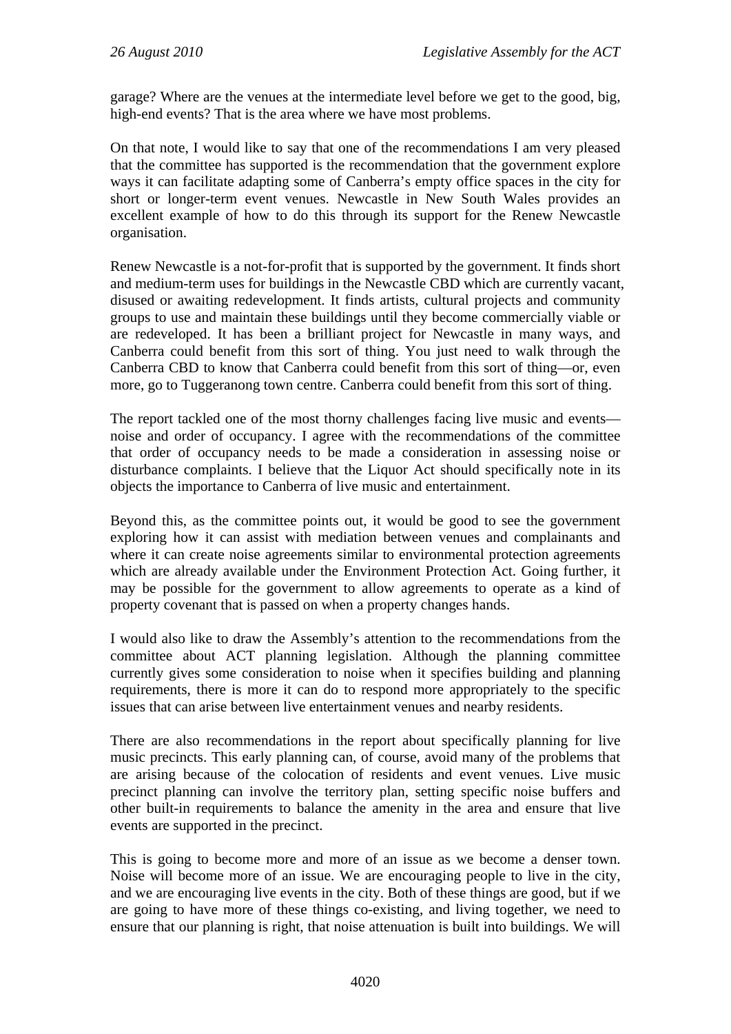garage? Where are the venues at the intermediate level before we get to the good, big, high-end events? That is the area where we have most problems.

On that note, I would like to say that one of the recommendations I am very pleased that the committee has supported is the recommendation that the government explore ways it can facilitate adapting some of Canberra's empty office spaces in the city for short or longer-term event venues. Newcastle in New South Wales provides an excellent example of how to do this through its support for the Renew Newcastle organisation.

Renew Newcastle is a not-for-profit that is supported by the government. It finds short and medium-term uses for buildings in the Newcastle CBD which are currently vacant, disused or awaiting redevelopment. It finds artists, cultural projects and community groups to use and maintain these buildings until they become commercially viable or are redeveloped. It has been a brilliant project for Newcastle in many ways, and Canberra could benefit from this sort of thing. You just need to walk through the Canberra CBD to know that Canberra could benefit from this sort of thing—or, even more, go to Tuggeranong town centre. Canberra could benefit from this sort of thing.

The report tackled one of the most thorny challenges facing live music and events—noise and order of occupancy. I agree with the recommendations of the committee that order of occupancy needs to be made a consideration in assessing noise or disturbance complaints. I believe that the Liquor Act should specifically note in its objects the importance to Canberra of live music and entertainment.

Beyond this, as the committee points out, it would be good to see the government exploring how it can assist with mediation between venues and complainants and where it can create noise agreements similar to environmental protection agreements which are already available under the Environment Protection Act. Going further, it may be possible for the government to allow agreements to operate as a kind of property covenant that is passed on when a property changes hands.

I would also like to draw the Assembly's attention to the recommendations from the committee about ACT planning legislation. Although the planning committee currently gives some consideration to noise when it specifies building and planning requirements, there is more it can do to respond more appropriately to the specific issues that can arise between live entertainment venues and nearby residents.

There are also recommendations in the report about specifically planning for live music precincts. This early planning can, of course, avoid many of the problems that are arising because of the colocation of residents and event venues. Live music precinct planning can involve the territory plan, setting specific noise buffers and other built-in requirements to balance the amenity in the area and ensure that live events are supported in the precinct.

This is going to become more and more of an issue as we become a denser town. Noise will become more of an issue. We are encouraging people to live in the city, and we are encouraging live events in the city. Both of these things are good, but if we are going to have more of these things co-existing, and living together, we need to ensure that our planning is right, that noise attenuation is built into buildings. We will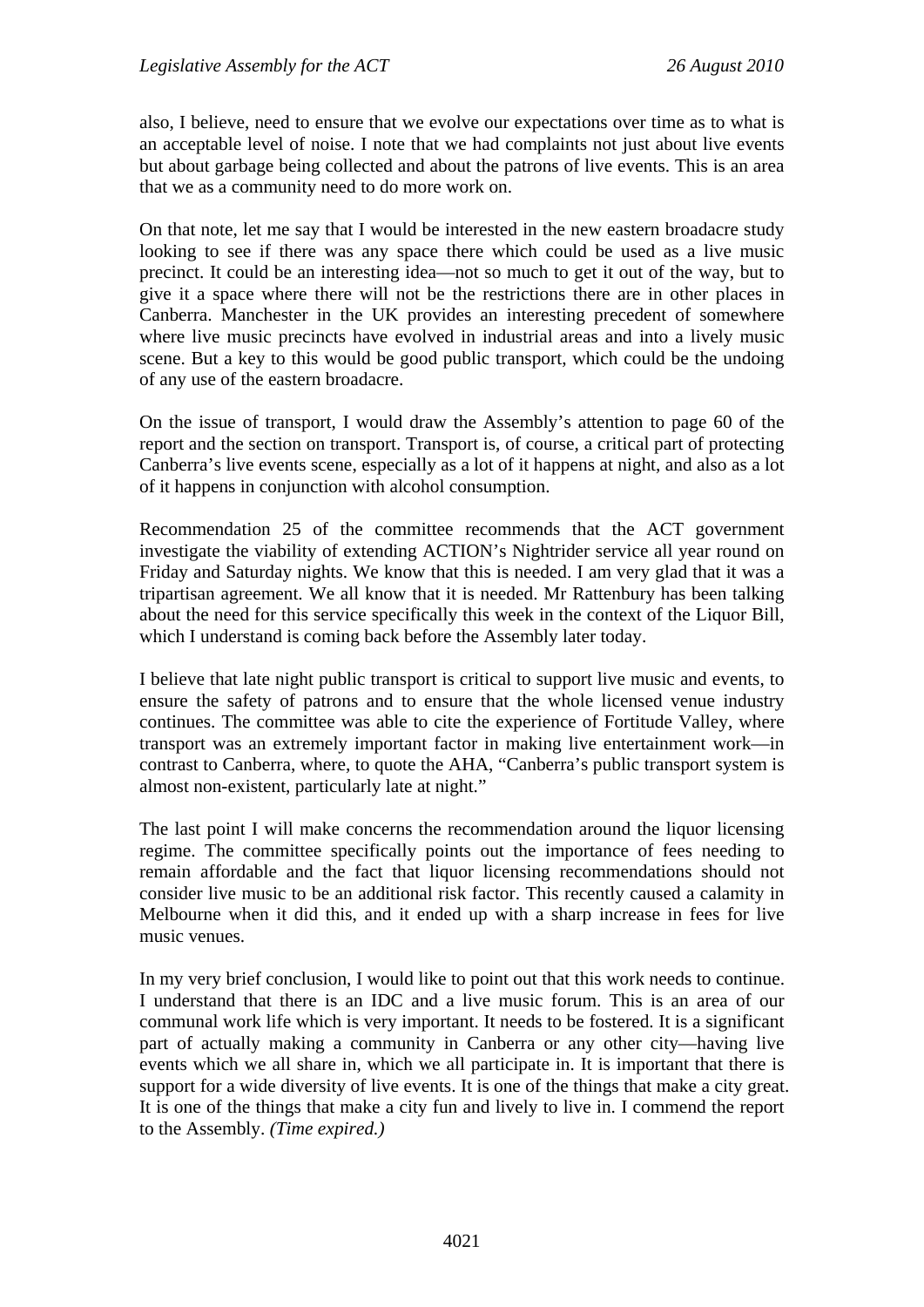also, I believe, need to ensure that we evolve our expectations over time as to what is an acceptable level of noise. I note that we had complaints not just about live events but about garbage being collected and about the patrons of live events. This is an area that we as a community need to do more work on.

On that note, let me say that I would be interested in the new eastern broadacre study looking to see if there was any space there which could be used as a live music precinct. It could be an interesting idea—not so much to get it out of the way, but to give it a space where there will not be the restrictions there are in other places in Canberra. Manchester in the UK provides an interesting precedent of somewhere where live music precincts have evolved in industrial areas and into a lively music scene. But a key to this would be good public transport, which could be the undoing of any use of the eastern broadacre.

On the issue of transport, I would draw the Assembly's attention to page 60 of the report and the section on transport. Transport is, of course, a critical part of protecting Canberra's live events scene, especially as a lot of it happens at night, and also as a lot of it happens in conjunction with alcohol consumption.

Recommendation 25 of the committee recommends that the ACT government investigate the viability of extending ACTION's Nightrider service all year round on Friday and Saturday nights. We know that this is needed. I am very glad that it was a tripartisan agreement. We all know that it is needed. Mr Rattenbury has been talking about the need for this service specifically this week in the context of the Liquor Bill, which I understand is coming back before the Assembly later today.

I believe that late night public transport is critical to support live music and events, to ensure the safety of patrons and to ensure that the whole licensed venue industry continues. The committee was able to cite the experience of Fortitude Valley, where transport was an extremely important factor in making live entertainment work—in contrast to Canberra, where, to quote the AHA, "Canberra's public transport system is almost non-existent, particularly late at night."

The last point I will make concerns the recommendation around the liquor licensing regime. The committee specifically points out the importance of fees needing to remain affordable and the fact that liquor licensing recommendations should not consider live music to be an additional risk factor. This recently caused a calamity in Melbourne when it did this, and it ended up with a sharp increase in fees for live music venues.

In my very brief conclusion, I would like to point out that this work needs to continue. I understand that there is an IDC and a live music forum. This is an area of our communal work life which is very important. It needs to be fostered. It is a significant part of actually making a community in Canberra or any other city—having live events which we all share in, which we all participate in. It is important that there is support for a wide diversity of live events. It is one of the things that make a city great. It is one of the things that make a city fun and lively to live in. I commend the report to the Assembly. *(Time expired.)*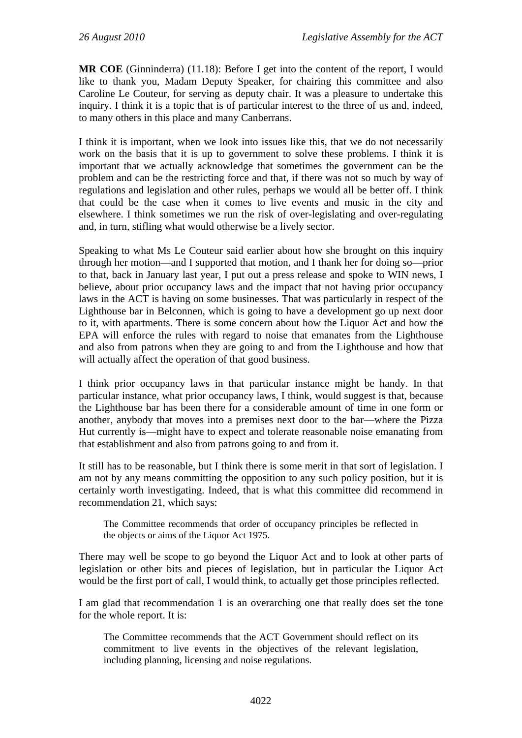**MR COE** (Ginninderra) (11.18): Before I get into the content of the report, I would like to thank you, Madam Deputy Speaker, for chairing this committee and also Caroline Le Couteur, for serving as deputy chair. It was a pleasure to undertake this inquiry. I think it is a topic that is of particular interest to the three of us and, indeed, to many others in this place and many Canberrans.

I think it is important, when we look into issues like this, that we do not necessarily work on the basis that it is up to government to solve these problems. I think it is important that we actually acknowledge that sometimes the government can be the problem and can be the restricting force and that, if there was not so much by way of regulations and legislation and other rules, perhaps we would all be better off. I think that could be the case when it comes to live events and music in the city and elsewhere. I think sometimes we run the risk of over-legislating and over-regulating and, in turn, stifling what would otherwise be a lively sector.

Speaking to what Ms Le Couteur said earlier about how she brought on this inquiry through her motion—and I supported that motion, and I thank her for doing so—prior to that, back in January last year, I put out a press release and spoke to WIN news, I believe, about prior occupancy laws and the impact that not having prior occupancy laws in the ACT is having on some businesses. That was particularly in respect of the Lighthouse bar in Belconnen, which is going to have a development go up next door to it, with apartments. There is some concern about how the Liquor Act and how the EPA will enforce the rules with regard to noise that emanates from the Lighthouse and also from patrons when they are going to and from the Lighthouse and how that will actually affect the operation of that good business.

I think prior occupancy laws in that particular instance might be handy. In that particular instance, what prior occupancy laws, I think, would suggest is that, because the Lighthouse bar has been there for a considerable amount of time in one form or another, anybody that moves into a premises next door to the bar—where the Pizza Hut currently is—might have to expect and tolerate reasonable noise emanating from that establishment and also from patrons going to and from it.

It still has to be reasonable, but I think there is some merit in that sort of legislation. I am not by any means committing the opposition to any such policy position, but it is certainly worth investigating. Indeed, that is what this committee did recommend in recommendation 21, which says:

> The Committee recommends that order of occupancy principles be reflected in the objects or aims of the Liquor Act 1975.

There may well be scope to go beyond the Liquor Act and to look at other parts of legislation or other bits and pieces of legislation, but in particular the Liquor Act would be the first port of call, I would think, to actually get those principles reflected.

I am glad that recommendation 1 is an overarching one that really does set the tone for the whole report. It is:

> The Committee recommends that the ACT Government should reflect on its commitment to live events in the objectives of the relevant legislation, including planning, licensing and noise regulations.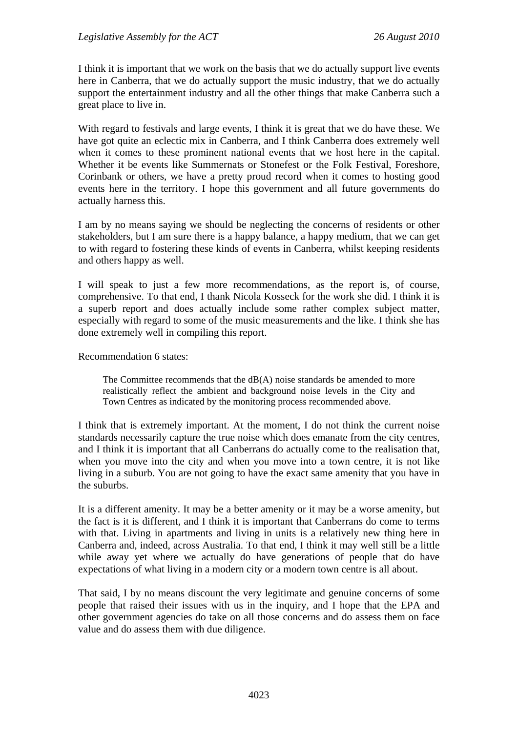I think it is important that we work on the basis that we do actually support live events here in Canberra, that we do actually support the music industry, that we do actually support the entertainment industry and all the other things that make Canberra such a great place to live in.

With regard to festivals and large events, I think it is great that we do have these. We have got quite an eclectic mix in Canberra, and I think Canberra does extremely well when it comes to these prominent national events that we host here in the capital. Whether it be events like Summernats or Stonefest or the Folk Festival, Foreshore, Corinbank or others, we have a pretty proud record when it comes to hosting good events here in the territory. I hope this government and all future governments do actually harness this.

I am by no means saying we should be neglecting the concerns of residents or other stakeholders, but I am sure there is a happy balance, a happy medium, that we can get to with regard to fostering these kinds of events in Canberra, whilst keeping residents and others happy as well.

I will speak to just a few more recommendations, as the report is, of course, comprehensive. To that end, I thank Nicola Kosseck for the work she did. I think it is a superb report and does actually include some rather complex subject matter, especially with regard to some of the music measurements and the like. I think she has done extremely well in compiling this report.

Recommendation 6 states:

> The Committee recommends that the dB(A) noise standards be amended to more realistically reflect the ambient and background noise levels in the City and Town Centres as indicated by the monitoring process recommended above.

I think that is extremely important. At the moment, I do not think the current noise standards necessarily capture the true noise which does emanate from the city centres, and I think it is important that all Canberrans do actually come to the realisation that, when you move into the city and when you move into a town centre, it is not like living in a suburb. You are not going to have the exact same amenity that you have in the suburbs.

It is a different amenity. It may be a better amenity or it may be a worse amenity, but the fact is it is different, and I think it is important that Canberrans do come to terms with that. Living in apartments and living in units is a relatively new thing here in Canberra and, indeed, across Australia. To that end, I think it may well still be a little while away yet where we actually do have generations of people that do have expectations of what living in a modern city or a modern town centre is all about.

That said, I by no means discount the very legitimate and genuine concerns of some people that raised their issues with us in the inquiry, and I hope that the EPA and other government agencies do take on all those concerns and do assess them on face value and do assess them with due diligence.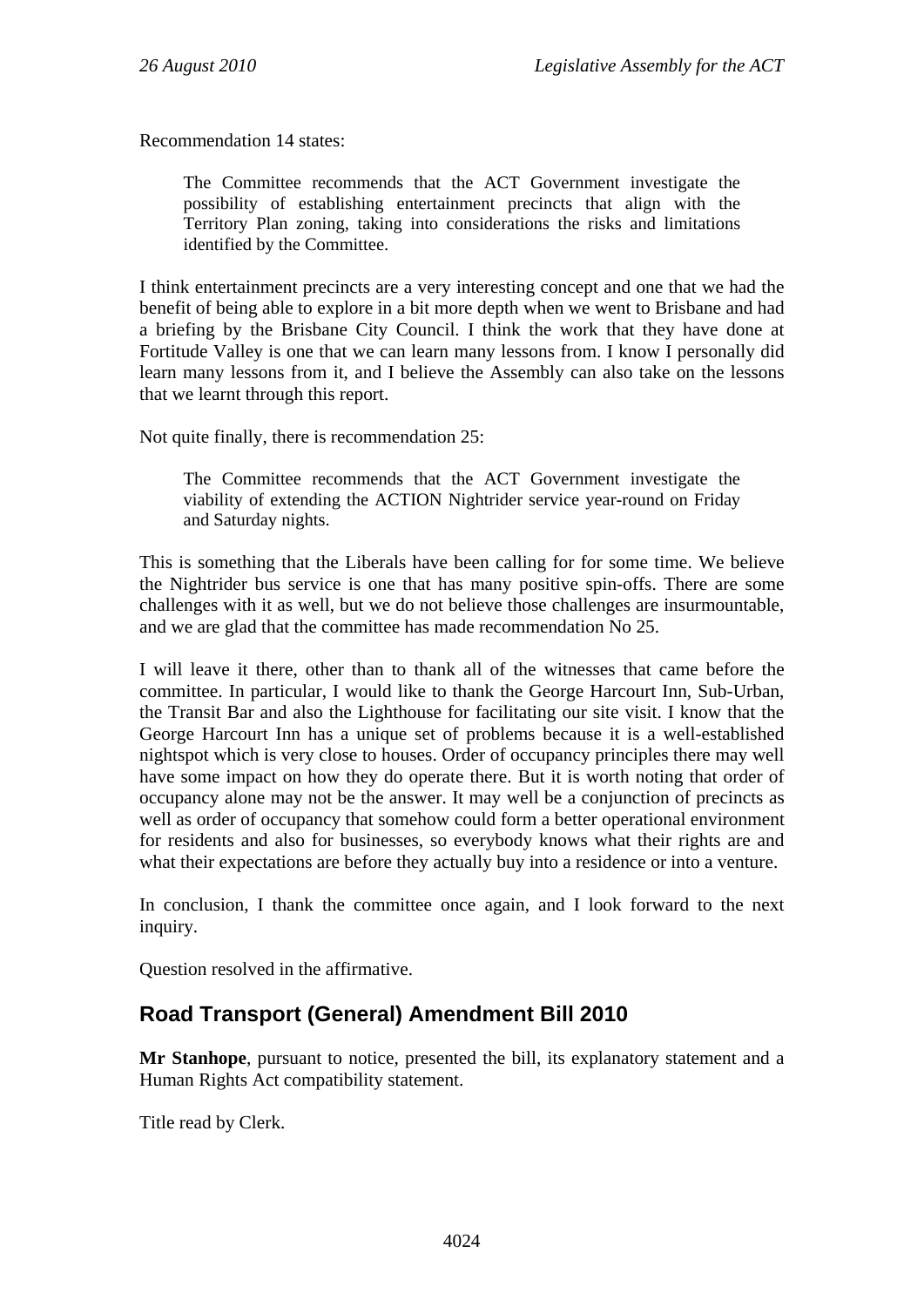Recommendation 14 states:

> The Committee recommends that the ACT Government investigate the possibility of establishing entertainment precincts that align with the Territory Plan zoning, taking into considerations the risks and limitations identified by the Committee.

I think entertainment precincts are a very interesting concept and one that we had the benefit of being able to explore in a bit more depth when we went to Brisbane and had a briefing by the Brisbane City Council. I think the work that they have done at Fortitude Valley is one that we can learn many lessons from. I know I personally did learn many lessons from it, and I believe the Assembly can also take on the lessons that we learnt through this report.

Not quite finally, there is recommendation 25:

> The Committee recommends that the ACT Government investigate the viability of extending the ACTION Nightrider service year-round on Friday and Saturday nights.

This is something that the Liberals have been calling for for some time. We believe the Nightrider bus service is one that has many positive spin-offs. There are some challenges with it as well, but we do not believe those challenges are insurmountable, and we are glad that the committee has made recommendation No 25.

I will leave it there, other than to thank all of the witnesses that came before the committee. In particular, I would like to thank the George Harcourt Inn, Sub-Urban, the Transit Bar and also the Lighthouse for facilitating our site visit. I know that the George Harcourt Inn has a unique set of problems because it is a well-established nightspot which is very close to houses. Order of occupancy principles there may well have some impact on how they do operate there. But it is worth noting that order of occupancy alone may not be the answer. It may well be a conjunction of precincts as well as order of occupancy that somehow could form a better operational environment for residents and also for businesses, so everybody knows what their rights are and what their expectations are before they actually buy into a residence or into a venture.

In conclusion, I thank the committee once again, and I look forward to the next inquiry.

Question resolved in the affirmative.

## Road Transport (General) Amendment Bill 2010

**Mr Stanhope**, pursuant to notice, presented the bill, its explanatory statement and a Human Rights Act compatibility statement.

Title read by Clerk.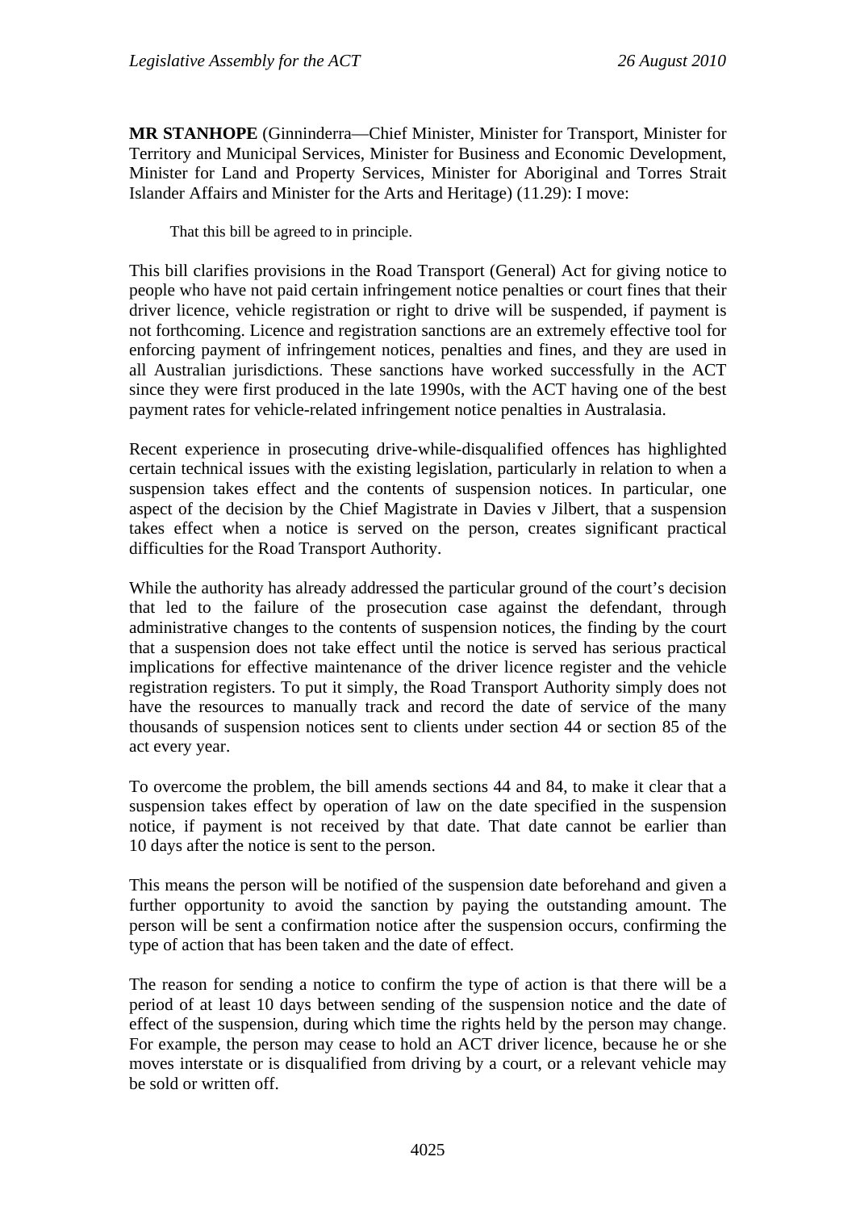**MR STANHOPE** (Ginninderra—Chief Minister, Minister for Transport, Minister for Territory and Municipal Services, Minister for Business and Economic Development, Minister for Land and Property Services, Minister for Aboriginal and Torres Strait Islander Affairs and Minister for the Arts and Heritage) (11.29): I move:

> That this bill be agreed to in principle.

This bill clarifies provisions in the Road Transport (General) Act for giving notice to people who have not paid certain infringement notice penalties or court fines that their driver licence, vehicle registration or right to drive will be suspended, if payment is not forthcoming. Licence and registration sanctions are an extremely effective tool for enforcing payment of infringement notices, penalties and fines, and they are used in all Australian jurisdictions. These sanctions have worked successfully in the ACT since they were first produced in the late 1990s, with the ACT having one of the best payment rates for vehicle-related infringement notice penalties in Australasia.

Recent experience in prosecuting drive-while-disqualified offences has highlighted certain technical issues with the existing legislation, particularly in relation to when a suspension takes effect and the contents of suspension notices. In particular, one aspect of the decision by the Chief Magistrate in Davies v Jilbert, that a suspension takes effect when a notice is served on the person, creates significant practical difficulties for the Road Transport Authority.

While the authority has already addressed the particular ground of the court's decision that led to the failure of the prosecution case against the defendant, through administrative changes to the contents of suspension notices, the finding by the court that a suspension does not take effect until the notice is served has serious practical implications for effective maintenance of the driver licence register and the vehicle registration registers. To put it simply, the Road Transport Authority simply does not have the resources to manually track and record the date of service of the many thousands of suspension notices sent to clients under section 44 or section 85 of the act every year.

To overcome the problem, the bill amends sections 44 and 84, to make it clear that a suspension takes effect by operation of law on the date specified in the suspension notice, if payment is not received by that date. That date cannot be earlier than 10 days after the notice is sent to the person.

This means the person will be notified of the suspension date beforehand and given a further opportunity to avoid the sanction by paying the outstanding amount. The person will be sent a confirmation notice after the suspension occurs, confirming the type of action that has been taken and the date of effect.

The reason for sending a notice to confirm the type of action is that there will be a period of at least 10 days between sending of the suspension notice and the date of effect of the suspension, during which time the rights held by the person may change. For example, the person may cease to hold an ACT driver licence, because he or she moves interstate or is disqualified from driving by a court, or a relevant vehicle may be sold or written off.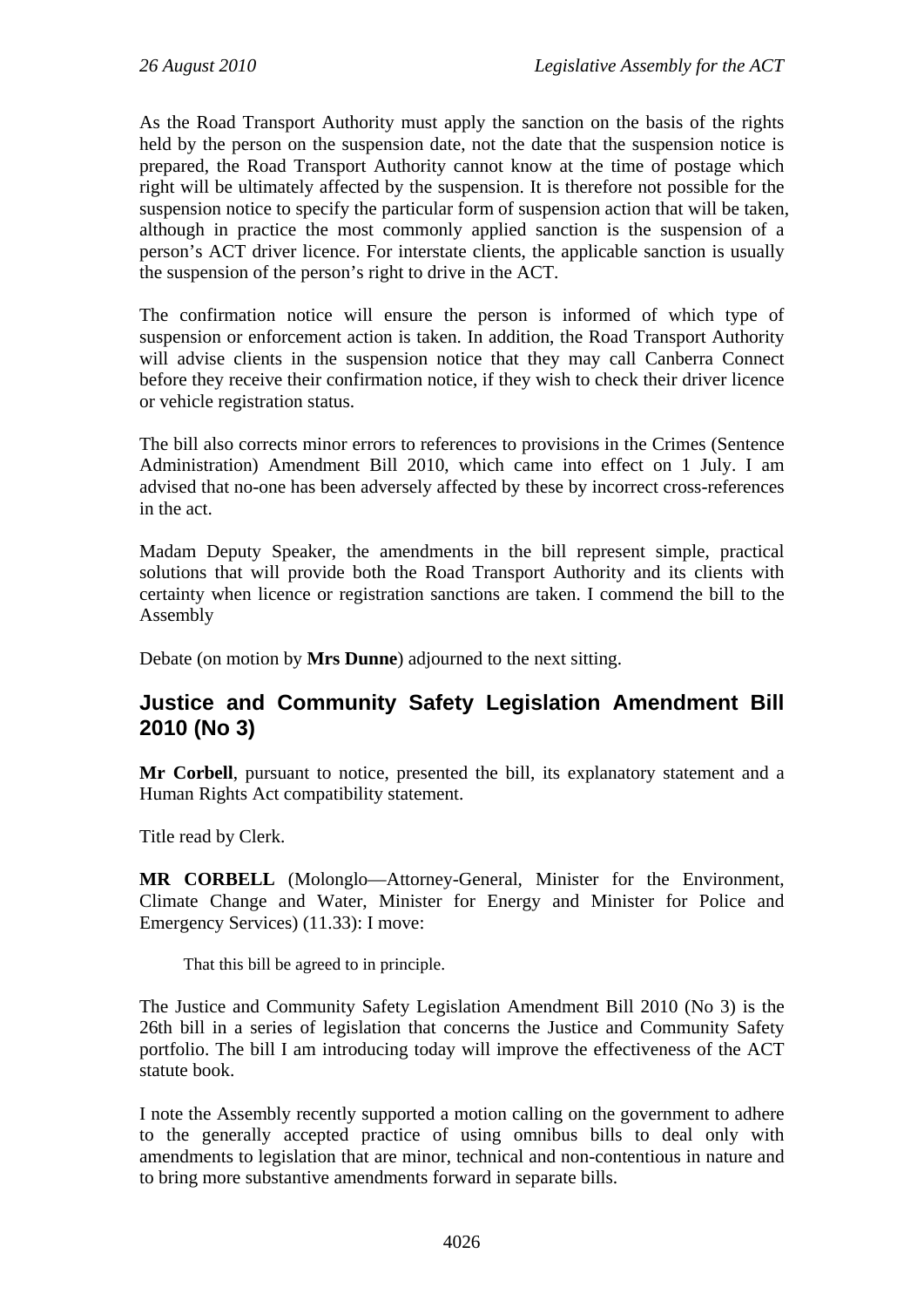As the Road Transport Authority must apply the sanction on the basis of the rights held by the person on the suspension date, not the date that the suspension notice is prepared, the Road Transport Authority cannot know at the time of postage which right will be ultimately affected by the suspension. It is therefore not possible for the suspension notice to specify the particular form of suspension action that will be taken, although in practice the most commonly applied sanction is the suspension of a person's ACT driver licence. For interstate clients, the applicable sanction is usually the suspension of the person's right to drive in the ACT.

The confirmation notice will ensure the person is informed of which type of suspension or enforcement action is taken. In addition, the Road Transport Authority will advise clients in the suspension notice that they may call Canberra Connect before they receive their confirmation notice, if they wish to check their driver licence or vehicle registration status.

The bill also corrects minor errors to references to provisions in the Crimes (Sentence Administration) Amendment Bill 2010, which came into effect on 1 July. I am advised that no-one has been adversely affected by these by incorrect cross-references in the act.

Madam Deputy Speaker, the amendments in the bill represent simple, practical solutions that will provide both the Road Transport Authority and its clients with certainty when licence or registration sanctions are taken. I commend the bill to the Assembly

Debate (on motion by **Mrs Dunne**) adjourned to the next sitting.

## Justice and Community Safety Legislation Amendment Bill 2010 (No 3)

**Mr Corbell**, pursuant to notice, presented the bill, its explanatory statement and a Human Rights Act compatibility statement.

Title read by Clerk.

**MR CORBELL** (Molonglo—Attorney-General, Minister for the Environment, Climate Change and Water, Minister for Energy and Minister for Police and Emergency Services) (11.33): I move:

> That this bill be agreed to in principle.

The Justice and Community Safety Legislation Amendment Bill 2010 (No 3) is the 26th bill in a series of legislation that concerns the Justice and Community Safety portfolio. The bill I am introducing today will improve the effectiveness of the ACT statute book.

I note the Assembly recently supported a motion calling on the government to adhere to the generally accepted practice of using omnibus bills to deal only with amendments to legislation that are minor, technical and non-contentious in nature and to bring more substantive amendments forward in separate bills.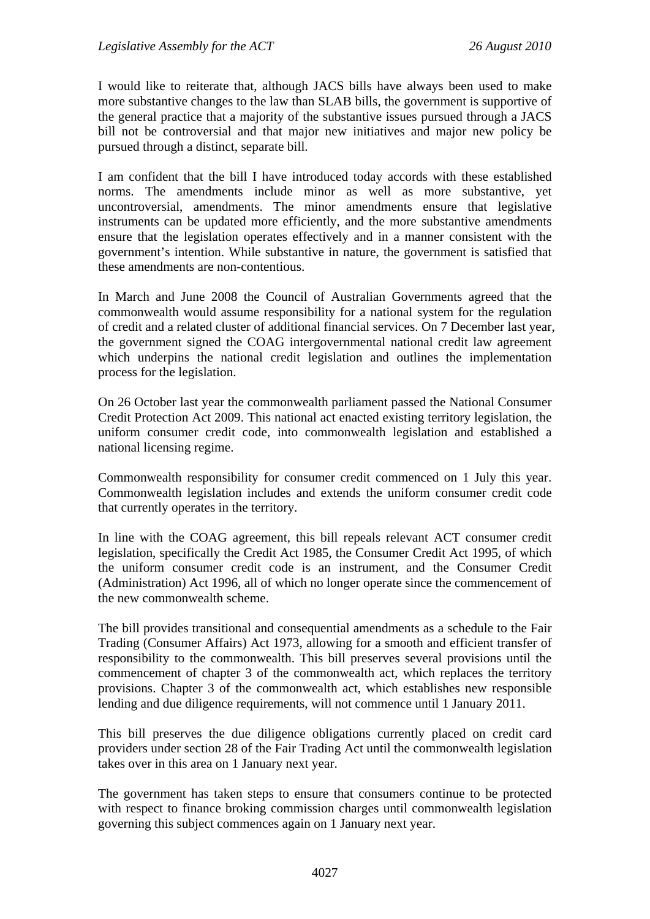I would like to reiterate that, although JACS bills have always been used to make more substantive changes to the law than SLAB bills, the government is supportive of the general practice that a majority of the substantive issues pursued through a JACS bill not be controversial and that major new initiatives and major new policy be pursued through a distinct, separate bill.

I am confident that the bill I have introduced today accords with these established norms. The amendments include minor as well as more substantive, yet uncontroversial, amendments. The minor amendments ensure that legislative instruments can be updated more efficiently, and the more substantive amendments ensure that the legislation operates effectively and in a manner consistent with the government's intention. While substantive in nature, the government is satisfied that these amendments are non-contentious.

In March and June 2008 the Council of Australian Governments agreed that the commonwealth would assume responsibility for a national system for the regulation of credit and a related cluster of additional financial services. On 7 December last year, the government signed the COAG intergovernmental national credit law agreement which underpins the national credit legislation and outlines the implementation process for the legislation.

On 26 October last year the commonwealth parliament passed the National Consumer Credit Protection Act 2009. This national act enacted existing territory legislation, the uniform consumer credit code, into commonwealth legislation and established a national licensing regime.

Commonwealth responsibility for consumer credit commenced on 1 July this year. Commonwealth legislation includes and extends the uniform consumer credit code that currently operates in the territory.

In line with the COAG agreement, this bill repeals relevant ACT consumer credit legislation, specifically the Credit Act 1985, the Consumer Credit Act 1995, of which the uniform consumer credit code is an instrument, and the Consumer Credit (Administration) Act 1996, all of which no longer operate since the commencement of the new commonwealth scheme.

The bill provides transitional and consequential amendments as a schedule to the Fair Trading (Consumer Affairs) Act 1973, allowing for a smooth and efficient transfer of responsibility to the commonwealth. This bill preserves several provisions until the commencement of chapter 3 of the commonwealth act, which replaces the territory provisions. Chapter 3 of the commonwealth act, which establishes new responsible lending and due diligence requirements, will not commence until 1 January 2011.

This bill preserves the due diligence obligations currently placed on credit card providers under section 28 of the Fair Trading Act until the commonwealth legislation takes over in this area on 1 January next year.

The government has taken steps to ensure that consumers continue to be protected with respect to finance broking commission charges until commonwealth legislation governing this subject commences again on 1 January next year.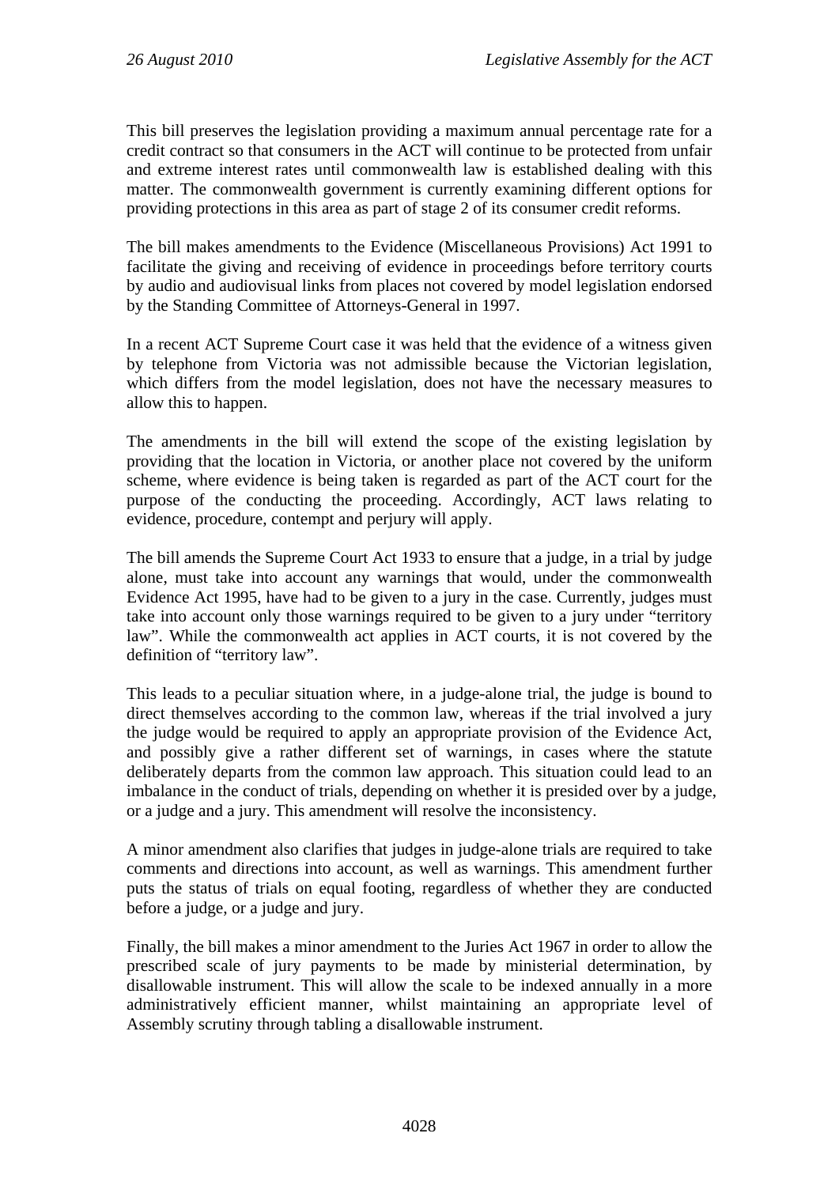This bill preserves the legislation providing a maximum annual percentage rate for a credit contract so that consumers in the ACT will continue to be protected from unfair and extreme interest rates until commonwealth law is established dealing with this matter. The commonwealth government is currently examining different options for providing protections in this area as part of stage 2 of its consumer credit reforms.

The bill makes amendments to the Evidence (Miscellaneous Provisions) Act 1991 to facilitate the giving and receiving of evidence in proceedings before territory courts by audio and audiovisual links from places not covered by model legislation endorsed by the Standing Committee of Attorneys-General in 1997.

In a recent ACT Supreme Court case it was held that the evidence of a witness given by telephone from Victoria was not admissible because the Victorian legislation, which differs from the model legislation, does not have the necessary measures to allow this to happen.

The amendments in the bill will extend the scope of the existing legislation by providing that the location in Victoria, or another place not covered by the uniform scheme, where evidence is being taken is regarded as part of the ACT court for the purpose of the conducting the proceeding. Accordingly, ACT laws relating to evidence, procedure, contempt and perjury will apply.

The bill amends the Supreme Court Act 1933 to ensure that a judge, in a trial by judge alone, must take into account any warnings that would, under the commonwealth Evidence Act 1995, have had to be given to a jury in the case. Currently, judges must take into account only those warnings required to be given to a jury under "territory law". While the commonwealth act applies in ACT courts, it is not covered by the definition of "territory law".

This leads to a peculiar situation where, in a judge-alone trial, the judge is bound to direct themselves according to the common law, whereas if the trial involved a jury the judge would be required to apply an appropriate provision of the Evidence Act, and possibly give a rather different set of warnings, in cases where the statute deliberately departs from the common law approach. This situation could lead to an imbalance in the conduct of trials, depending on whether it is presided over by a judge, or a judge and a jury. This amendment will resolve the inconsistency.

A minor amendment also clarifies that judges in judge-alone trials are required to take comments and directions into account, as well as warnings. This amendment further puts the status of trials on equal footing, regardless of whether they are conducted before a judge, or a judge and jury.

Finally, the bill makes a minor amendment to the Juries Act 1967 in order to allow the prescribed scale of jury payments to be made by ministerial determination, by disallowable instrument. This will allow the scale to be indexed annually in a more administratively efficient manner, whilst maintaining an appropriate level of Assembly scrutiny through tabling a disallowable instrument.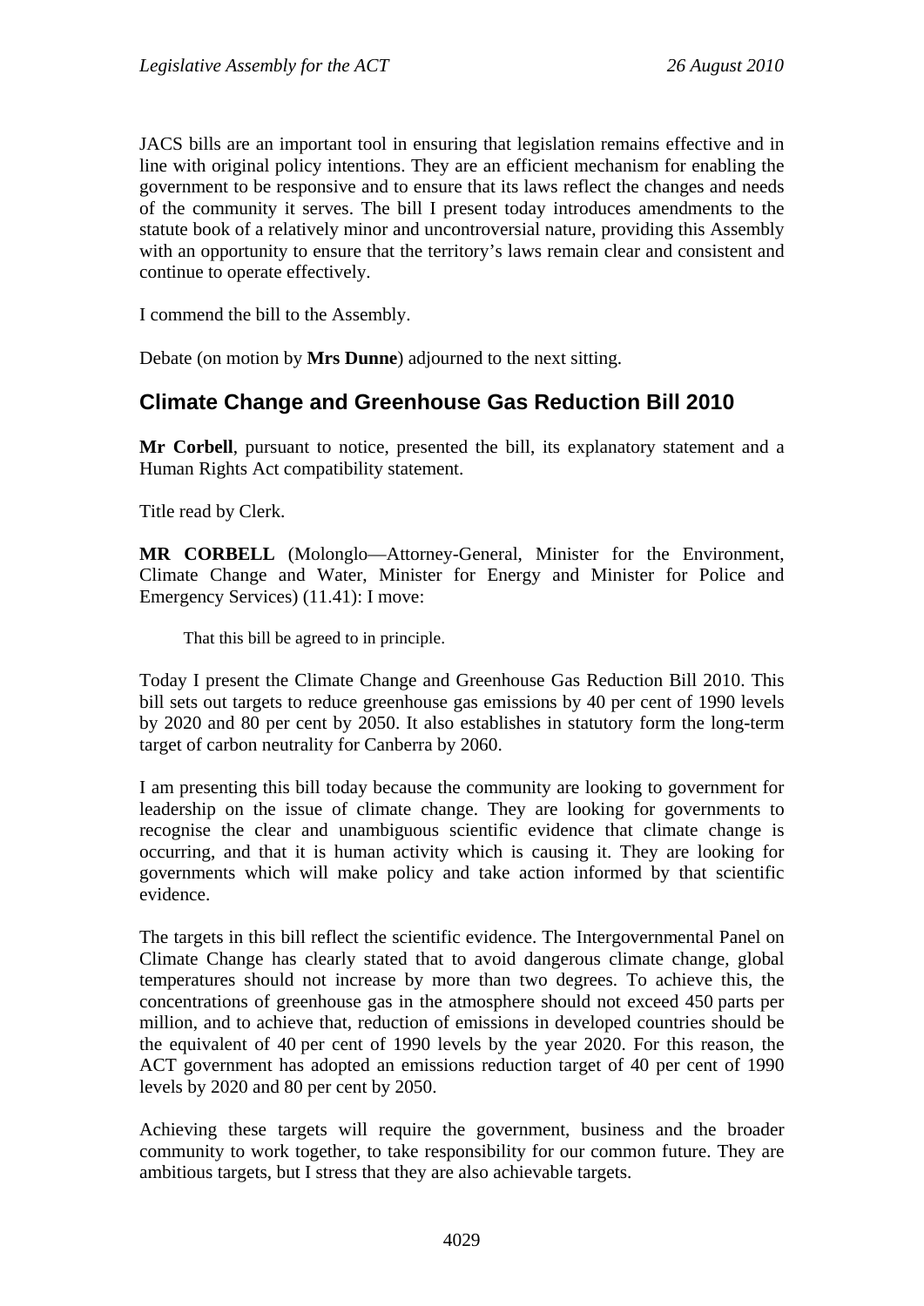JACS bills are an important tool in ensuring that legislation remains effective and in line with original policy intentions. They are an efficient mechanism for enabling the government to be responsive and to ensure that its laws reflect the changes and needs of the community it serves. The bill I present today introduces amendments to the statute book of a relatively minor and uncontroversial nature, providing this Assembly with an opportunity to ensure that the territory's laws remain clear and consistent and continue to operate effectively.

I commend the bill to the Assembly.

Debate (on motion by **Mrs Dunne**) adjourned to the next sitting.

## Climate Change and Greenhouse Gas Reduction Bill 2010

**Mr Corbell**, pursuant to notice, presented the bill, its explanatory statement and a Human Rights Act compatibility statement.

Title read by Clerk.

**MR CORBELL** (Molonglo—Attorney-General, Minister for the Environment, Climate Change and Water, Minister for Energy and Minister for Police and Emergency Services) (11.41): I move:

> That this bill be agreed to in principle.

Today I present the Climate Change and Greenhouse Gas Reduction Bill 2010. This bill sets out targets to reduce greenhouse gas emissions by 40 per cent of 1990 levels by 2020 and 80 per cent by 2050. It also establishes in statutory form the long-term target of carbon neutrality for Canberra by 2060.

I am presenting this bill today because the community are looking to government for leadership on the issue of climate change. They are looking for governments to recognise the clear and unambiguous scientific evidence that climate change is occurring, and that it is human activity which is causing it. They are looking for governments which will make policy and take action informed by that scientific evidence.

The targets in this bill reflect the scientific evidence. The Intergovernmental Panel on Climate Change has clearly stated that to avoid dangerous climate change, global temperatures should not increase by more than two degrees. To achieve this, the concentrations of greenhouse gas in the atmosphere should not exceed 450 parts per million, and to achieve that, reduction of emissions in developed countries should be the equivalent of 40 per cent of 1990 levels by the year 2020. For this reason, the ACT government has adopted an emissions reduction target of 40 per cent of 1990 levels by 2020 and 80 per cent by 2050.

Achieving these targets will require the government, business and the broader community to work together, to take responsibility for our common future. They are ambitious targets, but I stress that they are also achievable targets.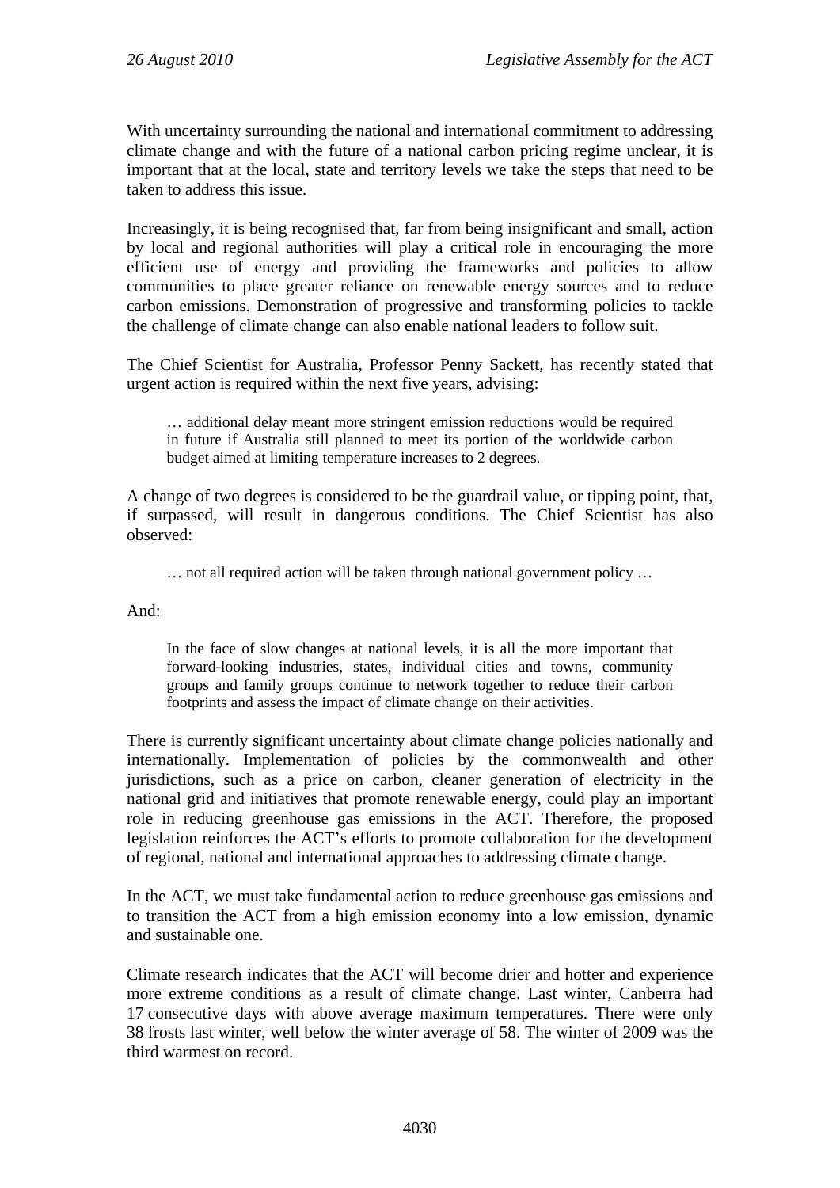With uncertainty surrounding the national and international commitment to addressing climate change and with the future of a national carbon pricing regime unclear, it is important that at the local, state and territory levels we take the steps that need to be taken to address this issue.

Increasingly, it is being recognised that, far from being insignificant and small, action by local and regional authorities will play a critical role in encouraging the more efficient use of energy and providing the frameworks and policies to allow communities to place greater reliance on renewable energy sources and to reduce carbon emissions. Demonstration of progressive and transforming policies to tackle the challenge of climate change can also enable national leaders to follow suit.

The Chief Scientist for Australia, Professor Penny Sackett, has recently stated that urgent action is required within the next five years, advising:

> … additional delay meant more stringent emission reductions would be required in future if Australia still planned to meet its portion of the worldwide carbon budget aimed at limiting temperature increases to 2 degrees.

A change of two degrees is considered to be the guardrail value, or tipping point, that, if surpassed, will result in dangerous conditions. The Chief Scientist has also observed:

> … not all required action will be taken through national government policy …

And:

> In the face of slow changes at national levels, it is all the more important that forward-looking industries, states, individual cities and towns, community groups and family groups continue to network together to reduce their carbon footprints and assess the impact of climate change on their activities.

There is currently significant uncertainty about climate change policies nationally and internationally. Implementation of policies by the commonwealth and other jurisdictions, such as a price on carbon, cleaner generation of electricity in the national grid and initiatives that promote renewable energy, could play an important role in reducing greenhouse gas emissions in the ACT. Therefore, the proposed legislation reinforces the ACT's efforts to promote collaboration for the development of regional, national and international approaches to addressing climate change.

In the ACT, we must take fundamental action to reduce greenhouse gas emissions and to transition the ACT from a high emission economy into a low emission, dynamic and sustainable one.

Climate research indicates that the ACT will become drier and hotter and experience more extreme conditions as a result of climate change. Last winter, Canberra had 17 consecutive days with above average maximum temperatures. There were only 38 frosts last winter, well below the winter average of 58. The winter of 2009 was the third warmest on record.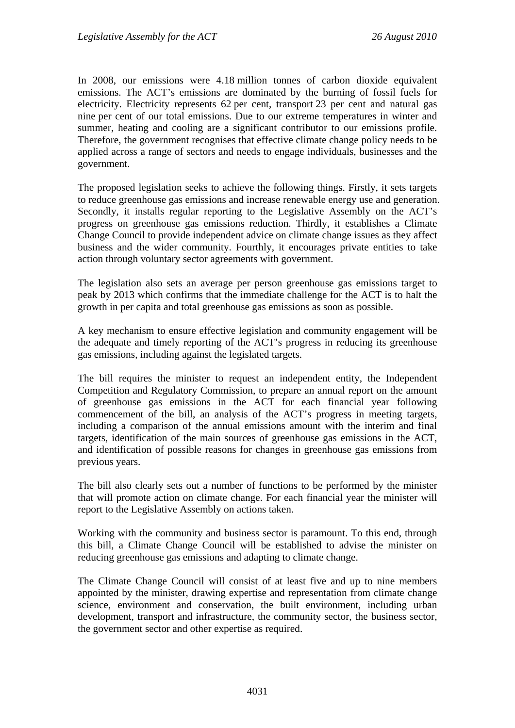In 2008, our emissions were 4.18 million tonnes of carbon dioxide equivalent emissions. The ACT's emissions are dominated by the burning of fossil fuels for electricity. Electricity represents 62 per cent, transport 23 per cent and natural gas nine per cent of our total emissions. Due to our extreme temperatures in winter and summer, heating and cooling are a significant contributor to our emissions profile. Therefore, the government recognises that effective climate change policy needs to be applied across a range of sectors and needs to engage individuals, businesses and the government.

The proposed legislation seeks to achieve the following things. Firstly, it sets targets to reduce greenhouse gas emissions and increase renewable energy use and generation. Secondly, it installs regular reporting to the Legislative Assembly on the ACT's progress on greenhouse gas emissions reduction. Thirdly, it establishes a Climate Change Council to provide independent advice on climate change issues as they affect business and the wider community. Fourthly, it encourages private entities to take action through voluntary sector agreements with government.

The legislation also sets an average per person greenhouse gas emissions target to peak by 2013 which confirms that the immediate challenge for the ACT is to halt the growth in per capita and total greenhouse gas emissions as soon as possible.

A key mechanism to ensure effective legislation and community engagement will be the adequate and timely reporting of the ACT's progress in reducing its greenhouse gas emissions, including against the legislated targets.

The bill requires the minister to request an independent entity, the Independent Competition and Regulatory Commission, to prepare an annual report on the amount of greenhouse gas emissions in the ACT for each financial year following commencement of the bill, an analysis of the ACT's progress in meeting targets, including a comparison of the annual emissions amount with the interim and final targets, identification of the main sources of greenhouse gas emissions in the ACT, and identification of possible reasons for changes in greenhouse gas emissions from previous years.

The bill also clearly sets out a number of functions to be performed by the minister that will promote action on climate change. For each financial year the minister will report to the Legislative Assembly on actions taken.

Working with the community and business sector is paramount. To this end, through this bill, a Climate Change Council will be established to advise the minister on reducing greenhouse gas emissions and adapting to climate change.

The Climate Change Council will consist of at least five and up to nine members appointed by the minister, drawing expertise and representation from climate change science, environment and conservation, the built environment, including urban development, transport and infrastructure, the community sector, the business sector, the government sector and other expertise as required.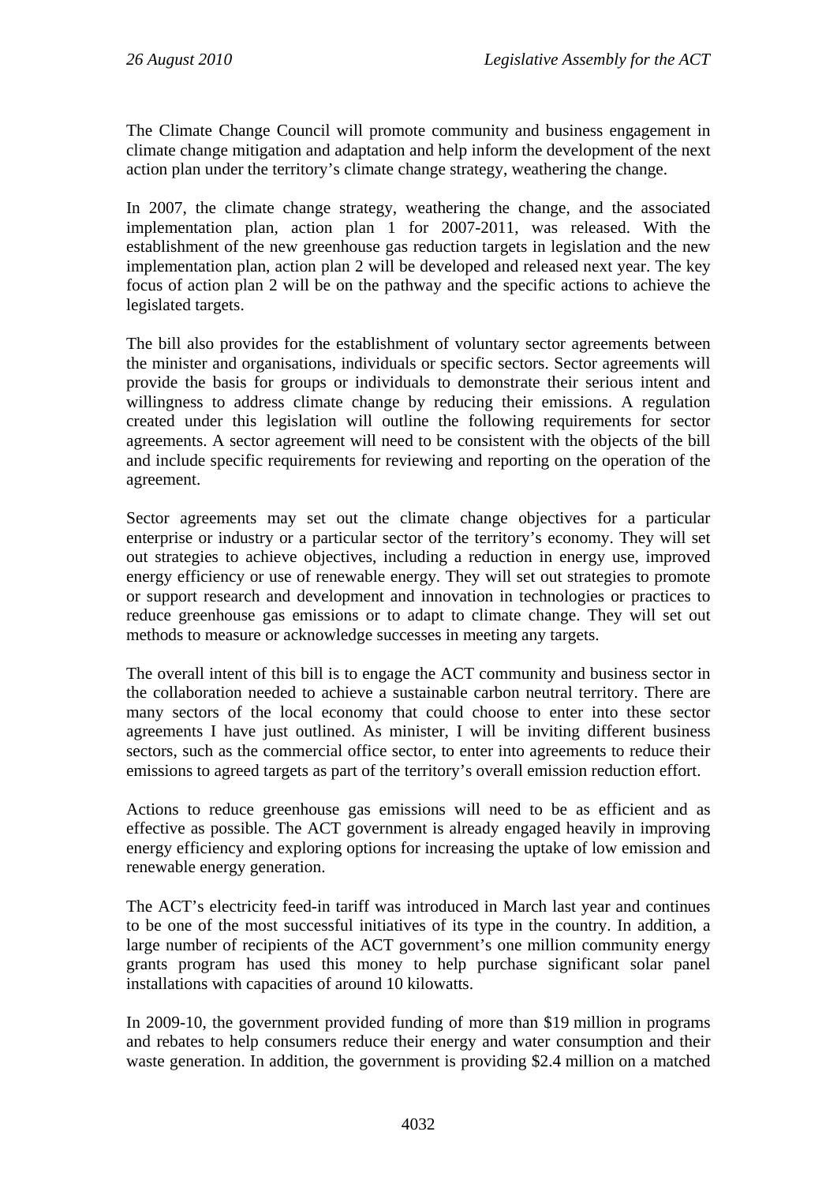The Climate Change Council will promote community and business engagement in climate change mitigation and adaptation and help inform the development of the next action plan under the territory's climate change strategy, weathering the change.

In 2007, the climate change strategy, weathering the change, and the associated implementation plan, action plan 1 for 2007-2011, was released. With the establishment of the new greenhouse gas reduction targets in legislation and the new implementation plan, action plan 2 will be developed and released next year. The key focus of action plan 2 will be on the pathway and the specific actions to achieve the legislated targets.

The bill also provides for the establishment of voluntary sector agreements between the minister and organisations, individuals or specific sectors. Sector agreements will provide the basis for groups or individuals to demonstrate their serious intent and willingness to address climate change by reducing their emissions. A regulation created under this legislation will outline the following requirements for sector agreements. A sector agreement will need to be consistent with the objects of the bill and include specific requirements for reviewing and reporting on the operation of the agreement.

Sector agreements may set out the climate change objectives for a particular enterprise or industry or a particular sector of the territory's economy. They will set out strategies to achieve objectives, including a reduction in energy use, improved energy efficiency or use of renewable energy. They will set out strategies to promote or support research and development and innovation in technologies or practices to reduce greenhouse gas emissions or to adapt to climate change. They will set out methods to measure or acknowledge successes in meeting any targets.

The overall intent of this bill is to engage the ACT community and business sector in the collaboration needed to achieve a sustainable carbon neutral territory. There are many sectors of the local economy that could choose to enter into these sector agreements I have just outlined. As minister, I will be inviting different business sectors, such as the commercial office sector, to enter into agreements to reduce their emissions to agreed targets as part of the territory's overall emission reduction effort.

Actions to reduce greenhouse gas emissions will need to be as efficient and as effective as possible. The ACT government is already engaged heavily in improving energy efficiency and exploring options for increasing the uptake of low emission and renewable energy generation.

The ACT's electricity feed-in tariff was introduced in March last year and continues to be one of the most successful initiatives of its type in the country. In addition, a large number of recipients of the ACT government's one million community energy grants program has used this money to help purchase significant solar panel installations with capacities of around 10 kilowatts.

In 2009-10, the government provided funding of more than $19 million in programs and rebates to help consumers reduce their energy and water consumption and their waste generation. In addition, the government is providing $2.4 million on a matched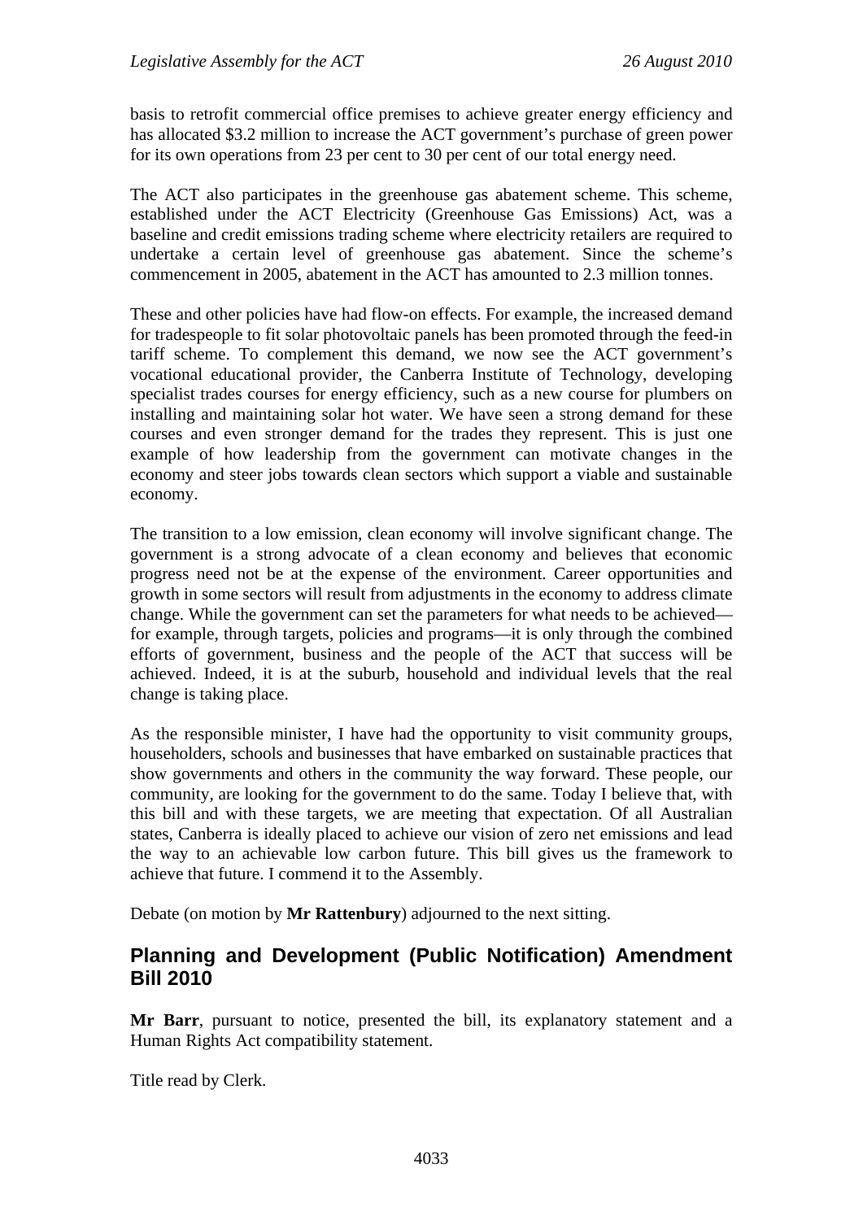basis to retrofit commercial office premises to achieve greater energy efficiency and has allocated $3.2 million to increase the ACT government's purchase of green power for its own operations from 23 per cent to 30 per cent of our total energy need.

The ACT also participates in the greenhouse gas abatement scheme. This scheme, established under the ACT Electricity (Greenhouse Gas Emissions) Act, was a baseline and credit emissions trading scheme where electricity retailers are required to undertake a certain level of greenhouse gas abatement. Since the scheme's commencement in 2005, abatement in the ACT has amounted to 2.3 million tonnes.

These and other policies have had flow-on effects. For example, the increased demand for tradespeople to fit solar photovoltaic panels has been promoted through the feed-in tariff scheme. To complement this demand, we now see the ACT government's vocational educational provider, the Canberra Institute of Technology, developing specialist trades courses for energy efficiency, such as a new course for plumbers on installing and maintaining solar hot water. We have seen a strong demand for these courses and even stronger demand for the trades they represent. This is just one example of how leadership from the government can motivate changes in the economy and steer jobs towards clean sectors which support a viable and sustainable economy.

The transition to a low emission, clean economy will involve significant change. The government is a strong advocate of a clean economy and believes that economic progress need not be at the expense of the environment. Career opportunities and growth in some sectors will result from adjustments in the economy to address climate change. While the government can set the parameters for what needs to be achieved—for example, through targets, policies and programs—it is only through the combined efforts of government, business and the people of the ACT that success will be achieved. Indeed, it is at the suburb, household and individual levels that the real change is taking place.

As the responsible minister, I have had the opportunity to visit community groups, householders, schools and businesses that have embarked on sustainable practices that show governments and others in the community the way forward. These people, our community, are looking for the government to do the same. Today I believe that, with this bill and with these targets, we are meeting that expectation. Of all Australian states, Canberra is ideally placed to achieve our vision of zero net emissions and lead the way to an achievable low carbon future. This bill gives us the framework to achieve that future. I commend it to the Assembly.

Debate (on motion by **Mr Rattenbury**) adjourned to the next sitting.

## Planning and Development (Public Notification) Amendment Bill 2010

**Mr Barr**, pursuant to notice, presented the bill, its explanatory statement and a Human Rights Act compatibility statement.

Title read by Clerk.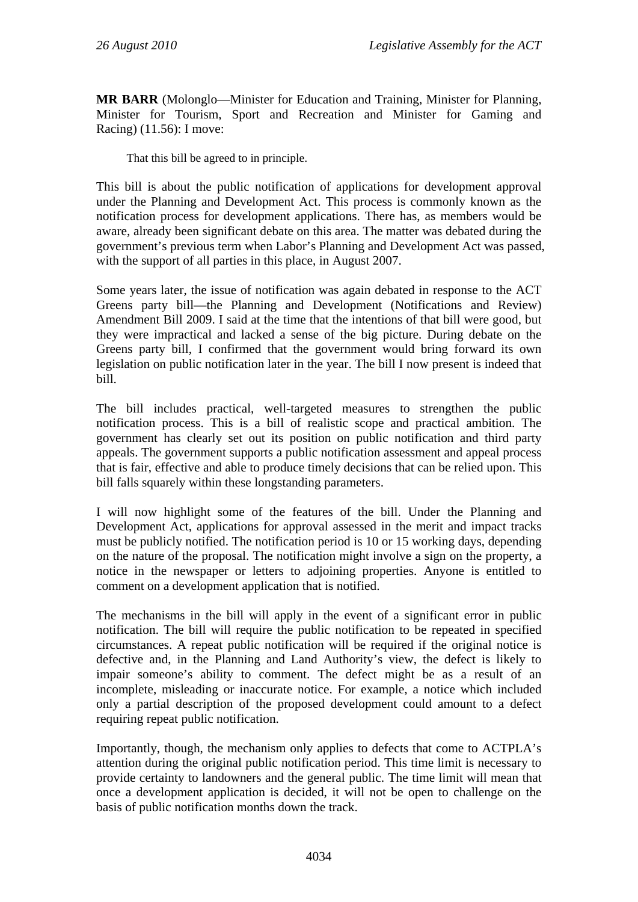**MR BARR** (Molonglo—Minister for Education and Training, Minister for Planning, Minister for Tourism, Sport and Recreation and Minister for Gaming and Racing) (11.56): I move:

> That this bill be agreed to in principle.

This bill is about the public notification of applications for development approval under the Planning and Development Act. This process is commonly known as the notification process for development applications. There has, as members would be aware, already been significant debate on this area. The matter was debated during the government's previous term when Labor's Planning and Development Act was passed, with the support of all parties in this place, in August 2007.

Some years later, the issue of notification was again debated in response to the ACT Greens party bill—the Planning and Development (Notifications and Review) Amendment Bill 2009. I said at the time that the intentions of that bill were good, but they were impractical and lacked a sense of the big picture. During debate on the Greens party bill, I confirmed that the government would bring forward its own legislation on public notification later in the year. The bill I now present is indeed that bill.

The bill includes practical, well-targeted measures to strengthen the public notification process. This is a bill of realistic scope and practical ambition. The government has clearly set out its position on public notification and third party appeals. The government supports a public notification assessment and appeal process that is fair, effective and able to produce timely decisions that can be relied upon. This bill falls squarely within these longstanding parameters.

I will now highlight some of the features of the bill. Under the Planning and Development Act, applications for approval assessed in the merit and impact tracks must be publicly notified. The notification period is 10 or 15 working days, depending on the nature of the proposal. The notification might involve a sign on the property, a notice in the newspaper or letters to adjoining properties. Anyone is entitled to comment on a development application that is notified.

The mechanisms in the bill will apply in the event of a significant error in public notification. The bill will require the public notification to be repeated in specified circumstances. A repeat public notification will be required if the original notice is defective and, in the Planning and Land Authority's view, the defect is likely to impair someone's ability to comment. The defect might be as a result of an incomplete, misleading or inaccurate notice. For example, a notice which included only a partial description of the proposed development could amount to a defect requiring repeat public notification.

Importantly, though, the mechanism only applies to defects that come to ACTPLA's attention during the original public notification period. This time limit is necessary to provide certainty to landowners and the general public. The time limit will mean that once a development application is decided, it will not be open to challenge on the basis of public notification months down the track.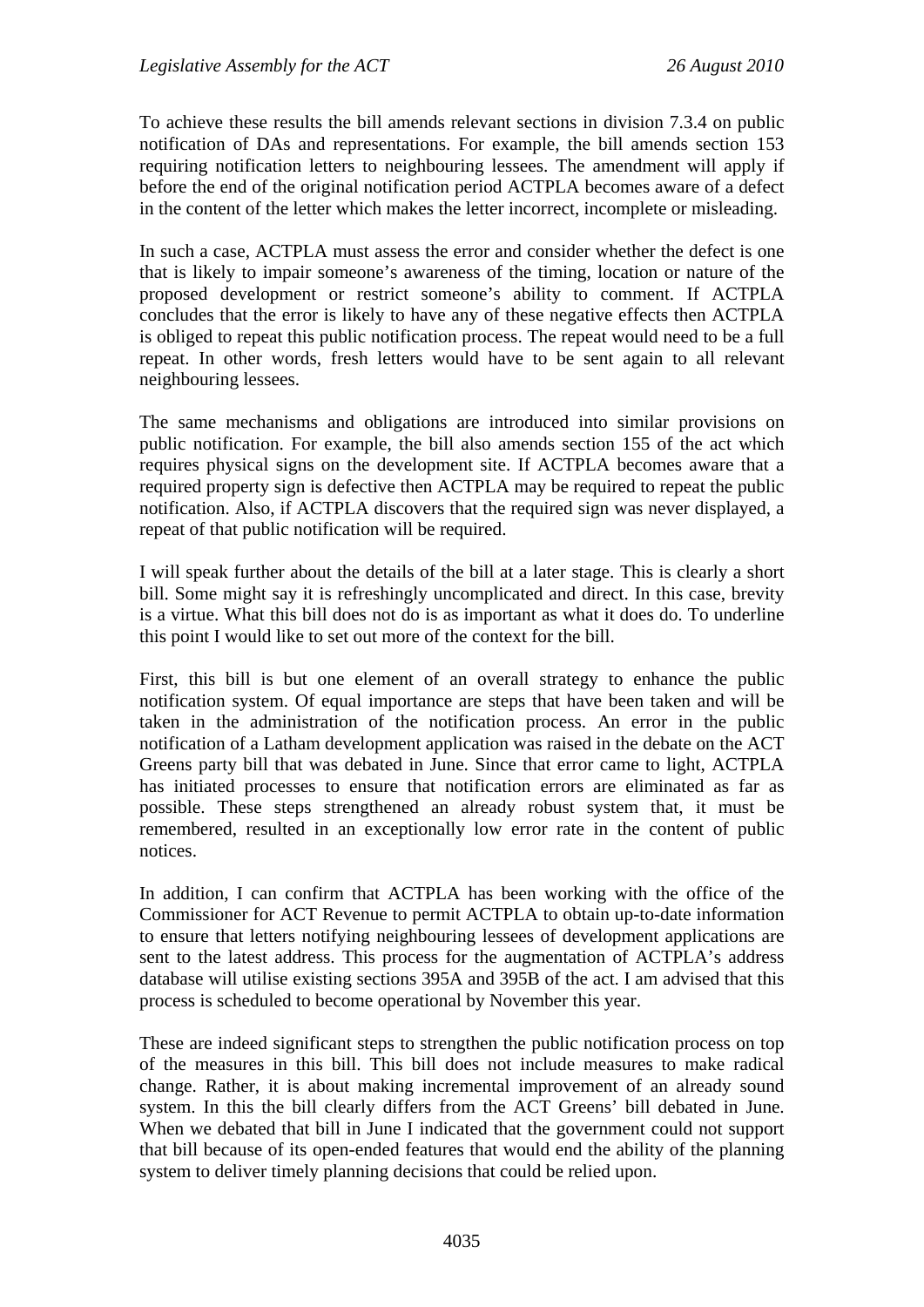To achieve these results the bill amends relevant sections in division 7.3.4 on public notification of DAs and representations. For example, the bill amends section 153 requiring notification letters to neighbouring lessees. The amendment will apply if before the end of the original notification period ACTPLA becomes aware of a defect in the content of the letter which makes the letter incorrect, incomplete or misleading.

In such a case, ACTPLA must assess the error and consider whether the defect is one that is likely to impair someone's awareness of the timing, location or nature of the proposed development or restrict someone's ability to comment. If ACTPLA concludes that the error is likely to have any of these negative effects then ACTPLA is obliged to repeat this public notification process. The repeat would need to be a full repeat. In other words, fresh letters would have to be sent again to all relevant neighbouring lessees.

The same mechanisms and obligations are introduced into similar provisions on public notification. For example, the bill also amends section 155 of the act which requires physical signs on the development site. If ACTPLA becomes aware that a required property sign is defective then ACTPLA may be required to repeat the public notification. Also, if ACTPLA discovers that the required sign was never displayed, a repeat of that public notification will be required.

I will speak further about the details of the bill at a later stage. This is clearly a short bill. Some might say it is refreshingly uncomplicated and direct. In this case, brevity is a virtue. What this bill does not do is as important as what it does do. To underline this point I would like to set out more of the context for the bill.

First, this bill is but one element of an overall strategy to enhance the public notification system. Of equal importance are steps that have been taken and will be taken in the administration of the notification process. An error in the public notification of a Latham development application was raised in the debate on the ACT Greens party bill that was debated in June. Since that error came to light, ACTPLA has initiated processes to ensure that notification errors are eliminated as far as possible. These steps strengthened an already robust system that, it must be remembered, resulted in an exceptionally low error rate in the content of public notices.

In addition, I can confirm that ACTPLA has been working with the office of the Commissioner for ACT Revenue to permit ACTPLA to obtain up-to-date information to ensure that letters notifying neighbouring lessees of development applications are sent to the latest address. This process for the augmentation of ACTPLA's address database will utilise existing sections 395A and 395B of the act. I am advised that this process is scheduled to become operational by November this year.

These are indeed significant steps to strengthen the public notification process on top of the measures in this bill. This bill does not include measures to make radical change. Rather, it is about making incremental improvement of an already sound system. In this the bill clearly differs from the ACT Greens' bill debated in June. When we debated that bill in June I indicated that the government could not support that bill because of its open-ended features that would end the ability of the planning system to deliver timely planning decisions that could be relied upon.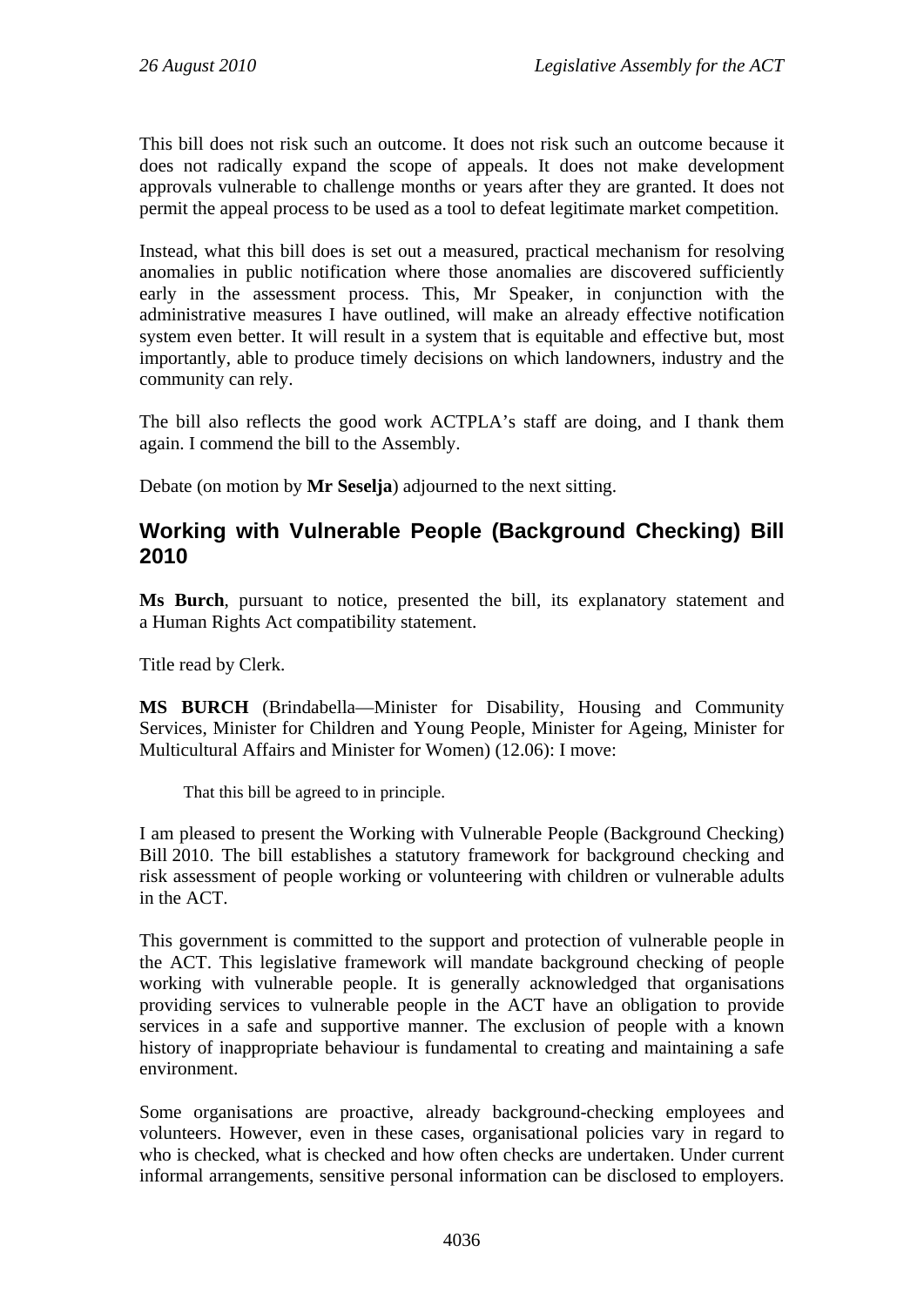This bill does not risk such an outcome. It does not risk such an outcome because it does not radically expand the scope of appeals. It does not make development approvals vulnerable to challenge months or years after they are granted. It does not permit the appeal process to be used as a tool to defeat legitimate market competition.

Instead, what this bill does is set out a measured, practical mechanism for resolving anomalies in public notification where those anomalies are discovered sufficiently early in the assessment process. This, Mr Speaker, in conjunction with the administrative measures I have outlined, will make an already effective notification system even better. It will result in a system that is equitable and effective but, most importantly, able to produce timely decisions on which landowners, industry and the community can rely.

The bill also reflects the good work ACTPLA's staff are doing, and I thank them again. I commend the bill to the Assembly.

Debate (on motion by **Mr Seselja**) adjourned to the next sitting.

## Working with Vulnerable People (Background Checking) Bill 2010

**Ms Burch**, pursuant to notice, presented the bill, its explanatory statement and a Human Rights Act compatibility statement.

Title read by Clerk.

**MS BURCH** (Brindabella—Minister for Disability, Housing and Community Services, Minister for Children and Young People, Minister for Ageing, Minister for Multicultural Affairs and Minister for Women) (12.06): I move:

> That this bill be agreed to in principle.

I am pleased to present the Working with Vulnerable People (Background Checking) Bill 2010. The bill establishes a statutory framework for background checking and risk assessment of people working or volunteering with children or vulnerable adults in the ACT.

This government is committed to the support and protection of vulnerable people in the ACT. This legislative framework will mandate background checking of people working with vulnerable people. It is generally acknowledged that organisations providing services to vulnerable people in the ACT have an obligation to provide services in a safe and supportive manner. The exclusion of people with a known history of inappropriate behaviour is fundamental to creating and maintaining a safe environment.

Some organisations are proactive, already background-checking employees and volunteers. However, even in these cases, organisational policies vary in regard to who is checked, what is checked and how often checks are undertaken. Under current informal arrangements, sensitive personal information can be disclosed to employers.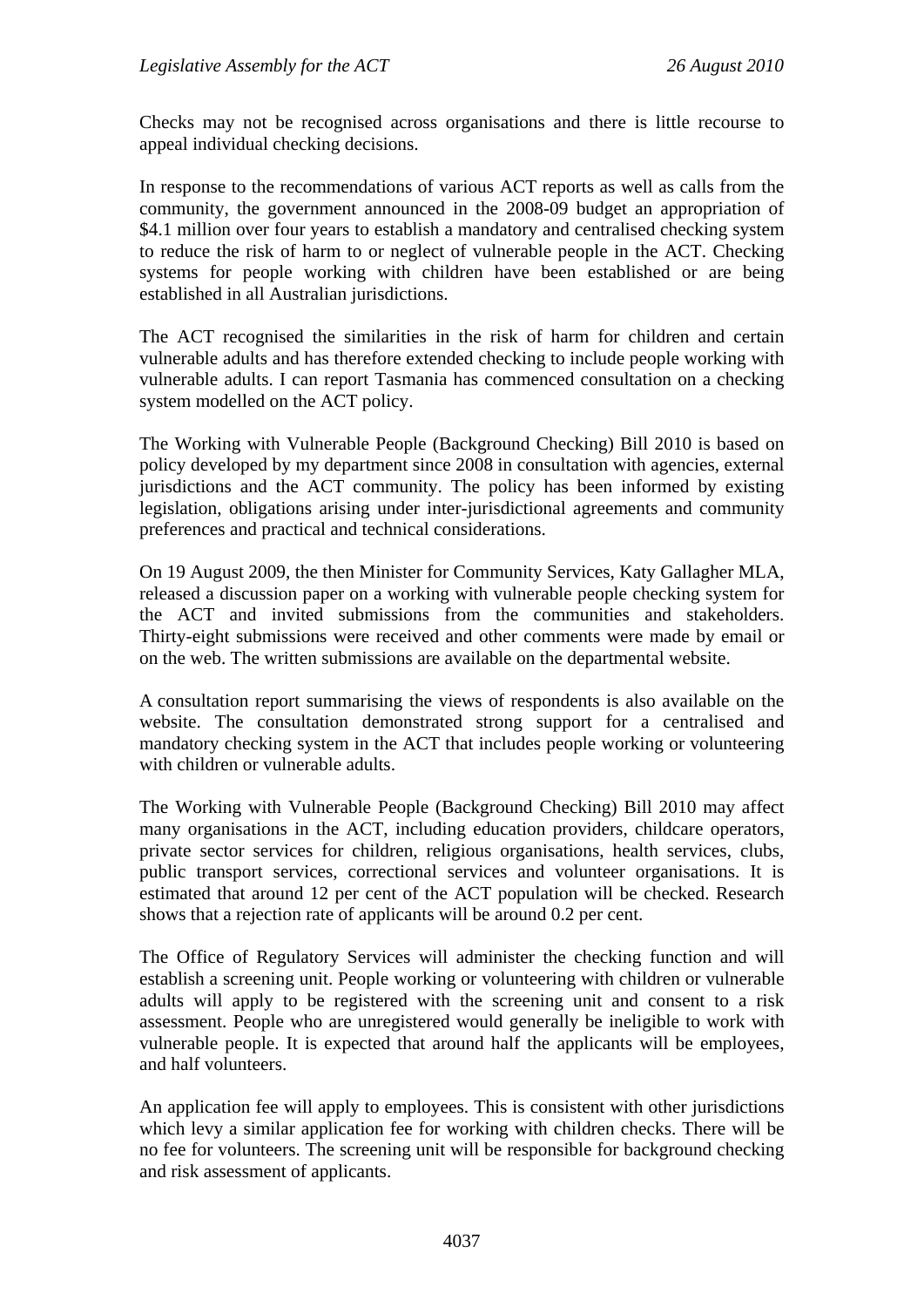Checks may not be recognised across organisations and there is little recourse to appeal individual checking decisions.

In response to the recommendations of various ACT reports as well as calls from the community, the government announced in the 2008-09 budget an appropriation of $4.1 million over four years to establish a mandatory and centralised checking system to reduce the risk of harm to or neglect of vulnerable people in the ACT. Checking systems for people working with children have been established or are being established in all Australian jurisdictions.

The ACT recognised the similarities in the risk of harm for children and certain vulnerable adults and has therefore extended checking to include people working with vulnerable adults. I can report Tasmania has commenced consultation on a checking system modelled on the ACT policy.

The Working with Vulnerable People (Background Checking) Bill 2010 is based on policy developed by my department since 2008 in consultation with agencies, external jurisdictions and the ACT community. The policy has been informed by existing legislation, obligations arising under inter-jurisdictional agreements and community preferences and practical and technical considerations.

On 19 August 2009, the then Minister for Community Services, Katy Gallagher MLA, released a discussion paper on a working with vulnerable people checking system for the ACT and invited submissions from the communities and stakeholders. Thirty-eight submissions were received and other comments were made by email or on the web. The written submissions are available on the departmental website.

A consultation report summarising the views of respondents is also available on the website. The consultation demonstrated strong support for a centralised and mandatory checking system in the ACT that includes people working or volunteering with children or vulnerable adults.

The Working with Vulnerable People (Background Checking) Bill 2010 may affect many organisations in the ACT, including education providers, childcare operators, private sector services for children, religious organisations, health services, clubs, public transport services, correctional services and volunteer organisations. It is estimated that around 12 per cent of the ACT population will be checked. Research shows that a rejection rate of applicants will be around 0.2 per cent.

The Office of Regulatory Services will administer the checking function and will establish a screening unit. People working or volunteering with children or vulnerable adults will apply to be registered with the screening unit and consent to a risk assessment. People who are unregistered would generally be ineligible to work with vulnerable people. It is expected that around half the applicants will be employees, and half volunteers.

An application fee will apply to employees. This is consistent with other jurisdictions which levy a similar application fee for working with children checks. There will be no fee for volunteers. The screening unit will be responsible for background checking and risk assessment of applicants.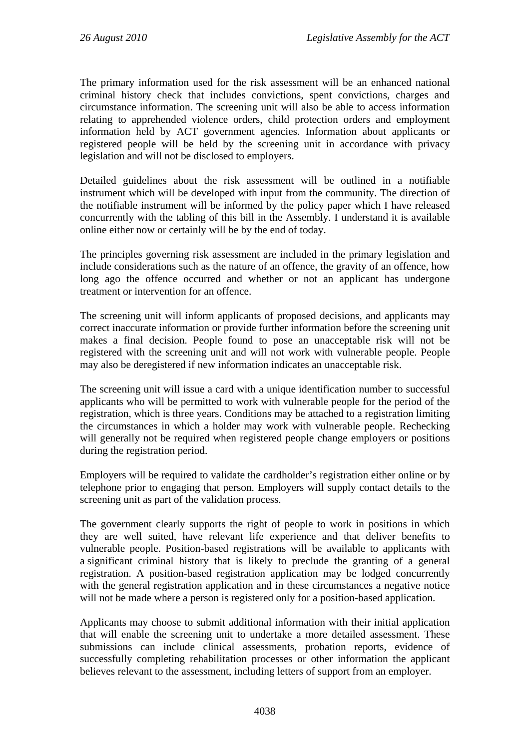The primary information used for the risk assessment will be an enhanced national criminal history check that includes convictions, spent convictions, charges and circumstance information. The screening unit will also be able to access information relating to apprehended violence orders, child protection orders and employment information held by ACT government agencies. Information about applicants or registered people will be held by the screening unit in accordance with privacy legislation and will not be disclosed to employers.

Detailed guidelines about the risk assessment will be outlined in a notifiable instrument which will be developed with input from the community. The direction of the notifiable instrument will be informed by the policy paper which I have released concurrently with the tabling of this bill in the Assembly. I understand it is available online either now or certainly will be by the end of today.

The principles governing risk assessment are included in the primary legislation and include considerations such as the nature of an offence, the gravity of an offence, how long ago the offence occurred and whether or not an applicant has undergone treatment or intervention for an offence.

The screening unit will inform applicants of proposed decisions, and applicants may correct inaccurate information or provide further information before the screening unit makes a final decision. People found to pose an unacceptable risk will not be registered with the screening unit and will not work with vulnerable people. People may also be deregistered if new information indicates an unacceptable risk.

The screening unit will issue a card with a unique identification number to successful applicants who will be permitted to work with vulnerable people for the period of the registration, which is three years. Conditions may be attached to a registration limiting the circumstances in which a holder may work with vulnerable people. Rechecking will generally not be required when registered people change employers or positions during the registration period.

Employers will be required to validate the cardholder's registration either online or by telephone prior to engaging that person. Employers will supply contact details to the screening unit as part of the validation process.

The government clearly supports the right of people to work in positions in which they are well suited, have relevant life experience and that deliver benefits to vulnerable people. Position-based registrations will be available to applicants with a significant criminal history that is likely to preclude the granting of a general registration. A position-based registration application may be lodged concurrently with the general registration application and in these circumstances a negative notice will not be made where a person is registered only for a position-based application.

Applicants may choose to submit additional information with their initial application that will enable the screening unit to undertake a more detailed assessment. These submissions can include clinical assessments, probation reports, evidence of successfully completing rehabilitation processes or other information the applicant believes relevant to the assessment, including letters of support from an employer.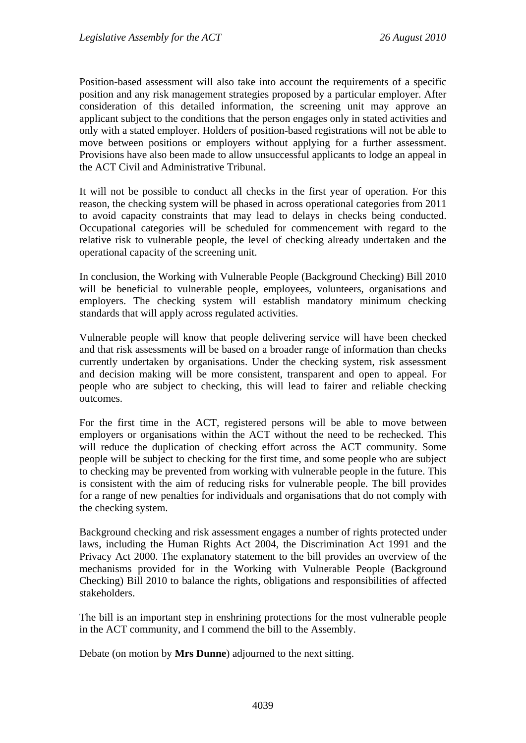Position-based assessment will also take into account the requirements of a specific position and any risk management strategies proposed by a particular employer. After consideration of this detailed information, the screening unit may approve an applicant subject to the conditions that the person engages only in stated activities and only with a stated employer. Holders of position-based registrations will not be able to move between positions or employers without applying for a further assessment. Provisions have also been made to allow unsuccessful applicants to lodge an appeal in the ACT Civil and Administrative Tribunal.

It will not be possible to conduct all checks in the first year of operation. For this reason, the checking system will be phased in across operational categories from 2011 to avoid capacity constraints that may lead to delays in checks being conducted. Occupational categories will be scheduled for commencement with regard to the relative risk to vulnerable people, the level of checking already undertaken and the operational capacity of the screening unit.

In conclusion, the Working with Vulnerable People (Background Checking) Bill 2010 will be beneficial to vulnerable people, employees, volunteers, organisations and employers. The checking system will establish mandatory minimum checking standards that will apply across regulated activities.

Vulnerable people will know that people delivering service will have been checked and that risk assessments will be based on a broader range of information than checks currently undertaken by organisations. Under the checking system, risk assessment and decision making will be more consistent, transparent and open to appeal. For people who are subject to checking, this will lead to fairer and reliable checking outcomes.

For the first time in the ACT, registered persons will be able to move between employers or organisations within the ACT without the need to be rechecked. This will reduce the duplication of checking effort across the ACT community. Some people will be subject to checking for the first time, and some people who are subject to checking may be prevented from working with vulnerable people in the future. This is consistent with the aim of reducing risks for vulnerable people. The bill provides for a range of new penalties for individuals and organisations that do not comply with the checking system.

Background checking and risk assessment engages a number of rights protected under laws, including the Human Rights Act 2004, the Discrimination Act 1991 and the Privacy Act 2000. The explanatory statement to the bill provides an overview of the mechanisms provided for in the Working with Vulnerable People (Background Checking) Bill 2010 to balance the rights, obligations and responsibilities of affected stakeholders.

The bill is an important step in enshrining protections for the most vulnerable people in the ACT community, and I commend the bill to the Assembly.

Debate (on motion by **Mrs Dunne**) adjourned to the next sitting.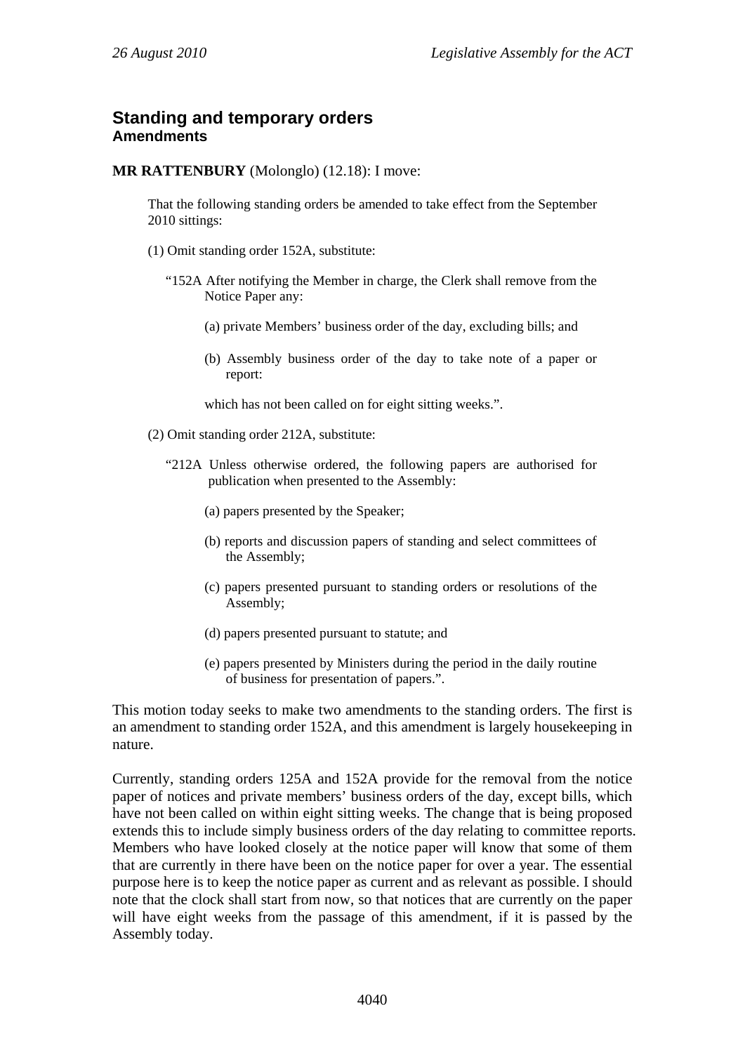## Standing and temporary orders
### Amendments

**MR RATTENBURY** (Molonglo) (12.18): I move:

> That the following standing orders be amended to take effect from the September 2010 sittings:
>
> (1) Omit standing order 152A, substitute:
>
> "152A After notifying the Member in charge, the Clerk shall remove from the Notice Paper any:
>
> (a) private Members' business order of the day, excluding bills; and
>
> (b) Assembly business order of the day to take note of a paper or report:
>
> which has not been called on for eight sitting weeks.".
>
> (2) Omit standing order 212A, substitute:
>
> "212A Unless otherwise ordered, the following papers are authorised for publication when presented to the Assembly:
>
> (a) papers presented by the Speaker;
>
> (b) reports and discussion papers of standing and select committees of the Assembly;
>
> (c) papers presented pursuant to standing orders or resolutions of the Assembly;
>
> (d) papers presented pursuant to statute; and
>
> (e) papers presented by Ministers during the period in the daily routine of business for presentation of papers.".

This motion today seeks to make two amendments to the standing orders. The first is an amendment to standing order 152A, and this amendment is largely housekeeping in nature.

Currently, standing orders 125A and 152A provide for the removal from the notice paper of notices and private members' business orders of the day, except bills, which have not been called on within eight sitting weeks. The change that is being proposed extends this to include simply business orders of the day relating to committee reports. Members who have looked closely at the notice paper will know that some of them that are currently in there have been on the notice paper for over a year. The essential purpose here is to keep the notice paper as current and as relevant as possible. I should note that the clock shall start from now, so that notices that are currently on the paper will have eight weeks from the passage of this amendment, if it is passed by the Assembly today.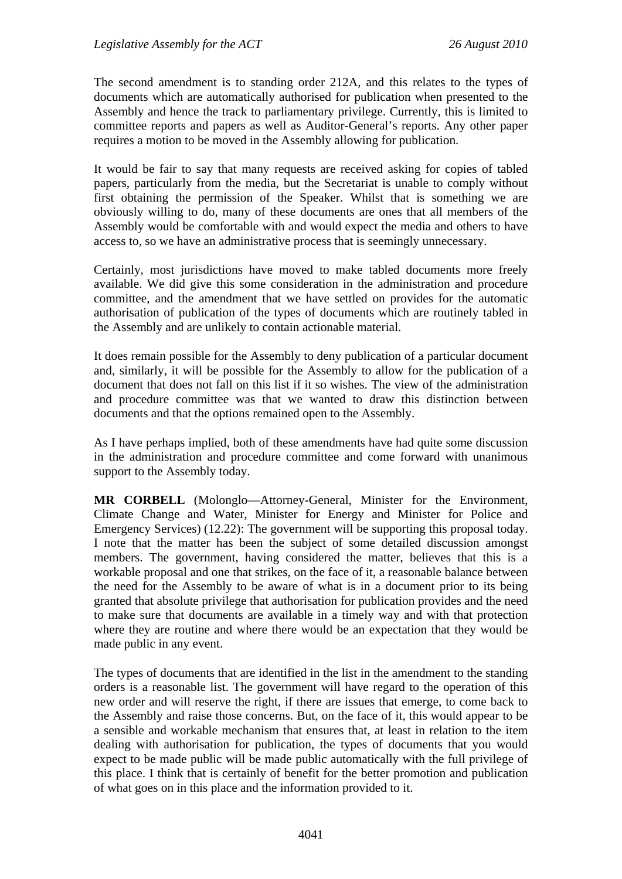The second amendment is to standing order 212A, and this relates to the types of documents which are automatically authorised for publication when presented to the Assembly and hence the track to parliamentary privilege. Currently, this is limited to committee reports and papers as well as Auditor-General's reports. Any other paper requires a motion to be moved in the Assembly allowing for publication.

It would be fair to say that many requests are received asking for copies of tabled papers, particularly from the media, but the Secretariat is unable to comply without first obtaining the permission of the Speaker. Whilst that is something we are obviously willing to do, many of these documents are ones that all members of the Assembly would be comfortable with and would expect the media and others to have access to, so we have an administrative process that is seemingly unnecessary.

Certainly, most jurisdictions have moved to make tabled documents more freely available. We did give this some consideration in the administration and procedure committee, and the amendment that we have settled on provides for the automatic authorisation of publication of the types of documents which are routinely tabled in the Assembly and are unlikely to contain actionable material.

It does remain possible for the Assembly to deny publication of a particular document and, similarly, it will be possible for the Assembly to allow for the publication of a document that does not fall on this list if it so wishes. The view of the administration and procedure committee was that we wanted to draw this distinction between documents and that the options remained open to the Assembly.

As I have perhaps implied, both of these amendments have had quite some discussion in the administration and procedure committee and come forward with unanimous support to the Assembly today.

**MR CORBELL** (Molonglo—Attorney-General, Minister for the Environment, Climate Change and Water, Minister for Energy and Minister for Police and Emergency Services) (12.22): The government will be supporting this proposal today. I note that the matter has been the subject of some detailed discussion amongst members. The government, having considered the matter, believes that this is a workable proposal and one that strikes, on the face of it, a reasonable balance between the need for the Assembly to be aware of what is in a document prior to its being granted that absolute privilege that authorisation for publication provides and the need to make sure that documents are available in a timely way and with that protection where they are routine and where there would be an expectation that they would be made public in any event.

The types of documents that are identified in the list in the amendment to the standing orders is a reasonable list. The government will have regard to the operation of this new order and will reserve the right, if there are issues that emerge, to come back to the Assembly and raise those concerns. But, on the face of it, this would appear to be a sensible and workable mechanism that ensures that, at least in relation to the item dealing with authorisation for publication, the types of documents that you would expect to be made public will be made public automatically with the full privilege of this place. I think that is certainly of benefit for the better promotion and publication of what goes on in this place and the information provided to it.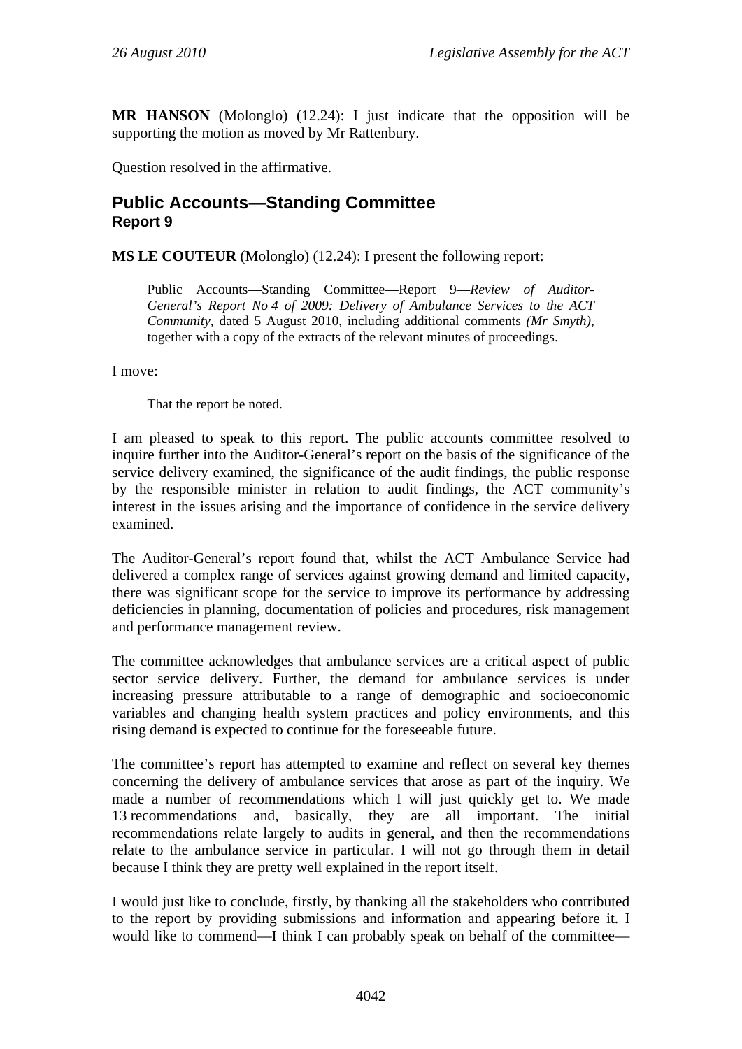**MR HANSON** (Molonglo) (12.24): I just indicate that the opposition will be supporting the motion as moved by Mr Rattenbury.

Question resolved in the affirmative.

## Public Accounts—Standing Committee
### Report 9

**MS LE COUTEUR** (Molonglo) (12.24): I present the following report:

> Public Accounts—Standing Committee—Report 9—*Review of Auditor-General's Report No 4 of 2009: Delivery of Ambulance Services to the ACT Community*, dated 5 August 2010, including additional comments *(Mr Smyth)*, together with a copy of the extracts of the relevant minutes of proceedings.

I move:

> That the report be noted.

I am pleased to speak to this report. The public accounts committee resolved to inquire further into the Auditor-General's report on the basis of the significance of the service delivery examined, the significance of the audit findings, the public response by the responsible minister in relation to audit findings, the ACT community's interest in the issues arising and the importance of confidence in the service delivery examined.

The Auditor-General's report found that, whilst the ACT Ambulance Service had delivered a complex range of services against growing demand and limited capacity, there was significant scope for the service to improve its performance by addressing deficiencies in planning, documentation of policies and procedures, risk management and performance management review.

The committee acknowledges that ambulance services are a critical aspect of public sector service delivery. Further, the demand for ambulance services is under increasing pressure attributable to a range of demographic and socioeconomic variables and changing health system practices and policy environments, and this rising demand is expected to continue for the foreseeable future.

The committee's report has attempted to examine and reflect on several key themes concerning the delivery of ambulance services that arose as part of the inquiry. We made a number of recommendations which I will just quickly get to. We made 13 recommendations and, basically, they are all important. The initial recommendations relate largely to audits in general, and then the recommendations relate to the ambulance service in particular. I will not go through them in detail because I think they are pretty well explained in the report itself.

I would just like to conclude, firstly, by thanking all the stakeholders who contributed to the report by providing submissions and information and appearing before it. I would like to commend—I think I can probably speak on behalf of the committee—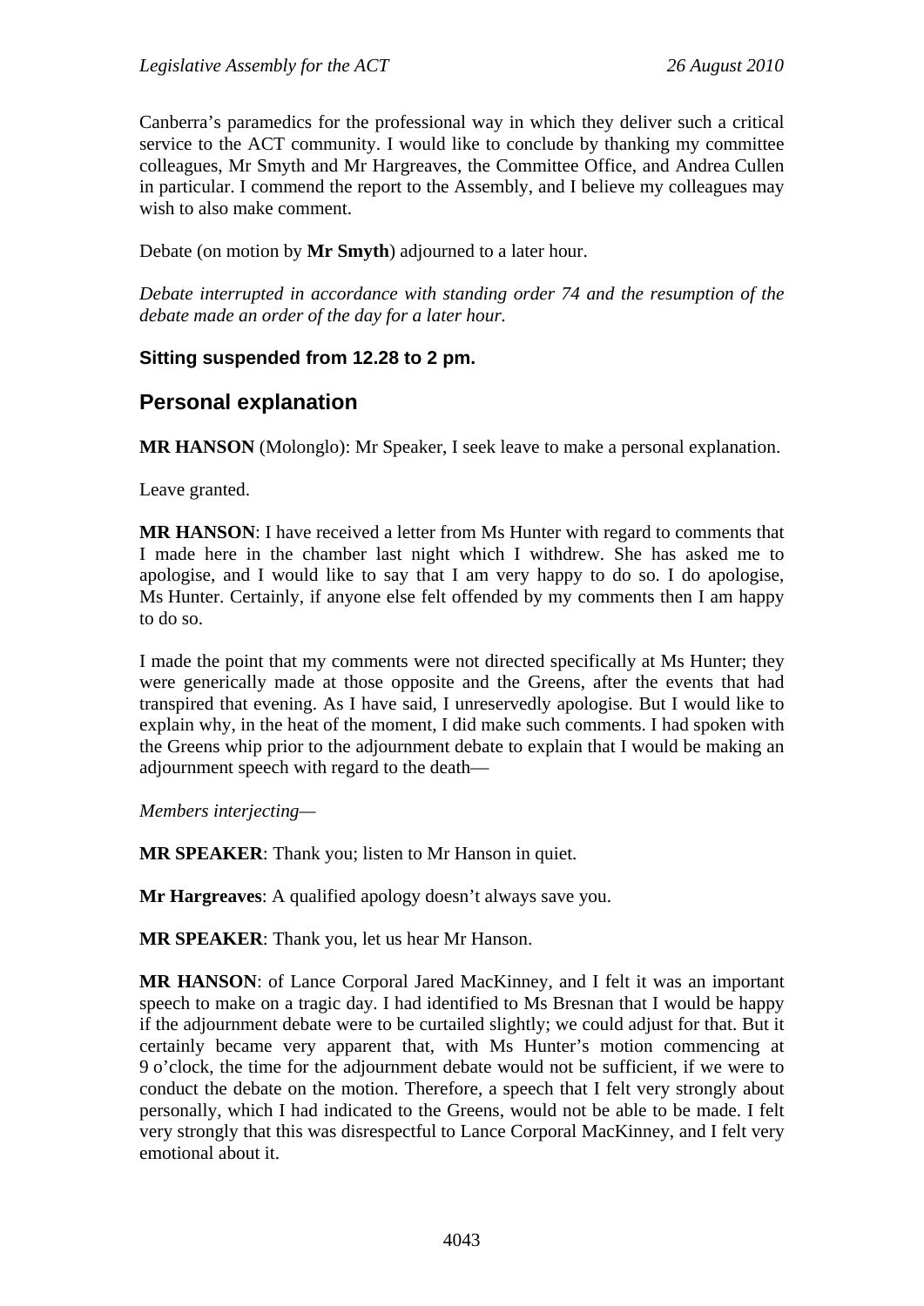Canberra's paramedics for the professional way in which they deliver such a critical service to the ACT community. I would like to conclude by thanking my committee colleagues, Mr Smyth and Mr Hargreaves, the Committee Office, and Andrea Cullen in particular. I commend the report to the Assembly, and I believe my colleagues may wish to also make comment.

Debate (on motion by **Mr Smyth**) adjourned to a later hour.

*Debate interrupted in accordance with standing order 74 and the resumption of the debate made an order of the day for a later hour.*

### Sitting suspended from 12.28 to 2 pm.

## Personal explanation

**MR HANSON** (Molonglo): Mr Speaker, I seek leave to make a personal explanation.

Leave granted.

**MR HANSON**: I have received a letter from Ms Hunter with regard to comments that I made here in the chamber last night which I withdrew. She has asked me to apologise, and I would like to say that I am very happy to do so. I do apologise, Ms Hunter. Certainly, if anyone else felt offended by my comments then I am happy to do so.

I made the point that my comments were not directed specifically at Ms Hunter; they were generically made at those opposite and the Greens, after the events that had transpired that evening. As I have said, I unreservedly apologise. But I would like to explain why, in the heat of the moment, I did make such comments. I had spoken with the Greens whip prior to the adjournment debate to explain that I would be making an adjournment speech with regard to the death—

*Members interjecting*—

**MR SPEAKER**: Thank you; listen to Mr Hanson in quiet.

**Mr Hargreaves**: A qualified apology doesn't always save you.

**MR SPEAKER**: Thank you, let us hear Mr Hanson.

**MR HANSON**: of Lance Corporal Jared MacKinney, and I felt it was an important speech to make on a tragic day. I had identified to Ms Bresnan that I would be happy if the adjournment debate were to be curtailed slightly; we could adjust for that. But it certainly became very apparent that, with Ms Hunter's motion commencing at 9 o'clock, the time for the adjournment debate would not be sufficient, if we were to conduct the debate on the motion. Therefore, a speech that I felt very strongly about personally, which I had indicated to the Greens, would not be able to be made. I felt very strongly that this was disrespectful to Lance Corporal MacKinney, and I felt very emotional about it.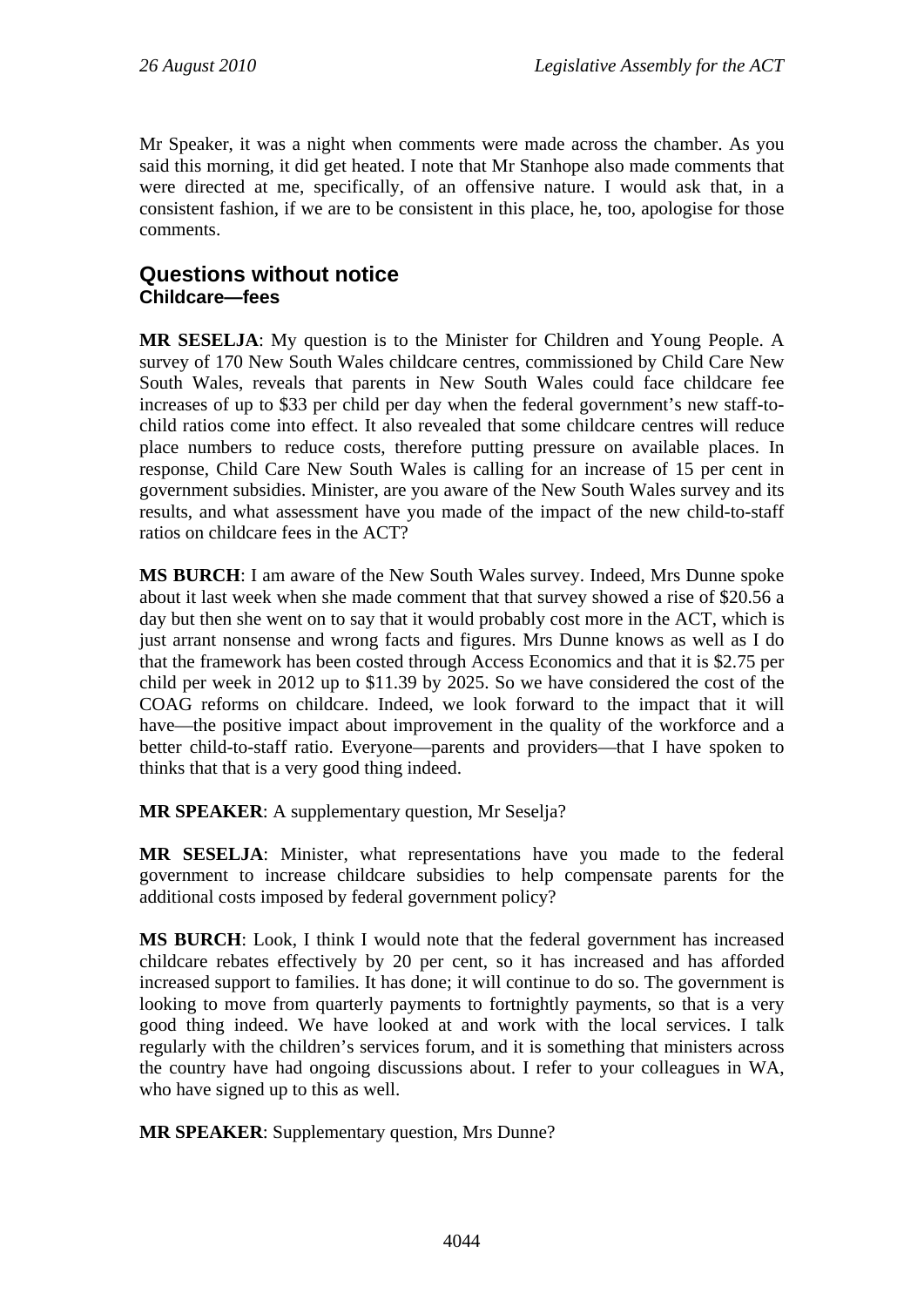Mr Speaker, it was a night when comments were made across the chamber. As you said this morning, it did get heated. I note that Mr Stanhope also made comments that were directed at me, specifically, of an offensive nature. I would ask that, in a consistent fashion, if we are to be consistent in this place, he, too, apologise for those comments.

## Questions without notice

### Childcare—fees

**MR SESELJA**: My question is to the Minister for Children and Young People. A survey of 170 New South Wales childcare centres, commissioned by Child Care New South Wales, reveals that parents in New South Wales could face childcare fee increases of up to $33 per child per day when the federal government's new staff-to-child ratios come into effect. It also revealed that some childcare centres will reduce place numbers to reduce costs, therefore putting pressure on available places. In response, Child Care New South Wales is calling for an increase of 15 per cent in government subsidies. Minister, are you aware of the New South Wales survey and its results, and what assessment have you made of the impact of the new child-to-staff ratios on childcare fees in the ACT?

**MS BURCH**: I am aware of the New South Wales survey. Indeed, Mrs Dunne spoke about it last week when she made comment that that survey showed a rise of $20.56 a day but then she went on to say that it would probably cost more in the ACT, which is just arrant nonsense and wrong facts and figures. Mrs Dunne knows as well as I do that the framework has been costed through Access Economics and that it is $2.75 per child per week in 2012 up to $11.39 by 2025. So we have considered the cost of the COAG reforms on childcare. Indeed, we look forward to the impact that it will have—the positive impact about improvement in the quality of the workforce and a better child-to-staff ratio. Everyone—parents and providers—that I have spoken to thinks that that is a very good thing indeed.

**MR SPEAKER**: A supplementary question, Mr Seselja?

**MR SESELJA**: Minister, what representations have you made to the federal government to increase childcare subsidies to help compensate parents for the additional costs imposed by federal government policy?

**MS BURCH**: Look, I think I would note that the federal government has increased childcare rebates effectively by 20 per cent, so it has increased and has afforded increased support to families. It has done; it will continue to do so. The government is looking to move from quarterly payments to fortnightly payments, so that is a very good thing indeed. We have looked at and work with the local services. I talk regularly with the children's services forum, and it is something that ministers across the country have had ongoing discussions about. I refer to your colleagues in WA, who have signed up to this as well.

**MR SPEAKER**: Supplementary question, Mrs Dunne?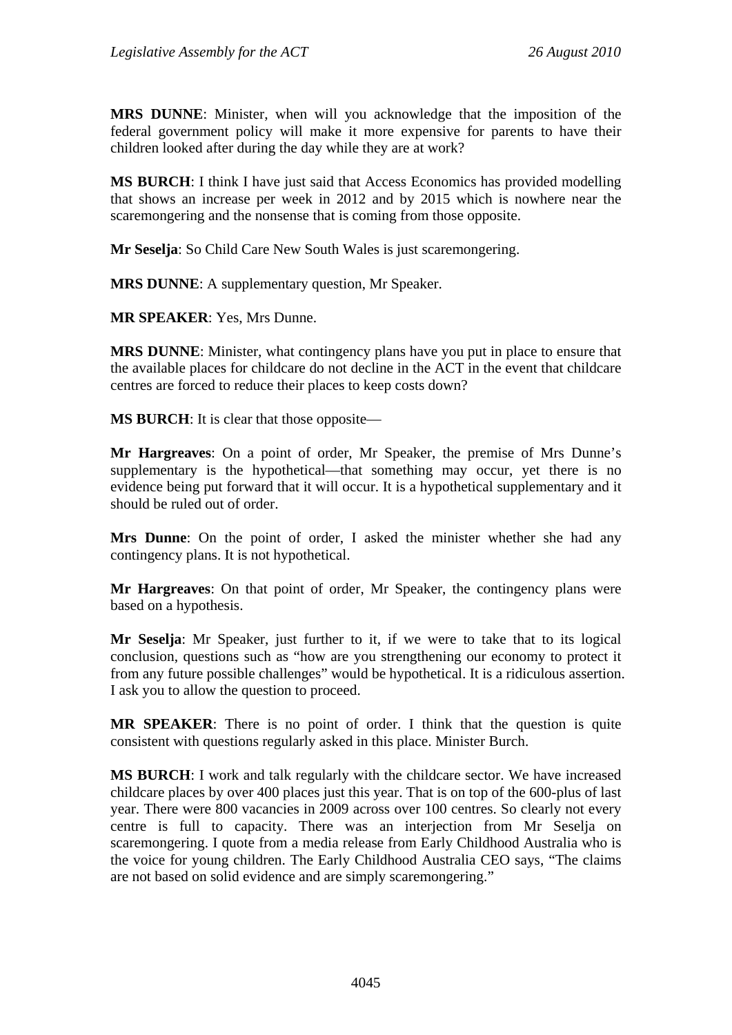**MRS DUNNE**: Minister, when will you acknowledge that the imposition of the federal government policy will make it more expensive for parents to have their children looked after during the day while they are at work?

**MS BURCH**: I think I have just said that Access Economics has provided modelling that shows an increase per week in 2012 and by 2015 which is nowhere near the scaremongering and the nonsense that is coming from those opposite.

**Mr Seselja**: So Child Care New South Wales is just scaremongering.

**MRS DUNNE**: A supplementary question, Mr Speaker.

**MR SPEAKER**: Yes, Mrs Dunne.

**MRS DUNNE**: Minister, what contingency plans have you put in place to ensure that the available places for childcare do not decline in the ACT in the event that childcare centres are forced to reduce their places to keep costs down?

**MS BURCH**: It is clear that those opposite—

**Mr Hargreaves**: On a point of order, Mr Speaker, the premise of Mrs Dunne's supplementary is the hypothetical—that something may occur, yet there is no evidence being put forward that it will occur. It is a hypothetical supplementary and it should be ruled out of order.

**Mrs Dunne**: On the point of order, I asked the minister whether she had any contingency plans. It is not hypothetical.

**Mr Hargreaves**: On that point of order, Mr Speaker, the contingency plans were based on a hypothesis.

**Mr Seselja**: Mr Speaker, just further to it, if we were to take that to its logical conclusion, questions such as "how are you strengthening our economy to protect it from any future possible challenges" would be hypothetical. It is a ridiculous assertion. I ask you to allow the question to proceed.

**MR SPEAKER**: There is no point of order. I think that the question is quite consistent with questions regularly asked in this place. Minister Burch.

**MS BURCH**: I work and talk regularly with the childcare sector. We have increased childcare places by over 400 places just this year. That is on top of the 600-plus of last year. There were 800 vacancies in 2009 across over 100 centres. So clearly not every centre is full to capacity. There was an interjection from Mr Seselja on scaremongering. I quote from a media release from Early Childhood Australia who is the voice for young children. The Early Childhood Australia CEO says, "The claims are not based on solid evidence and are simply scaremongering."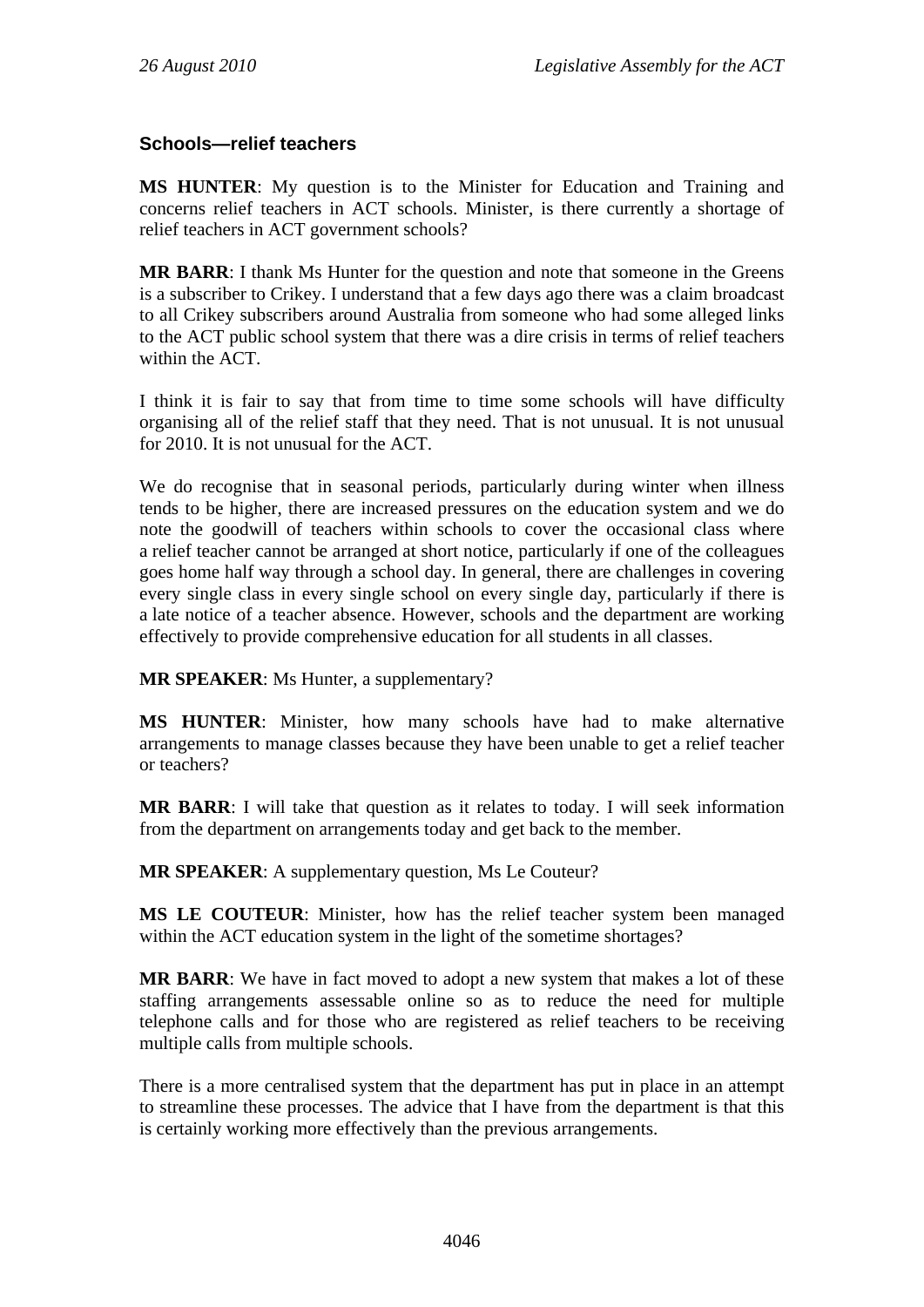### Schools—relief teachers

**MS HUNTER**: My question is to the Minister for Education and Training and concerns relief teachers in ACT schools. Minister, is there currently a shortage of relief teachers in ACT government schools?

**MR BARR**: I thank Ms Hunter for the question and note that someone in the Greens is a subscriber to Crikey. I understand that a few days ago there was a claim broadcast to all Crikey subscribers around Australia from someone who had some alleged links to the ACT public school system that there was a dire crisis in terms of relief teachers within the ACT.

I think it is fair to say that from time to time some schools will have difficulty organising all of the relief staff that they need. That is not unusual. It is not unusual for 2010. It is not unusual for the ACT.

We do recognise that in seasonal periods, particularly during winter when illness tends to be higher, there are increased pressures on the education system and we do note the goodwill of teachers within schools to cover the occasional class where a relief teacher cannot be arranged at short notice, particularly if one of the colleagues goes home half way through a school day. In general, there are challenges in covering every single class in every single school on every single day, particularly if there is a late notice of a teacher absence. However, schools and the department are working effectively to provide comprehensive education for all students in all classes.

**MR SPEAKER**: Ms Hunter, a supplementary?

**MS HUNTER**: Minister, how many schools have had to make alternative arrangements to manage classes because they have been unable to get a relief teacher or teachers?

**MR BARR**: I will take that question as it relates to today. I will seek information from the department on arrangements today and get back to the member.

**MR SPEAKER**: A supplementary question, Ms Le Couteur?

**MS LE COUTEUR**: Minister, how has the relief teacher system been managed within the ACT education system in the light of the sometime shortages?

**MR BARR**: We have in fact moved to adopt a new system that makes a lot of these staffing arrangements assessable online so as to reduce the need for multiple telephone calls and for those who are registered as relief teachers to be receiving multiple calls from multiple schools.

There is a more centralised system that the department has put in place in an attempt to streamline these processes. The advice that I have from the department is that this is certainly working more effectively than the previous arrangements.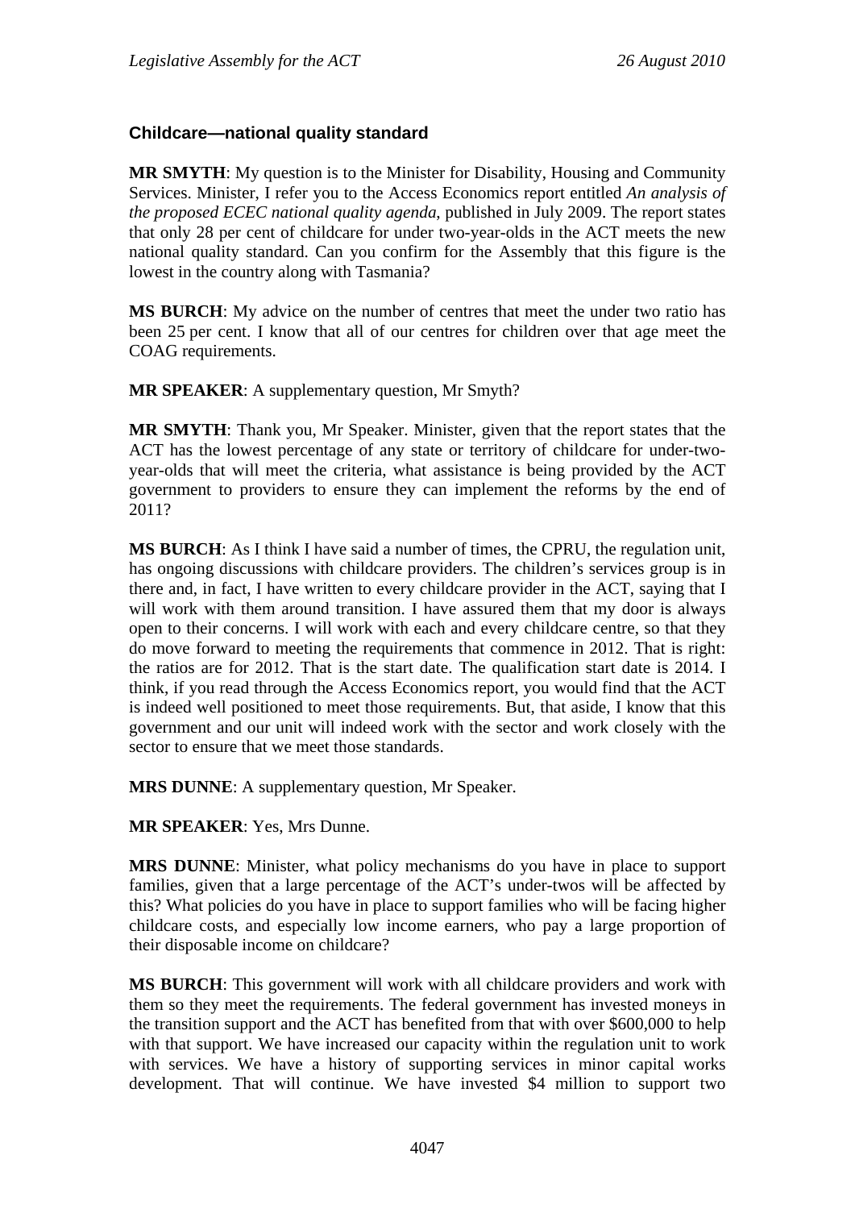### Childcare—national quality standard

**MR SMYTH**: My question is to the Minister for Disability, Housing and Community Services. Minister, I refer you to the Access Economics report entitled *An analysis of the proposed ECEC national quality agenda*, published in July 2009. The report states that only 28 per cent of childcare for under two-year-olds in the ACT meets the new national quality standard. Can you confirm for the Assembly that this figure is the lowest in the country along with Tasmania?

**MS BURCH**: My advice on the number of centres that meet the under two ratio has been 25 per cent. I know that all of our centres for children over that age meet the COAG requirements.

**MR SPEAKER**: A supplementary question, Mr Smyth?

**MR SMYTH**: Thank you, Mr Speaker. Minister, given that the report states that the ACT has the lowest percentage of any state or territory of childcare for under-two-year-olds that will meet the criteria, what assistance is being provided by the ACT government to providers to ensure they can implement the reforms by the end of 2011?

**MS BURCH**: As I think I have said a number of times, the CPRU, the regulation unit, has ongoing discussions with childcare providers. The children's services group is in there and, in fact, I have written to every childcare provider in the ACT, saying that I will work with them around transition. I have assured them that my door is always open to their concerns. I will work with each and every childcare centre, so that they do move forward to meeting the requirements that commence in 2012. That is right: the ratios are for 2012. That is the start date. The qualification start date is 2014. I think, if you read through the Access Economics report, you would find that the ACT is indeed well positioned to meet those requirements. But, that aside, I know that this government and our unit will indeed work with the sector and work closely with the sector to ensure that we meet those standards.

**MRS DUNNE**: A supplementary question, Mr Speaker.

**MR SPEAKER**: Yes, Mrs Dunne.

**MRS DUNNE**: Minister, what policy mechanisms do you have in place to support families, given that a large percentage of the ACT's under-twos will be affected by this? What policies do you have in place to support families who will be facing higher childcare costs, and especially low income earners, who pay a large proportion of their disposable income on childcare?

**MS BURCH**: This government will work with all childcare providers and work with them so they meet the requirements. The federal government has invested moneys in the transition support and the ACT has benefited from that with over $600,000 to help with that support. We have increased our capacity within the regulation unit to work with services. We have a history of supporting services in minor capital works development. That will continue. We have invested $4 million to support two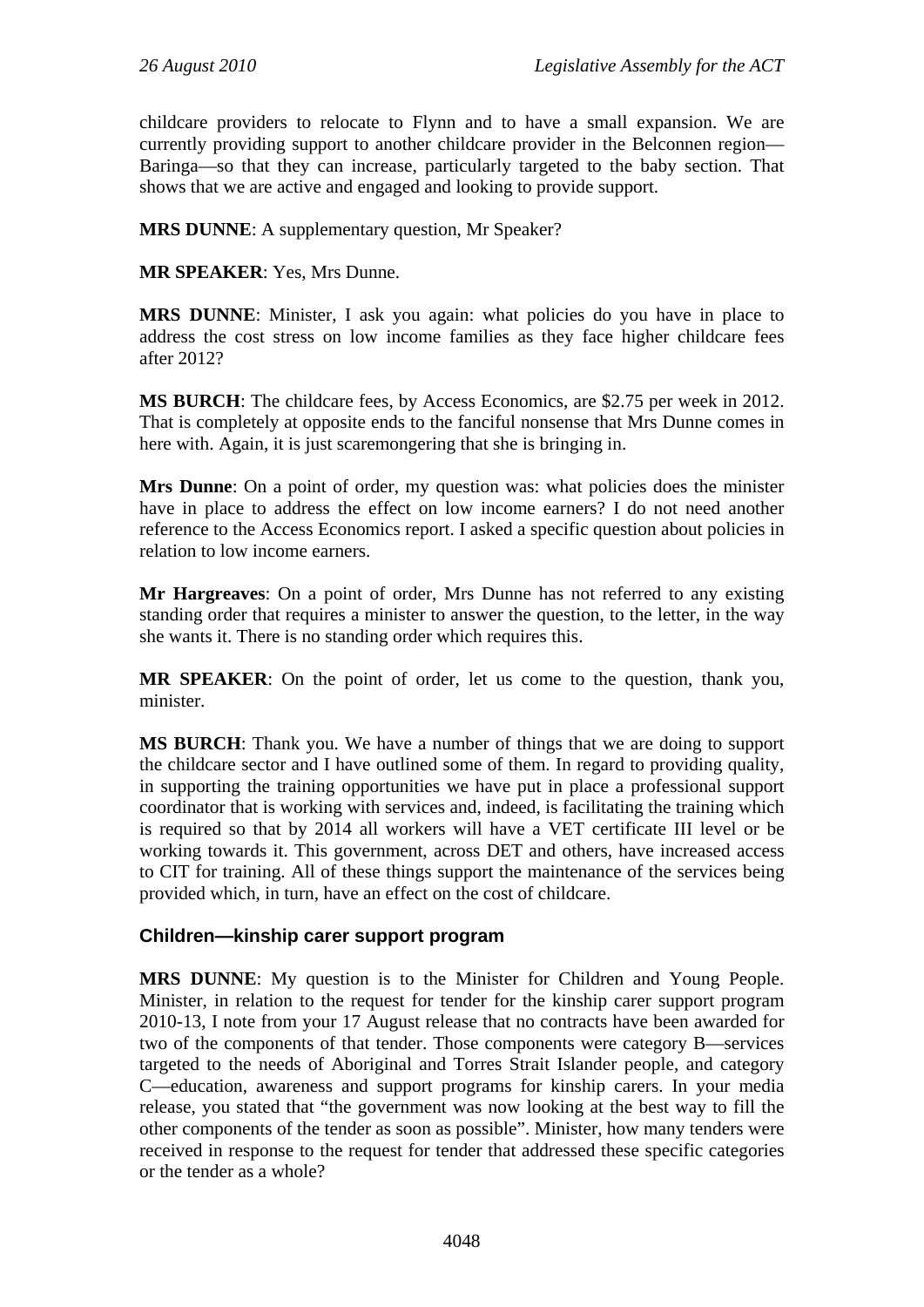childcare providers to relocate to Flynn and to have a small expansion. We are currently providing support to another childcare provider in the Belconnen region—Baringa—so that they can increase, particularly targeted to the baby section. That shows that we are active and engaged and looking to provide support.

**MRS DUNNE**: A supplementary question, Mr Speaker?

**MR SPEAKER**: Yes, Mrs Dunne.

**MRS DUNNE**: Minister, I ask you again: what policies do you have in place to address the cost stress on low income families as they face higher childcare fees after 2012?

**MS BURCH**: The childcare fees, by Access Economics, are $2.75 per week in 2012. That is completely at opposite ends to the fanciful nonsense that Mrs Dunne comes in here with. Again, it is just scaremongering that she is bringing in.

**Mrs Dunne**: On a point of order, my question was: what policies does the minister have in place to address the effect on low income earners? I do not need another reference to the Access Economics report. I asked a specific question about policies in relation to low income earners.

**Mr Hargreaves**: On a point of order, Mrs Dunne has not referred to any existing standing order that requires a minister to answer the question, to the letter, in the way she wants it. There is no standing order which requires this.

**MR SPEAKER**: On the point of order, let us come to the question, thank you, minister.

**MS BURCH**: Thank you. We have a number of things that we are doing to support the childcare sector and I have outlined some of them. In regard to providing quality, in supporting the training opportunities we have put in place a professional support coordinator that is working with services and, indeed, is facilitating the training which is required so that by 2014 all workers will have a VET certificate III level or be working towards it. This government, across DET and others, have increased access to CIT for training. All of these things support the maintenance of the services being provided which, in turn, have an effect on the cost of childcare.

## Children—kinship carer support program

**MRS DUNNE**: My question is to the Minister for Children and Young People. Minister, in relation to the request for tender for the kinship carer support program 2010-13, I note from your 17 August release that no contracts have been awarded for two of the components of that tender. Those components were category B—services targeted to the needs of Aboriginal and Torres Strait Islander people, and category C—education, awareness and support programs for kinship carers. In your media release, you stated that "the government was now looking at the best way to fill the other components of the tender as soon as possible". Minister, how many tenders were received in response to the request for tender that addressed these specific categories or the tender as a whole?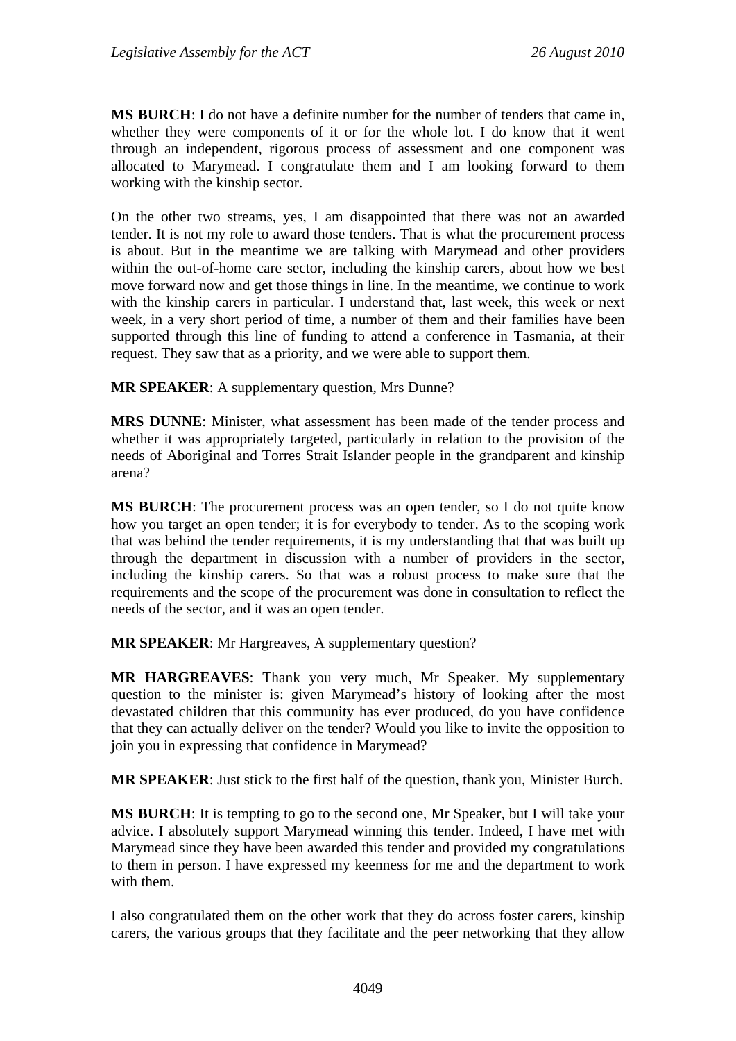**MS BURCH**: I do not have a definite number for the number of tenders that came in, whether they were components of it or for the whole lot. I do know that it went through an independent, rigorous process of assessment and one component was allocated to Marymead. I congratulate them and I am looking forward to them working with the kinship sector.

On the other two streams, yes, I am disappointed that there was not an awarded tender. It is not my role to award those tenders. That is what the procurement process is about. But in the meantime we are talking with Marymead and other providers within the out-of-home care sector, including the kinship carers, about how we best move forward now and get those things in line. In the meantime, we continue to work with the kinship carers in particular. I understand that, last week, this week or next week, in a very short period of time, a number of them and their families have been supported through this line of funding to attend a conference in Tasmania, at their request. They saw that as a priority, and we were able to support them.

**MR SPEAKER**: A supplementary question, Mrs Dunne?

**MRS DUNNE**: Minister, what assessment has been made of the tender process and whether it was appropriately targeted, particularly in relation to the provision of the needs of Aboriginal and Torres Strait Islander people in the grandparent and kinship arena?

**MS BURCH**: The procurement process was an open tender, so I do not quite know how you target an open tender; it is for everybody to tender. As to the scoping work that was behind the tender requirements, it is my understanding that that was built up through the department in discussion with a number of providers in the sector, including the kinship carers. So that was a robust process to make sure that the requirements and the scope of the procurement was done in consultation to reflect the needs of the sector, and it was an open tender.

**MR SPEAKER**: Mr Hargreaves, A supplementary question?

**MR HARGREAVES**: Thank you very much, Mr Speaker. My supplementary question to the minister is: given Marymead's history of looking after the most devastated children that this community has ever produced, do you have confidence that they can actually deliver on the tender? Would you like to invite the opposition to join you in expressing that confidence in Marymead?

**MR SPEAKER**: Just stick to the first half of the question, thank you, Minister Burch.

**MS BURCH**: It is tempting to go to the second one, Mr Speaker, but I will take your advice. I absolutely support Marymead winning this tender. Indeed, I have met with Marymead since they have been awarded this tender and provided my congratulations to them in person. I have expressed my keenness for me and the department to work with them.

I also congratulated them on the other work that they do across foster carers, kinship carers, the various groups that they facilitate and the peer networking that they allow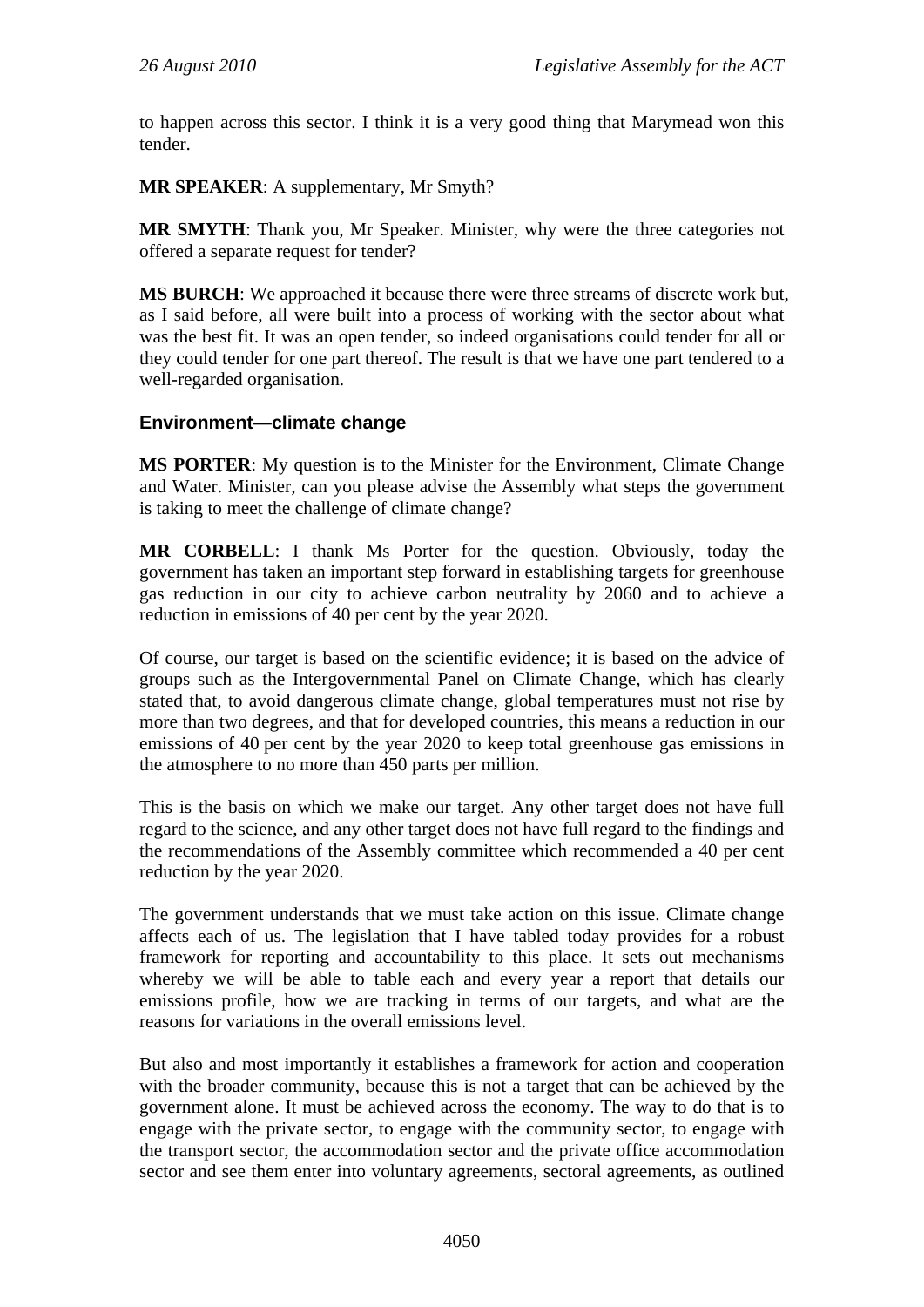to happen across this sector. I think it is a very good thing that Marymead won this tender.

**MR SPEAKER**: A supplementary, Mr Smyth?

**MR SMYTH**: Thank you, Mr Speaker. Minister, why were the three categories not offered a separate request for tender?

**MS BURCH**: We approached it because there were three streams of discrete work but, as I said before, all were built into a process of working with the sector about what was the best fit. It was an open tender, so indeed organisations could tender for all or they could tender for one part thereof. The result is that we have one part tendered to a well-regarded organisation.

### Environment—climate change

**MS PORTER**: My question is to the Minister for the Environment, Climate Change and Water. Minister, can you please advise the Assembly what steps the government is taking to meet the challenge of climate change?

**MR CORBELL**: I thank Ms Porter for the question. Obviously, today the government has taken an important step forward in establishing targets for greenhouse gas reduction in our city to achieve carbon neutrality by 2060 and to achieve a reduction in emissions of 40 per cent by the year 2020.

Of course, our target is based on the scientific evidence; it is based on the advice of groups such as the Intergovernmental Panel on Climate Change, which has clearly stated that, to avoid dangerous climate change, global temperatures must not rise by more than two degrees, and that for developed countries, this means a reduction in our emissions of 40 per cent by the year 2020 to keep total greenhouse gas emissions in the atmosphere to no more than 450 parts per million.

This is the basis on which we make our target. Any other target does not have full regard to the science, and any other target does not have full regard to the findings and the recommendations of the Assembly committee which recommended a 40 per cent reduction by the year 2020.

The government understands that we must take action on this issue. Climate change affects each of us. The legislation that I have tabled today provides for a robust framework for reporting and accountability to this place. It sets out mechanisms whereby we will be able to table each and every year a report that details our emissions profile, how we are tracking in terms of our targets, and what are the reasons for variations in the overall emissions level.

But also and most importantly it establishes a framework for action and cooperation with the broader community, because this is not a target that can be achieved by the government alone. It must be achieved across the economy. The way to do that is to engage with the private sector, to engage with the community sector, to engage with the transport sector, the accommodation sector and the private office accommodation sector and see them enter into voluntary agreements, sectoral agreements, as outlined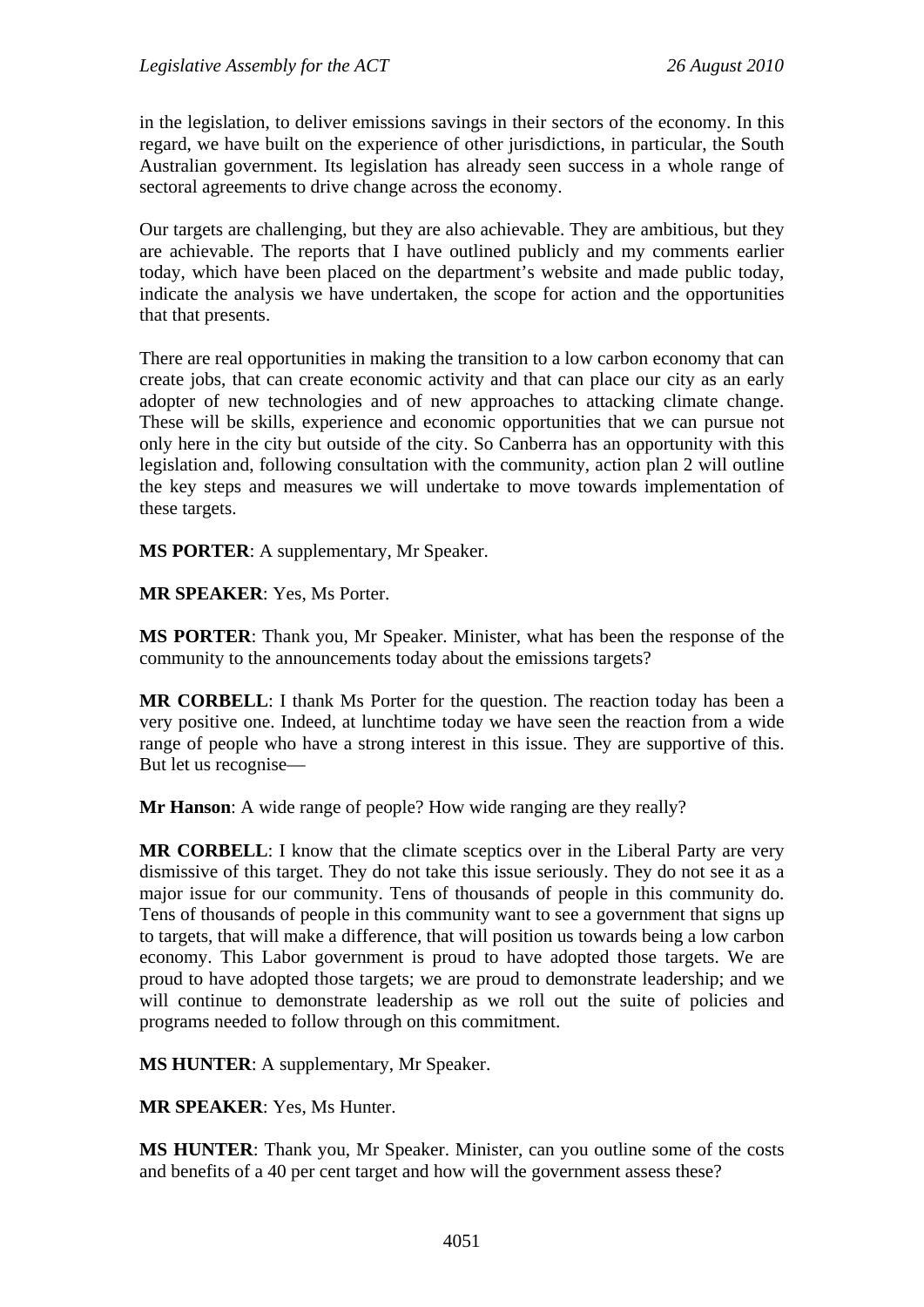in the legislation, to deliver emissions savings in their sectors of the economy. In this regard, we have built on the experience of other jurisdictions, in particular, the South Australian government. Its legislation has already seen success in a whole range of sectoral agreements to drive change across the economy.

Our targets are challenging, but they are also achievable. They are ambitious, but they are achievable. The reports that I have outlined publicly and my comments earlier today, which have been placed on the department's website and made public today, indicate the analysis we have undertaken, the scope for action and the opportunities that that presents.

There are real opportunities in making the transition to a low carbon economy that can create jobs, that can create economic activity and that can place our city as an early adopter of new technologies and of new approaches to attacking climate change. These will be skills, experience and economic opportunities that we can pursue not only here in the city but outside of the city. So Canberra has an opportunity with this legislation and, following consultation with the community, action plan 2 will outline the key steps and measures we will undertake to move towards implementation of these targets.

**MS PORTER**: A supplementary, Mr Speaker.

**MR SPEAKER**: Yes, Ms Porter.

**MS PORTER**: Thank you, Mr Speaker. Minister, what has been the response of the community to the announcements today about the emissions targets?

**MR CORBELL**: I thank Ms Porter for the question. The reaction today has been a very positive one. Indeed, at lunchtime today we have seen the reaction from a wide range of people who have a strong interest in this issue. They are supportive of this. But let us recognise—

**Mr Hanson**: A wide range of people? How wide ranging are they really?

**MR CORBELL**: I know that the climate sceptics over in the Liberal Party are very dismissive of this target. They do not take this issue seriously. They do not see it as a major issue for our community. Tens of thousands of people in this community do. Tens of thousands of people in this community want to see a government that signs up to targets, that will make a difference, that will position us towards being a low carbon economy. This Labor government is proud to have adopted those targets. We are proud to have adopted those targets; we are proud to demonstrate leadership; and we will continue to demonstrate leadership as we roll out the suite of policies and programs needed to follow through on this commitment.

**MS HUNTER**: A supplementary, Mr Speaker.

**MR SPEAKER**: Yes, Ms Hunter.

**MS HUNTER**: Thank you, Mr Speaker. Minister, can you outline some of the costs and benefits of a 40 per cent target and how will the government assess these?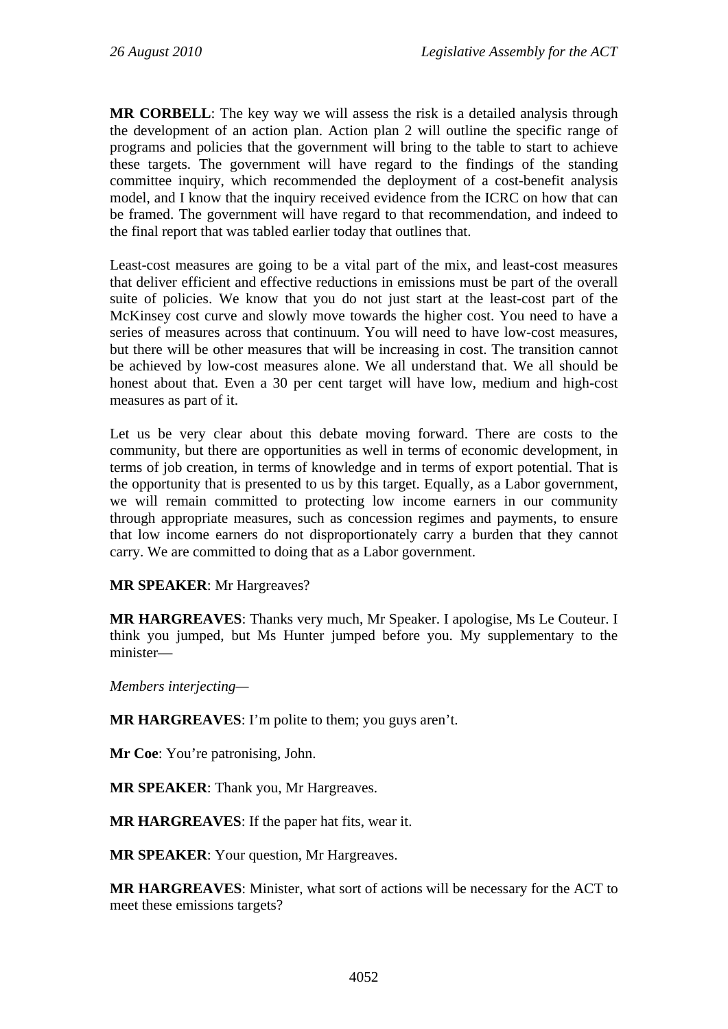**MR CORBELL**: The key way we will assess the risk is a detailed analysis through the development of an action plan. Action plan 2 will outline the specific range of programs and policies that the government will bring to the table to start to achieve these targets. The government will have regard to the findings of the standing committee inquiry, which recommended the deployment of a cost-benefit analysis model, and I know that the inquiry received evidence from the ICRC on how that can be framed. The government will have regard to that recommendation, and indeed to the final report that was tabled earlier today that outlines that.

Least-cost measures are going to be a vital part of the mix, and least-cost measures that deliver efficient and effective reductions in emissions must be part of the overall suite of policies. We know that you do not just start at the least-cost part of the McKinsey cost curve and slowly move towards the higher cost. You need to have a series of measures across that continuum. You will need to have low-cost measures, but there will be other measures that will be increasing in cost. The transition cannot be achieved by low-cost measures alone. We all understand that. We all should be honest about that. Even a 30 per cent target will have low, medium and high-cost measures as part of it.

Let us be very clear about this debate moving forward. There are costs to the community, but there are opportunities as well in terms of economic development, in terms of job creation, in terms of knowledge and in terms of export potential. That is the opportunity that is presented to us by this target. Equally, as a Labor government, we will remain committed to protecting low income earners in our community through appropriate measures, such as concession regimes and payments, to ensure that low income earners do not disproportionately carry a burden that they cannot carry. We are committed to doing that as a Labor government.

**MR SPEAKER**: Mr Hargreaves?

**MR HARGREAVES**: Thanks very much, Mr Speaker. I apologise, Ms Le Couteur. I think you jumped, but Ms Hunter jumped before you. My supplementary to the minister—

*Members interjecting*—

**MR HARGREAVES**: I'm polite to them; you guys aren't.

**Mr Coe**: You're patronising, John.

**MR SPEAKER**: Thank you, Mr Hargreaves.

**MR HARGREAVES**: If the paper hat fits, wear it.

**MR SPEAKER**: Your question, Mr Hargreaves.

**MR HARGREAVES**: Minister, what sort of actions will be necessary for the ACT to meet these emissions targets?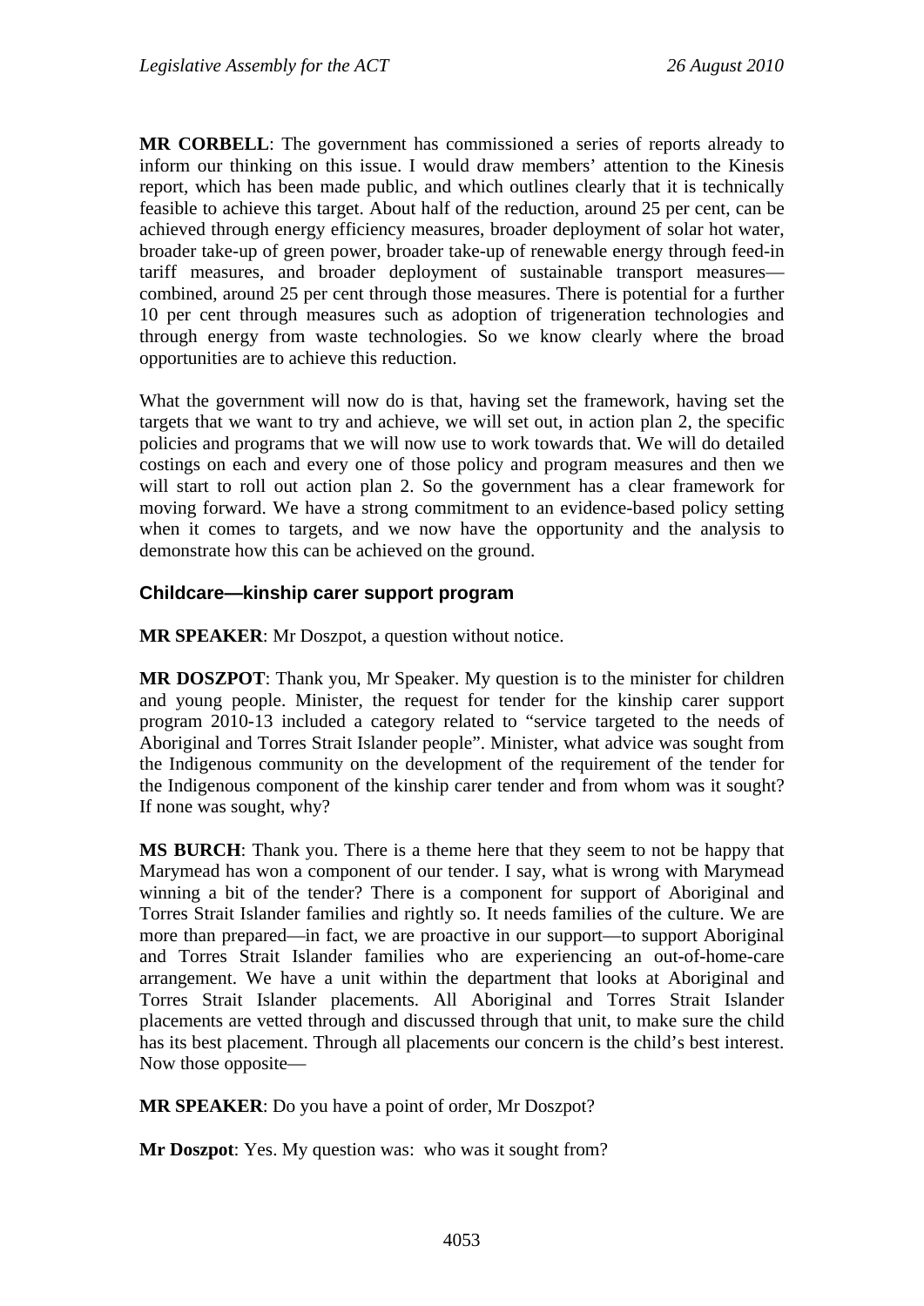**MR CORBELL**: The government has commissioned a series of reports already to inform our thinking on this issue. I would draw members' attention to the Kinesis report, which has been made public, and which outlines clearly that it is technically feasible to achieve this target. About half of the reduction, around 25 per cent, can be achieved through energy efficiency measures, broader deployment of solar hot water, broader take-up of green power, broader take-up of renewable energy through feed-in tariff measures, and broader deployment of sustainable transport measures—combined, around 25 per cent through those measures. There is potential for a further 10 per cent through measures such as adoption of trigeneration technologies and through energy from waste technologies. So we know clearly where the broad opportunities are to achieve this reduction.

What the government will now do is that, having set the framework, having set the targets that we want to try and achieve, we will set out, in action plan 2, the specific policies and programs that we will now use to work towards that. We will do detailed costings on each and every one of those policy and program measures and then we will start to roll out action plan 2. So the government has a clear framework for moving forward. We have a strong commitment to an evidence-based policy setting when it comes to targets, and we now have the opportunity and the analysis to demonstrate how this can be achieved on the ground.

### Childcare—kinship carer support program

**MR SPEAKER**: Mr Doszpot, a question without notice.

**MR DOSZPOT**: Thank you, Mr Speaker. My question is to the minister for children and young people. Minister, the request for tender for the kinship carer support program 2010-13 included a category related to "service targeted to the needs of Aboriginal and Torres Strait Islander people". Minister, what advice was sought from the Indigenous community on the development of the requirement of the tender for the Indigenous component of the kinship carer tender and from whom was it sought? If none was sought, why?

**MS BURCH**: Thank you. There is a theme here that they seem to not be happy that Marymead has won a component of our tender. I say, what is wrong with Marymead winning a bit of the tender? There is a component for support of Aboriginal and Torres Strait Islander families and rightly so. It needs families of the culture. We are more than prepared—in fact, we are proactive in our support—to support Aboriginal and Torres Strait Islander families who are experiencing an out-of-home-care arrangement. We have a unit within the department that looks at Aboriginal and Torres Strait Islander placements. All Aboriginal and Torres Strait Islander placements are vetted through and discussed through that unit, to make sure the child has its best placement. Through all placements our concern is the child's best interest. Now those opposite—

**MR SPEAKER**: Do you have a point of order, Mr Doszpot?

**Mr Doszpot**: Yes. My question was: who was it sought from?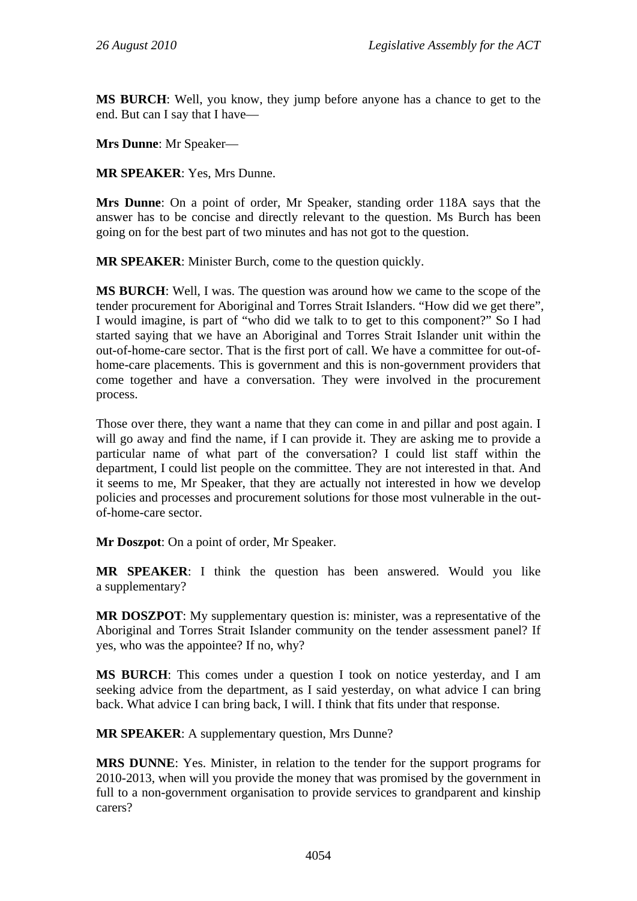**MS BURCH**: Well, you know, they jump before anyone has a chance to get to the end. But can I say that I have—

**Mrs Dunne**: Mr Speaker—

**MR SPEAKER**: Yes, Mrs Dunne.

**Mrs Dunne**: On a point of order, Mr Speaker, standing order 118A says that the answer has to be concise and directly relevant to the question. Ms Burch has been going on for the best part of two minutes and has not got to the question.

**MR SPEAKER**: Minister Burch, come to the question quickly.

**MS BURCH**: Well, I was. The question was around how we came to the scope of the tender procurement for Aboriginal and Torres Strait Islanders. "How did we get there", I would imagine, is part of "who did we talk to to get to this component?" So I had started saying that we have an Aboriginal and Torres Strait Islander unit within the out-of-home-care sector. That is the first port of call. We have a committee for out-of-home-care placements. This is government and this is non-government providers that come together and have a conversation. They were involved in the procurement process.

Those over there, they want a name that they can come in and pillar and post again. I will go away and find the name, if I can provide it. They are asking me to provide a particular name of what part of the conversation? I could list staff within the department, I could list people on the committee. They are not interested in that. And it seems to me, Mr Speaker, that they are actually not interested in how we develop policies and processes and procurement solutions for those most vulnerable in the out-of-home-care sector.

**Mr Doszpot**: On a point of order, Mr Speaker.

**MR SPEAKER**: I think the question has been answered. Would you like a supplementary?

**MR DOSZPOT**: My supplementary question is: minister, was a representative of the Aboriginal and Torres Strait Islander community on the tender assessment panel? If yes, who was the appointee? If no, why?

**MS BURCH**: This comes under a question I took on notice yesterday, and I am seeking advice from the department, as I said yesterday, on what advice I can bring back. What advice I can bring back, I will. I think that fits under that response.

**MR SPEAKER**: A supplementary question, Mrs Dunne?

**MRS DUNNE**: Yes. Minister, in relation to the tender for the support programs for 2010-2013, when will you provide the money that was promised by the government in full to a non-government organisation to provide services to grandparent and kinship carers?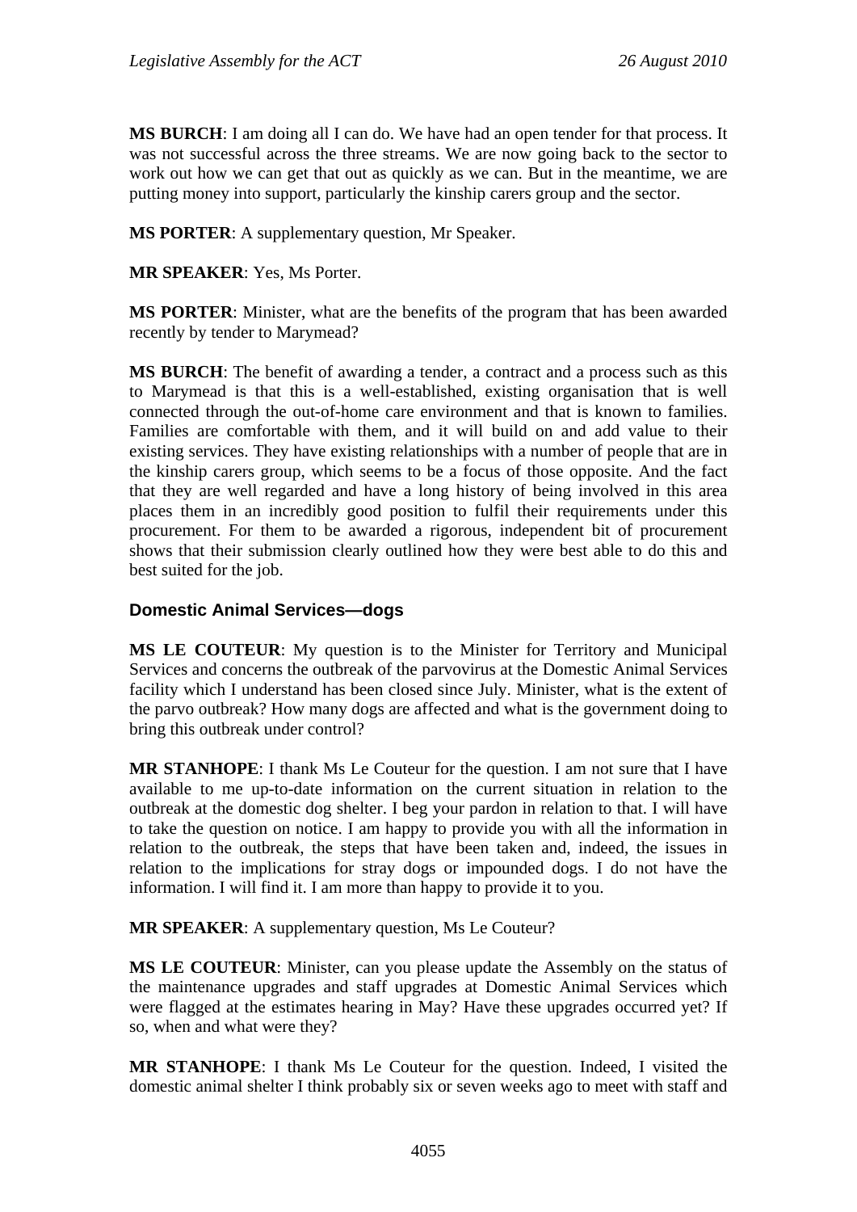**MS BURCH**: I am doing all I can do. We have had an open tender for that process. It was not successful across the three streams. We are now going back to the sector to work out how we can get that out as quickly as we can. But in the meantime, we are putting money into support, particularly the kinship carers group and the sector.

**MS PORTER**: A supplementary question, Mr Speaker.

**MR SPEAKER**: Yes, Ms Porter.

**MS PORTER**: Minister, what are the benefits of the program that has been awarded recently by tender to Marymead?

**MS BURCH**: The benefit of awarding a tender, a contract and a process such as this to Marymead is that this is a well-established, existing organisation that is well connected through the out-of-home care environment and that is known to families. Families are comfortable with them, and it will build on and add value to their existing services. They have existing relationships with a number of people that are in the kinship carers group, which seems to be a focus of those opposite. And the fact that they are well regarded and have a long history of being involved in this area places them in an incredibly good position to fulfil their requirements under this procurement. For them to be awarded a rigorous, independent bit of procurement shows that their submission clearly outlined how they were best able to do this and best suited for the job.

### Domestic Animal Services—dogs

**MS LE COUTEUR**: My question is to the Minister for Territory and Municipal Services and concerns the outbreak of the parvovirus at the Domestic Animal Services facility which I understand has been closed since July. Minister, what is the extent of the parvo outbreak? How many dogs are affected and what is the government doing to bring this outbreak under control?

**MR STANHOPE**: I thank Ms Le Couteur for the question. I am not sure that I have available to me up-to-date information on the current situation in relation to the outbreak at the domestic dog shelter. I beg your pardon in relation to that. I will have to take the question on notice. I am happy to provide you with all the information in relation to the outbreak, the steps that have been taken and, indeed, the issues in relation to the implications for stray dogs or impounded dogs. I do not have the information. I will find it. I am more than happy to provide it to you.

**MR SPEAKER**: A supplementary question, Ms Le Couteur?

**MS LE COUTEUR**: Minister, can you please update the Assembly on the status of the maintenance upgrades and staff upgrades at Domestic Animal Services which were flagged at the estimates hearing in May? Have these upgrades occurred yet? If so, when and what were they?

**MR STANHOPE**: I thank Ms Le Couteur for the question. Indeed, I visited the domestic animal shelter I think probably six or seven weeks ago to meet with staff and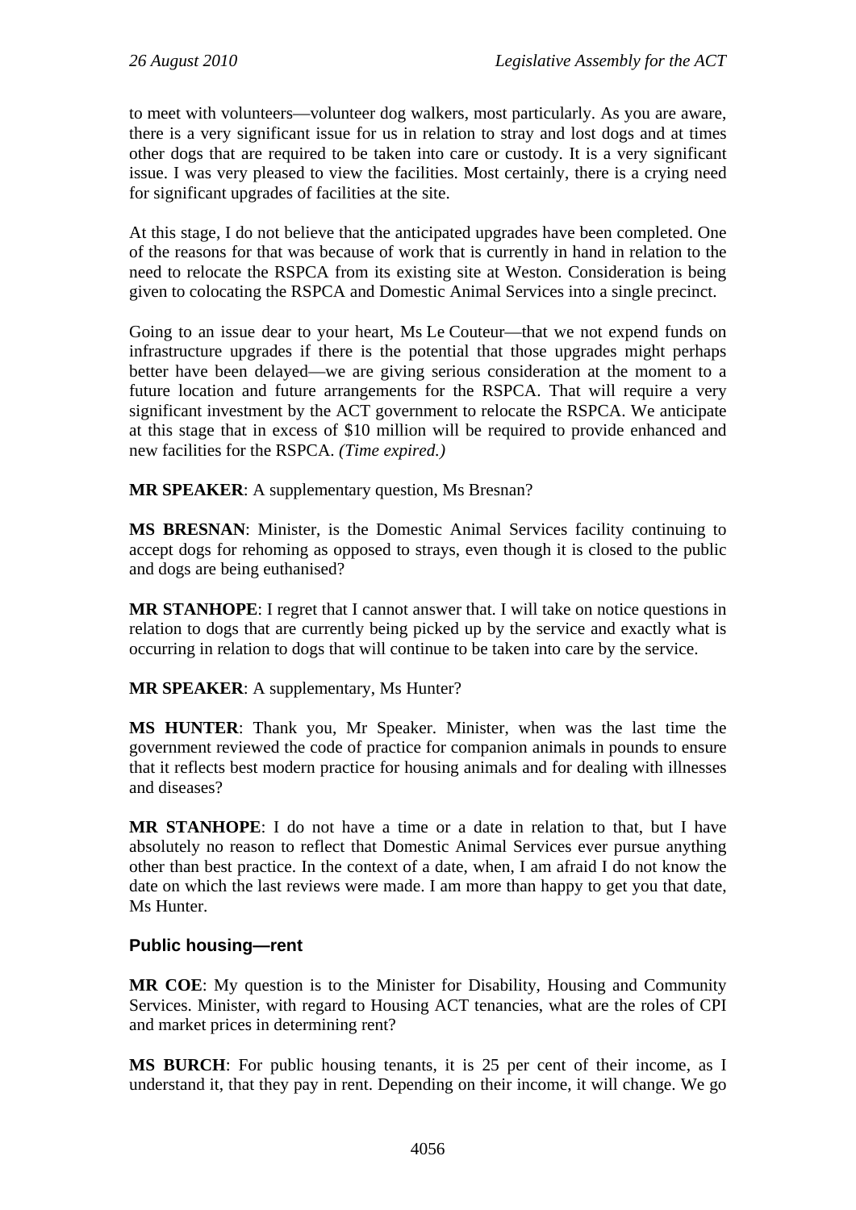to meet with volunteers—volunteer dog walkers, most particularly. As you are aware, there is a very significant issue for us in relation to stray and lost dogs and at times other dogs that are required to be taken into care or custody. It is a very significant issue. I was very pleased to view the facilities. Most certainly, there is a crying need for significant upgrades of facilities at the site.

At this stage, I do not believe that the anticipated upgrades have been completed. One of the reasons for that was because of work that is currently in hand in relation to the need to relocate the RSPCA from its existing site at Weston. Consideration is being given to colocating the RSPCA and Domestic Animal Services into a single precinct.

Going to an issue dear to your heart, Ms Le Couteur—that we not expend funds on infrastructure upgrades if there is the potential that those upgrades might perhaps better have been delayed—we are giving serious consideration at the moment to a future location and future arrangements for the RSPCA. That will require a very significant investment by the ACT government to relocate the RSPCA. We anticipate at this stage that in excess of $10 million will be required to provide enhanced and new facilities for the RSPCA. *(Time expired.)*

**MR SPEAKER**: A supplementary question, Ms Bresnan?

**MS BRESNAN**: Minister, is the Domestic Animal Services facility continuing to accept dogs for rehoming as opposed to strays, even though it is closed to the public and dogs are being euthanised?

**MR STANHOPE**: I regret that I cannot answer that. I will take on notice questions in relation to dogs that are currently being picked up by the service and exactly what is occurring in relation to dogs that will continue to be taken into care by the service.

**MR SPEAKER**: A supplementary, Ms Hunter?

**MS HUNTER**: Thank you, Mr Speaker. Minister, when was the last time the government reviewed the code of practice for companion animals in pounds to ensure that it reflects best modern practice for housing animals and for dealing with illnesses and diseases?

**MR STANHOPE**: I do not have a time or a date in relation to that, but I have absolutely no reason to reflect that Domestic Animal Services ever pursue anything other than best practice. In the context of a date, when, I am afraid I do not know the date on which the last reviews were made. I am more than happy to get you that date, Ms Hunter.

### Public housing—rent

**MR COE**: My question is to the Minister for Disability, Housing and Community Services. Minister, with regard to Housing ACT tenancies, what are the roles of CPI and market prices in determining rent?

**MS BURCH**: For public housing tenants, it is 25 per cent of their income, as I understand it, that they pay in rent. Depending on their income, it will change. We go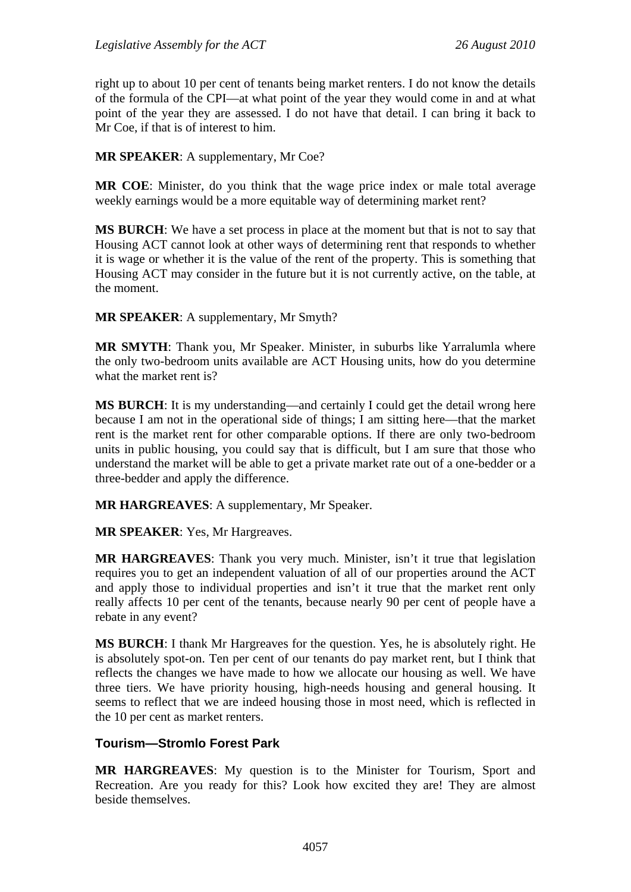right up to about 10 per cent of tenants being market renters. I do not know the details of the formula of the CPI—at what point of the year they would come in and at what point of the year they are assessed. I do not have that detail. I can bring it back to Mr Coe, if that is of interest to him.

**MR SPEAKER**: A supplementary, Mr Coe?

**MR COE**: Minister, do you think that the wage price index or male total average weekly earnings would be a more equitable way of determining market rent?

**MS BURCH**: We have a set process in place at the moment but that is not to say that Housing ACT cannot look at other ways of determining rent that responds to whether it is wage or whether it is the value of the rent of the property. This is something that Housing ACT may consider in the future but it is not currently active, on the table, at the moment.

**MR SPEAKER**: A supplementary, Mr Smyth?

**MR SMYTH**: Thank you, Mr Speaker. Minister, in suburbs like Yarralumla where the only two-bedroom units available are ACT Housing units, how do you determine what the market rent is?

**MS BURCH**: It is my understanding—and certainly I could get the detail wrong here because I am not in the operational side of things; I am sitting here—that the market rent is the market rent for other comparable options. If there are only two-bedroom units in public housing, you could say that is difficult, but I am sure that those who understand the market will be able to get a private market rate out of a one-bedder or a three-bedder and apply the difference.

**MR HARGREAVES**: A supplementary, Mr Speaker.

**MR SPEAKER**: Yes, Mr Hargreaves.

**MR HARGREAVES**: Thank you very much. Minister, isn't it true that legislation requires you to get an independent valuation of all of our properties around the ACT and apply those to individual properties and isn't it true that the market rent only really affects 10 per cent of the tenants, because nearly 90 per cent of people have a rebate in any event?

**MS BURCH**: I thank Mr Hargreaves for the question. Yes, he is absolutely right. He is absolutely spot-on. Ten per cent of our tenants do pay market rent, but I think that reflects the changes we have made to how we allocate our housing as well. We have three tiers. We have priority housing, high-needs housing and general housing. It seems to reflect that we are indeed housing those in most need, which is reflected in the 10 per cent as market renters.

## Tourism—Stromlo Forest Park

**MR HARGREAVES**: My question is to the Minister for Tourism, Sport and Recreation. Are you ready for this? Look how excited they are! They are almost beside themselves.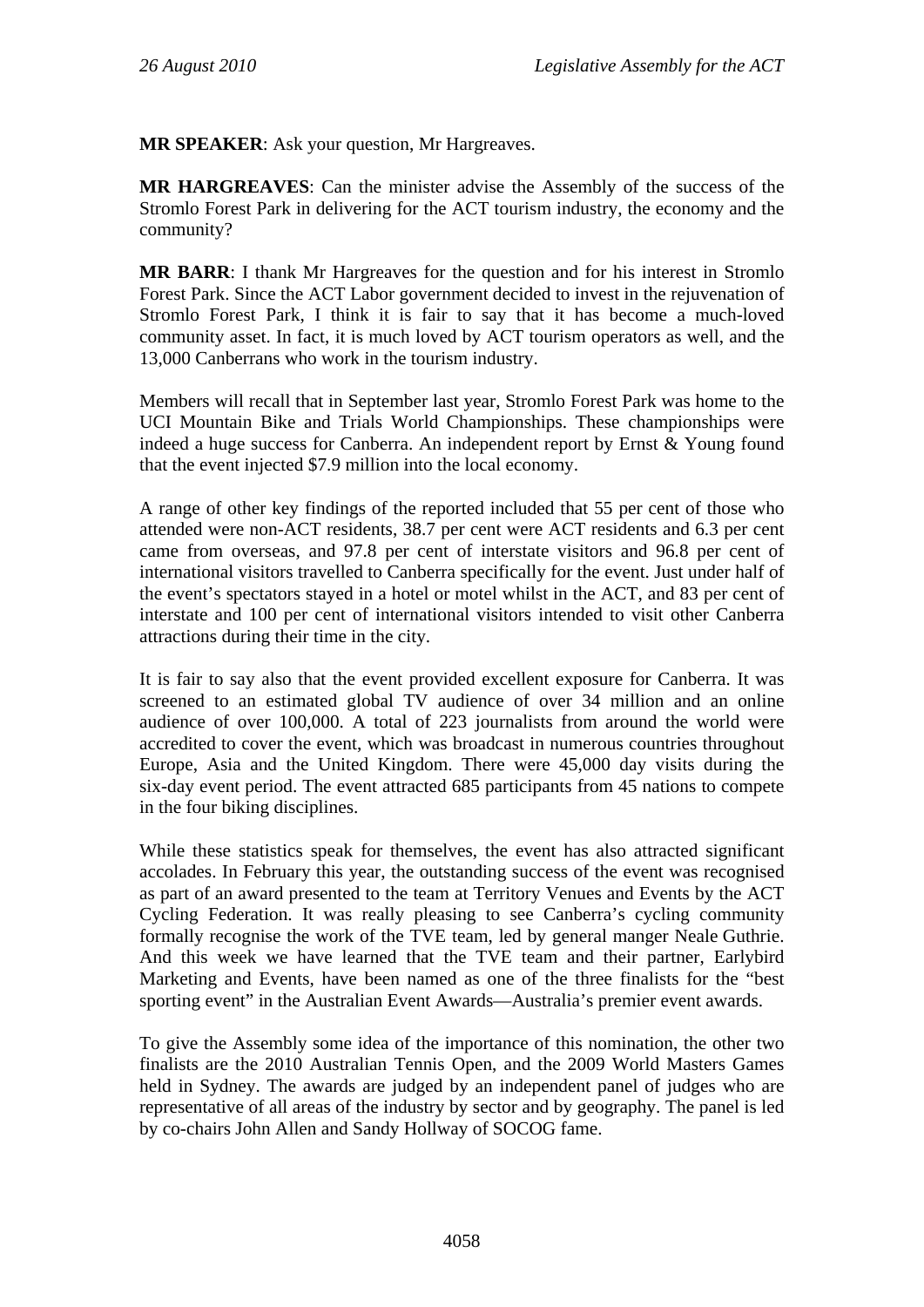**MR SPEAKER**: Ask your question, Mr Hargreaves.

**MR HARGREAVES**: Can the minister advise the Assembly of the success of the Stromlo Forest Park in delivering for the ACT tourism industry, the economy and the community?

**MR BARR**: I thank Mr Hargreaves for the question and for his interest in Stromlo Forest Park. Since the ACT Labor government decided to invest in the rejuvenation of Stromlo Forest Park, I think it is fair to say that it has become a much-loved community asset. In fact, it is much loved by ACT tourism operators as well, and the 13,000 Canberrans who work in the tourism industry.

Members will recall that in September last year, Stromlo Forest Park was home to the UCI Mountain Bike and Trials World Championships. These championships were indeed a huge success for Canberra. An independent report by Ernst & Young found that the event injected $7.9 million into the local economy.

A range of other key findings of the reported included that 55 per cent of those who attended were non-ACT residents, 38.7 per cent were ACT residents and 6.3 per cent came from overseas, and 97.8 per cent of interstate visitors and 96.8 per cent of international visitors travelled to Canberra specifically for the event. Just under half of the event's spectators stayed in a hotel or motel whilst in the ACT, and 83 per cent of interstate and 100 per cent of international visitors intended to visit other Canberra attractions during their time in the city.

It is fair to say also that the event provided excellent exposure for Canberra. It was screened to an estimated global TV audience of over 34 million and an online audience of over 100,000. A total of 223 journalists from around the world were accredited to cover the event, which was broadcast in numerous countries throughout Europe, Asia and the United Kingdom. There were 45,000 day visits during the six-day event period. The event attracted 685 participants from 45 nations to compete in the four biking disciplines.

While these statistics speak for themselves, the event has also attracted significant accolades. In February this year, the outstanding success of the event was recognised as part of an award presented to the team at Territory Venues and Events by the ACT Cycling Federation. It was really pleasing to see Canberra's cycling community formally recognise the work of the TVE team, led by general manger Neale Guthrie. And this week we have learned that the TVE team and their partner, Earlybird Marketing and Events, have been named as one of the three finalists for the "best sporting event" in the Australian Event Awards—Australia's premier event awards.

To give the Assembly some idea of the importance of this nomination, the other two finalists are the 2010 Australian Tennis Open, and the 2009 World Masters Games held in Sydney. The awards are judged by an independent panel of judges who are representative of all areas of the industry by sector and by geography. The panel is led by co-chairs John Allen and Sandy Hollway of SOCOG fame.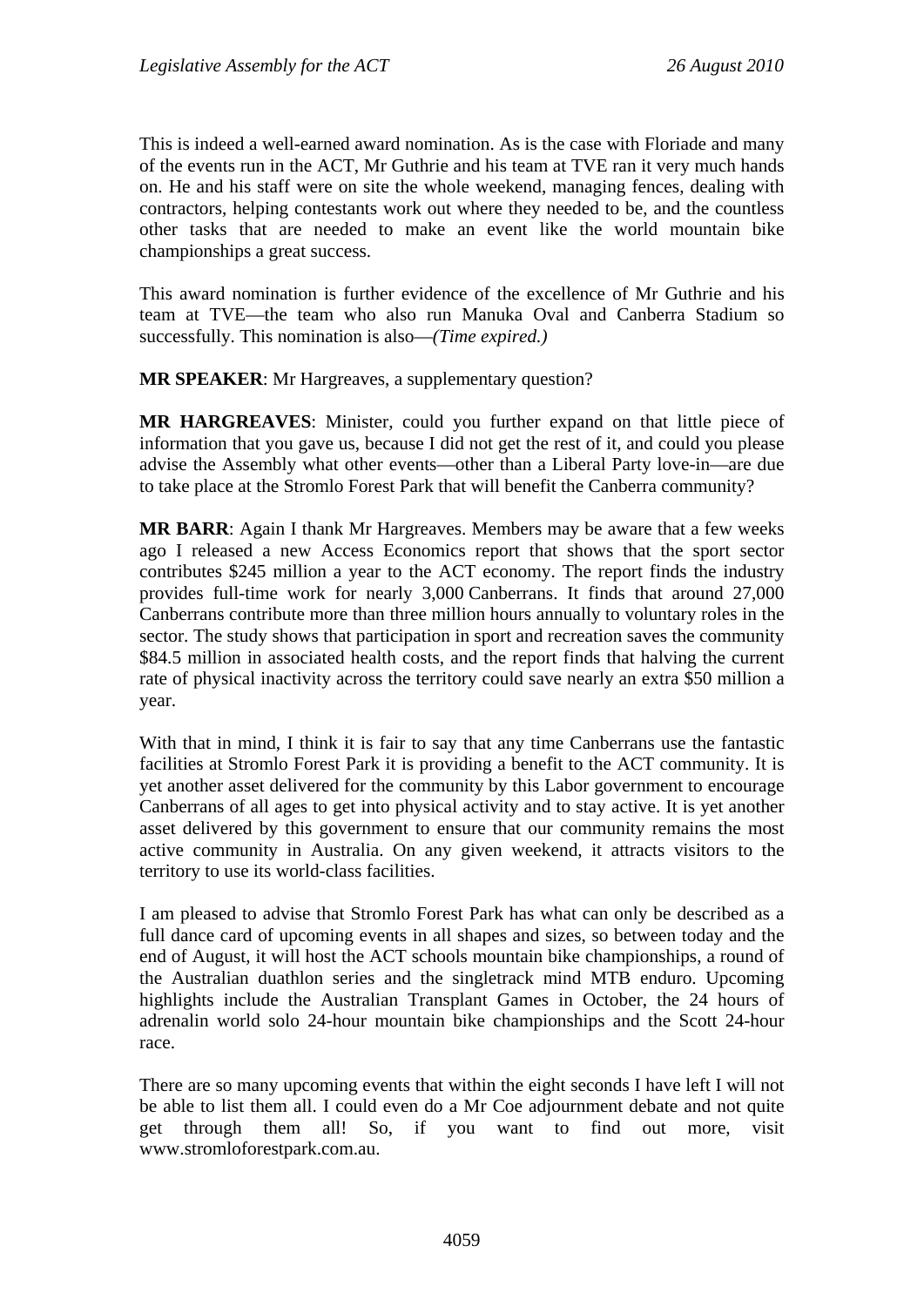This is indeed a well-earned award nomination. As is the case with Floriade and many of the events run in the ACT, Mr Guthrie and his team at TVE ran it very much hands on. He and his staff were on site the whole weekend, managing fences, dealing with contractors, helping contestants work out where they needed to be, and the countless other tasks that are needed to make an event like the world mountain bike championships a great success.

This award nomination is further evidence of the excellence of Mr Guthrie and his team at TVE—the team who also run Manuka Oval and Canberra Stadium so successfully. This nomination is also—*(Time expired.)*

**MR SPEAKER**: Mr Hargreaves, a supplementary question?

**MR HARGREAVES**: Minister, could you further expand on that little piece of information that you gave us, because I did not get the rest of it, and could you please advise the Assembly what other events—other than a Liberal Party love-in—are due to take place at the Stromlo Forest Park that will benefit the Canberra community?

**MR BARR**: Again I thank Mr Hargreaves. Members may be aware that a few weeks ago I released a new Access Economics report that shows that the sport sector contributes $245 million a year to the ACT economy. The report finds the industry provides full-time work for nearly 3,000 Canberrans. It finds that around 27,000 Canberrans contribute more than three million hours annually to voluntary roles in the sector. The study shows that participation in sport and recreation saves the community $84.5 million in associated health costs, and the report finds that halving the current rate of physical inactivity across the territory could save nearly an extra $50 million a year.

With that in mind, I think it is fair to say that any time Canberrans use the fantastic facilities at Stromlo Forest Park it is providing a benefit to the ACT community. It is yet another asset delivered for the community by this Labor government to encourage Canberrans of all ages to get into physical activity and to stay active. It is yet another asset delivered by this government to ensure that our community remains the most active community in Australia. On any given weekend, it attracts visitors to the territory to use its world-class facilities.

I am pleased to advise that Stromlo Forest Park has what can only be described as a full dance card of upcoming events in all shapes and sizes, so between today and the end of August, it will host the ACT schools mountain bike championships, a round of the Australian duathlon series and the singletrack mind MTB enduro. Upcoming highlights include the Australian Transplant Games in October, the 24 hours of adrenalin world solo 24-hour mountain bike championships and the Scott 24-hour race.

There are so many upcoming events that within the eight seconds I have left I will not be able to list them all. I could even do a Mr Coe adjournment debate and not quite get through them all! So, if you want to find out more, visit www.stromloforestpark.com.au.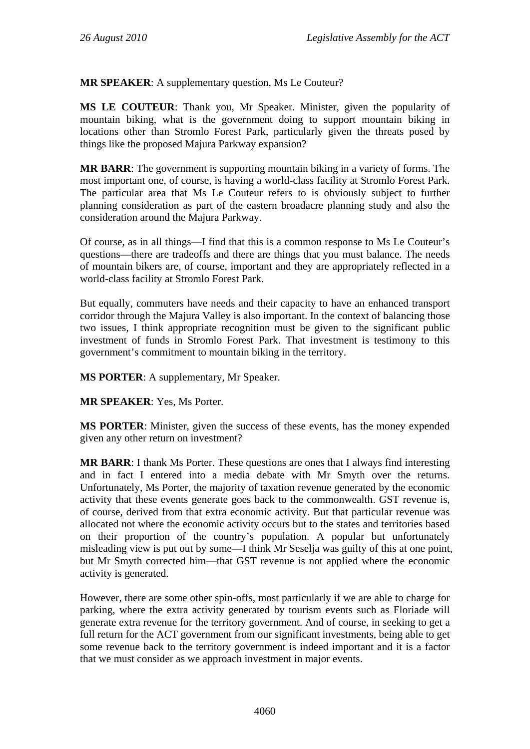**MR SPEAKER**: A supplementary question, Ms Le Couteur?

**MS LE COUTEUR**: Thank you, Mr Speaker. Minister, given the popularity of mountain biking, what is the government doing to support mountain biking in locations other than Stromlo Forest Park, particularly given the threats posed by things like the proposed Majura Parkway expansion?

**MR BARR**: The government is supporting mountain biking in a variety of forms. The most important one, of course, is having a world-class facility at Stromlo Forest Park. The particular area that Ms Le Couteur refers to is obviously subject to further planning consideration as part of the eastern broadacre planning study and also the consideration around the Majura Parkway.

Of course, as in all things—I find that this is a common response to Ms Le Couteur's questions—there are tradeoffs and there are things that you must balance. The needs of mountain bikers are, of course, important and they are appropriately reflected in a world-class facility at Stromlo Forest Park.

But equally, commuters have needs and their capacity to have an enhanced transport corridor through the Majura Valley is also important. In the context of balancing those two issues, I think appropriate recognition must be given to the significant public investment of funds in Stromlo Forest Park. That investment is testimony to this government's commitment to mountain biking in the territory.

**MS PORTER**: A supplementary, Mr Speaker.

**MR SPEAKER**: Yes, Ms Porter.

**MS PORTER**: Minister, given the success of these events, has the money expended given any other return on investment?

**MR BARR**: I thank Ms Porter. These questions are ones that I always find interesting and in fact I entered into a media debate with Mr Smyth over the returns. Unfortunately, Ms Porter, the majority of taxation revenue generated by the economic activity that these events generate goes back to the commonwealth. GST revenue is, of course, derived from that extra economic activity. But that particular revenue was allocated not where the economic activity occurs but to the states and territories based on their proportion of the country's population. A popular but unfortunately misleading view is put out by some—I think Mr Seselja was guilty of this at one point, but Mr Smyth corrected him—that GST revenue is not applied where the economic activity is generated.

However, there are some other spin-offs, most particularly if we are able to charge for parking, where the extra activity generated by tourism events such as Floriade will generate extra revenue for the territory government. And of course, in seeking to get a full return for the ACT government from our significant investments, being able to get some revenue back to the territory government is indeed important and it is a factor that we must consider as we approach investment in major events.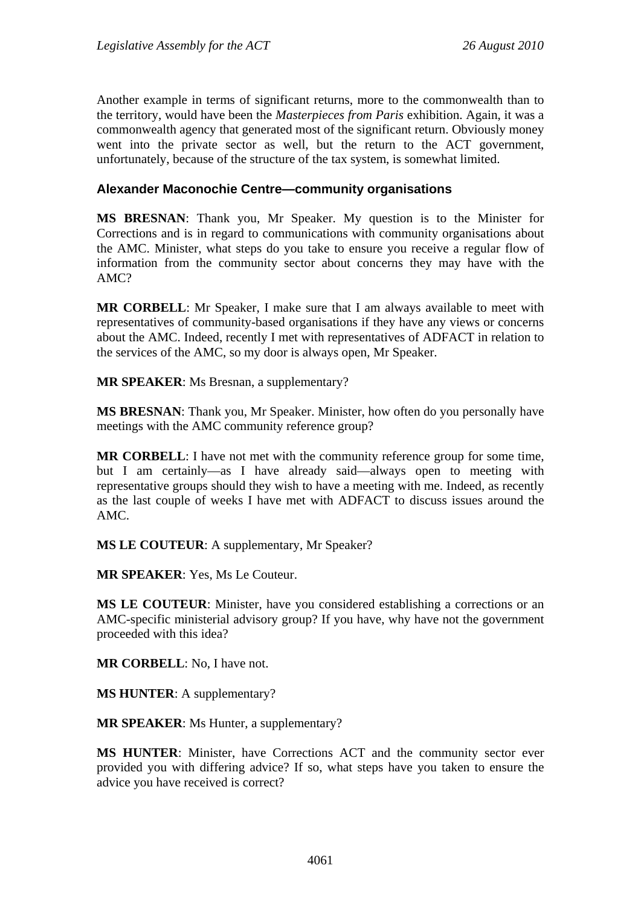Another example in terms of significant returns, more to the commonwealth than to the territory, would have been the *Masterpieces from Paris* exhibition. Again, it was a commonwealth agency that generated most of the significant return. Obviously money went into the private sector as well, but the return to the ACT government, unfortunately, because of the structure of the tax system, is somewhat limited.

### Alexander Maconochie Centre—community organisations

**MS BRESNAN**: Thank you, Mr Speaker. My question is to the Minister for Corrections and is in regard to communications with community organisations about the AMC. Minister, what steps do you take to ensure you receive a regular flow of information from the community sector about concerns they may have with the AMC?

**MR CORBELL**: Mr Speaker, I make sure that I am always available to meet with representatives of community-based organisations if they have any views or concerns about the AMC. Indeed, recently I met with representatives of ADFACT in relation to the services of the AMC, so my door is always open, Mr Speaker.

**MR SPEAKER**: Ms Bresnan, a supplementary?

**MS BRESNAN**: Thank you, Mr Speaker. Minister, how often do you personally have meetings with the AMC community reference group?

**MR CORBELL**: I have not met with the community reference group for some time, but I am certainly—as I have already said—always open to meeting with representative groups should they wish to have a meeting with me. Indeed, as recently as the last couple of weeks I have met with ADFACT to discuss issues around the AMC.

**MS LE COUTEUR**: A supplementary, Mr Speaker?

**MR SPEAKER**: Yes, Ms Le Couteur.

**MS LE COUTEUR**: Minister, have you considered establishing a corrections or an AMC-specific ministerial advisory group? If you have, why have not the government proceeded with this idea?

**MR CORBELL**: No, I have not.

**MS HUNTER**: A supplementary?

**MR SPEAKER**: Ms Hunter, a supplementary?

**MS HUNTER**: Minister, have Corrections ACT and the community sector ever provided you with differing advice? If so, what steps have you taken to ensure the advice you have received is correct?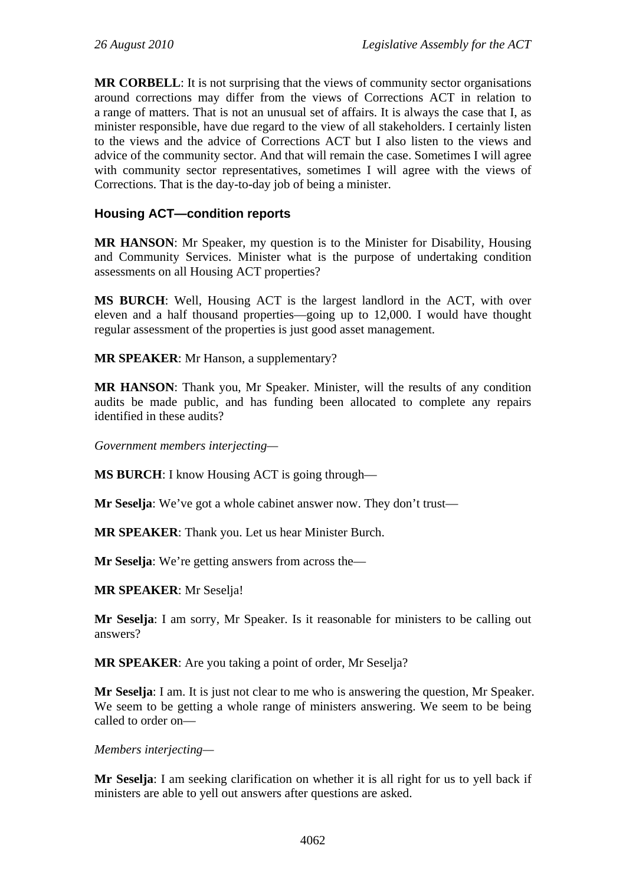**MR CORBELL**: It is not surprising that the views of community sector organisations around corrections may differ from the views of Corrections ACT in relation to a range of matters. That is not an unusual set of affairs. It is always the case that I, as minister responsible, have due regard to the view of all stakeholders. I certainly listen to the views and the advice of Corrections ACT but I also listen to the views and advice of the community sector. And that will remain the case. Sometimes I will agree with community sector representatives, sometimes I will agree with the views of Corrections. That is the day-to-day job of being a minister.

### Housing ACT—condition reports

**MR HANSON**: Mr Speaker, my question is to the Minister for Disability, Housing and Community Services. Minister what is the purpose of undertaking condition assessments on all Housing ACT properties?

**MS BURCH**: Well, Housing ACT is the largest landlord in the ACT, with over eleven and a half thousand properties—going up to 12,000. I would have thought regular assessment of the properties is just good asset management.

**MR SPEAKER**: Mr Hanson, a supplementary?

**MR HANSON**: Thank you, Mr Speaker. Minister, will the results of any condition audits be made public, and has funding been allocated to complete any repairs identified in these audits?

*Government members interjecting*—

**MS BURCH**: I know Housing ACT is going through—

**Mr Seselja**: We've got a whole cabinet answer now. They don't trust—

**MR SPEAKER**: Thank you. Let us hear Minister Burch.

**Mr Seselja**: We're getting answers from across the—

**MR SPEAKER**: Mr Seselja!

**Mr Seselja**: I am sorry, Mr Speaker. Is it reasonable for ministers to be calling out answers?

**MR SPEAKER**: Are you taking a point of order, Mr Seselja?

**Mr Seselja**: I am. It is just not clear to me who is answering the question, Mr Speaker. We seem to be getting a whole range of ministers answering. We seem to be being called to order on—

*Members interjecting*—

**Mr Seselja**: I am seeking clarification on whether it is all right for us to yell back if ministers are able to yell out answers after questions are asked.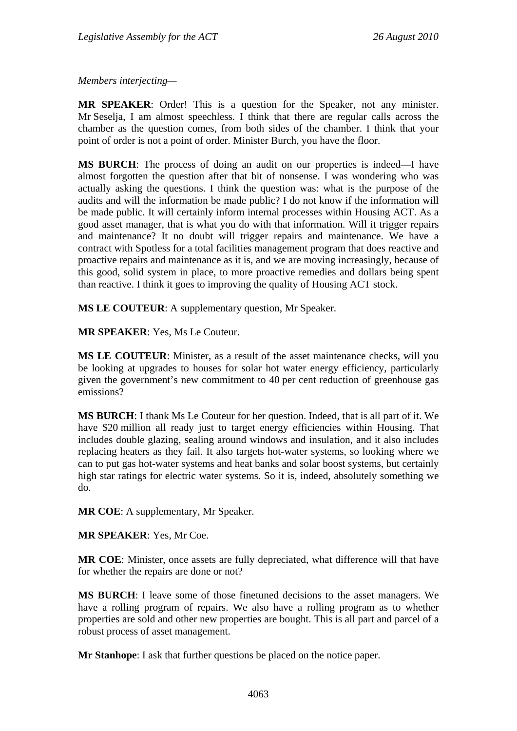*Members interjecting—*

**MR SPEAKER**: Order! This is a question for the Speaker, not any minister. Mr Seselja, I am almost speechless. I think that there are regular calls across the chamber as the question comes, from both sides of the chamber. I think that your point of order is not a point of order. Minister Burch, you have the floor.

**MS BURCH**: The process of doing an audit on our properties is indeed—I have almost forgotten the question after that bit of nonsense. I was wondering who was actually asking the questions. I think the question was: what is the purpose of the audits and will the information be made public? I do not know if the information will be made public. It will certainly inform internal processes within Housing ACT. As a good asset manager, that is what you do with that information. Will it trigger repairs and maintenance? It no doubt will trigger repairs and maintenance. We have a contract with Spotless for a total facilities management program that does reactive and proactive repairs and maintenance as it is, and we are moving increasingly, because of this good, solid system in place, to more proactive remedies and dollars being spent than reactive. I think it goes to improving the quality of Housing ACT stock.

**MS LE COUTEUR**: A supplementary question, Mr Speaker.

**MR SPEAKER**: Yes, Ms Le Couteur.

**MS LE COUTEUR**: Minister, as a result of the asset maintenance checks, will you be looking at upgrades to houses for solar hot water energy efficiency, particularly given the government's new commitment to 40 per cent reduction of greenhouse gas emissions?

**MS BURCH**: I thank Ms Le Couteur for her question. Indeed, that is all part of it. We have $20 million all ready just to target energy efficiencies within Housing. That includes double glazing, sealing around windows and insulation, and it also includes replacing heaters as they fail. It also targets hot-water systems, so looking where we can to put gas hot-water systems and heat banks and solar boost systems, but certainly high star ratings for electric water systems. So it is, indeed, absolutely something we do.

**MR COE**: A supplementary, Mr Speaker.

**MR SPEAKER**: Yes, Mr Coe.

**MR COE**: Minister, once assets are fully depreciated, what difference will that have for whether the repairs are done or not?

**MS BURCH**: I leave some of those finetuned decisions to the asset managers. We have a rolling program of repairs. We also have a rolling program as to whether properties are sold and other new properties are bought. This is all part and parcel of a robust process of asset management.

**Mr Stanhope**: I ask that further questions be placed on the notice paper.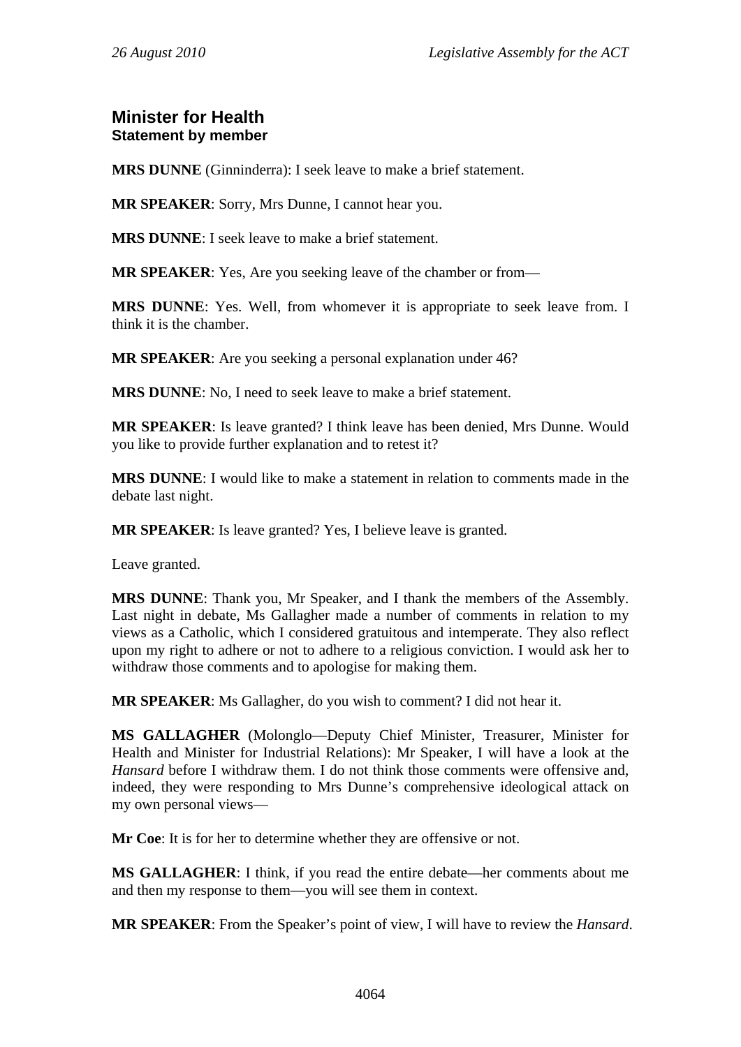## Minister for Health
### Statement by member

**MRS DUNNE** (Ginninderra): I seek leave to make a brief statement.

**MR SPEAKER**: Sorry, Mrs Dunne, I cannot hear you.

**MRS DUNNE**: I seek leave to make a brief statement.

**MR SPEAKER**: Yes, Are you seeking leave of the chamber or from—

**MRS DUNNE**: Yes. Well, from whomever it is appropriate to seek leave from. I think it is the chamber.

**MR SPEAKER**: Are you seeking a personal explanation under 46?

**MRS DUNNE**: No, I need to seek leave to make a brief statement.

**MR SPEAKER**: Is leave granted? I think leave has been denied, Mrs Dunne. Would you like to provide further explanation and to retest it?

**MRS DUNNE**: I would like to make a statement in relation to comments made in the debate last night.

**MR SPEAKER**: Is leave granted? Yes, I believe leave is granted.

Leave granted.

**MRS DUNNE**: Thank you, Mr Speaker, and I thank the members of the Assembly. Last night in debate, Ms Gallagher made a number of comments in relation to my views as a Catholic, which I considered gratuitous and intemperate. They also reflect upon my right to adhere or not to adhere to a religious conviction. I would ask her to withdraw those comments and to apologise for making them.

**MR SPEAKER**: Ms Gallagher, do you wish to comment? I did not hear it.

**MS GALLAGHER** (Molonglo—Deputy Chief Minister, Treasurer, Minister for Health and Minister for Industrial Relations): Mr Speaker, I will have a look at the *Hansard* before I withdraw them. I do not think those comments were offensive and, indeed, they were responding to Mrs Dunne's comprehensive ideological attack on my own personal views—

**Mr Coe**: It is for her to determine whether they are offensive or not.

**MS GALLAGHER**: I think, if you read the entire debate—her comments about me and then my response to them—you will see them in context.

**MR SPEAKER**: From the Speaker's point of view, I will have to review the *Hansard*.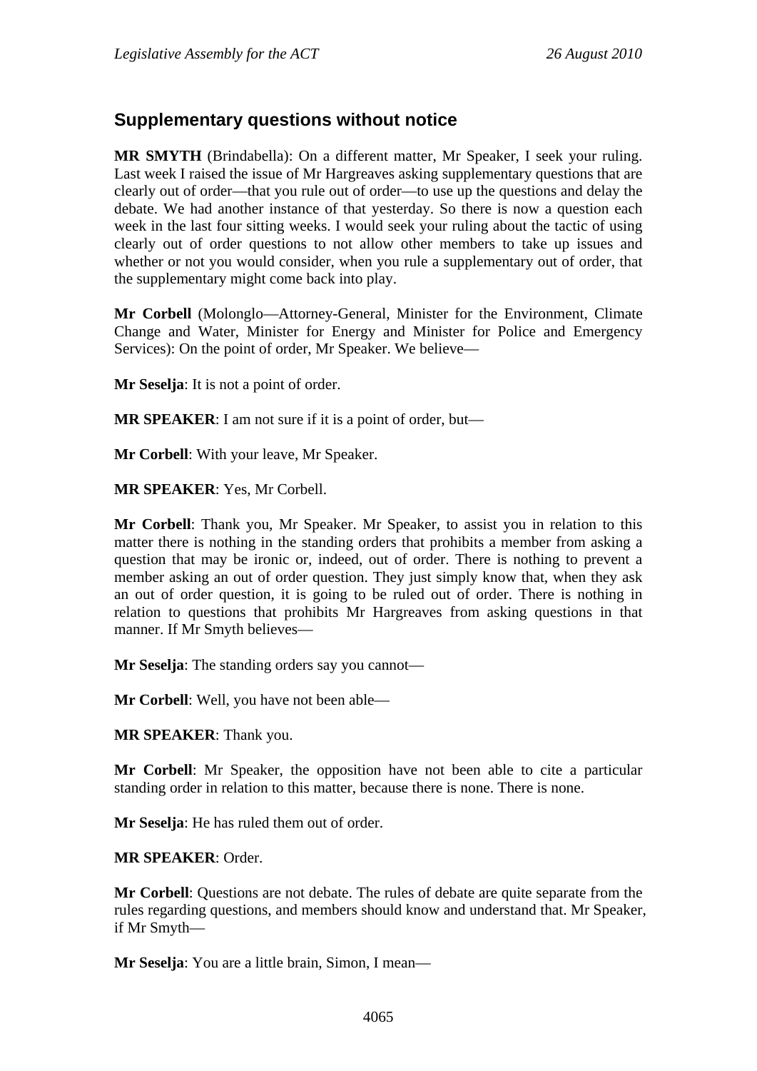## Supplementary questions without notice

**MR SMYTH** (Brindabella): On a different matter, Mr Speaker, I seek your ruling. Last week I raised the issue of Mr Hargreaves asking supplementary questions that are clearly out of order—that you rule out of order—to use up the questions and delay the debate. We had another instance of that yesterday. So there is now a question each week in the last four sitting weeks. I would seek your ruling about the tactic of using clearly out of order questions to not allow other members to take up issues and whether or not you would consider, when you rule a supplementary out of order, that the supplementary might come back into play.

**Mr Corbell** (Molonglo—Attorney-General, Minister for the Environment, Climate Change and Water, Minister for Energy and Minister for Police and Emergency Services): On the point of order, Mr Speaker. We believe—

**Mr Seselja**: It is not a point of order.

**MR SPEAKER**: I am not sure if it is a point of order, but—

**Mr Corbell**: With your leave, Mr Speaker.

**MR SPEAKER**: Yes, Mr Corbell.

**Mr Corbell**: Thank you, Mr Speaker. Mr Speaker, to assist you in relation to this matter there is nothing in the standing orders that prohibits a member from asking a question that may be ironic or, indeed, out of order. There is nothing to prevent a member asking an out of order question. They just simply know that, when they ask an out of order question, it is going to be ruled out of order. There is nothing in relation to questions that prohibits Mr Hargreaves from asking questions in that manner. If Mr Smyth believes—

**Mr Seselja**: The standing orders say you cannot—

**Mr Corbell**: Well, you have not been able—

**MR SPEAKER**: Thank you.

**Mr Corbell**: Mr Speaker, the opposition have not been able to cite a particular standing order in relation to this matter, because there is none. There is none.

**Mr Seselja**: He has ruled them out of order.

**MR SPEAKER**: Order.

**Mr Corbell**: Questions are not debate. The rules of debate are quite separate from the rules regarding questions, and members should know and understand that. Mr Speaker, if Mr Smyth—

**Mr Seselja**: You are a little brain, Simon, I mean—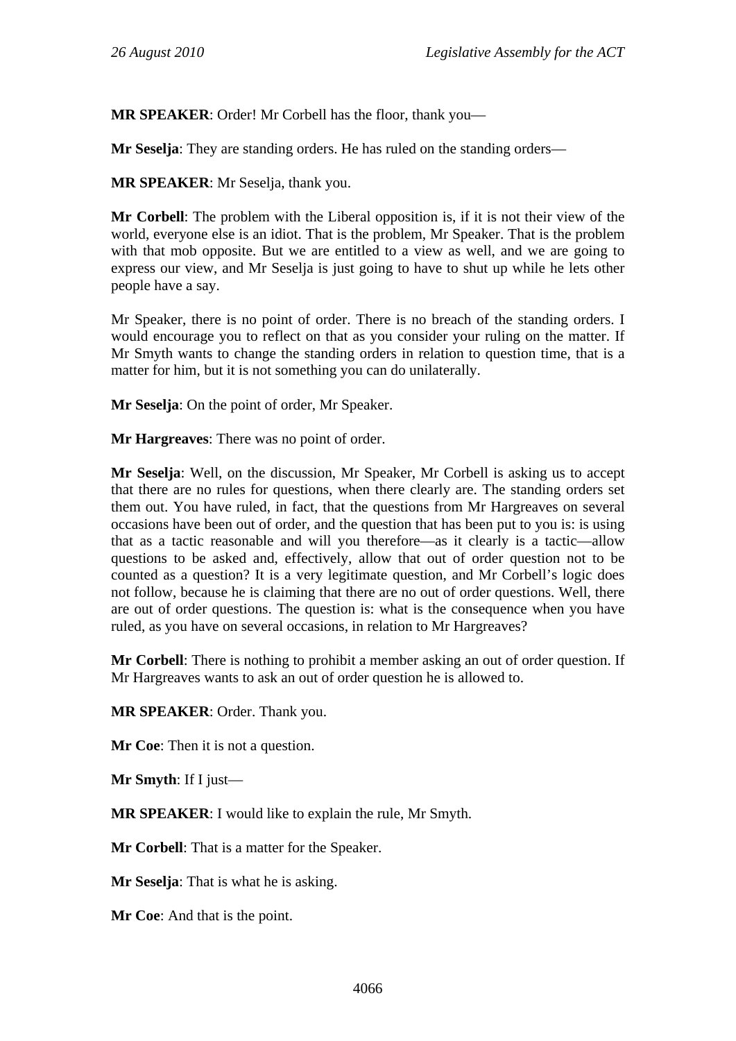**MR SPEAKER**: Order! Mr Corbell has the floor, thank you—

**Mr Seselja**: They are standing orders. He has ruled on the standing orders—

**MR SPEAKER**: Mr Seselja, thank you.

**Mr Corbell**: The problem with the Liberal opposition is, if it is not their view of the world, everyone else is an idiot. That is the problem, Mr Speaker. That is the problem with that mob opposite. But we are entitled to a view as well, and we are going to express our view, and Mr Seselja is just going to have to shut up while he lets other people have a say.

Mr Speaker, there is no point of order. There is no breach of the standing orders. I would encourage you to reflect on that as you consider your ruling on the matter. If Mr Smyth wants to change the standing orders in relation to question time, that is a matter for him, but it is not something you can do unilaterally.

**Mr Seselja**: On the point of order, Mr Speaker.

**Mr Hargreaves**: There was no point of order.

**Mr Seselja**: Well, on the discussion, Mr Speaker, Mr Corbell is asking us to accept that there are no rules for questions, when there clearly are. The standing orders set them out. You have ruled, in fact, that the questions from Mr Hargreaves on several occasions have been out of order, and the question that has been put to you is: is using that as a tactic reasonable and will you therefore—as it clearly is a tactic—allow questions to be asked and, effectively, allow that out of order question not to be counted as a question? It is a very legitimate question, and Mr Corbell's logic does not follow, because he is claiming that there are no out of order questions. Well, there are out of order questions. The question is: what is the consequence when you have ruled, as you have on several occasions, in relation to Mr Hargreaves?

**Mr Corbell**: There is nothing to prohibit a member asking an out of order question. If Mr Hargreaves wants to ask an out of order question he is allowed to.

**MR SPEAKER**: Order. Thank you.

**Mr Coe**: Then it is not a question.

**Mr Smyth**: If I just—

**MR SPEAKER**: I would like to explain the rule, Mr Smyth.

**Mr Corbell**: That is a matter for the Speaker.

**Mr Seselja**: That is what he is asking.

**Mr Coe**: And that is the point.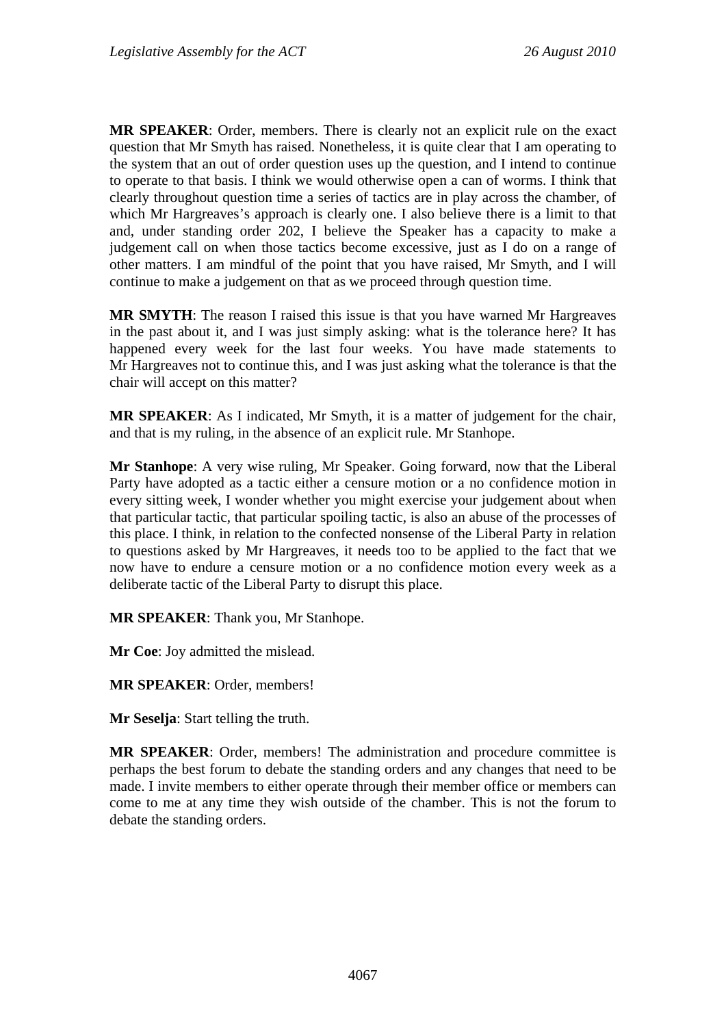**MR SPEAKER**: Order, members. There is clearly not an explicit rule on the exact question that Mr Smyth has raised. Nonetheless, it is quite clear that I am operating to the system that an out of order question uses up the question, and I intend to continue to operate to that basis. I think we would otherwise open a can of worms. I think that clearly throughout question time a series of tactics are in play across the chamber, of which Mr Hargreaves's approach is clearly one. I also believe there is a limit to that and, under standing order 202, I believe the Speaker has a capacity to make a judgement call on when those tactics become excessive, just as I do on a range of other matters. I am mindful of the point that you have raised, Mr Smyth, and I will continue to make a judgement on that as we proceed through question time.

**MR SMYTH**: The reason I raised this issue is that you have warned Mr Hargreaves in the past about it, and I was just simply asking: what is the tolerance here? It has happened every week for the last four weeks. You have made statements to Mr Hargreaves not to continue this, and I was just asking what the tolerance is that the chair will accept on this matter?

**MR SPEAKER**: As I indicated, Mr Smyth, it is a matter of judgement for the chair, and that is my ruling, in the absence of an explicit rule. Mr Stanhope.

**Mr Stanhope**: A very wise ruling, Mr Speaker. Going forward, now that the Liberal Party have adopted as a tactic either a censure motion or a no confidence motion in every sitting week, I wonder whether you might exercise your judgement about when that particular tactic, that particular spoiling tactic, is also an abuse of the processes of this place. I think, in relation to the confected nonsense of the Liberal Party in relation to questions asked by Mr Hargreaves, it needs too to be applied to the fact that we now have to endure a censure motion or a no confidence motion every week as a deliberate tactic of the Liberal Party to disrupt this place.

**MR SPEAKER**: Thank you, Mr Stanhope.

**Mr Coe**: Joy admitted the mislead.

**MR SPEAKER**: Order, members!

**Mr Seselja**: Start telling the truth.

**MR SPEAKER**: Order, members! The administration and procedure committee is perhaps the best forum to debate the standing orders and any changes that need to be made. I invite members to either operate through their member office or members can come to me at any time they wish outside of the chamber. This is not the forum to debate the standing orders.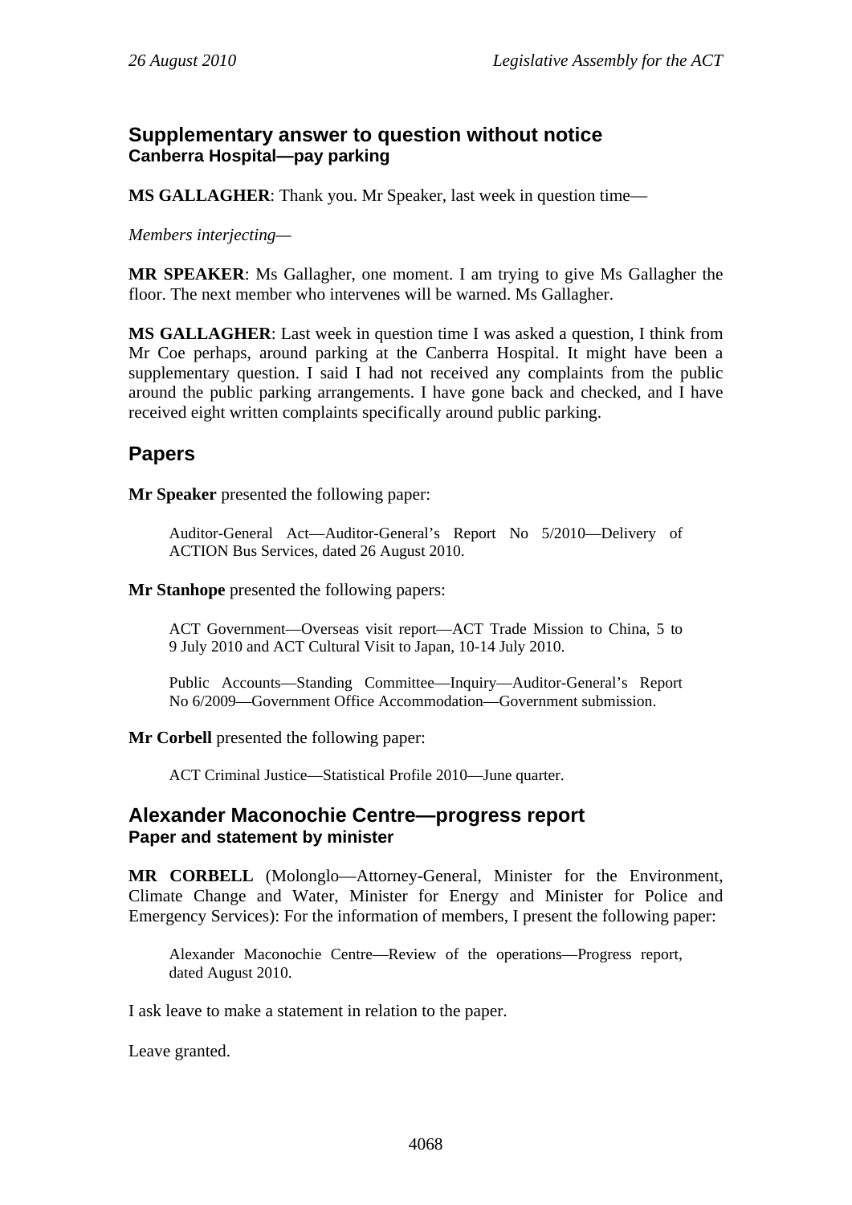## Supplementary answer to question without notice
### Canberra Hospital—pay parking

**MS GALLAGHER**: Thank you. Mr Speaker, last week in question time—

*Members interjecting—*

**MR SPEAKER**: Ms Gallagher, one moment. I am trying to give Ms Gallagher the floor. The next member who intervenes will be warned. Ms Gallagher.

**MS GALLAGHER**: Last week in question time I was asked a question, I think from Mr Coe perhaps, around parking at the Canberra Hospital. It might have been a supplementary question. I said I had not received any complaints from the public around the public parking arrangements. I have gone back and checked, and I have received eight written complaints specifically around public parking.

## Papers

**Mr Speaker** presented the following paper:

> Auditor-General Act—Auditor-General's Report No 5/2010—Delivery of ACTION Bus Services, dated 26 August 2010.

**Mr Stanhope** presented the following papers:

> ACT Government—Overseas visit report—ACT Trade Mission to China, 5 to 9 July 2010 and ACT Cultural Visit to Japan, 10-14 July 2010.
>
> Public Accounts—Standing Committee—Inquiry—Auditor-General's Report No 6/2009—Government Office Accommodation—Government submission.

**Mr Corbell** presented the following paper:

> ACT Criminal Justice—Statistical Profile 2010—June quarter.

## Alexander Maconochie Centre—progress report
### Paper and statement by minister

**MR CORBELL** (Molonglo—Attorney-General, Minister for the Environment, Climate Change and Water, Minister for Energy and Minister for Police and Emergency Services): For the information of members, I present the following paper:

> Alexander Maconochie Centre—Review of the operations—Progress report, dated August 2010.

I ask leave to make a statement in relation to the paper.

Leave granted.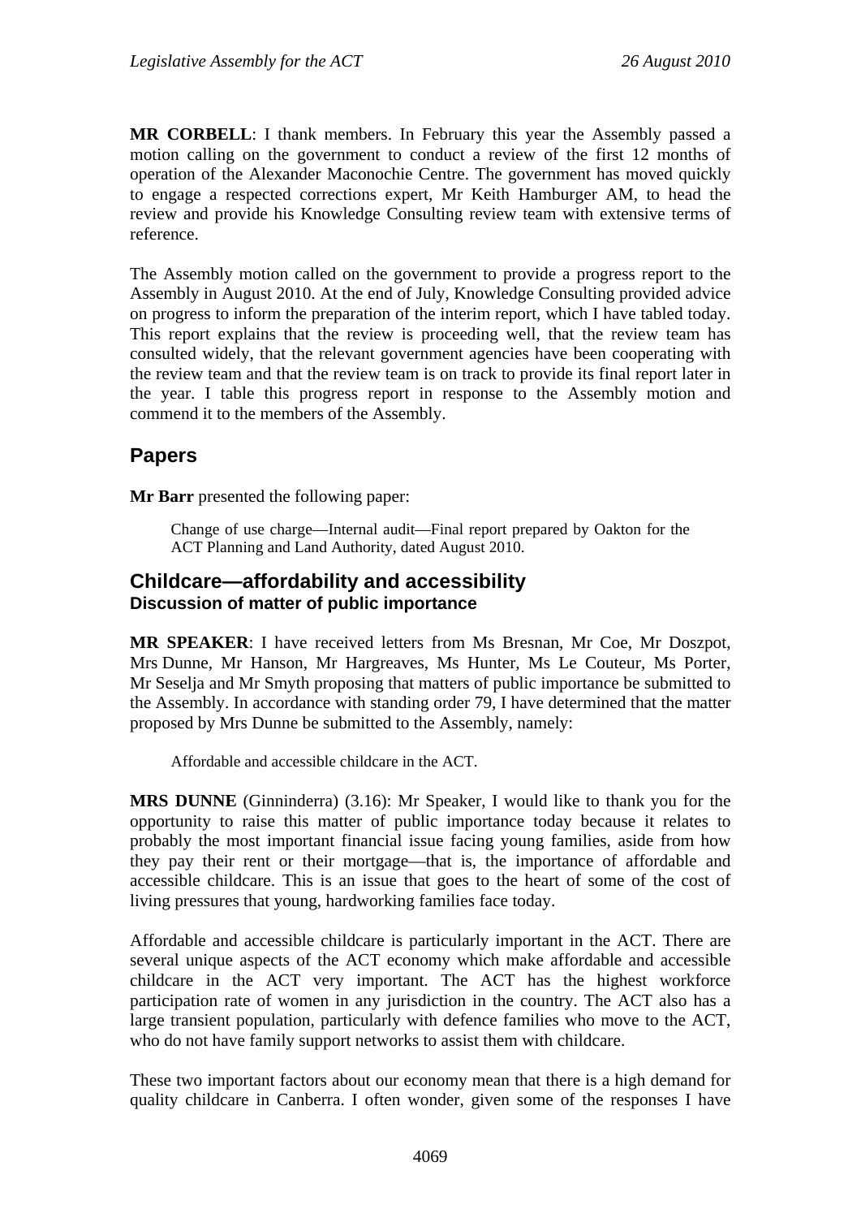**MR CORBELL**: I thank members. In February this year the Assembly passed a motion calling on the government to conduct a review of the first 12 months of operation of the Alexander Maconochie Centre. The government has moved quickly to engage a respected corrections expert, Mr Keith Hamburger AM, to head the review and provide his Knowledge Consulting review team with extensive terms of reference.

The Assembly motion called on the government to provide a progress report to the Assembly in August 2010. At the end of July, Knowledge Consulting provided advice on progress to inform the preparation of the interim report, which I have tabled today. This report explains that the review is proceeding well, that the review team has consulted widely, that the relevant government agencies have been cooperating with the review team and that the review team is on track to provide its final report later in the year. I table this progress report in response to the Assembly motion and commend it to the members of the Assembly.

## Papers

**Mr Barr** presented the following paper:

> Change of use charge—Internal audit—Final report prepared by Oakton for the ACT Planning and Land Authority, dated August 2010.

## Childcare—affordability and accessibility
### Discussion of matter of public importance

**MR SPEAKER**: I have received letters from Ms Bresnan, Mr Coe, Mr Doszpot, Mrs Dunne, Mr Hanson, Mr Hargreaves, Ms Hunter, Ms Le Couteur, Ms Porter, Mr Seselja and Mr Smyth proposing that matters of public importance be submitted to the Assembly. In accordance with standing order 79, I have determined that the matter proposed by Mrs Dunne be submitted to the Assembly, namely:

> Affordable and accessible childcare in the ACT.

**MRS DUNNE** (Ginninderra) (3.16): Mr Speaker, I would like to thank you for the opportunity to raise this matter of public importance today because it relates to probably the most important financial issue facing young families, aside from how they pay their rent or their mortgage—that is, the importance of affordable and accessible childcare. This is an issue that goes to the heart of some of the cost of living pressures that young, hardworking families face today.

Affordable and accessible childcare is particularly important in the ACT. There are several unique aspects of the ACT economy which make affordable and accessible childcare in the ACT very important. The ACT has the highest workforce participation rate of women in any jurisdiction in the country. The ACT also has a large transient population, particularly with defence families who move to the ACT, who do not have family support networks to assist them with childcare.

These two important factors about our economy mean that there is a high demand for quality childcare in Canberra. I often wonder, given some of the responses I have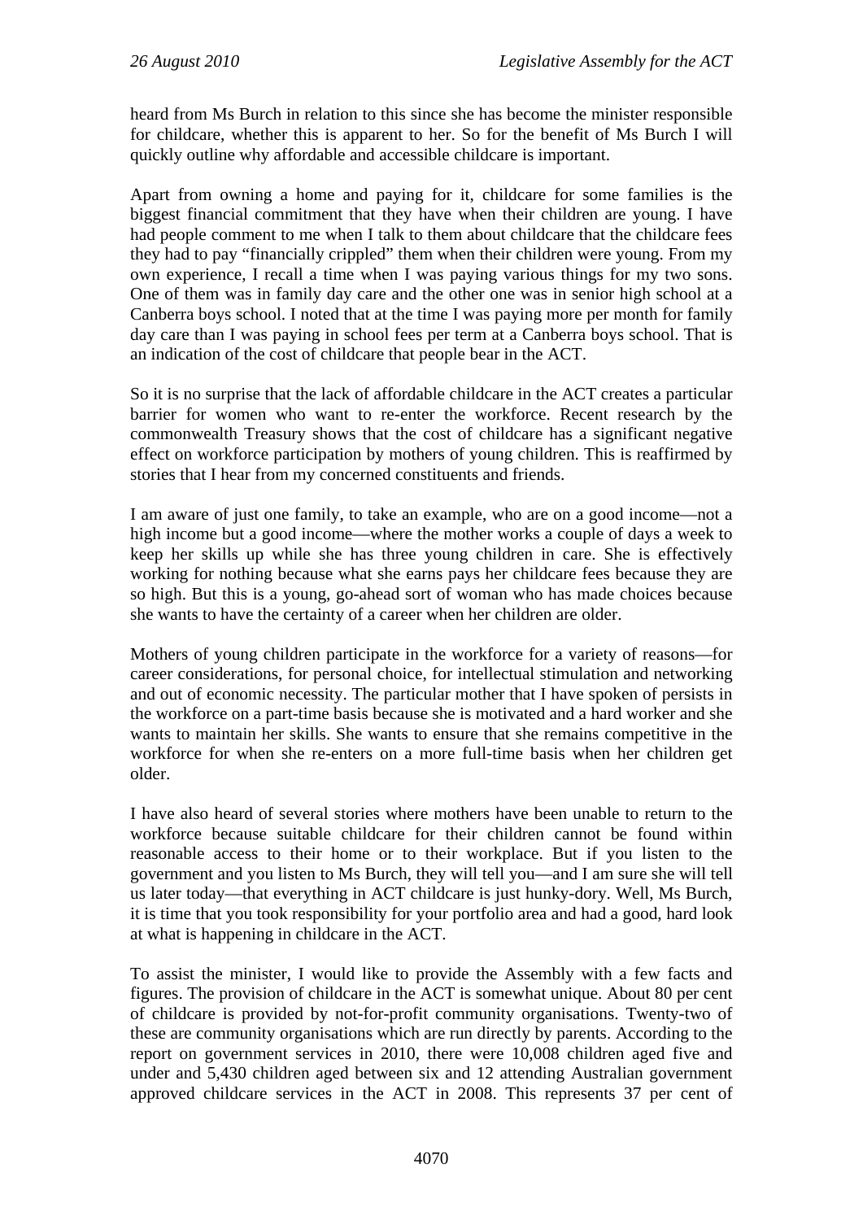heard from Ms Burch in relation to this since she has become the minister responsible for childcare, whether this is apparent to her. So for the benefit of Ms Burch I will quickly outline why affordable and accessible childcare is important.

Apart from owning a home and paying for it, childcare for some families is the biggest financial commitment that they have when their children are young. I have had people comment to me when I talk to them about childcare that the childcare fees they had to pay "financially crippled" them when their children were young. From my own experience, I recall a time when I was paying various things for my two sons. One of them was in family day care and the other one was in senior high school at a Canberra boys school. I noted that at the time I was paying more per month for family day care than I was paying in school fees per term at a Canberra boys school. That is an indication of the cost of childcare that people bear in the ACT.

So it is no surprise that the lack of affordable childcare in the ACT creates a particular barrier for women who want to re-enter the workforce. Recent research by the commonwealth Treasury shows that the cost of childcare has a significant negative effect on workforce participation by mothers of young children. This is reaffirmed by stories that I hear from my concerned constituents and friends.

I am aware of just one family, to take an example, who are on a good income—not a high income but a good income—where the mother works a couple of days a week to keep her skills up while she has three young children in care. She is effectively working for nothing because what she earns pays her childcare fees because they are so high. But this is a young, go-ahead sort of woman who has made choices because she wants to have the certainty of a career when her children are older.

Mothers of young children participate in the workforce for a variety of reasons—for career considerations, for personal choice, for intellectual stimulation and networking and out of economic necessity. The particular mother that I have spoken of persists in the workforce on a part-time basis because she is motivated and a hard worker and she wants to maintain her skills. She wants to ensure that she remains competitive in the workforce for when she re-enters on a more full-time basis when her children get older.

I have also heard of several stories where mothers have been unable to return to the workforce because suitable childcare for their children cannot be found within reasonable access to their home or to their workplace. But if you listen to the government and you listen to Ms Burch, they will tell you—and I am sure she will tell us later today—that everything in ACT childcare is just hunky-dory. Well, Ms Burch, it is time that you took responsibility for your portfolio area and had a good, hard look at what is happening in childcare in the ACT.

To assist the minister, I would like to provide the Assembly with a few facts and figures. The provision of childcare in the ACT is somewhat unique. About 80 per cent of childcare is provided by not-for-profit community organisations. Twenty-two of these are community organisations which are run directly by parents. According to the report on government services in 2010, there were 10,008 children aged five and under and 5,430 children aged between six and 12 attending Australian government approved childcare services in the ACT in 2008. This represents 37 per cent of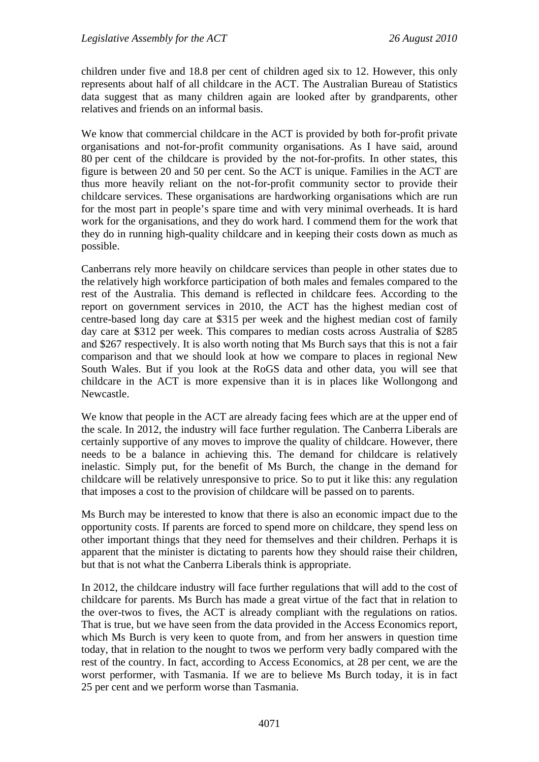children under five and 18.8 per cent of children aged six to 12. However, this only represents about half of all childcare in the ACT. The Australian Bureau of Statistics data suggest that as many children again are looked after by grandparents, other relatives and friends on an informal basis.

We know that commercial childcare in the ACT is provided by both for-profit private organisations and not-for-profit community organisations. As I have said, around 80 per cent of the childcare is provided by the not-for-profits. In other states, this figure is between 20 and 50 per cent. So the ACT is unique. Families in the ACT are thus more heavily reliant on the not-for-profit community sector to provide their childcare services. These organisations are hardworking organisations which are run for the most part in people's spare time and with very minimal overheads. It is hard work for the organisations, and they do work hard. I commend them for the work that they do in running high-quality childcare and in keeping their costs down as much as possible.

Canberrans rely more heavily on childcare services than people in other states due to the relatively high workforce participation of both males and females compared to the rest of the Australia. This demand is reflected in childcare fees. According to the report on government services in 2010, the ACT has the highest median cost of centre-based long day care at $315 per week and the highest median cost of family day care at $312 per week. This compares to median costs across Australia of $285 and $267 respectively. It is also worth noting that Ms Burch says that this is not a fair comparison and that we should look at how we compare to places in regional New South Wales. But if you look at the RoGS data and other data, you will see that childcare in the ACT is more expensive than it is in places like Wollongong and Newcastle.

We know that people in the ACT are already facing fees which are at the upper end of the scale. In 2012, the industry will face further regulation. The Canberra Liberals are certainly supportive of any moves to improve the quality of childcare. However, there needs to be a balance in achieving this. The demand for childcare is relatively inelastic. Simply put, for the benefit of Ms Burch, the change in the demand for childcare will be relatively unresponsive to price. So to put it like this: any regulation that imposes a cost to the provision of childcare will be passed on to parents.

Ms Burch may be interested to know that there is also an economic impact due to the opportunity costs. If parents are forced to spend more on childcare, they spend less on other important things that they need for themselves and their children. Perhaps it is apparent that the minister is dictating to parents how they should raise their children, but that is not what the Canberra Liberals think is appropriate.

In 2012, the childcare industry will face further regulations that will add to the cost of childcare for parents. Ms Burch has made a great virtue of the fact that in relation to the over-twos to fives, the ACT is already compliant with the regulations on ratios. That is true, but we have seen from the data provided in the Access Economics report, which Ms Burch is very keen to quote from, and from her answers in question time today, that in relation to the nought to twos we perform very badly compared with the rest of the country. In fact, according to Access Economics, at 28 per cent, we are the worst performer, with Tasmania. If we are to believe Ms Burch today, it is in fact 25 per cent and we perform worse than Tasmania.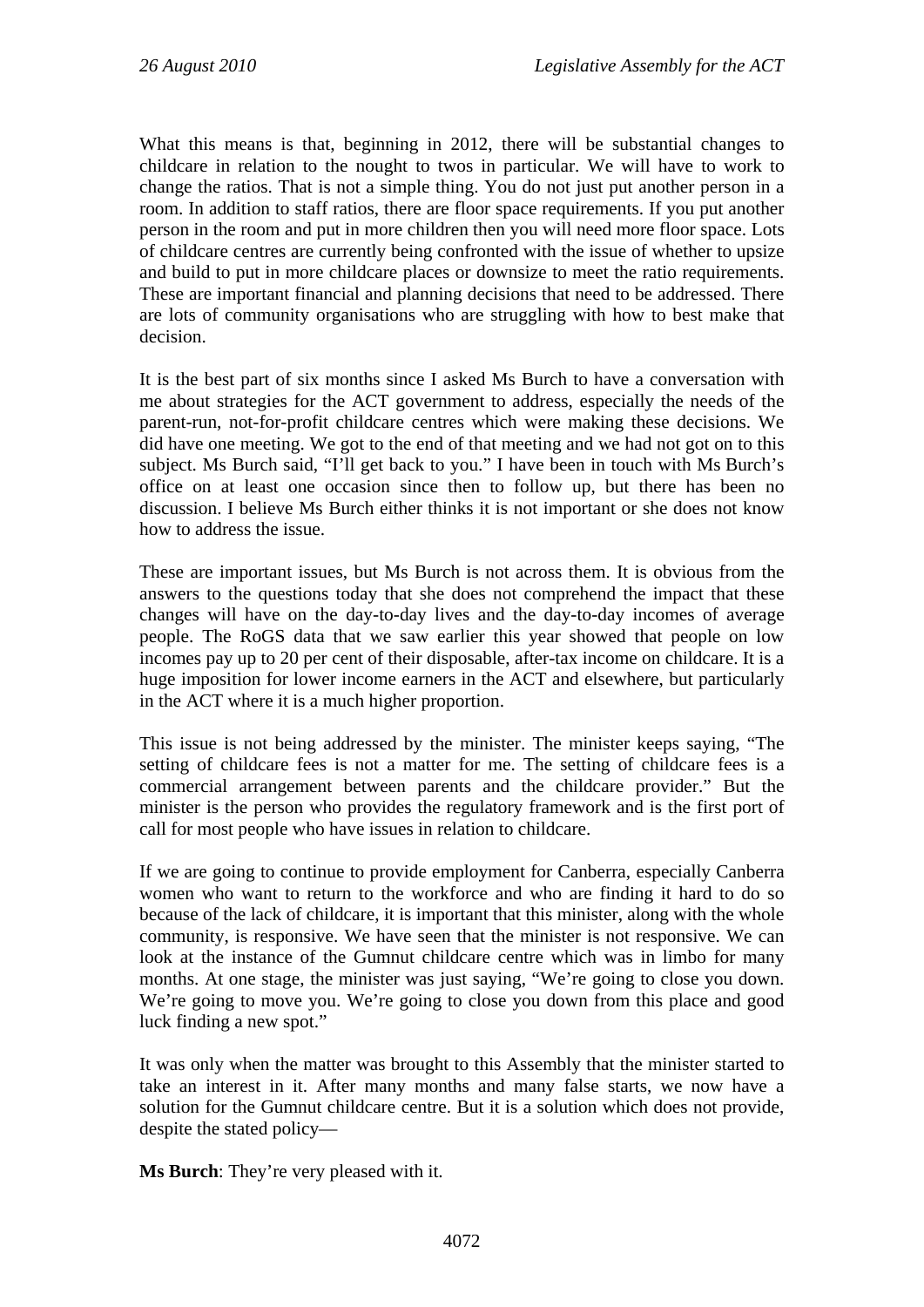What this means is that, beginning in 2012, there will be substantial changes to childcare in relation to the nought to twos in particular. We will have to work to change the ratios. That is not a simple thing. You do not just put another person in a room. In addition to staff ratios, there are floor space requirements. If you put another person in the room and put in more children then you will need more floor space. Lots of childcare centres are currently being confronted with the issue of whether to upsize and build to put in more childcare places or downsize to meet the ratio requirements. These are important financial and planning decisions that need to be addressed. There are lots of community organisations who are struggling with how to best make that decision.

It is the best part of six months since I asked Ms Burch to have a conversation with me about strategies for the ACT government to address, especially the needs of the parent-run, not-for-profit childcare centres which were making these decisions. We did have one meeting. We got to the end of that meeting and we had not got on to this subject. Ms Burch said, "I'll get back to you." I have been in touch with Ms Burch's office on at least one occasion since then to follow up, but there has been no discussion. I believe Ms Burch either thinks it is not important or she does not know how to address the issue.

These are important issues, but Ms Burch is not across them. It is obvious from the answers to the questions today that she does not comprehend the impact that these changes will have on the day-to-day lives and the day-to-day incomes of average people. The RoGS data that we saw earlier this year showed that people on low incomes pay up to 20 per cent of their disposable, after-tax income on childcare. It is a huge imposition for lower income earners in the ACT and elsewhere, but particularly in the ACT where it is a much higher proportion.

This issue is not being addressed by the minister. The minister keeps saying, "The setting of childcare fees is not a matter for me. The setting of childcare fees is a commercial arrangement between parents and the childcare provider." But the minister is the person who provides the regulatory framework and is the first port of call for most people who have issues in relation to childcare.

If we are going to continue to provide employment for Canberra, especially Canberra women who want to return to the workforce and who are finding it hard to do so because of the lack of childcare, it is important that this minister, along with the whole community, is responsive. We have seen that the minister is not responsive. We can look at the instance of the Gumnut childcare centre which was in limbo for many months. At one stage, the minister was just saying, "We're going to close you down. We're going to move you. We're going to close you down from this place and good luck finding a new spot."

It was only when the matter was brought to this Assembly that the minister started to take an interest in it. After many months and many false starts, we now have a solution for the Gumnut childcare centre. But it is a solution which does not provide, despite the stated policy—

**Ms Burch**: They're very pleased with it.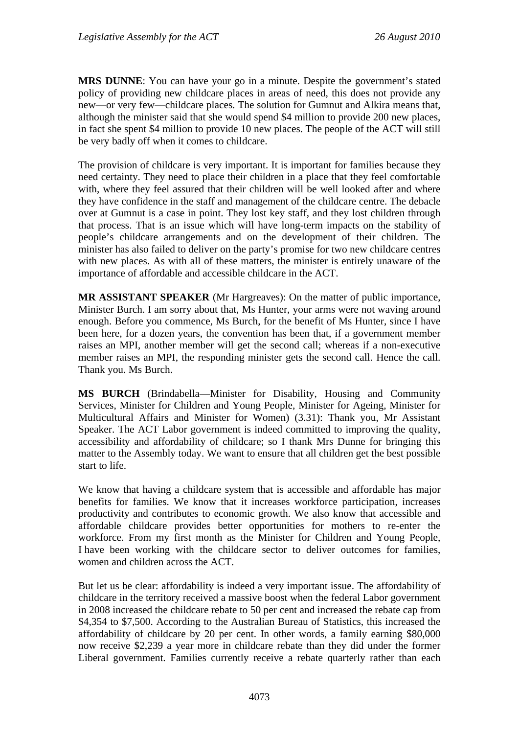**MRS DUNNE**: You can have your go in a minute. Despite the government's stated policy of providing new childcare places in areas of need, this does not provide any new—or very few—childcare places. The solution for Gumnut and Alkira means that, although the minister said that she would spend $4 million to provide 200 new places, in fact she spent $4 million to provide 10 new places. The people of the ACT will still be very badly off when it comes to childcare.

The provision of childcare is very important. It is important for families because they need certainty. They need to place their children in a place that they feel comfortable with, where they feel assured that their children will be well looked after and where they have confidence in the staff and management of the childcare centre. The debacle over at Gumnut is a case in point. They lost key staff, and they lost children through that process. That is an issue which will have long-term impacts on the stability of people's childcare arrangements and on the development of their children. The minister has also failed to deliver on the party's promise for two new childcare centres with new places. As with all of these matters, the minister is entirely unaware of the importance of affordable and accessible childcare in the ACT.

**MR ASSISTANT SPEAKER** (Mr Hargreaves): On the matter of public importance, Minister Burch. I am sorry about that, Ms Hunter, your arms were not waving around enough. Before you commence, Ms Burch, for the benefit of Ms Hunter, since I have been here, for a dozen years, the convention has been that, if a government member raises an MPI, another member will get the second call; whereas if a non-executive member raises an MPI, the responding minister gets the second call. Hence the call. Thank you. Ms Burch.

**MS BURCH** (Brindabella—Minister for Disability, Housing and Community Services, Minister for Children and Young People, Minister for Ageing, Minister for Multicultural Affairs and Minister for Women) (3.31): Thank you, Mr Assistant Speaker. The ACT Labor government is indeed committed to improving the quality, accessibility and affordability of childcare; so I thank Mrs Dunne for bringing this matter to the Assembly today. We want to ensure that all children get the best possible start to life.

We know that having a childcare system that is accessible and affordable has major benefits for families. We know that it increases workforce participation, increases productivity and contributes to economic growth. We also know that accessible and affordable childcare provides better opportunities for mothers to re-enter the workforce. From my first month as the Minister for Children and Young People, I have been working with the childcare sector to deliver outcomes for families, women and children across the ACT.

But let us be clear: affordability is indeed a very important issue. The affordability of childcare in the territory received a massive boost when the federal Labor government in 2008 increased the childcare rebate to 50 per cent and increased the rebate cap from $4,354 to $7,500. According to the Australian Bureau of Statistics, this increased the affordability of childcare by 20 per cent. In other words, a family earning $80,000 now receive $2,239 a year more in childcare rebate than they did under the former Liberal government. Families currently receive a rebate quarterly rather than each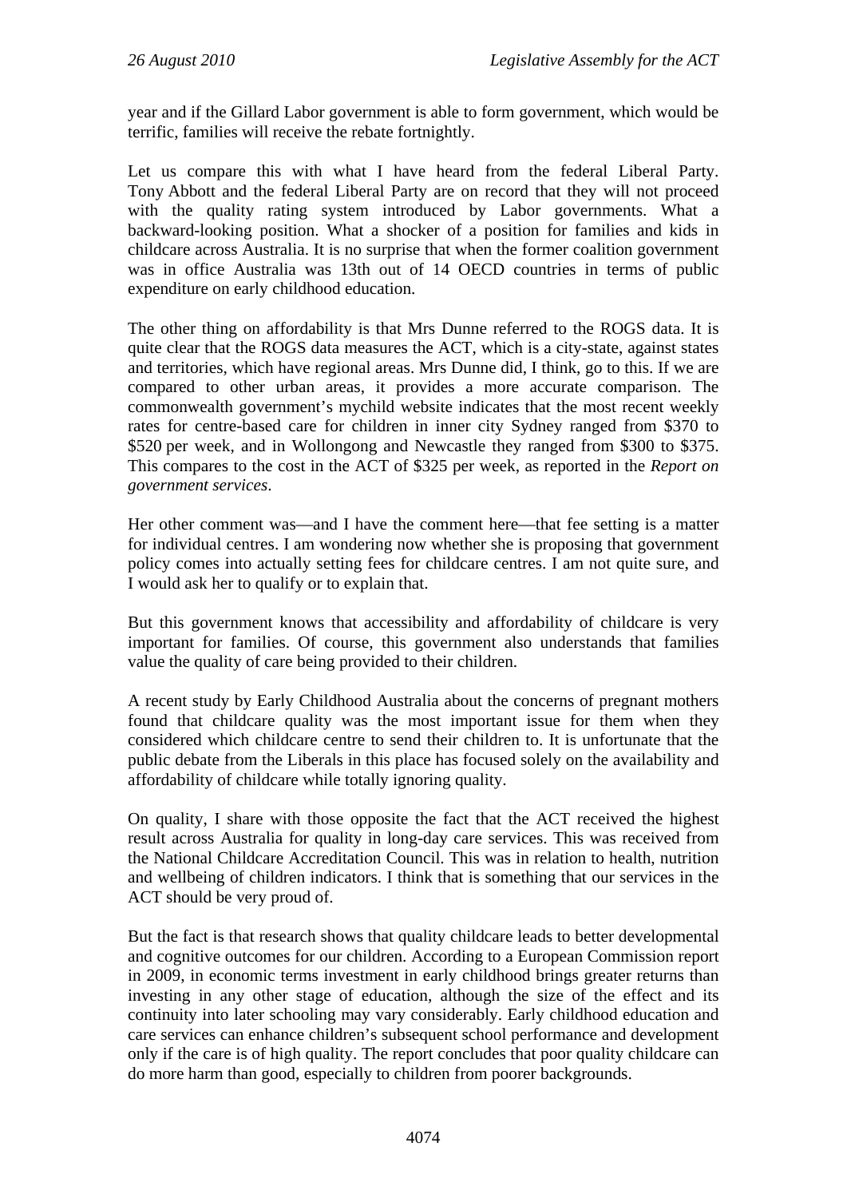year and if the Gillard Labor government is able to form government, which would be terrific, families will receive the rebate fortnightly.

Let us compare this with what I have heard from the federal Liberal Party. Tony Abbott and the federal Liberal Party are on record that they will not proceed with the quality rating system introduced by Labor governments. What a backward-looking position. What a shocker of a position for families and kids in childcare across Australia. It is no surprise that when the former coalition government was in office Australia was 13th out of 14 OECD countries in terms of public expenditure on early childhood education.

The other thing on affordability is that Mrs Dunne referred to the ROGS data. It is quite clear that the ROGS data measures the ACT, which is a city-state, against states and territories, which have regional areas. Mrs Dunne did, I think, go to this. If we are compared to other urban areas, it provides a more accurate comparison. The commonwealth government's mychild website indicates that the most recent weekly rates for centre-based care for children in inner city Sydney ranged from $370 to $520 per week, and in Wollongong and Newcastle they ranged from $300 to $375. This compares to the cost in the ACT of $325 per week, as reported in the *Report on government services*.

Her other comment was—and I have the comment here—that fee setting is a matter for individual centres. I am wondering now whether she is proposing that government policy comes into actually setting fees for childcare centres. I am not quite sure, and I would ask her to qualify or to explain that.

But this government knows that accessibility and affordability of childcare is very important for families. Of course, this government also understands that families value the quality of care being provided to their children.

A recent study by Early Childhood Australia about the concerns of pregnant mothers found that childcare quality was the most important issue for them when they considered which childcare centre to send their children to. It is unfortunate that the public debate from the Liberals in this place has focused solely on the availability and affordability of childcare while totally ignoring quality.

On quality, I share with those opposite the fact that the ACT received the highest result across Australia for quality in long-day care services. This was received from the National Childcare Accreditation Council. This was in relation to health, nutrition and wellbeing of children indicators. I think that is something that our services in the ACT should be very proud of.

But the fact is that research shows that quality childcare leads to better developmental and cognitive outcomes for our children. According to a European Commission report in 2009, in economic terms investment in early childhood brings greater returns than investing in any other stage of education, although the size of the effect and its continuity into later schooling may vary considerably. Early childhood education and care services can enhance children's subsequent school performance and development only if the care is of high quality. The report concludes that poor quality childcare can do more harm than good, especially to children from poorer backgrounds.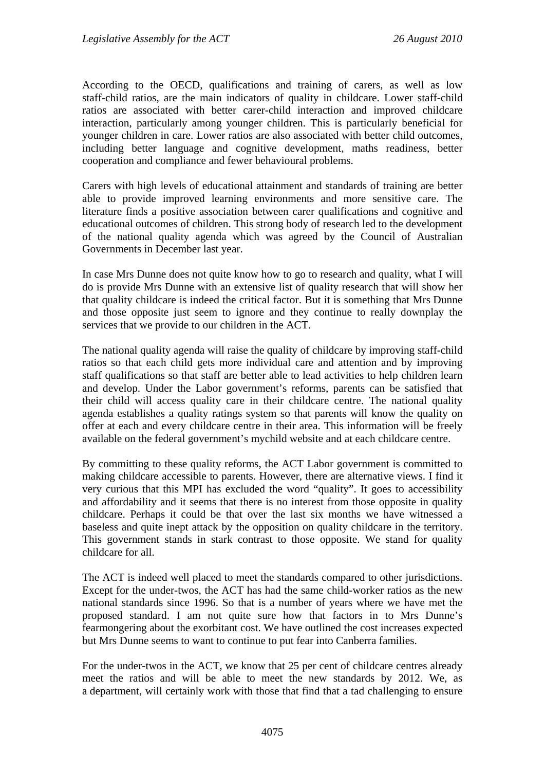According to the OECD, qualifications and training of carers, as well as low staff-child ratios, are the main indicators of quality in childcare. Lower staff-child ratios are associated with better carer-child interaction and improved childcare interaction, particularly among younger children. This is particularly beneficial for younger children in care. Lower ratios are also associated with better child outcomes, including better language and cognitive development, maths readiness, better cooperation and compliance and fewer behavioural problems.

Carers with high levels of educational attainment and standards of training are better able to provide improved learning environments and more sensitive care. The literature finds a positive association between carer qualifications and cognitive and educational outcomes of children. This strong body of research led to the development of the national quality agenda which was agreed by the Council of Australian Governments in December last year.

In case Mrs Dunne does not quite know how to go to research and quality, what I will do is provide Mrs Dunne with an extensive list of quality research that will show her that quality childcare is indeed the critical factor. But it is something that Mrs Dunne and those opposite just seem to ignore and they continue to really downplay the services that we provide to our children in the ACT.

The national quality agenda will raise the quality of childcare by improving staff-child ratios so that each child gets more individual care and attention and by improving staff qualifications so that staff are better able to lead activities to help children learn and develop. Under the Labor government's reforms, parents can be satisfied that their child will access quality care in their childcare centre. The national quality agenda establishes a quality ratings system so that parents will know the quality on offer at each and every childcare centre in their area. This information will be freely available on the federal government's mychild website and at each childcare centre.

By committing to these quality reforms, the ACT Labor government is committed to making childcare accessible to parents. However, there are alternative views. I find it very curious that this MPI has excluded the word "quality". It goes to accessibility and affordability and it seems that there is no interest from those opposite in quality childcare. Perhaps it could be that over the last six months we have witnessed a baseless and quite inept attack by the opposition on quality childcare in the territory. This government stands in stark contrast to those opposite. We stand for quality childcare for all.

The ACT is indeed well placed to meet the standards compared to other jurisdictions. Except for the under-twos, the ACT has had the same child-worker ratios as the new national standards since 1996. So that is a number of years where we have met the proposed standard. I am not quite sure how that factors in to Mrs Dunne's fearmongering about the exorbitant cost. We have outlined the cost increases expected but Mrs Dunne seems to want to continue to put fear into Canberra families.

For the under-twos in the ACT, we know that 25 per cent of childcare centres already meet the ratios and will be able to meet the new standards by 2012. We, as a department, will certainly work with those that find that a tad challenging to ensure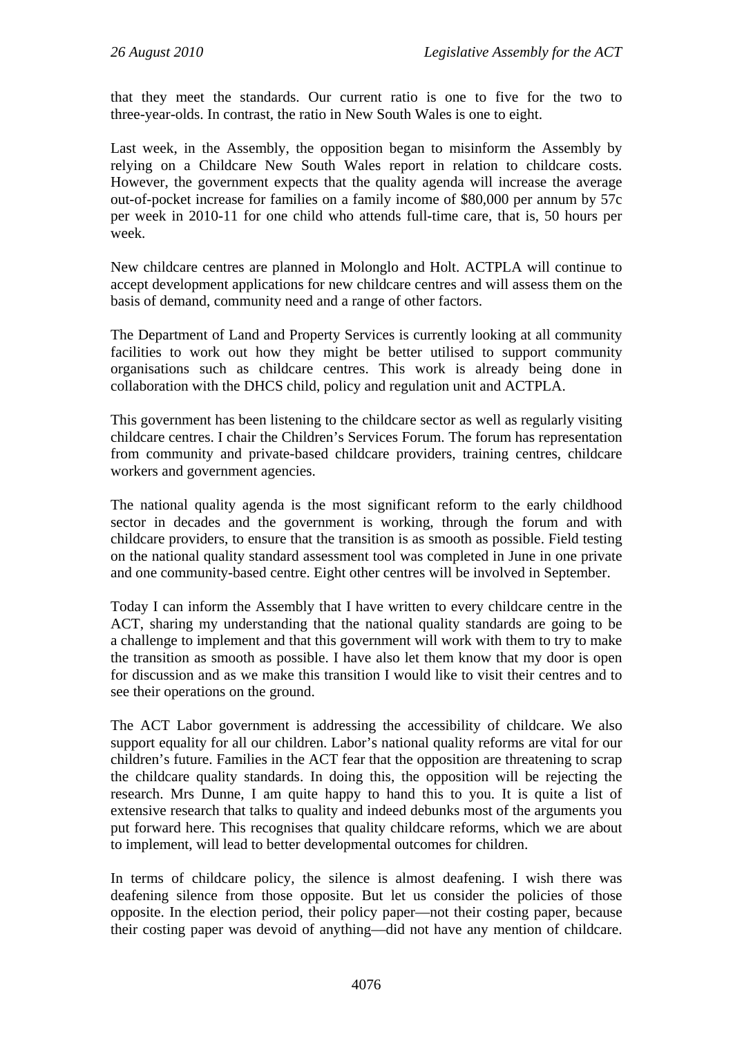that they meet the standards. Our current ratio is one to five for the two to three-year-olds. In contrast, the ratio in New South Wales is one to eight.

Last week, in the Assembly, the opposition began to misinform the Assembly by relying on a Childcare New South Wales report in relation to childcare costs. However, the government expects that the quality agenda will increase the average out-of-pocket increase for families on a family income of $80,000 per annum by 57c per week in 2010-11 for one child who attends full-time care, that is, 50 hours per week.

New childcare centres are planned in Molonglo and Holt. ACTPLA will continue to accept development applications for new childcare centres and will assess them on the basis of demand, community need and a range of other factors.

The Department of Land and Property Services is currently looking at all community facilities to work out how they might be better utilised to support community organisations such as childcare centres. This work is already being done in collaboration with the DHCS child, policy and regulation unit and ACTPLA.

This government has been listening to the childcare sector as well as regularly visiting childcare centres. I chair the Children's Services Forum. The forum has representation from community and private-based childcare providers, training centres, childcare workers and government agencies.

The national quality agenda is the most significant reform to the early childhood sector in decades and the government is working, through the forum and with childcare providers, to ensure that the transition is as smooth as possible. Field testing on the national quality standard assessment tool was completed in June in one private and one community-based centre. Eight other centres will be involved in September.

Today I can inform the Assembly that I have written to every childcare centre in the ACT, sharing my understanding that the national quality standards are going to be a challenge to implement and that this government will work with them to try to make the transition as smooth as possible. I have also let them know that my door is open for discussion and as we make this transition I would like to visit their centres and to see their operations on the ground.

The ACT Labor government is addressing the accessibility of childcare. We also support equality for all our children. Labor's national quality reforms are vital for our children's future. Families in the ACT fear that the opposition are threatening to scrap the childcare quality standards. In doing this, the opposition will be rejecting the research. Mrs Dunne, I am quite happy to hand this to you. It is quite a list of extensive research that talks to quality and indeed debunks most of the arguments you put forward here. This recognises that quality childcare reforms, which we are about to implement, will lead to better developmental outcomes for children.

In terms of childcare policy, the silence is almost deafening. I wish there was deafening silence from those opposite. But let us consider the policies of those opposite. In the election period, their policy paper—not their costing paper, because their costing paper was devoid of anything—did not have any mention of childcare.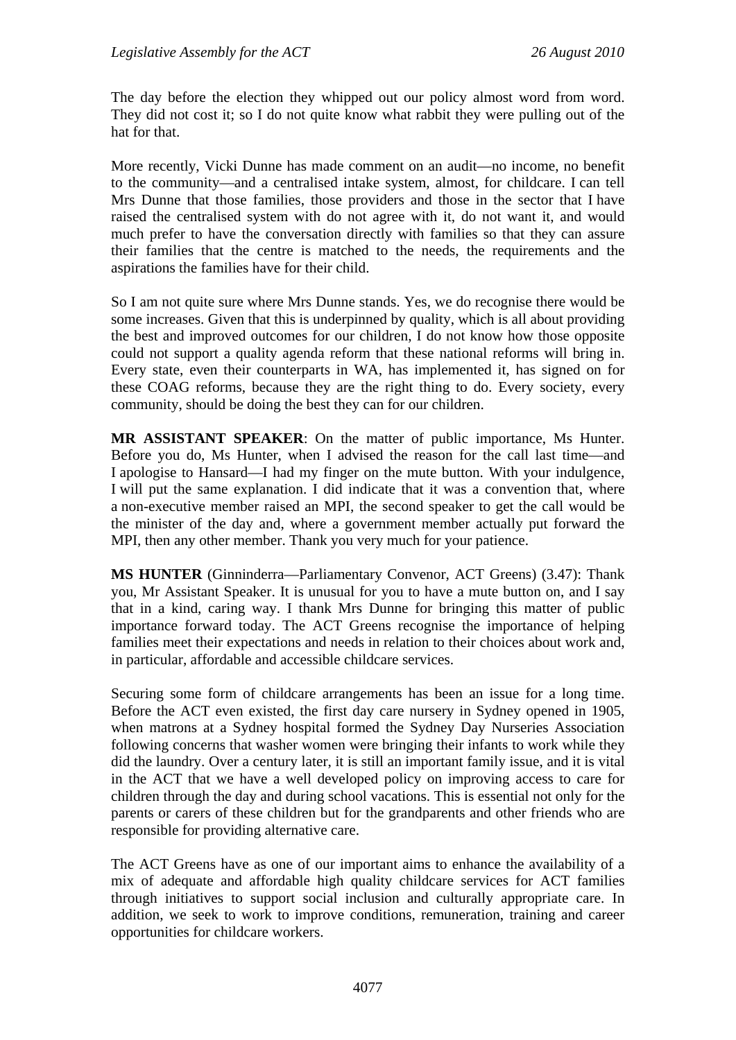The day before the election they whipped out our policy almost word from word. They did not cost it; so I do not quite know what rabbit they were pulling out of the hat for that.

More recently, Vicki Dunne has made comment on an audit—no income, no benefit to the community—and a centralised intake system, almost, for childcare. I can tell Mrs Dunne that those families, those providers and those in the sector that I have raised the centralised system with do not agree with it, do not want it, and would much prefer to have the conversation directly with families so that they can assure their families that the centre is matched to the needs, the requirements and the aspirations the families have for their child.

So I am not quite sure where Mrs Dunne stands. Yes, we do recognise there would be some increases. Given that this is underpinned by quality, which is all about providing the best and improved outcomes for our children, I do not know how those opposite could not support a quality agenda reform that these national reforms will bring in. Every state, even their counterparts in WA, has implemented it, has signed on for these COAG reforms, because they are the right thing to do. Every society, every community, should be doing the best they can for our children.

**MR ASSISTANT SPEAKER**: On the matter of public importance, Ms Hunter. Before you do, Ms Hunter, when I advised the reason for the call last time—and I apologise to Hansard—I had my finger on the mute button. With your indulgence, I will put the same explanation. I did indicate that it was a convention that, where a non-executive member raised an MPI, the second speaker to get the call would be the minister of the day and, where a government member actually put forward the MPI, then any other member. Thank you very much for your patience.

**MS HUNTER** (Ginninderra—Parliamentary Convenor, ACT Greens) (3.47): Thank you, Mr Assistant Speaker. It is unusual for you to have a mute button on, and I say that in a kind, caring way. I thank Mrs Dunne for bringing this matter of public importance forward today. The ACT Greens recognise the importance of helping families meet their expectations and needs in relation to their choices about work and, in particular, affordable and accessible childcare services.

Securing some form of childcare arrangements has been an issue for a long time. Before the ACT even existed, the first day care nursery in Sydney opened in 1905, when matrons at a Sydney hospital formed the Sydney Day Nurseries Association following concerns that washer women were bringing their infants to work while they did the laundry. Over a century later, it is still an important family issue, and it is vital in the ACT that we have a well developed policy on improving access to care for children through the day and during school vacations. This is essential not only for the parents or carers of these children but for the grandparents and other friends who are responsible for providing alternative care.

The ACT Greens have as one of our important aims to enhance the availability of a mix of adequate and affordable high quality childcare services for ACT families through initiatives to support social inclusion and culturally appropriate care. In addition, we seek to work to improve conditions, remuneration, training and career opportunities for childcare workers.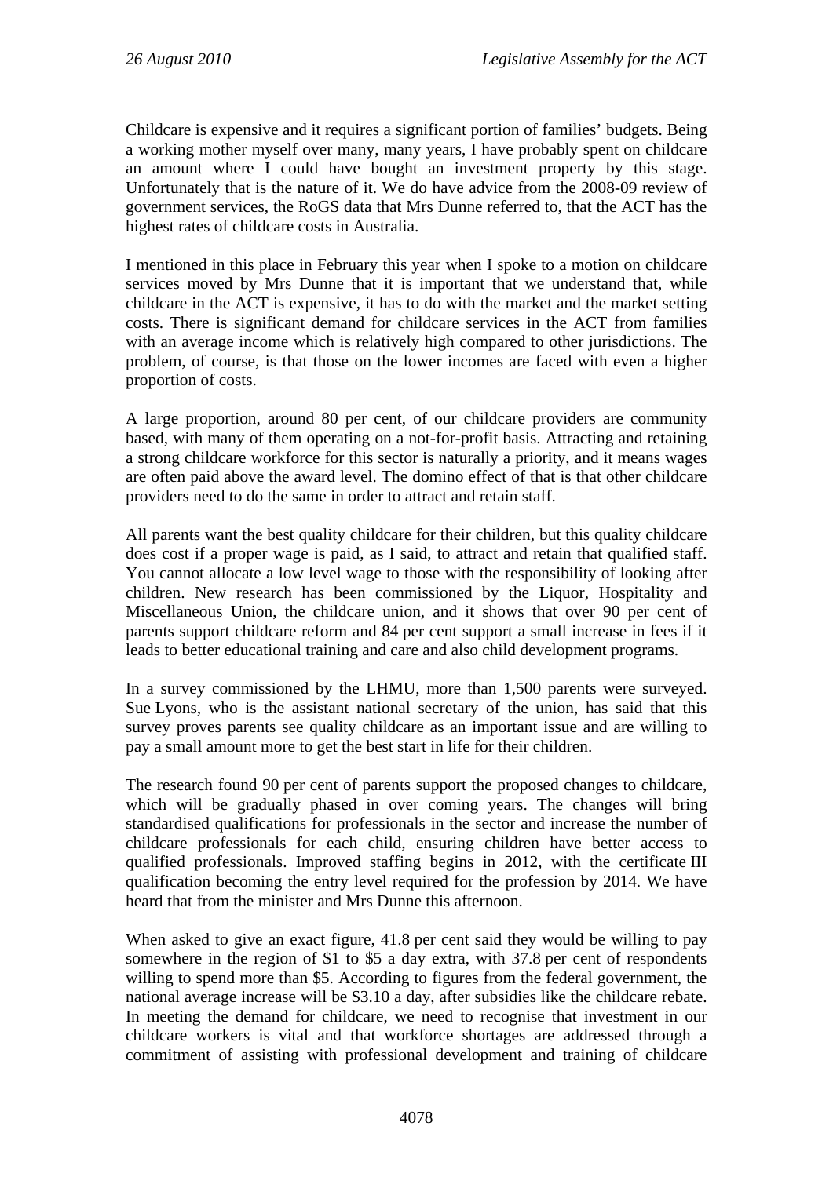Childcare is expensive and it requires a significant portion of families' budgets. Being a working mother myself over many, many years, I have probably spent on childcare an amount where I could have bought an investment property by this stage. Unfortunately that is the nature of it. We do have advice from the 2008-09 review of government services, the RoGS data that Mrs Dunne referred to, that the ACT has the highest rates of childcare costs in Australia.

I mentioned in this place in February this year when I spoke to a motion on childcare services moved by Mrs Dunne that it is important that we understand that, while childcare in the ACT is expensive, it has to do with the market and the market setting costs. There is significant demand for childcare services in the ACT from families with an average income which is relatively high compared to other jurisdictions. The problem, of course, is that those on the lower incomes are faced with even a higher proportion of costs.

A large proportion, around 80 per cent, of our childcare providers are community based, with many of them operating on a not-for-profit basis. Attracting and retaining a strong childcare workforce for this sector is naturally a priority, and it means wages are often paid above the award level. The domino effect of that is that other childcare providers need to do the same in order to attract and retain staff.

All parents want the best quality childcare for their children, but this quality childcare does cost if a proper wage is paid, as I said, to attract and retain that qualified staff. You cannot allocate a low level wage to those with the responsibility of looking after children. New research has been commissioned by the Liquor, Hospitality and Miscellaneous Union, the childcare union, and it shows that over 90 per cent of parents support childcare reform and 84 per cent support a small increase in fees if it leads to better educational training and care and also child development programs.

In a survey commissioned by the LHMU, more than 1,500 parents were surveyed. Sue Lyons, who is the assistant national secretary of the union, has said that this survey proves parents see quality childcare as an important issue and are willing to pay a small amount more to get the best start in life for their children.

The research found 90 per cent of parents support the proposed changes to childcare, which will be gradually phased in over coming years. The changes will bring standardised qualifications for professionals in the sector and increase the number of childcare professionals for each child, ensuring children have better access to qualified professionals. Improved staffing begins in 2012, with the certificate III qualification becoming the entry level required for the profession by 2014. We have heard that from the minister and Mrs Dunne this afternoon.

When asked to give an exact figure, 41.8 per cent said they would be willing to pay somewhere in the region of $1 to $5 a day extra, with 37.8 per cent of respondents willing to spend more than $5. According to figures from the federal government, the national average increase will be $3.10 a day, after subsidies like the childcare rebate. In meeting the demand for childcare, we need to recognise that investment in our childcare workers is vital and that workforce shortages are addressed through a commitment of assisting with professional development and training of childcare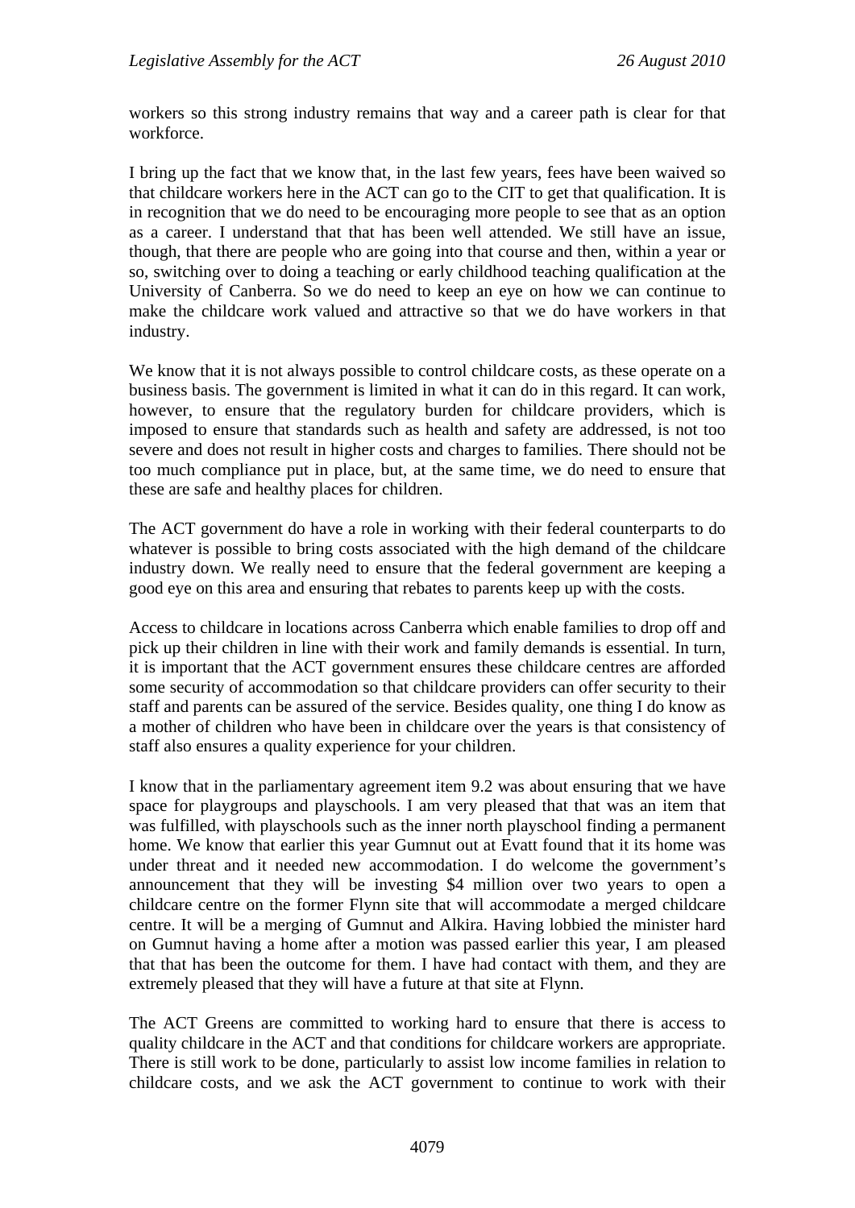workers so this strong industry remains that way and a career path is clear for that workforce.

I bring up the fact that we know that, in the last few years, fees have been waived so that childcare workers here in the ACT can go to the CIT to get that qualification. It is in recognition that we do need to be encouraging more people to see that as an option as a career. I understand that that has been well attended. We still have an issue, though, that there are people who are going into that course and then, within a year or so, switching over to doing a teaching or early childhood teaching qualification at the University of Canberra. So we do need to keep an eye on how we can continue to make the childcare work valued and attractive so that we do have workers in that industry.

We know that it is not always possible to control childcare costs, as these operate on a business basis. The government is limited in what it can do in this regard. It can work, however, to ensure that the regulatory burden for childcare providers, which is imposed to ensure that standards such as health and safety are addressed, is not too severe and does not result in higher costs and charges to families. There should not be too much compliance put in place, but, at the same time, we do need to ensure that these are safe and healthy places for children.

The ACT government do have a role in working with their federal counterparts to do whatever is possible to bring costs associated with the high demand of the childcare industry down. We really need to ensure that the federal government are keeping a good eye on this area and ensuring that rebates to parents keep up with the costs.

Access to childcare in locations across Canberra which enable families to drop off and pick up their children in line with their work and family demands is essential. In turn, it is important that the ACT government ensures these childcare centres are afforded some security of accommodation so that childcare providers can offer security to their staff and parents can be assured of the service. Besides quality, one thing I do know as a mother of children who have been in childcare over the years is that consistency of staff also ensures a quality experience for your children.

I know that in the parliamentary agreement item 9.2 was about ensuring that we have space for playgroups and playschools. I am very pleased that that was an item that was fulfilled, with playschools such as the inner north playschool finding a permanent home. We know that earlier this year Gumnut out at Evatt found that it its home was under threat and it needed new accommodation. I do welcome the government's announcement that they will be investing $4 million over two years to open a childcare centre on the former Flynn site that will accommodate a merged childcare centre. It will be a merging of Gumnut and Alkira. Having lobbied the minister hard on Gumnut having a home after a motion was passed earlier this year, I am pleased that that has been the outcome for them. I have had contact with them, and they are extremely pleased that they will have a future at that site at Flynn.

The ACT Greens are committed to working hard to ensure that there is access to quality childcare in the ACT and that conditions for childcare workers are appropriate. There is still work to be done, particularly to assist low income families in relation to childcare costs, and we ask the ACT government to continue to work with their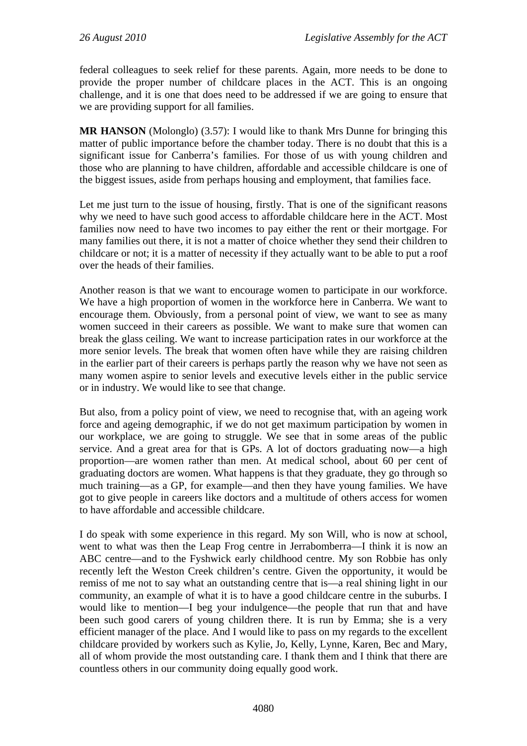federal colleagues to seek relief for these parents. Again, more needs to be done to provide the proper number of childcare places in the ACT. This is an ongoing challenge, and it is one that does need to be addressed if we are going to ensure that we are providing support for all families.

**MR HANSON** (Molonglo) (3.57): I would like to thank Mrs Dunne for bringing this matter of public importance before the chamber today. There is no doubt that this is a significant issue for Canberra's families. For those of us with young children and those who are planning to have children, affordable and accessible childcare is one of the biggest issues, aside from perhaps housing and employment, that families face.

Let me just turn to the issue of housing, firstly. That is one of the significant reasons why we need to have such good access to affordable childcare here in the ACT. Most families now need to have two incomes to pay either the rent or their mortgage. For many families out there, it is not a matter of choice whether they send their children to childcare or not; it is a matter of necessity if they actually want to be able to put a roof over the heads of their families.

Another reason is that we want to encourage women to participate in our workforce. We have a high proportion of women in the workforce here in Canberra. We want to encourage them. Obviously, from a personal point of view, we want to see as many women succeed in their careers as possible. We want to make sure that women can break the glass ceiling. We want to increase participation rates in our workforce at the more senior levels. The break that women often have while they are raising children in the earlier part of their careers is perhaps partly the reason why we have not seen as many women aspire to senior levels and executive levels either in the public service or in industry. We would like to see that change.

But also, from a policy point of view, we need to recognise that, with an ageing work force and ageing demographic, if we do not get maximum participation by women in our workplace, we are going to struggle. We see that in some areas of the public service. And a great area for that is GPs. A lot of doctors graduating now—a high proportion—are women rather than men. At medical school, about 60 per cent of graduating doctors are women. What happens is that they graduate, they go through so much training—as a GP, for example—and then they have young families. We have got to give people in careers like doctors and a multitude of others access for women to have affordable and accessible childcare.

I do speak with some experience in this regard. My son Will, who is now at school, went to what was then the Leap Frog centre in Jerrabomberra—I think it is now an ABC centre—and to the Fyshwick early childhood centre. My son Robbie has only recently left the Weston Creek children's centre. Given the opportunity, it would be remiss of me not to say what an outstanding centre that is—a real shining light in our community, an example of what it is to have a good childcare centre in the suburbs. I would like to mention—I beg your indulgence—the people that run that and have been such good carers of young children there. It is run by Emma; she is a very efficient manager of the place. And I would like to pass on my regards to the excellent childcare provided by workers such as Kylie, Jo, Kelly, Lynne, Karen, Bec and Mary, all of whom provide the most outstanding care. I thank them and I think that there are countless others in our community doing equally good work.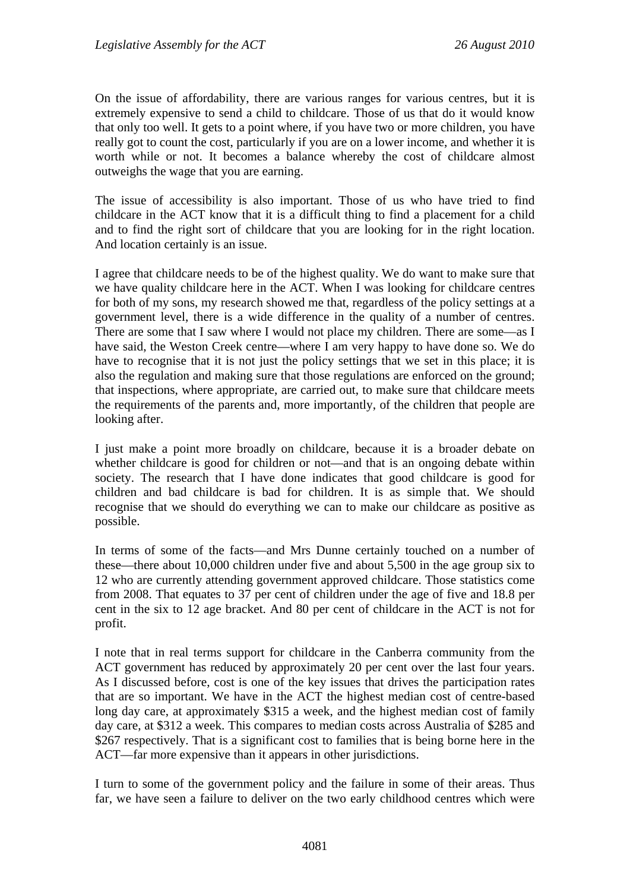On the issue of affordability, there are various ranges for various centres, but it is extremely expensive to send a child to childcare. Those of us that do it would know that only too well. It gets to a point where, if you have two or more children, you have really got to count the cost, particularly if you are on a lower income, and whether it is worth while or not. It becomes a balance whereby the cost of childcare almost outweighs the wage that you are earning.

The issue of accessibility is also important. Those of us who have tried to find childcare in the ACT know that it is a difficult thing to find a placement for a child and to find the right sort of childcare that you are looking for in the right location. And location certainly is an issue.

I agree that childcare needs to be of the highest quality. We do want to make sure that we have quality childcare here in the ACT. When I was looking for childcare centres for both of my sons, my research showed me that, regardless of the policy settings at a government level, there is a wide difference in the quality of a number of centres. There are some that I saw where I would not place my children. There are some—as I have said, the Weston Creek centre—where I am very happy to have done so. We do have to recognise that it is not just the policy settings that we set in this place; it is also the regulation and making sure that those regulations are enforced on the ground; that inspections, where appropriate, are carried out, to make sure that childcare meets the requirements of the parents and, more importantly, of the children that people are looking after.

I just make a point more broadly on childcare, because it is a broader debate on whether childcare is good for children or not—and that is an ongoing debate within society. The research that I have done indicates that good childcare is good for children and bad childcare is bad for children. It is as simple that. We should recognise that we should do everything we can to make our childcare as positive as possible.

In terms of some of the facts—and Mrs Dunne certainly touched on a number of these—there about 10,000 children under five and about 5,500 in the age group six to 12 who are currently attending government approved childcare. Those statistics come from 2008. That equates to 37 per cent of children under the age of five and 18.8 per cent in the six to 12 age bracket. And 80 per cent of childcare in the ACT is not for profit.

I note that in real terms support for childcare in the Canberra community from the ACT government has reduced by approximately 20 per cent over the last four years. As I discussed before, cost is one of the key issues that drives the participation rates that are so important. We have in the ACT the highest median cost of centre-based long day care, at approximately $315 a week, and the highest median cost of family day care, at $312 a week. This compares to median costs across Australia of $285 and $267 respectively. That is a significant cost to families that is being borne here in the ACT—far more expensive than it appears in other jurisdictions.

I turn to some of the government policy and the failure in some of their areas. Thus far, we have seen a failure to deliver on the two early childhood centres which were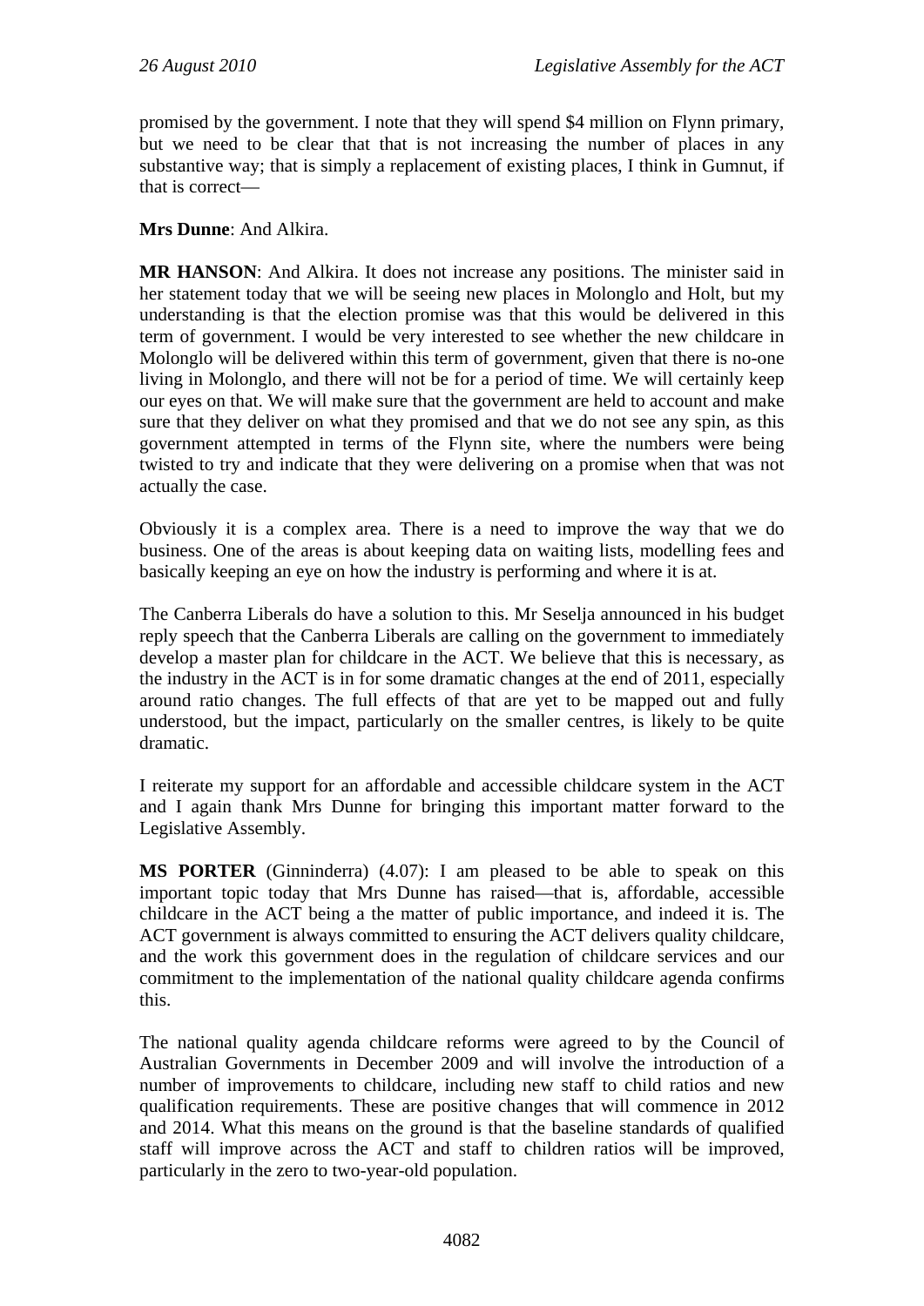promised by the government. I note that they will spend $4 million on Flynn primary, but we need to be clear that that is not increasing the number of places in any substantive way; that is simply a replacement of existing places, I think in Gumnut, if that is correct—

**Mrs Dunne**: And Alkira.

**MR HANSON**: And Alkira. It does not increase any positions. The minister said in her statement today that we will be seeing new places in Molonglo and Holt, but my understanding is that the election promise was that this would be delivered in this term of government. I would be very interested to see whether the new childcare in Molonglo will be delivered within this term of government, given that there is no-one living in Molonglo, and there will not be for a period of time. We will certainly keep our eyes on that. We will make sure that the government are held to account and make sure that they deliver on what they promised and that we do not see any spin, as this government attempted in terms of the Flynn site, where the numbers were being twisted to try and indicate that they were delivering on a promise when that was not actually the case.

Obviously it is a complex area. There is a need to improve the way that we do business. One of the areas is about keeping data on waiting lists, modelling fees and basically keeping an eye on how the industry is performing and where it is at.

The Canberra Liberals do have a solution to this. Mr Seselja announced in his budget reply speech that the Canberra Liberals are calling on the government to immediately develop a master plan for childcare in the ACT. We believe that this is necessary, as the industry in the ACT is in for some dramatic changes at the end of 2011, especially around ratio changes. The full effects of that are yet to be mapped out and fully understood, but the impact, particularly on the smaller centres, is likely to be quite dramatic.

I reiterate my support for an affordable and accessible childcare system in the ACT and I again thank Mrs Dunne for bringing this important matter forward to the Legislative Assembly.

**MS PORTER** (Ginninderra) (4.07): I am pleased to be able to speak on this important topic today that Mrs Dunne has raised—that is, affordable, accessible childcare in the ACT being a the matter of public importance, and indeed it is. The ACT government is always committed to ensuring the ACT delivers quality childcare, and the work this government does in the regulation of childcare services and our commitment to the implementation of the national quality childcare agenda confirms this.

The national quality agenda childcare reforms were agreed to by the Council of Australian Governments in December 2009 and will involve the introduction of a number of improvements to childcare, including new staff to child ratios and new qualification requirements. These are positive changes that will commence in 2012 and 2014. What this means on the ground is that the baseline standards of qualified staff will improve across the ACT and staff to children ratios will be improved, particularly in the zero to two-year-old population.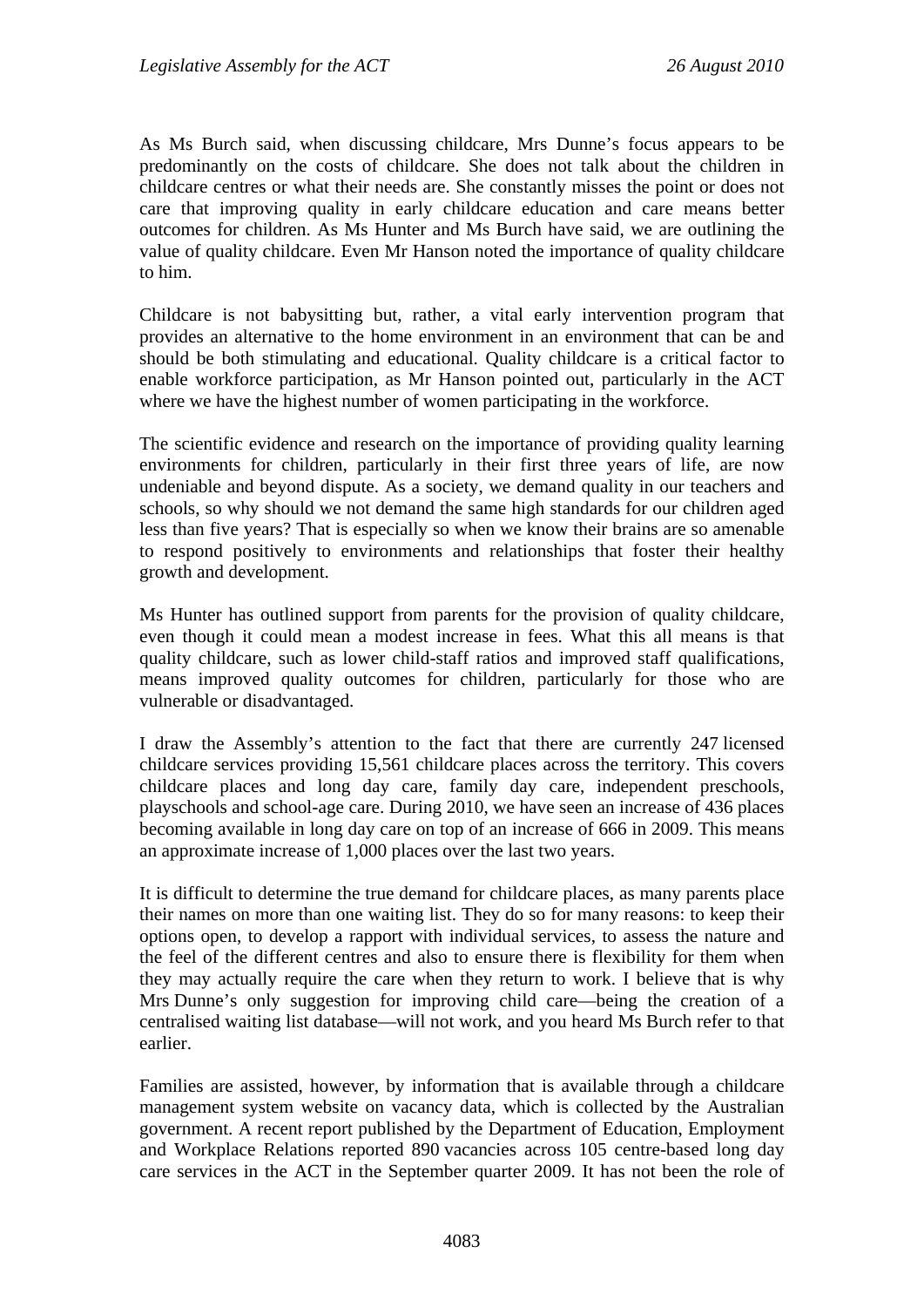As Ms Burch said, when discussing childcare, Mrs Dunne's focus appears to be predominantly on the costs of childcare. She does not talk about the children in childcare centres or what their needs are. She constantly misses the point or does not care that improving quality in early childcare education and care means better outcomes for children. As Ms Hunter and Ms Burch have said, we are outlining the value of quality childcare. Even Mr Hanson noted the importance of quality childcare to him.

Childcare is not babysitting but, rather, a vital early intervention program that provides an alternative to the home environment in an environment that can be and should be both stimulating and educational. Quality childcare is a critical factor to enable workforce participation, as Mr Hanson pointed out, particularly in the ACT where we have the highest number of women participating in the workforce.

The scientific evidence and research on the importance of providing quality learning environments for children, particularly in their first three years of life, are now undeniable and beyond dispute. As a society, we demand quality in our teachers and schools, so why should we not demand the same high standards for our children aged less than five years? That is especially so when we know their brains are so amenable to respond positively to environments and relationships that foster their healthy growth and development.

Ms Hunter has outlined support from parents for the provision of quality childcare, even though it could mean a modest increase in fees. What this all means is that quality childcare, such as lower child-staff ratios and improved staff qualifications, means improved quality outcomes for children, particularly for those who are vulnerable or disadvantaged.

I draw the Assembly's attention to the fact that there are currently 247 licensed childcare services providing 15,561 childcare places across the territory. This covers childcare places and long day care, family day care, independent preschools, playschools and school-age care. During 2010, we have seen an increase of 436 places becoming available in long day care on top of an increase of 666 in 2009. This means an approximate increase of 1,000 places over the last two years.

It is difficult to determine the true demand for childcare places, as many parents place their names on more than one waiting list. They do so for many reasons: to keep their options open, to develop a rapport with individual services, to assess the nature and the feel of the different centres and also to ensure there is flexibility for them when they may actually require the care when they return to work. I believe that is why Mrs Dunne's only suggestion for improving child care—being the creation of a centralised waiting list database—will not work, and you heard Ms Burch refer to that earlier.

Families are assisted, however, by information that is available through a childcare management system website on vacancy data, which is collected by the Australian government. A recent report published by the Department of Education, Employment and Workplace Relations reported 890 vacancies across 105 centre-based long day care services in the ACT in the September quarter 2009. It has not been the role of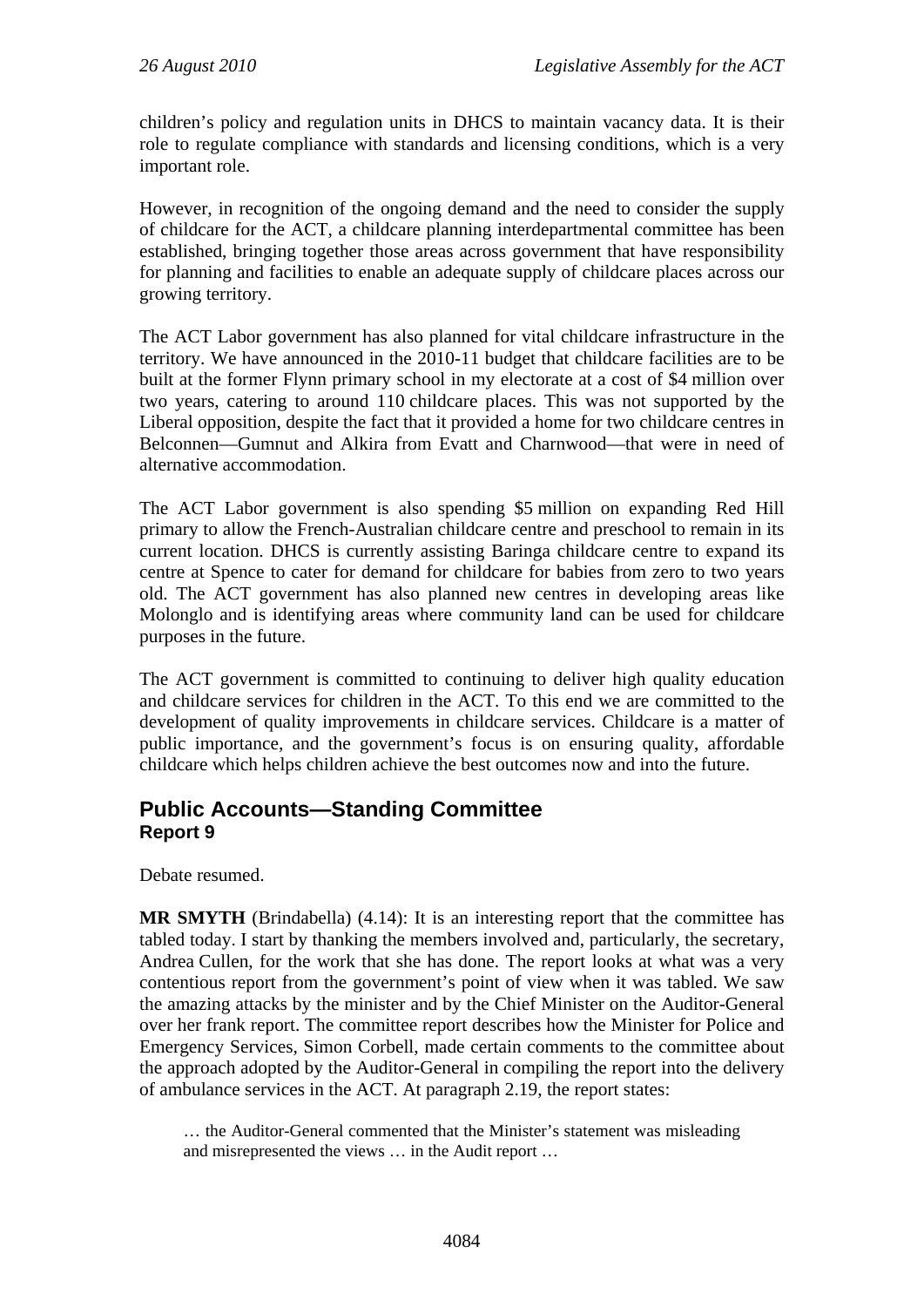children's policy and regulation units in DHCS to maintain vacancy data. It is their role to regulate compliance with standards and licensing conditions, which is a very important role.

However, in recognition of the ongoing demand and the need to consider the supply of childcare for the ACT, a childcare planning interdepartmental committee has been established, bringing together those areas across government that have responsibility for planning and facilities to enable an adequate supply of childcare places across our growing territory.

The ACT Labor government has also planned for vital childcare infrastructure in the territory. We have announced in the 2010-11 budget that childcare facilities are to be built at the former Flynn primary school in my electorate at a cost of $4 million over two years, catering to around 110 childcare places. This was not supported by the Liberal opposition, despite the fact that it provided a home for two childcare centres in Belconnen—Gumnut and Alkira from Evatt and Charnwood—that were in need of alternative accommodation.

The ACT Labor government is also spending $5 million on expanding Red Hill primary to allow the French-Australian childcare centre and preschool to remain in its current location. DHCS is currently assisting Baringa childcare centre to expand its centre at Spence to cater for demand for childcare for babies from zero to two years old. The ACT government has also planned new centres in developing areas like Molonglo and is identifying areas where community land can be used for childcare purposes in the future.

The ACT government is committed to continuing to deliver high quality education and childcare services for children in the ACT. To this end we are committed to the development of quality improvements in childcare services. Childcare is a matter of public importance, and the government's focus is on ensuring quality, affordable childcare which helps children achieve the best outcomes now and into the future.

## Public Accounts—Standing Committee
### Report 9

Debate resumed.

**MR SMYTH** (Brindabella) (4.14): It is an interesting report that the committee has tabled today. I start by thanking the members involved and, particularly, the secretary, Andrea Cullen, for the work that she has done. The report looks at what was a very contentious report from the government's point of view when it was tabled. We saw the amazing attacks by the minister and by the Chief Minister on the Auditor-General over her frank report. The committee report describes how the Minister for Police and Emergency Services, Simon Corbell, made certain comments to the committee about the approach adopted by the Auditor-General in compiling the report into the delivery of ambulance services in the ACT. At paragraph 2.19, the report states:

> … the Auditor-General commented that the Minister's statement was misleading and misrepresented the views … in the Audit report …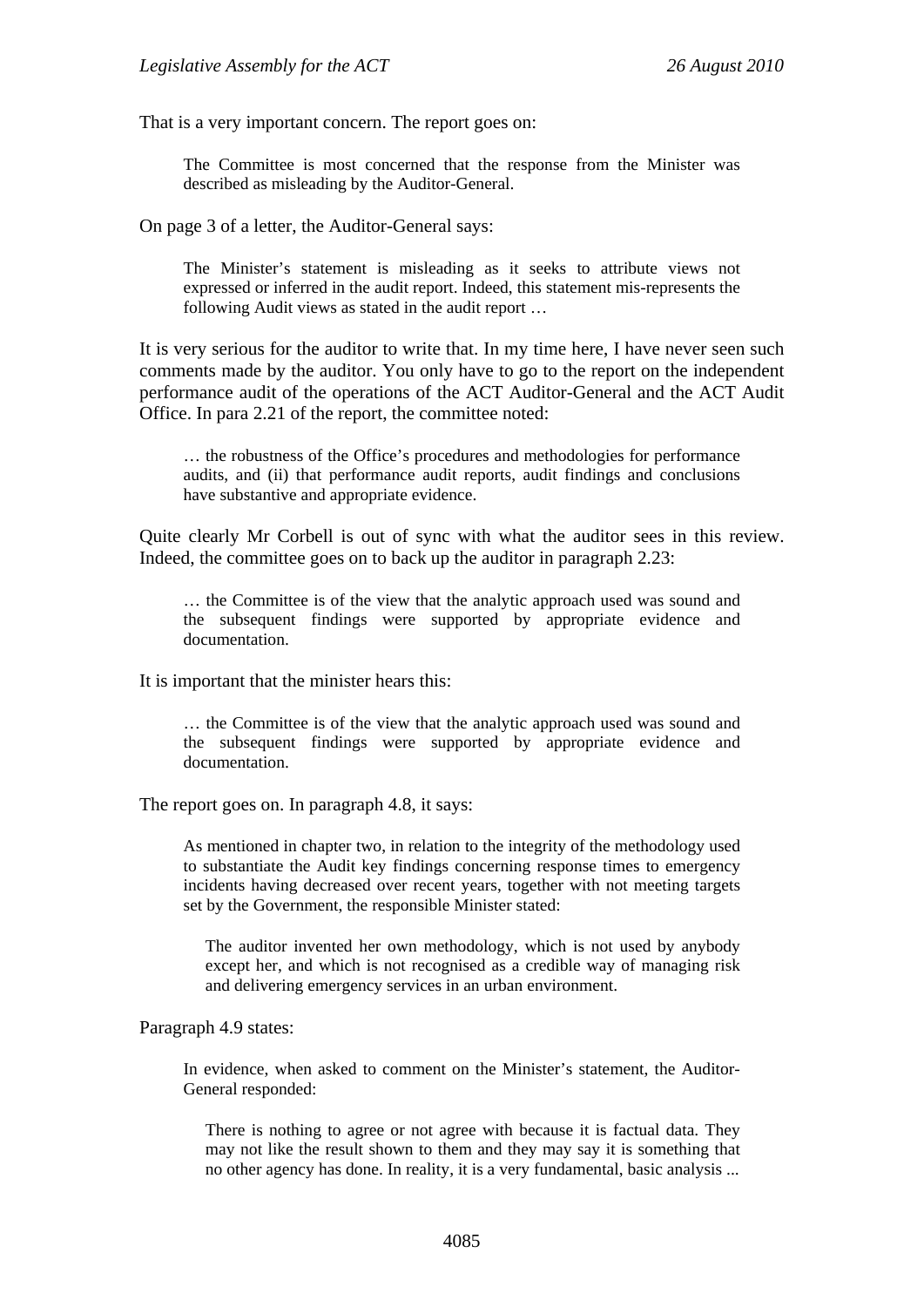That is a very important concern. The report goes on:

> The Committee is most concerned that the response from the Minister was described as misleading by the Auditor-General.

On page 3 of a letter, the Auditor-General says:

> The Minister's statement is misleading as it seeks to attribute views not expressed or inferred in the audit report. Indeed, this statement mis-represents the following Audit views as stated in the audit report …

It is very serious for the auditor to write that. In my time here, I have never seen such comments made by the auditor. You only have to go to the report on the independent performance audit of the operations of the ACT Auditor-General and the ACT Audit Office. In para 2.21 of the report, the committee noted:

> … the robustness of the Office's procedures and methodologies for performance audits, and (ii) that performance audit reports, audit findings and conclusions have substantive and appropriate evidence.

Quite clearly Mr Corbell is out of sync with what the auditor sees in this review. Indeed, the committee goes on to back up the auditor in paragraph 2.23:

> … the Committee is of the view that the analytic approach used was sound and the subsequent findings were supported by appropriate evidence and documentation.

It is important that the minister hears this:

> … the Committee is of the view that the analytic approach used was sound and the subsequent findings were supported by appropriate evidence and documentation.

The report goes on. In paragraph 4.8, it says:

> As mentioned in chapter two, in relation to the integrity of the methodology used to substantiate the Audit key findings concerning response times to emergency incidents having decreased over recent years, together with not meeting targets set by the Government, the responsible Minister stated:
>
> > The auditor invented her own methodology, which is not used by anybody except her, and which is not recognised as a credible way of managing risk and delivering emergency services in an urban environment.

Paragraph 4.9 states:

> In evidence, when asked to comment on the Minister's statement, the Auditor-General responded:
>
> > There is nothing to agree or not agree with because it is factual data. They may not like the result shown to them and they may say it is something that no other agency has done. In reality, it is a very fundamental, basic analysis ...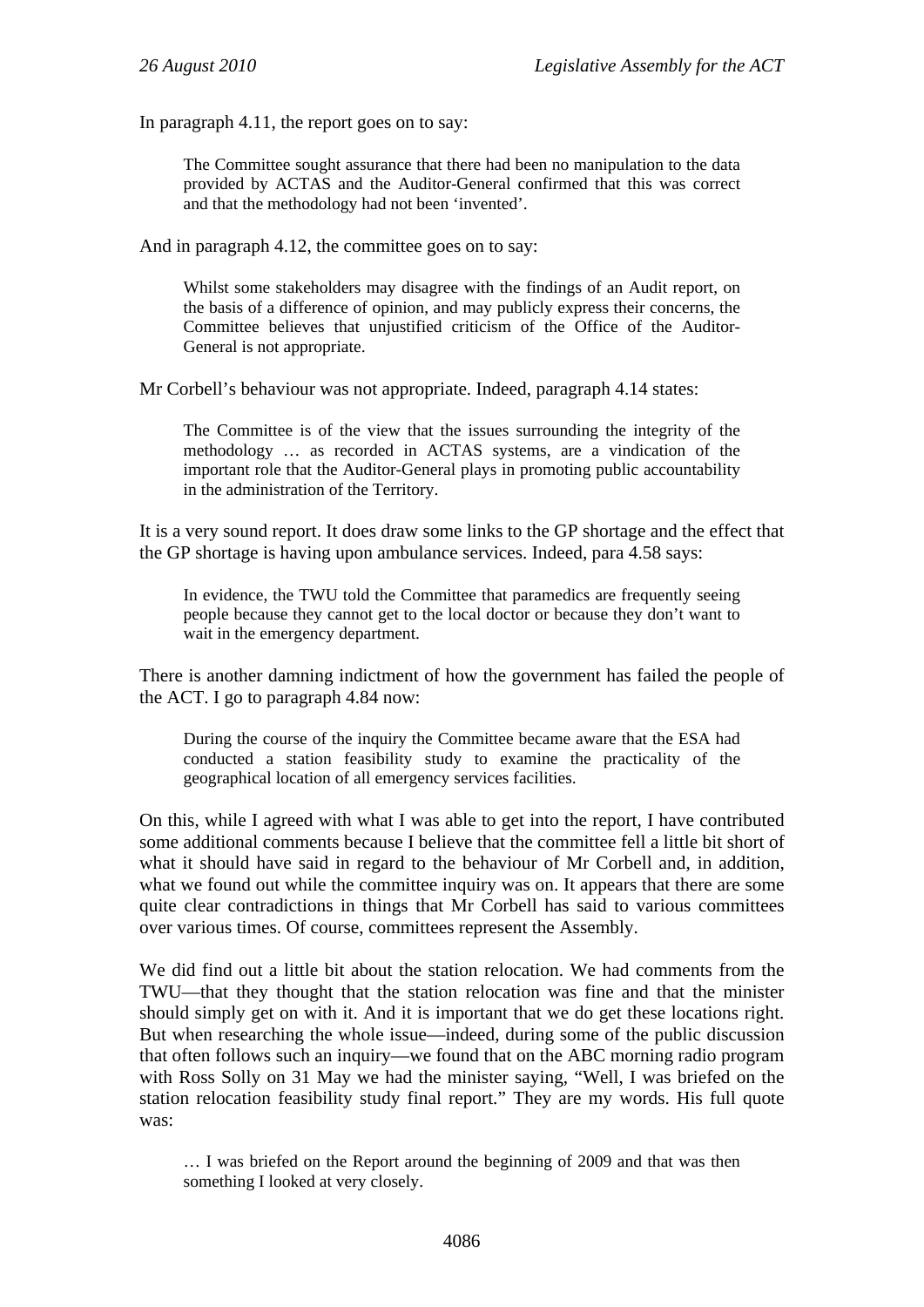In paragraph 4.11, the report goes on to say:

> The Committee sought assurance that there had been no manipulation to the data provided by ACTAS and the Auditor-General confirmed that this was correct and that the methodology had not been 'invented'.

And in paragraph 4.12, the committee goes on to say:

> Whilst some stakeholders may disagree with the findings of an Audit report, on the basis of a difference of opinion, and may publicly express their concerns, the Committee believes that unjustified criticism of the Office of the Auditor-General is not appropriate.

Mr Corbell's behaviour was not appropriate. Indeed, paragraph 4.14 states:

> The Committee is of the view that the issues surrounding the integrity of the methodology … as recorded in ACTAS systems, are a vindication of the important role that the Auditor-General plays in promoting public accountability in the administration of the Territory.

It is a very sound report. It does draw some links to the GP shortage and the effect that the GP shortage is having upon ambulance services. Indeed, para 4.58 says:

> In evidence, the TWU told the Committee that paramedics are frequently seeing people because they cannot get to the local doctor or because they don't want to wait in the emergency department.

There is another damning indictment of how the government has failed the people of the ACT. I go to paragraph 4.84 now:

> During the course of the inquiry the Committee became aware that the ESA had conducted a station feasibility study to examine the practicality of the geographical location of all emergency services facilities.

On this, while I agreed with what I was able to get into the report, I have contributed some additional comments because I believe that the committee fell a little bit short of what it should have said in regard to the behaviour of Mr Corbell and, in addition, what we found out while the committee inquiry was on. It appears that there are some quite clear contradictions in things that Mr Corbell has said to various committees over various times. Of course, committees represent the Assembly.

We did find out a little bit about the station relocation. We had comments from the TWU—that they thought that the station relocation was fine and that the minister should simply get on with it. And it is important that we do get these locations right. But when researching the whole issue—indeed, during some of the public discussion that often follows such an inquiry—we found that on the ABC morning radio program with Ross Solly on 31 May we had the minister saying, "Well, I was briefed on the station relocation feasibility study final report." They are my words. His full quote was:

> … I was briefed on the Report around the beginning of 2009 and that was then something I looked at very closely.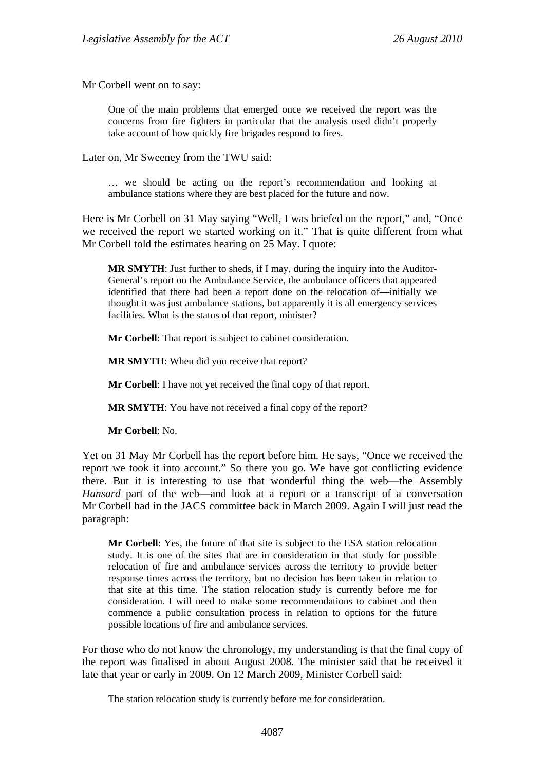Mr Corbell went on to say:

> One of the main problems that emerged once we received the report was the concerns from fire fighters in particular that the analysis used didn't properly take account of how quickly fire brigades respond to fires.

Later on, Mr Sweeney from the TWU said:

> … we should be acting on the report's recommendation and looking at ambulance stations where they are best placed for the future and now.

Here is Mr Corbell on 31 May saying "Well, I was briefed on the report," and, "Once we received the report we started working on it." That is quite different from what Mr Corbell told the estimates hearing on 25 May. I quote:

> **MR SMYTH**: Just further to sheds, if I may, during the inquiry into the Auditor-General's report on the Ambulance Service, the ambulance officers that appeared identified that there had been a report done on the relocation of—initially we thought it was just ambulance stations, but apparently it is all emergency services facilities. What is the status of that report, minister?
>
> **Mr Corbell**: That report is subject to cabinet consideration.
>
> **MR SMYTH**: When did you receive that report?
>
> **Mr Corbell**: I have not yet received the final copy of that report.
>
> **MR SMYTH**: You have not received a final copy of the report?
>
> **Mr Corbell**: No.

Yet on 31 May Mr Corbell has the report before him. He says, "Once we received the report we took it into account." So there you go. We have got conflicting evidence there. But it is interesting to use that wonderful thing the web—the Assembly *Hansard* part of the web—and look at a report or a transcript of a conversation Mr Corbell had in the JACS committee back in March 2009. Again I will just read the paragraph:

> **Mr Corbell**: Yes, the future of that site is subject to the ESA station relocation study. It is one of the sites that are in consideration in that study for possible relocation of fire and ambulance services across the territory to provide better response times across the territory, but no decision has been taken in relation to that site at this time. The station relocation study is currently before me for consideration. I will need to make some recommendations to cabinet and then commence a public consultation process in relation to options for the future possible locations of fire and ambulance services.

For those who do not know the chronology, my understanding is that the final copy of the report was finalised in about August 2008. The minister said that he received it late that year or early in 2009. On 12 March 2009, Minister Corbell said:

> The station relocation study is currently before me for consideration.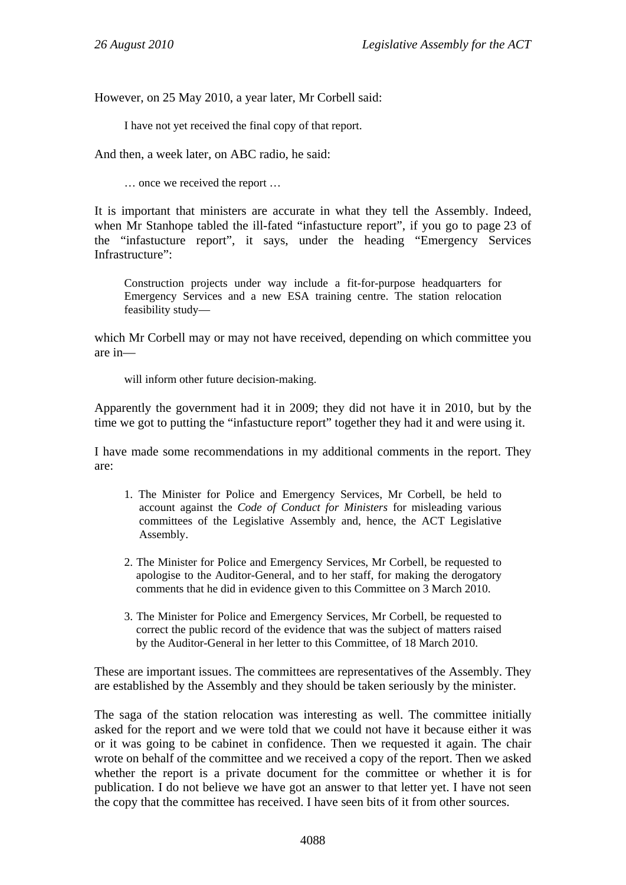However, on 25 May 2010, a year later, Mr Corbell said:

> I have not yet received the final copy of that report.

And then, a week later, on ABC radio, he said:

> … once we received the report …

It is important that ministers are accurate in what they tell the Assembly. Indeed, when Mr Stanhope tabled the ill-fated "infastucture report", if you go to page 23 of the "infastucture report", it says, under the heading "Emergency Services Infrastructure":

> Construction projects under way include a fit-for-purpose headquarters for Emergency Services and a new ESA training centre. The station relocation feasibility study—

which Mr Corbell may or may not have received, depending on which committee you are in—

> will inform other future decision-making.

Apparently the government had it in 2009; they did not have it in 2010, but by the time we got to putting the "infastucture report" together they had it and were using it.

I have made some recommendations in my additional comments in the report. They are:

> 1. The Minister for Police and Emergency Services, Mr Corbell, be held to account against the *Code of Conduct for Ministers* for misleading various committees of the Legislative Assembly and, hence, the ACT Legislative Assembly.
>
> 2. The Minister for Police and Emergency Services, Mr Corbell, be requested to apologise to the Auditor-General, and to her staff, for making the derogatory comments that he did in evidence given to this Committee on 3 March 2010.
>
> 3. The Minister for Police and Emergency Services, Mr Corbell, be requested to correct the public record of the evidence that was the subject of matters raised by the Auditor-General in her letter to this Committee, of 18 March 2010.

These are important issues. The committees are representatives of the Assembly. They are established by the Assembly and they should be taken seriously by the minister.

The saga of the station relocation was interesting as well. The committee initially asked for the report and we were told that we could not have it because either it was or it was going to be cabinet in confidence. Then we requested it again. The chair wrote on behalf of the committee and we received a copy of the report. Then we asked whether the report is a private document for the committee or whether it is for publication. I do not believe we have got an answer to that letter yet. I have not seen the copy that the committee has received. I have seen bits of it from other sources.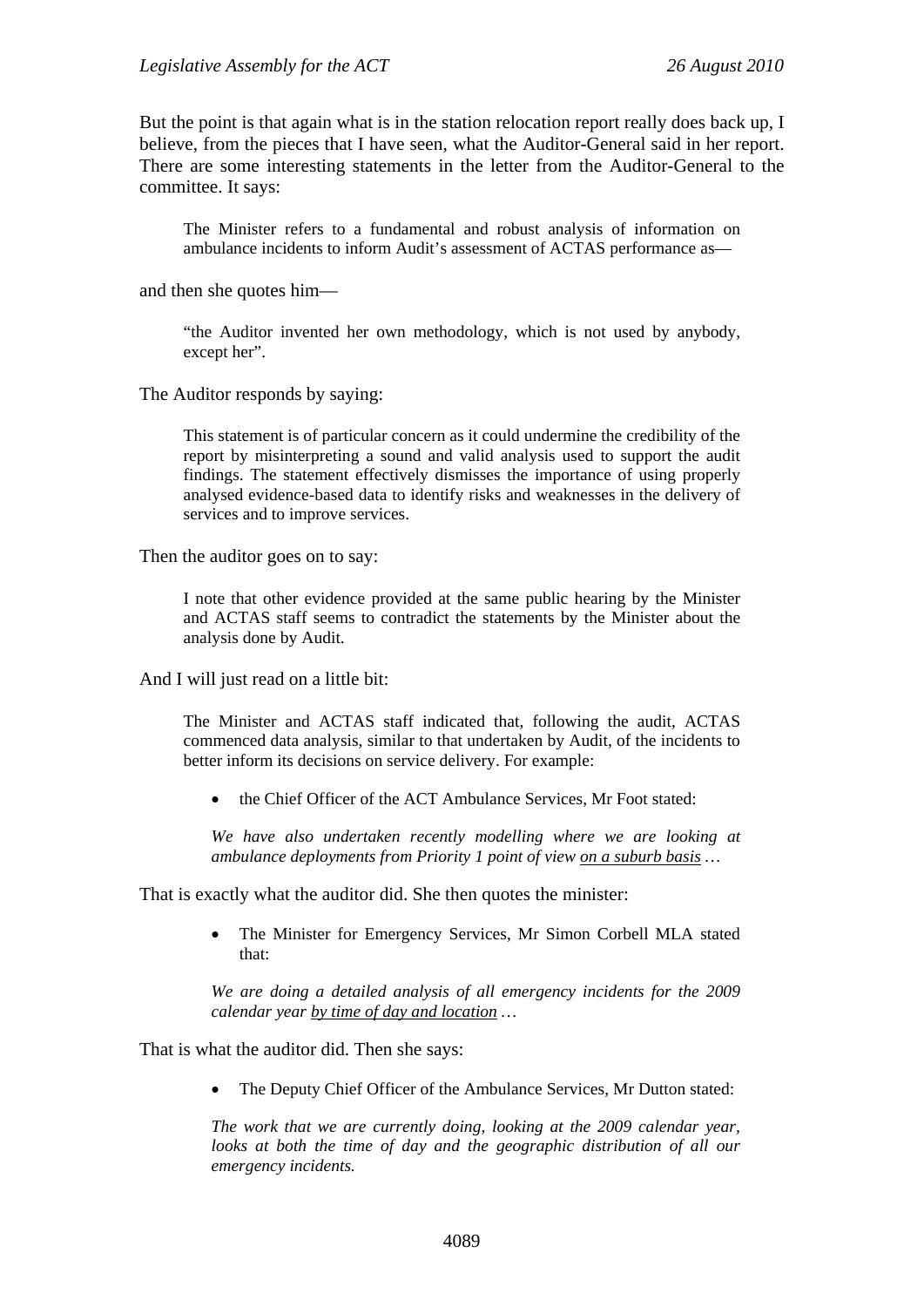But the point is that again what is in the station relocation report really does back up, I believe, from the pieces that I have seen, what the Auditor-General said in her report. There are some interesting statements in the letter from the Auditor-General to the committee. It says:

> The Minister refers to a fundamental and robust analysis of information on ambulance incidents to inform Audit's assessment of ACTAS performance as—

and then she quotes him—

> "the Auditor invented her own methodology, which is not used by anybody, except her".

The Auditor responds by saying:

> This statement is of particular concern as it could undermine the credibility of the report by misinterpreting a sound and valid analysis used to support the audit findings. The statement effectively dismisses the importance of using properly analysed evidence-based data to identify risks and weaknesses in the delivery of services and to improve services.

Then the auditor goes on to say:

> I note that other evidence provided at the same public hearing by the Minister and ACTAS staff seems to contradict the statements by the Minister about the analysis done by Audit.

And I will just read on a little bit:

> The Minister and ACTAS staff indicated that, following the audit, ACTAS commenced data analysis, similar to that undertaken by Audit, of the incidents to better inform its decisions on service delivery. For example:
>
> - the Chief Officer of the ACT Ambulance Services, Mr Foot stated:
>
> *We have also undertaken recently modelling where we are looking at ambulance deployments from Priority 1 point of view <u>on a suburb basis</u> …*

That is exactly what the auditor did. She then quotes the minister:

> - The Minister for Emergency Services, Mr Simon Corbell MLA stated that:
>
> *We are doing a detailed analysis of all emergency incidents for the 2009 calendar year <u>by time of day and location</u> …*

That is what the auditor did. Then she says:

> - The Deputy Chief Officer of the Ambulance Services, Mr Dutton stated:
>
> *The work that we are currently doing, looking at the 2009 calendar year, looks at both the time of day and the geographic distribution of all our emergency incidents.*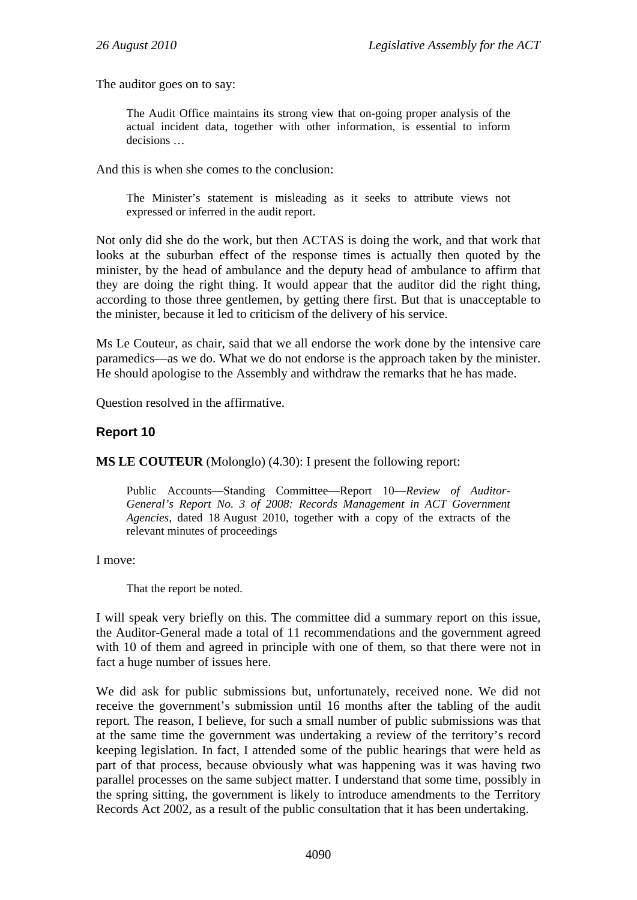The auditor goes on to say:

> The Audit Office maintains its strong view that on-going proper analysis of the actual incident data, together with other information, is essential to inform decisions …

And this is when she comes to the conclusion:

> The Minister's statement is misleading as it seeks to attribute views not expressed or inferred in the audit report.

Not only did she do the work, but then ACTAS is doing the work, and that work that looks at the suburban effect of the response times is actually then quoted by the minister, by the head of ambulance and the deputy head of ambulance to affirm that they are doing the right thing. It would appear that the auditor did the right thing, according to those three gentlemen, by getting there first. But that is unacceptable to the minister, because it led to criticism of the delivery of his service.

Ms Le Couteur, as chair, said that we all endorse the work done by the intensive care paramedics—as we do. What we do not endorse is the approach taken by the minister. He should apologise to the Assembly and withdraw the remarks that he has made.

Question resolved in the affirmative.

## Report 10

**MS LE COUTEUR** (Molonglo) (4.30): I present the following report:

> Public Accounts—Standing Committee—Report 10—*Review of Auditor-General's Report No. 3 of 2008: Records Management in ACT Government Agencies*, dated 18 August 2010, together with a copy of the extracts of the relevant minutes of proceedings

I move:

> That the report be noted.

I will speak very briefly on this. The committee did a summary report on this issue, the Auditor-General made a total of 11 recommendations and the government agreed with 10 of them and agreed in principle with one of them, so that there were not in fact a huge number of issues here.

We did ask for public submissions but, unfortunately, received none. We did not receive the government's submission until 16 months after the tabling of the audit report. The reason, I believe, for such a small number of public submissions was that at the same time the government was undertaking a review of the territory's record keeping legislation. In fact, I attended some of the public hearings that were held as part of that process, because obviously what was happening was it was having two parallel processes on the same subject matter. I understand that some time, possibly in the spring sitting, the government is likely to introduce amendments to the Territory Records Act 2002, as a result of the public consultation that it has been undertaking.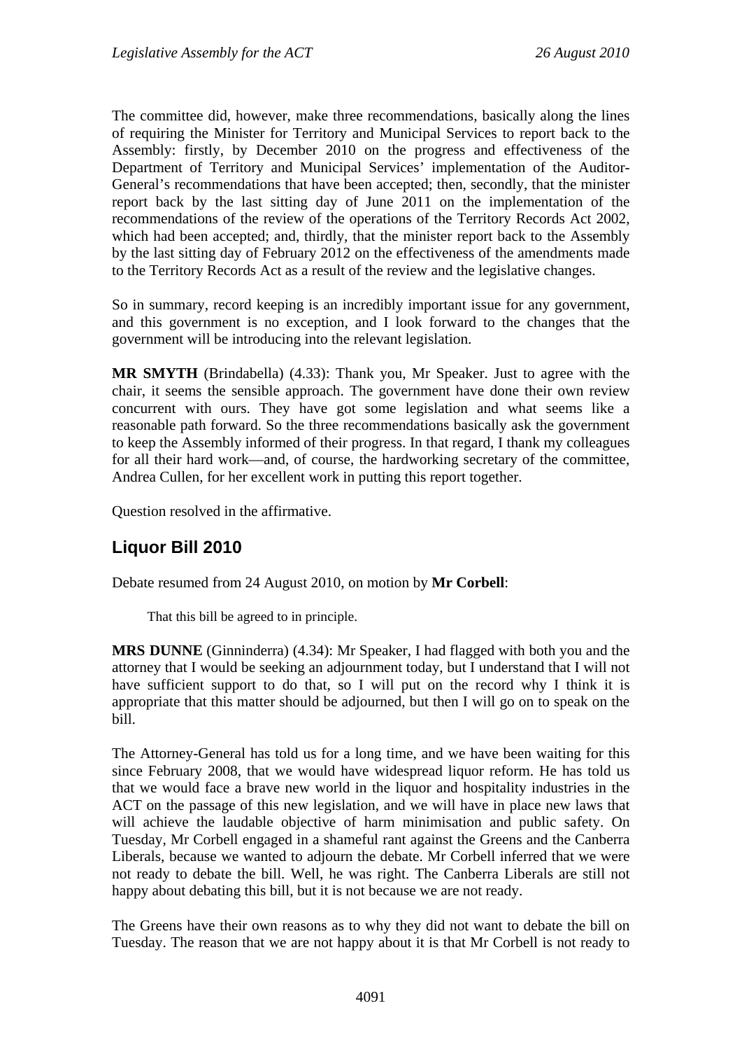The committee did, however, make three recommendations, basically along the lines of requiring the Minister for Territory and Municipal Services to report back to the Assembly: firstly, by December 2010 on the progress and effectiveness of the Department of Territory and Municipal Services' implementation of the Auditor-General's recommendations that have been accepted; then, secondly, that the minister report back by the last sitting day of June 2011 on the implementation of the recommendations of the review of the operations of the Territory Records Act 2002, which had been accepted; and, thirdly, that the minister report back to the Assembly by the last sitting day of February 2012 on the effectiveness of the amendments made to the Territory Records Act as a result of the review and the legislative changes.

So in summary, record keeping is an incredibly important issue for any government, and this government is no exception, and I look forward to the changes that the government will be introducing into the relevant legislation.

**MR SMYTH** (Brindabella) (4.33): Thank you, Mr Speaker. Just to agree with the chair, it seems the sensible approach. The government have done their own review concurrent with ours. They have got some legislation and what seems like a reasonable path forward. So the three recommendations basically ask the government to keep the Assembly informed of their progress. In that regard, I thank my colleagues for all their hard work—and, of course, the hardworking secretary of the committee, Andrea Cullen, for her excellent work in putting this report together.

Question resolved in the affirmative.

## Liquor Bill 2010

Debate resumed from 24 August 2010, on motion by **Mr Corbell**:

> That this bill be agreed to in principle.

**MRS DUNNE** (Ginninderra) (4.34): Mr Speaker, I had flagged with both you and the attorney that I would be seeking an adjournment today, but I understand that I will not have sufficient support to do that, so I will put on the record why I think it is appropriate that this matter should be adjourned, but then I will go on to speak on the bill.

The Attorney-General has told us for a long time, and we have been waiting for this since February 2008, that we would have widespread liquor reform. He has told us that we would face a brave new world in the liquor and hospitality industries in the ACT on the passage of this new legislation, and we will have in place new laws that will achieve the laudable objective of harm minimisation and public safety. On Tuesday, Mr Corbell engaged in a shameful rant against the Greens and the Canberra Liberals, because we wanted to adjourn the debate. Mr Corbell inferred that we were not ready to debate the bill. Well, he was right. The Canberra Liberals are still not happy about debating this bill, but it is not because we are not ready.

The Greens have their own reasons as to why they did not want to debate the bill on Tuesday. The reason that we are not happy about it is that Mr Corbell is not ready to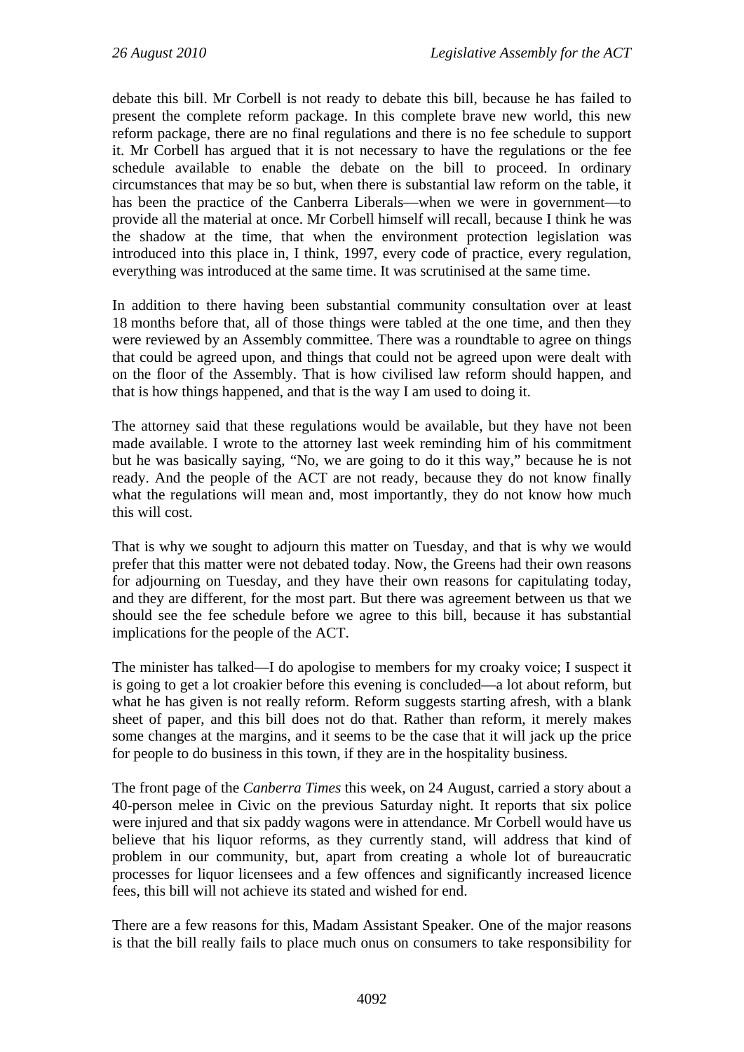debate this bill. Mr Corbell is not ready to debate this bill, because he has failed to present the complete reform package. In this complete brave new world, this new reform package, there are no final regulations and there is no fee schedule to support it. Mr Corbell has argued that it is not necessary to have the regulations or the fee schedule available to enable the debate on the bill to proceed. In ordinary circumstances that may be so but, when there is substantial law reform on the table, it has been the practice of the Canberra Liberals—when we were in government—to provide all the material at once. Mr Corbell himself will recall, because I think he was the shadow at the time, that when the environment protection legislation was introduced into this place in, I think, 1997, every code of practice, every regulation, everything was introduced at the same time. It was scrutinised at the same time.

In addition to there having been substantial community consultation over at least 18 months before that, all of those things were tabled at the one time, and then they were reviewed by an Assembly committee. There was a roundtable to agree on things that could be agreed upon, and things that could not be agreed upon were dealt with on the floor of the Assembly. That is how civilised law reform should happen, and that is how things happened, and that is the way I am used to doing it.

The attorney said that these regulations would be available, but they have not been made available. I wrote to the attorney last week reminding him of his commitment but he was basically saying, "No, we are going to do it this way," because he is not ready. And the people of the ACT are not ready, because they do not know finally what the regulations will mean and, most importantly, they do not know how much this will cost.

That is why we sought to adjourn this matter on Tuesday, and that is why we would prefer that this matter were not debated today. Now, the Greens had their own reasons for adjourning on Tuesday, and they have their own reasons for capitulating today, and they are different, for the most part. But there was agreement between us that we should see the fee schedule before we agree to this bill, because it has substantial implications for the people of the ACT.

The minister has talked—I do apologise to members for my croaky voice; I suspect it is going to get a lot croakier before this evening is concluded—a lot about reform, but what he has given is not really reform. Reform suggests starting afresh, with a blank sheet of paper, and this bill does not do that. Rather than reform, it merely makes some changes at the margins, and it seems to be the case that it will jack up the price for people to do business in this town, if they are in the hospitality business.

The front page of the *Canberra Times* this week, on 24 August, carried a story about a 40-person melee in Civic on the previous Saturday night. It reports that six police were injured and that six paddy wagons were in attendance. Mr Corbell would have us believe that his liquor reforms, as they currently stand, will address that kind of problem in our community, but, apart from creating a whole lot of bureaucratic processes for liquor licensees and a few offences and significantly increased licence fees, this bill will not achieve its stated and wished for end.

There are a few reasons for this, Madam Assistant Speaker. One of the major reasons is that the bill really fails to place much onus on consumers to take responsibility for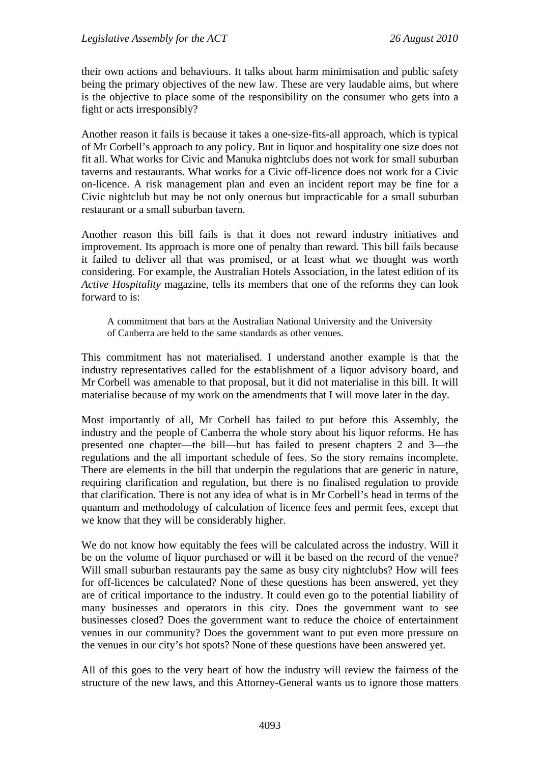their own actions and behaviours. It talks about harm minimisation and public safety being the primary objectives of the new law. These are very laudable aims, but where is the objective to place some of the responsibility on the consumer who gets into a fight or acts irresponsibly?

Another reason it fails is because it takes a one-size-fits-all approach, which is typical of Mr Corbell's approach to any policy. But in liquor and hospitality one size does not fit all. What works for Civic and Manuka nightclubs does not work for small suburban taverns and restaurants. What works for a Civic off-licence does not work for a Civic on-licence. A risk management plan and even an incident report may be fine for a Civic nightclub but may be not only onerous but impracticable for a small suburban restaurant or a small suburban tavern.

Another reason this bill fails is that it does not reward industry initiatives and improvement. Its approach is more one of penalty than reward. This bill fails because it failed to deliver all that was promised, or at least what we thought was worth considering. For example, the Australian Hotels Association, in the latest edition of its *Active Hospitality* magazine, tells its members that one of the reforms they can look forward to is:

> A commitment that bars at the Australian National University and the University of Canberra are held to the same standards as other venues.

This commitment has not materialised. I understand another example is that the industry representatives called for the establishment of a liquor advisory board, and Mr Corbell was amenable to that proposal, but it did not materialise in this bill. It will materialise because of my work on the amendments that I will move later in the day.

Most importantly of all, Mr Corbell has failed to put before this Assembly, the industry and the people of Canberra the whole story about his liquor reforms. He has presented one chapter—the bill—but has failed to present chapters 2 and 3—the regulations and the all important schedule of fees. So the story remains incomplete. There are elements in the bill that underpin the regulations that are generic in nature, requiring clarification and regulation, but there is no finalised regulation to provide that clarification. There is not any idea of what is in Mr Corbell's head in terms of the quantum and methodology of calculation of licence fees and permit fees, except that we know that they will be considerably higher.

We do not know how equitably the fees will be calculated across the industry. Will it be on the volume of liquor purchased or will it be based on the record of the venue? Will small suburban restaurants pay the same as busy city nightclubs? How will fees for off-licences be calculated? None of these questions has been answered, yet they are of critical importance to the industry. It could even go to the potential liability of many businesses and operators in this city. Does the government want to see businesses closed? Does the government want to reduce the choice of entertainment venues in our community? Does the government want to put even more pressure on the venues in our city's hot spots? None of these questions have been answered yet.

All of this goes to the very heart of how the industry will review the fairness of the structure of the new laws, and this Attorney-General wants us to ignore those matters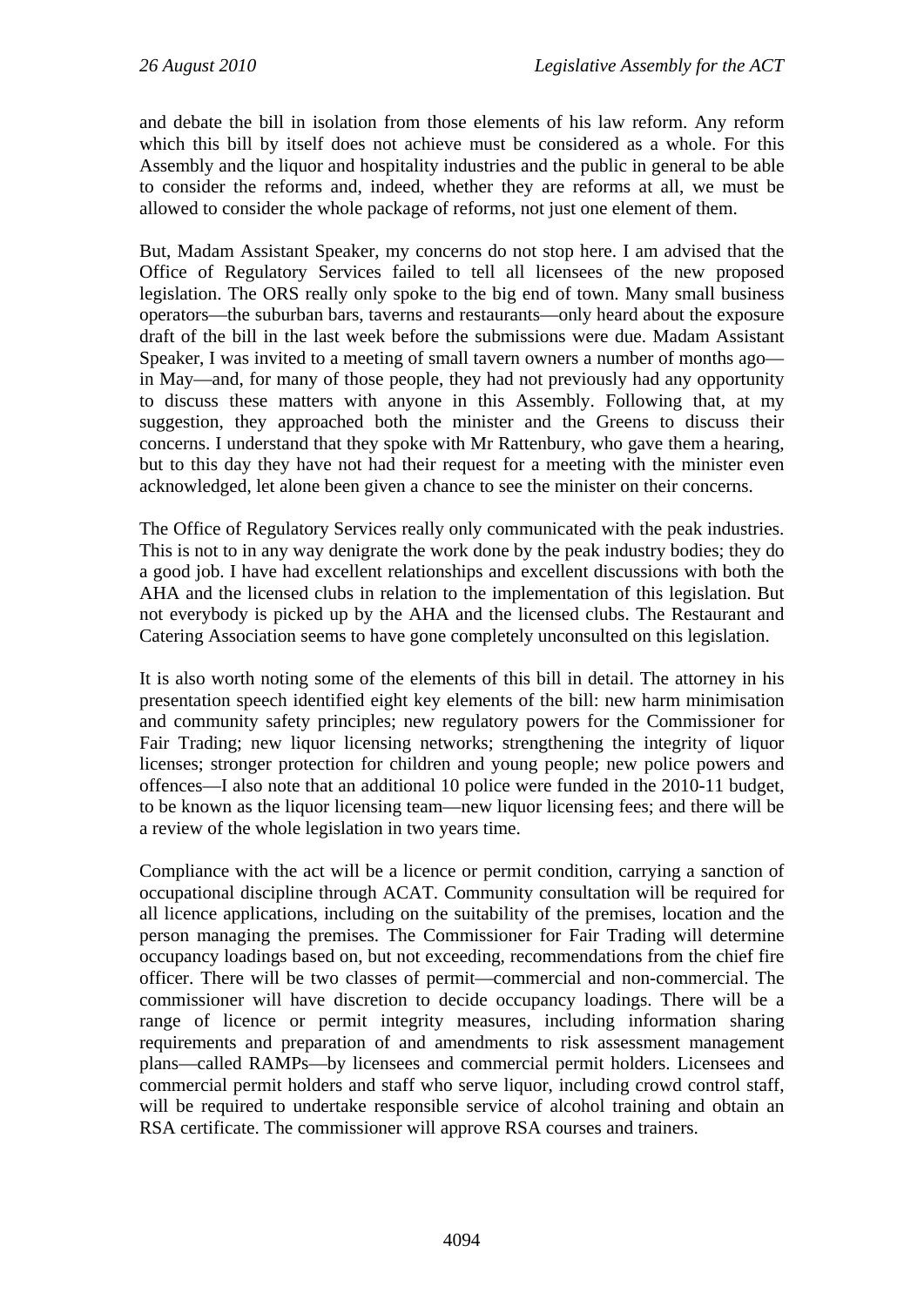and debate the bill in isolation from those elements of his law reform. Any reform which this bill by itself does not achieve must be considered as a whole. For this Assembly and the liquor and hospitality industries and the public in general to be able to consider the reforms and, indeed, whether they are reforms at all, we must be allowed to consider the whole package of reforms, not just one element of them.

But, Madam Assistant Speaker, my concerns do not stop here. I am advised that the Office of Regulatory Services failed to tell all licensees of the new proposed legislation. The ORS really only spoke to the big end of town. Many small business operators—the suburban bars, taverns and restaurants—only heard about the exposure draft of the bill in the last week before the submissions were due. Madam Assistant Speaker, I was invited to a meeting of small tavern owners a number of months ago—in May—and, for many of those people, they had not previously had any opportunity to discuss these matters with anyone in this Assembly. Following that, at my suggestion, they approached both the minister and the Greens to discuss their concerns. I understand that they spoke with Mr Rattenbury, who gave them a hearing, but to this day they have not had their request for a meeting with the minister even acknowledged, let alone been given a chance to see the minister on their concerns.

The Office of Regulatory Services really only communicated with the peak industries. This is not to in any way denigrate the work done by the peak industry bodies; they do a good job. I have had excellent relationships and excellent discussions with both the AHA and the licensed clubs in relation to the implementation of this legislation. But not everybody is picked up by the AHA and the licensed clubs. The Restaurant and Catering Association seems to have gone completely unconsulted on this legislation.

It is also worth noting some of the elements of this bill in detail. The attorney in his presentation speech identified eight key elements of the bill: new harm minimisation and community safety principles; new regulatory powers for the Commissioner for Fair Trading; new liquor licensing networks; strengthening the integrity of liquor licenses; stronger protection for children and young people; new police powers and offences—I also note that an additional 10 police were funded in the 2010-11 budget, to be known as the liquor licensing team—new liquor licensing fees; and there will be a review of the whole legislation in two years time.

Compliance with the act will be a licence or permit condition, carrying a sanction of occupational discipline through ACAT. Community consultation will be required for all licence applications, including on the suitability of the premises, location and the person managing the premises. The Commissioner for Fair Trading will determine occupancy loadings based on, but not exceeding, recommendations from the chief fire officer. There will be two classes of permit—commercial and non-commercial. The commissioner will have discretion to decide occupancy loadings. There will be a range of licence or permit integrity measures, including information sharing requirements and preparation of and amendments to risk assessment management plans—called RAMPs—by licensees and commercial permit holders. Licensees and commercial permit holders and staff who serve liquor, including crowd control staff, will be required to undertake responsible service of alcohol training and obtain an RSA certificate. The commissioner will approve RSA courses and trainers.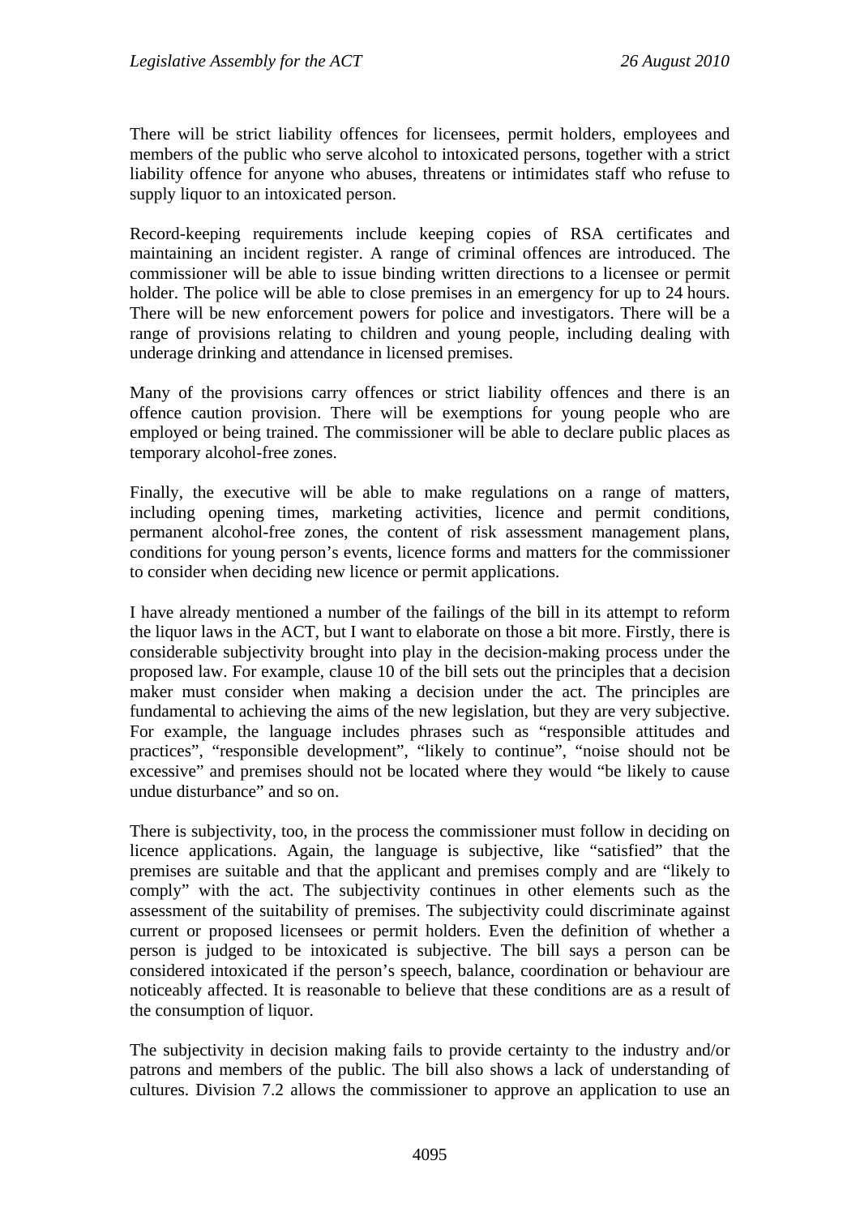There will be strict liability offences for licensees, permit holders, employees and members of the public who serve alcohol to intoxicated persons, together with a strict liability offence for anyone who abuses, threatens or intimidates staff who refuse to supply liquor to an intoxicated person.

Record-keeping requirements include keeping copies of RSA certificates and maintaining an incident register. A range of criminal offences are introduced. The commissioner will be able to issue binding written directions to a licensee or permit holder. The police will be able to close premises in an emergency for up to 24 hours. There will be new enforcement powers for police and investigators. There will be a range of provisions relating to children and young people, including dealing with underage drinking and attendance in licensed premises.

Many of the provisions carry offences or strict liability offences and there is an offence caution provision. There will be exemptions for young people who are employed or being trained. The commissioner will be able to declare public places as temporary alcohol-free zones.

Finally, the executive will be able to make regulations on a range of matters, including opening times, marketing activities, licence and permit conditions, permanent alcohol-free zones, the content of risk assessment management plans, conditions for young person's events, licence forms and matters for the commissioner to consider when deciding new licence or permit applications.

I have already mentioned a number of the failings of the bill in its attempt to reform the liquor laws in the ACT, but I want to elaborate on those a bit more. Firstly, there is considerable subjectivity brought into play in the decision-making process under the proposed law. For example, clause 10 of the bill sets out the principles that a decision maker must consider when making a decision under the act. The principles are fundamental to achieving the aims of the new legislation, but they are very subjective. For example, the language includes phrases such as "responsible attitudes and practices", "responsible development", "likely to continue", "noise should not be excessive" and premises should not be located where they would "be likely to cause undue disturbance" and so on.

There is subjectivity, too, in the process the commissioner must follow in deciding on licence applications. Again, the language is subjective, like "satisfied" that the premises are suitable and that the applicant and premises comply and are "likely to comply" with the act. The subjectivity continues in other elements such as the assessment of the suitability of premises. The subjectivity could discriminate against current or proposed licensees or permit holders. Even the definition of whether a person is judged to be intoxicated is subjective. The bill says a person can be considered intoxicated if the person's speech, balance, coordination or behaviour are noticeably affected. It is reasonable to believe that these conditions are as a result of the consumption of liquor.

The subjectivity in decision making fails to provide certainty to the industry and/or patrons and members of the public. The bill also shows a lack of understanding of cultures. Division 7.2 allows the commissioner to approve an application to use an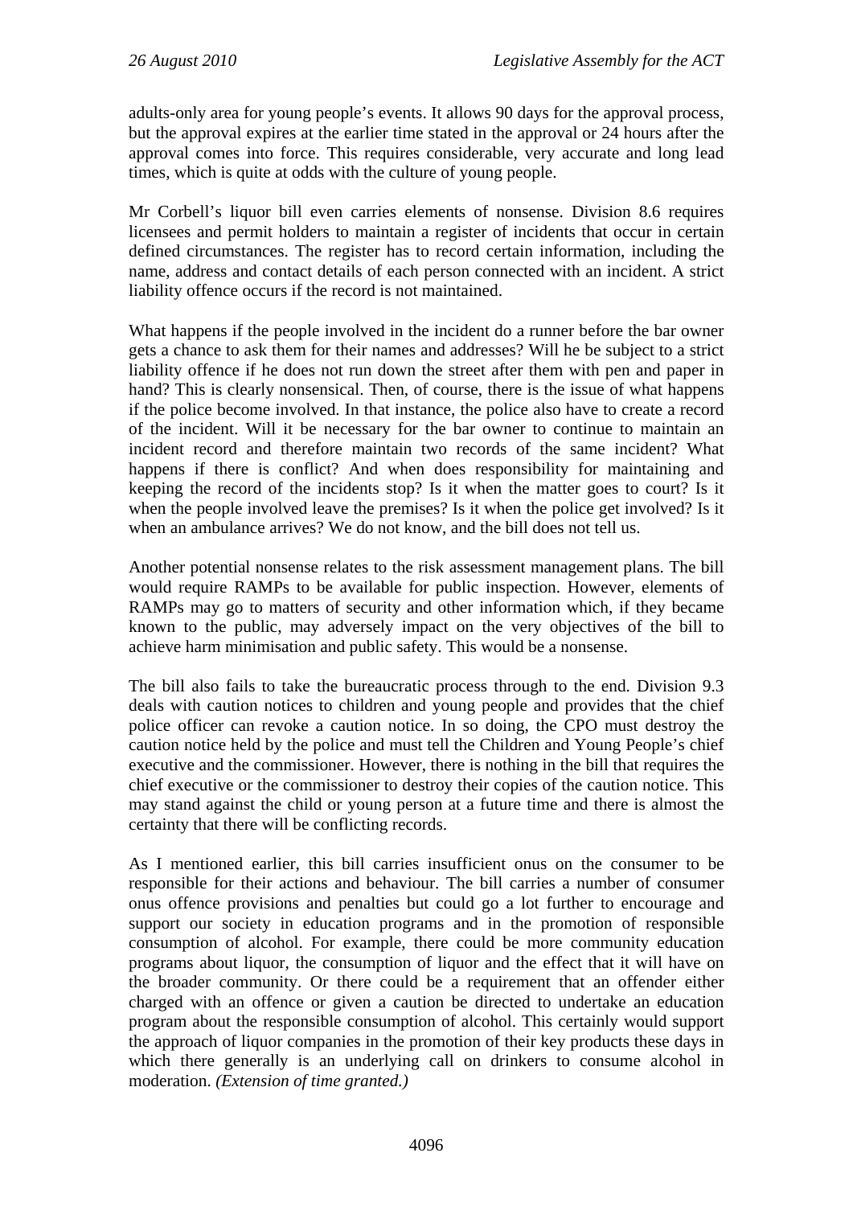adults-only area for young people's events. It allows 90 days for the approval process, but the approval expires at the earlier time stated in the approval or 24 hours after the approval comes into force. This requires considerable, very accurate and long lead times, which is quite at odds with the culture of young people.

Mr Corbell's liquor bill even carries elements of nonsense. Division 8.6 requires licensees and permit holders to maintain a register of incidents that occur in certain defined circumstances. The register has to record certain information, including the name, address and contact details of each person connected with an incident. A strict liability offence occurs if the record is not maintained.

What happens if the people involved in the incident do a runner before the bar owner gets a chance to ask them for their names and addresses? Will he be subject to a strict liability offence if he does not run down the street after them with pen and paper in hand? This is clearly nonsensical. Then, of course, there is the issue of what happens if the police become involved. In that instance, the police also have to create a record of the incident. Will it be necessary for the bar owner to continue to maintain an incident record and therefore maintain two records of the same incident? What happens if there is conflict? And when does responsibility for maintaining and keeping the record of the incidents stop? Is it when the matter goes to court? Is it when the people involved leave the premises? Is it when the police get involved? Is it when an ambulance arrives? We do not know, and the bill does not tell us.

Another potential nonsense relates to the risk assessment management plans. The bill would require RAMPs to be available for public inspection. However, elements of RAMPs may go to matters of security and other information which, if they became known to the public, may adversely impact on the very objectives of the bill to achieve harm minimisation and public safety. This would be a nonsense.

The bill also fails to take the bureaucratic process through to the end. Division 9.3 deals with caution notices to children and young people and provides that the chief police officer can revoke a caution notice. In so doing, the CPO must destroy the caution notice held by the police and must tell the Children and Young People's chief executive and the commissioner. However, there is nothing in the bill that requires the chief executive or the commissioner to destroy their copies of the caution notice. This may stand against the child or young person at a future time and there is almost the certainty that there will be conflicting records.

As I mentioned earlier, this bill carries insufficient onus on the consumer to be responsible for their actions and behaviour. The bill carries a number of consumer onus offence provisions and penalties but could go a lot further to encourage and support our society in education programs and in the promotion of responsible consumption of alcohol. For example, there could be more community education programs about liquor, the consumption of liquor and the effect that it will have on the broader community. Or there could be a requirement that an offender either charged with an offence or given a caution be directed to undertake an education program about the responsible consumption of alcohol. This certainly would support the approach of liquor companies in the promotion of their key products these days in which there generally is an underlying call on drinkers to consume alcohol in moderation. *(Extension of time granted.)*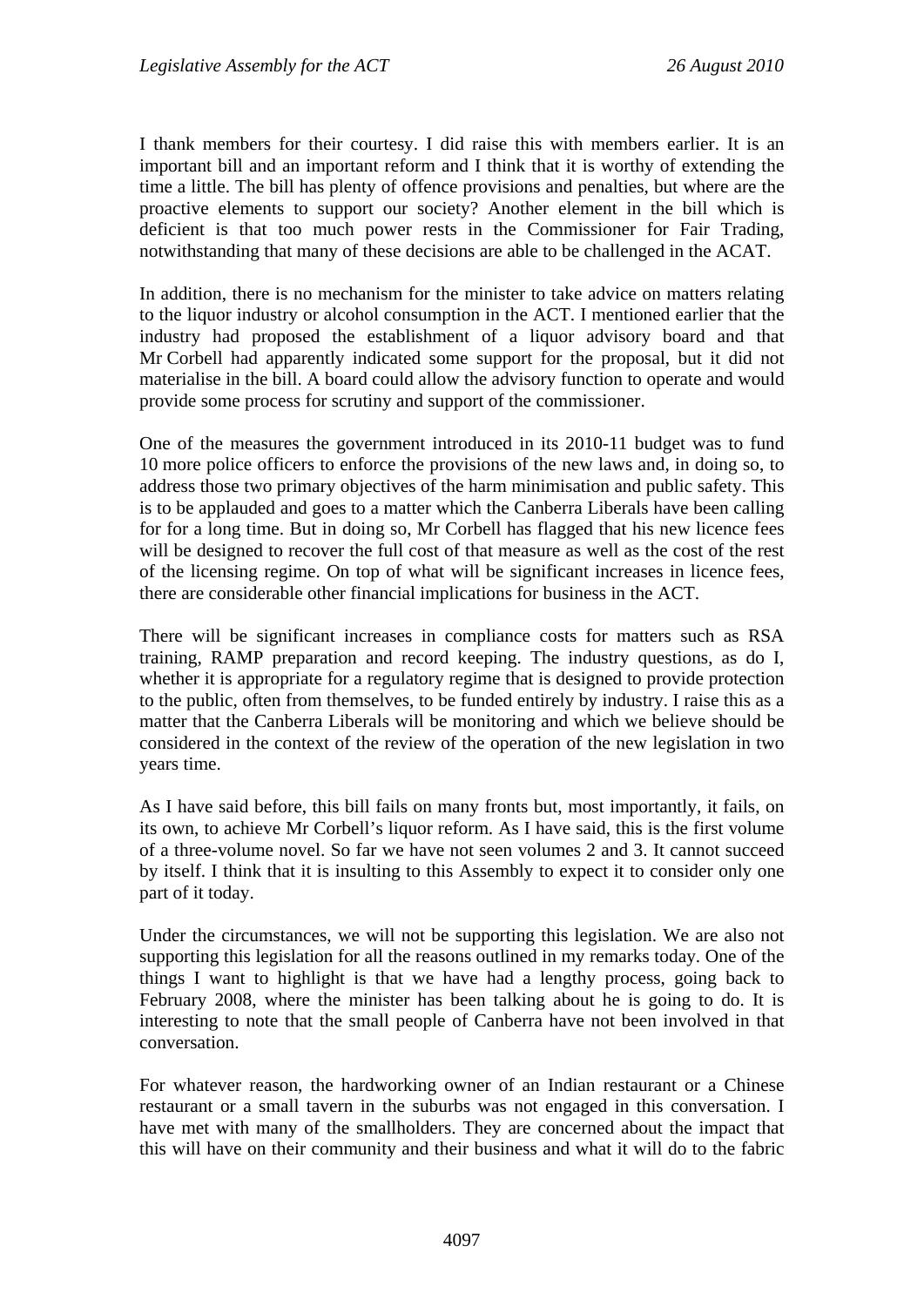I thank members for their courtesy. I did raise this with members earlier. It is an important bill and an important reform and I think that it is worthy of extending the time a little. The bill has plenty of offence provisions and penalties, but where are the proactive elements to support our society? Another element in the bill which is deficient is that too much power rests in the Commissioner for Fair Trading, notwithstanding that many of these decisions are able to be challenged in the ACAT.

In addition, there is no mechanism for the minister to take advice on matters relating to the liquor industry or alcohol consumption in the ACT. I mentioned earlier that the industry had proposed the establishment of a liquor advisory board and that Mr Corbell had apparently indicated some support for the proposal, but it did not materialise in the bill. A board could allow the advisory function to operate and would provide some process for scrutiny and support of the commissioner.

One of the measures the government introduced in its 2010-11 budget was to fund 10 more police officers to enforce the provisions of the new laws and, in doing so, to address those two primary objectives of the harm minimisation and public safety. This is to be applauded and goes to a matter which the Canberra Liberals have been calling for for a long time. But in doing so, Mr Corbell has flagged that his new licence fees will be designed to recover the full cost of that measure as well as the cost of the rest of the licensing regime. On top of what will be significant increases in licence fees, there are considerable other financial implications for business in the ACT.

There will be significant increases in compliance costs for matters such as RSA training, RAMP preparation and record keeping. The industry questions, as do I, whether it is appropriate for a regulatory regime that is designed to provide protection to the public, often from themselves, to be funded entirely by industry. I raise this as a matter that the Canberra Liberals will be monitoring and which we believe should be considered in the context of the review of the operation of the new legislation in two years time.

As I have said before, this bill fails on many fronts but, most importantly, it fails, on its own, to achieve Mr Corbell's liquor reform. As I have said, this is the first volume of a three-volume novel. So far we have not seen volumes 2 and 3. It cannot succeed by itself. I think that it is insulting to this Assembly to expect it to consider only one part of it today.

Under the circumstances, we will not be supporting this legislation. We are also not supporting this legislation for all the reasons outlined in my remarks today. One of the things I want to highlight is that we have had a lengthy process, going back to February 2008, where the minister has been talking about he is going to do. It is interesting to note that the small people of Canberra have not been involved in that conversation.

For whatever reason, the hardworking owner of an Indian restaurant or a Chinese restaurant or a small tavern in the suburbs was not engaged in this conversation. I have met with many of the smallholders. They are concerned about the impact that this will have on their community and their business and what it will do to the fabric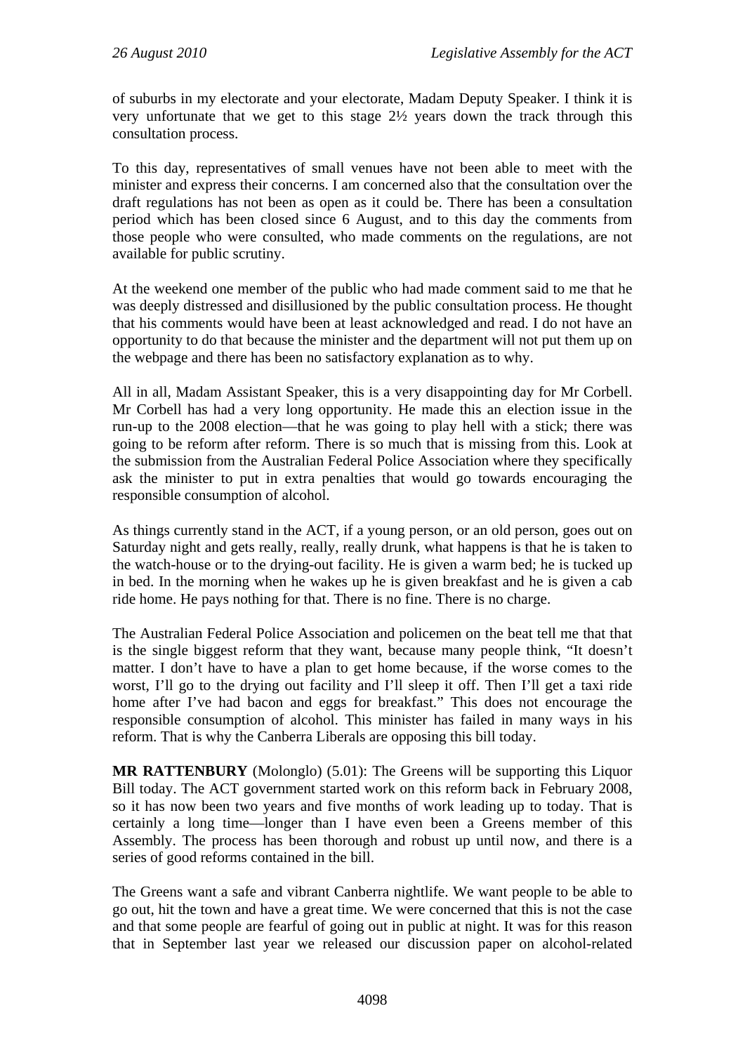of suburbs in my electorate and your electorate, Madam Deputy Speaker. I think it is very unfortunate that we get to this stage 2½ years down the track through this consultation process.

To this day, representatives of small venues have not been able to meet with the minister and express their concerns. I am concerned also that the consultation over the draft regulations has not been as open as it could be. There has been a consultation period which has been closed since 6 August, and to this day the comments from those people who were consulted, who made comments on the regulations, are not available for public scrutiny.

At the weekend one member of the public who had made comment said to me that he was deeply distressed and disillusioned by the public consultation process. He thought that his comments would have been at least acknowledged and read. I do not have an opportunity to do that because the minister and the department will not put them up on the webpage and there has been no satisfactory explanation as to why.

All in all, Madam Assistant Speaker, this is a very disappointing day for Mr Corbell. Mr Corbell has had a very long opportunity. He made this an election issue in the run-up to the 2008 election—that he was going to play hell with a stick; there was going to be reform after reform. There is so much that is missing from this. Look at the submission from the Australian Federal Police Association where they specifically ask the minister to put in extra penalties that would go towards encouraging the responsible consumption of alcohol.

As things currently stand in the ACT, if a young person, or an old person, goes out on Saturday night and gets really, really, really drunk, what happens is that he is taken to the watch-house or to the drying-out facility. He is given a warm bed; he is tucked up in bed. In the morning when he wakes up he is given breakfast and he is given a cab ride home. He pays nothing for that. There is no fine. There is no charge.

The Australian Federal Police Association and policemen on the beat tell me that that is the single biggest reform that they want, because many people think, "It doesn't matter. I don't have to have a plan to get home because, if the worse comes to the worst, I'll go to the drying out facility and I'll sleep it off. Then I'll get a taxi ride home after I've had bacon and eggs for breakfast." This does not encourage the responsible consumption of alcohol. This minister has failed in many ways in his reform. That is why the Canberra Liberals are opposing this bill today.

**MR RATTENBURY** (Molonglo) (5.01): The Greens will be supporting this Liquor Bill today. The ACT government started work on this reform back in February 2008, so it has now been two years and five months of work leading up to today. That is certainly a long time—longer than I have even been a Greens member of this Assembly. The process has been thorough and robust up until now, and there is a series of good reforms contained in the bill.

The Greens want a safe and vibrant Canberra nightlife. We want people to be able to go out, hit the town and have a great time. We were concerned that this is not the case and that some people are fearful of going out in public at night. It was for this reason that in September last year we released our discussion paper on alcohol-related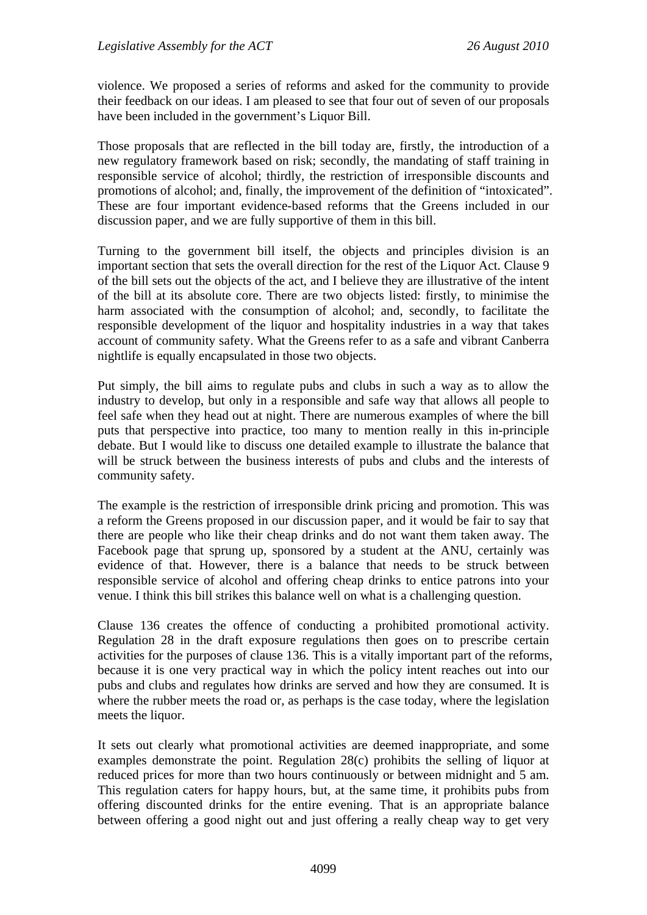violence. We proposed a series of reforms and asked for the community to provide their feedback on our ideas. I am pleased to see that four out of seven of our proposals have been included in the government's Liquor Bill.

Those proposals that are reflected in the bill today are, firstly, the introduction of a new regulatory framework based on risk; secondly, the mandating of staff training in responsible service of alcohol; thirdly, the restriction of irresponsible discounts and promotions of alcohol; and, finally, the improvement of the definition of "intoxicated". These are four important evidence-based reforms that the Greens included in our discussion paper, and we are fully supportive of them in this bill.

Turning to the government bill itself, the objects and principles division is an important section that sets the overall direction for the rest of the Liquor Act. Clause 9 of the bill sets out the objects of the act, and I believe they are illustrative of the intent of the bill at its absolute core. There are two objects listed: firstly, to minimise the harm associated with the consumption of alcohol; and, secondly, to facilitate the responsible development of the liquor and hospitality industries in a way that takes account of community safety. What the Greens refer to as a safe and vibrant Canberra nightlife is equally encapsulated in those two objects.

Put simply, the bill aims to regulate pubs and clubs in such a way as to allow the industry to develop, but only in a responsible and safe way that allows all people to feel safe when they head out at night. There are numerous examples of where the bill puts that perspective into practice, too many to mention really in this in-principle debate. But I would like to discuss one detailed example to illustrate the balance that will be struck between the business interests of pubs and clubs and the interests of community safety.

The example is the restriction of irresponsible drink pricing and promotion. This was a reform the Greens proposed in our discussion paper, and it would be fair to say that there are people who like their cheap drinks and do not want them taken away. The Facebook page that sprung up, sponsored by a student at the ANU, certainly was evidence of that. However, there is a balance that needs to be struck between responsible service of alcohol and offering cheap drinks to entice patrons into your venue. I think this bill strikes this balance well on what is a challenging question.

Clause 136 creates the offence of conducting a prohibited promotional activity. Regulation 28 in the draft exposure regulations then goes on to prescribe certain activities for the purposes of clause 136. This is a vitally important part of the reforms, because it is one very practical way in which the policy intent reaches out into our pubs and clubs and regulates how drinks are served and how they are consumed. It is where the rubber meets the road or, as perhaps is the case today, where the legislation meets the liquor.

It sets out clearly what promotional activities are deemed inappropriate, and some examples demonstrate the point. Regulation 28(c) prohibits the selling of liquor at reduced prices for more than two hours continuously or between midnight and 5 am. This regulation caters for happy hours, but, at the same time, it prohibits pubs from offering discounted drinks for the entire evening. That is an appropriate balance between offering a good night out and just offering a really cheap way to get very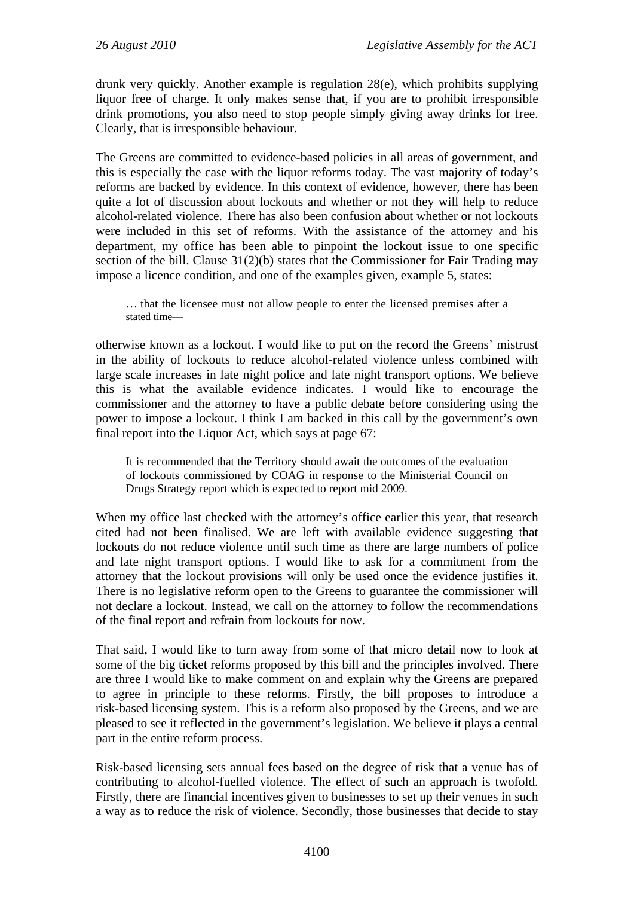drunk very quickly. Another example is regulation 28(e), which prohibits supplying liquor free of charge. It only makes sense that, if you are to prohibit irresponsible drink promotions, you also need to stop people simply giving away drinks for free. Clearly, that is irresponsible behaviour.

The Greens are committed to evidence-based policies in all areas of government, and this is especially the case with the liquor reforms today. The vast majority of today's reforms are backed by evidence. In this context of evidence, however, there has been quite a lot of discussion about lockouts and whether or not they will help to reduce alcohol-related violence. There has also been confusion about whether or not lockouts were included in this set of reforms. With the assistance of the attorney and his department, my office has been able to pinpoint the lockout issue to one specific section of the bill. Clause 31(2)(b) states that the Commissioner for Fair Trading may impose a licence condition, and one of the examples given, example 5, states:

> … that the licensee must not allow people to enter the licensed premises after a stated time—

otherwise known as a lockout. I would like to put on the record the Greens' mistrust in the ability of lockouts to reduce alcohol-related violence unless combined with large scale increases in late night police and late night transport options. We believe this is what the available evidence indicates. I would like to encourage the commissioner and the attorney to have a public debate before considering using the power to impose a lockout. I think I am backed in this call by the government's own final report into the Liquor Act, which says at page 67:

> It is recommended that the Territory should await the outcomes of the evaluation of lockouts commissioned by COAG in response to the Ministerial Council on Drugs Strategy report which is expected to report mid 2009.

When my office last checked with the attorney's office earlier this year, that research cited had not been finalised. We are left with available evidence suggesting that lockouts do not reduce violence until such time as there are large numbers of police and late night transport options. I would like to ask for a commitment from the attorney that the lockout provisions will only be used once the evidence justifies it. There is no legislative reform open to the Greens to guarantee the commissioner will not declare a lockout. Instead, we call on the attorney to follow the recommendations of the final report and refrain from lockouts for now.

That said, I would like to turn away from some of that micro detail now to look at some of the big ticket reforms proposed by this bill and the principles involved. There are three I would like to make comment on and explain why the Greens are prepared to agree in principle to these reforms. Firstly, the bill proposes to introduce a risk-based licensing system. This is a reform also proposed by the Greens, and we are pleased to see it reflected in the government's legislation. We believe it plays a central part in the entire reform process.

Risk-based licensing sets annual fees based on the degree of risk that a venue has of contributing to alcohol-fuelled violence. The effect of such an approach is twofold. Firstly, there are financial incentives given to businesses to set up their venues in such a way as to reduce the risk of violence. Secondly, those businesses that decide to stay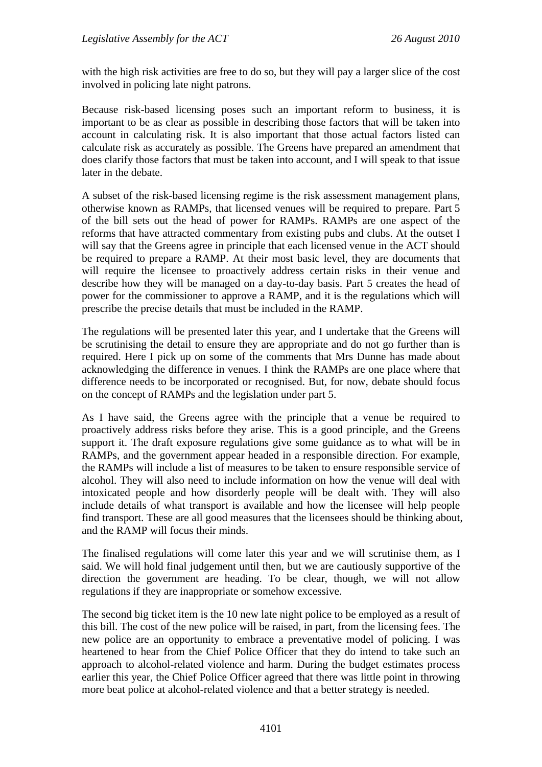with the high risk activities are free to do so, but they will pay a larger slice of the cost involved in policing late night patrons.

Because risk-based licensing poses such an important reform to business, it is important to be as clear as possible in describing those factors that will be taken into account in calculating risk. It is also important that those actual factors listed can calculate risk as accurately as possible. The Greens have prepared an amendment that does clarify those factors that must be taken into account, and I will speak to that issue later in the debate.

A subset of the risk-based licensing regime is the risk assessment management plans, otherwise known as RAMPs, that licensed venues will be required to prepare. Part 5 of the bill sets out the head of power for RAMPs. RAMPs are one aspect of the reforms that have attracted commentary from existing pubs and clubs. At the outset I will say that the Greens agree in principle that each licensed venue in the ACT should be required to prepare a RAMP. At their most basic level, they are documents that will require the licensee to proactively address certain risks in their venue and describe how they will be managed on a day-to-day basis. Part 5 creates the head of power for the commissioner to approve a RAMP, and it is the regulations which will prescribe the precise details that must be included in the RAMP.

The regulations will be presented later this year, and I undertake that the Greens will be scrutinising the detail to ensure they are appropriate and do not go further than is required. Here I pick up on some of the comments that Mrs Dunne has made about acknowledging the difference in venues. I think the RAMPs are one place where that difference needs to be incorporated or recognised. But, for now, debate should focus on the concept of RAMPs and the legislation under part 5.

As I have said, the Greens agree with the principle that a venue be required to proactively address risks before they arise. This is a good principle, and the Greens support it. The draft exposure regulations give some guidance as to what will be in RAMPs, and the government appear headed in a responsible direction. For example, the RAMPs will include a list of measures to be taken to ensure responsible service of alcohol. They will also need to include information on how the venue will deal with intoxicated people and how disorderly people will be dealt with. They will also include details of what transport is available and how the licensee will help people find transport. These are all good measures that the licensees should be thinking about, and the RAMP will focus their minds.

The finalised regulations will come later this year and we will scrutinise them, as I said. We will hold final judgement until then, but we are cautiously supportive of the direction the government are heading. To be clear, though, we will not allow regulations if they are inappropriate or somehow excessive.

The second big ticket item is the 10 new late night police to be employed as a result of this bill. The cost of the new police will be raised, in part, from the licensing fees. The new police are an opportunity to embrace a preventative model of policing. I was heartened to hear from the Chief Police Officer that they do intend to take such an approach to alcohol-related violence and harm. During the budget estimates process earlier this year, the Chief Police Officer agreed that there was little point in throwing more beat police at alcohol-related violence and that a better strategy is needed.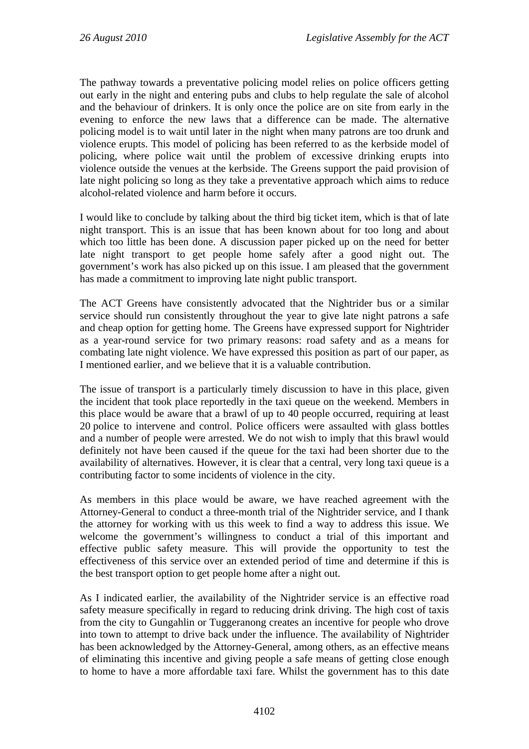The pathway towards a preventative policing model relies on police officers getting out early in the night and entering pubs and clubs to help regulate the sale of alcohol and the behaviour of drinkers. It is only once the police are on site from early in the evening to enforce the new laws that a difference can be made. The alternative policing model is to wait until later in the night when many patrons are too drunk and violence erupts. This model of policing has been referred to as the kerbside model of policing, where police wait until the problem of excessive drinking erupts into violence outside the venues at the kerbside. The Greens support the paid provision of late night policing so long as they take a preventative approach which aims to reduce alcohol-related violence and harm before it occurs.

I would like to conclude by talking about the third big ticket item, which is that of late night transport. This is an issue that has been known about for too long and about which too little has been done. A discussion paper picked up on the need for better late night transport to get people home safely after a good night out. The government's work has also picked up on this issue. I am pleased that the government has made a commitment to improving late night public transport.

The ACT Greens have consistently advocated that the Nightrider bus or a similar service should run consistently throughout the year to give late night patrons a safe and cheap option for getting home. The Greens have expressed support for Nightrider as a year-round service for two primary reasons: road safety and as a means for combating late night violence. We have expressed this position as part of our paper, as I mentioned earlier, and we believe that it is a valuable contribution.

The issue of transport is a particularly timely discussion to have in this place, given the incident that took place reportedly in the taxi queue on the weekend. Members in this place would be aware that a brawl of up to 40 people occurred, requiring at least 20 police to intervene and control. Police officers were assaulted with glass bottles and a number of people were arrested. We do not wish to imply that this brawl would definitely not have been caused if the queue for the taxi had been shorter due to the availability of alternatives. However, it is clear that a central, very long taxi queue is a contributing factor to some incidents of violence in the city.

As members in this place would be aware, we have reached agreement with the Attorney-General to conduct a three-month trial of the Nightrider service, and I thank the attorney for working with us this week to find a way to address this issue. We welcome the government's willingness to conduct a trial of this important and effective public safety measure. This will provide the opportunity to test the effectiveness of this service over an extended period of time and determine if this is the best transport option to get people home after a night out.

As I indicated earlier, the availability of the Nightrider service is an effective road safety measure specifically in regard to reducing drink driving. The high cost of taxis from the city to Gungahlin or Tuggeranong creates an incentive for people who drove into town to attempt to drive back under the influence. The availability of Nightrider has been acknowledged by the Attorney-General, among others, as an effective means of eliminating this incentive and giving people a safe means of getting close enough to home to have a more affordable taxi fare. Whilst the government has to this date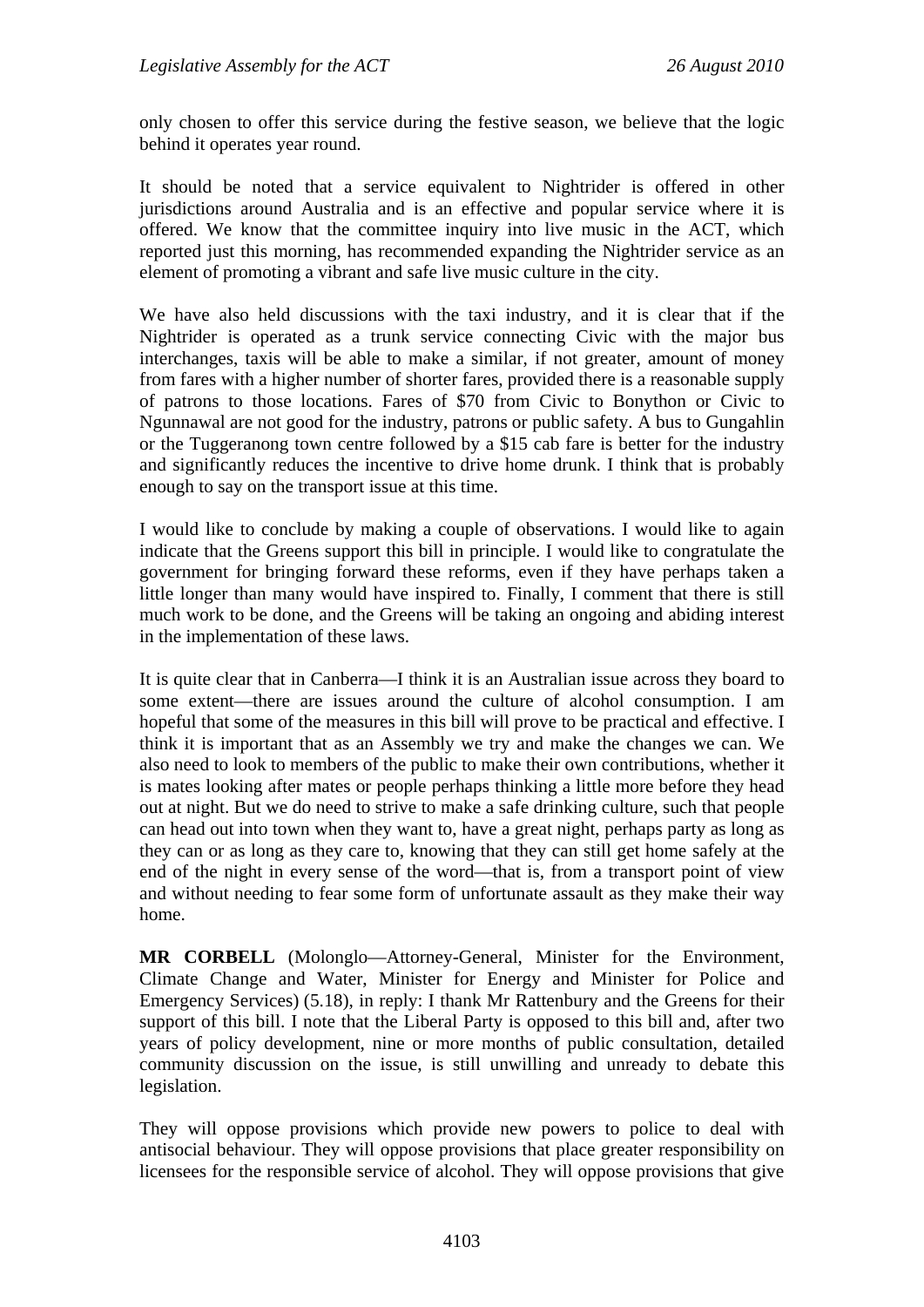only chosen to offer this service during the festive season, we believe that the logic behind it operates year round.

It should be noted that a service equivalent to Nightrider is offered in other jurisdictions around Australia and is an effective and popular service where it is offered. We know that the committee inquiry into live music in the ACT, which reported just this morning, has recommended expanding the Nightrider service as an element of promoting a vibrant and safe live music culture in the city.

We have also held discussions with the taxi industry, and it is clear that if the Nightrider is operated as a trunk service connecting Civic with the major bus interchanges, taxis will be able to make a similar, if not greater, amount of money from fares with a higher number of shorter fares, provided there is a reasonable supply of patrons to those locations. Fares of $70 from Civic to Bonython or Civic to Ngunnawal are not good for the industry, patrons or public safety. A bus to Gungahlin or the Tuggeranong town centre followed by a $15 cab fare is better for the industry and significantly reduces the incentive to drive home drunk. I think that is probably enough to say on the transport issue at this time.

I would like to conclude by making a couple of observations. I would like to again indicate that the Greens support this bill in principle. I would like to congratulate the government for bringing forward these reforms, even if they have perhaps taken a little longer than many would have inspired to. Finally, I comment that there is still much work to be done, and the Greens will be taking an ongoing and abiding interest in the implementation of these laws.

It is quite clear that in Canberra—I think it is an Australian issue across they board to some extent—there are issues around the culture of alcohol consumption. I am hopeful that some of the measures in this bill will prove to be practical and effective. I think it is important that as an Assembly we try and make the changes we can. We also need to look to members of the public to make their own contributions, whether it is mates looking after mates or people perhaps thinking a little more before they head out at night. But we do need to strive to make a safe drinking culture, such that people can head out into town when they want to, have a great night, perhaps party as long as they can or as long as they care to, knowing that they can still get home safely at the end of the night in every sense of the word—that is, from a transport point of view and without needing to fear some form of unfortunate assault as they make their way home.

**MR CORBELL** (Molonglo—Attorney-General, Minister for the Environment, Climate Change and Water, Minister for Energy and Minister for Police and Emergency Services) (5.18), in reply: I thank Mr Rattenbury and the Greens for their support of this bill. I note that the Liberal Party is opposed to this bill and, after two years of policy development, nine or more months of public consultation, detailed community discussion on the issue, is still unwilling and unready to debate this legislation.

They will oppose provisions which provide new powers to police to deal with antisocial behaviour. They will oppose provisions that place greater responsibility on licensees for the responsible service of alcohol. They will oppose provisions that give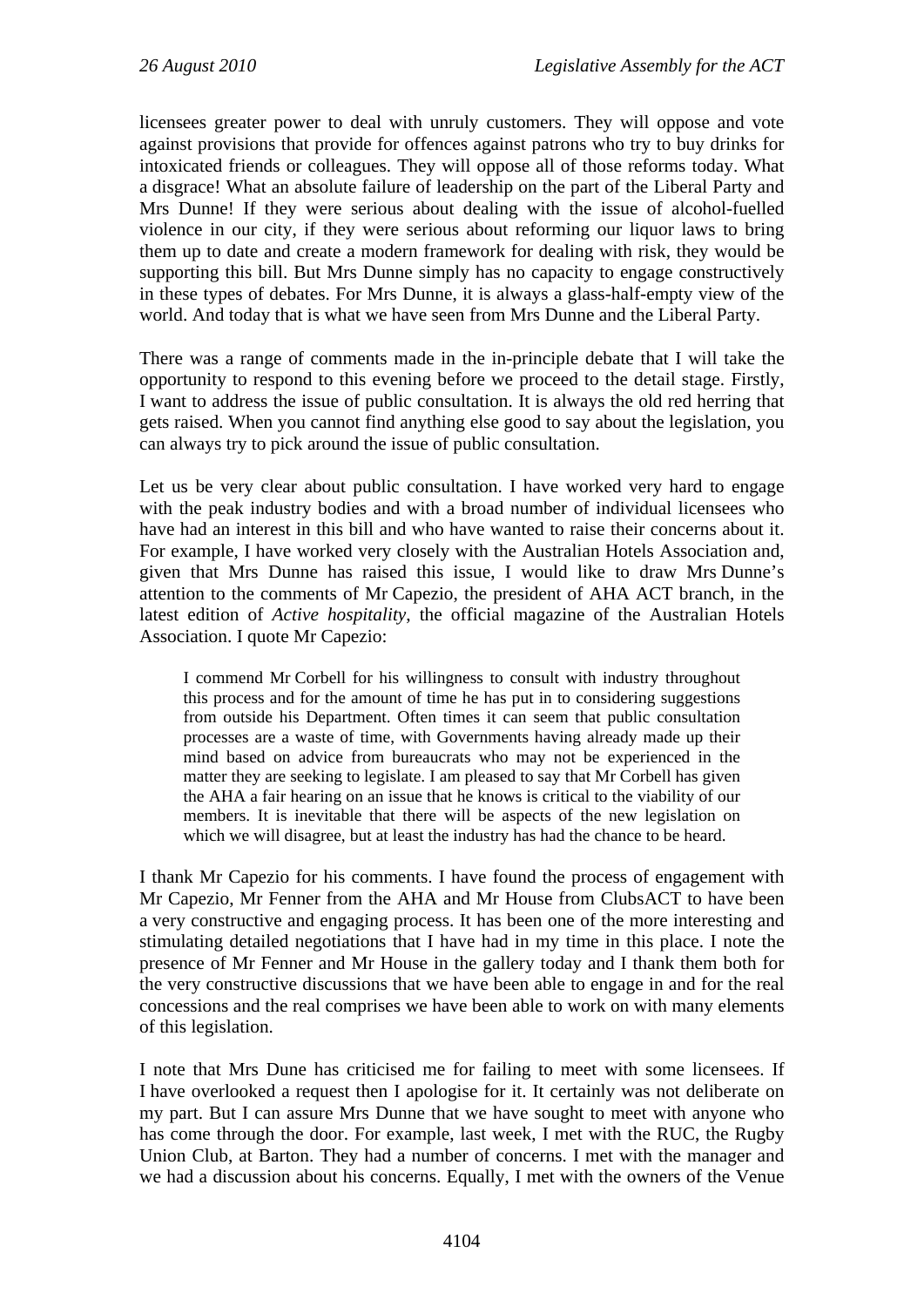licensees greater power to deal with unruly customers. They will oppose and vote against provisions that provide for offences against patrons who try to buy drinks for intoxicated friends or colleagues. They will oppose all of those reforms today. What a disgrace! What an absolute failure of leadership on the part of the Liberal Party and Mrs Dunne! If they were serious about dealing with the issue of alcohol-fuelled violence in our city, if they were serious about reforming our liquor laws to bring them up to date and create a modern framework for dealing with risk, they would be supporting this bill. But Mrs Dunne simply has no capacity to engage constructively in these types of debates. For Mrs Dunne, it is always a glass-half-empty view of the world. And today that is what we have seen from Mrs Dunne and the Liberal Party.

There was a range of comments made in the in-principle debate that I will take the opportunity to respond to this evening before we proceed to the detail stage. Firstly, I want to address the issue of public consultation. It is always the old red herring that gets raised. When you cannot find anything else good to say about the legislation, you can always try to pick around the issue of public consultation.

Let us be very clear about public consultation. I have worked very hard to engage with the peak industry bodies and with a broad number of individual licensees who have had an interest in this bill and who have wanted to raise their concerns about it. For example, I have worked very closely with the Australian Hotels Association and, given that Mrs Dunne has raised this issue, I would like to draw Mrs Dunne's attention to the comments of Mr Capezio, the president of AHA ACT branch, in the latest edition of *Active hospitality*, the official magazine of the Australian Hotels Association. I quote Mr Capezio:

> I commend Mr Corbell for his willingness to consult with industry throughout this process and for the amount of time he has put in to considering suggestions from outside his Department. Often times it can seem that public consultation processes are a waste of time, with Governments having already made up their mind based on advice from bureaucrats who may not be experienced in the matter they are seeking to legislate. I am pleased to say that Mr Corbell has given the AHA a fair hearing on an issue that he knows is critical to the viability of our members. It is inevitable that there will be aspects of the new legislation on which we will disagree, but at least the industry has had the chance to be heard.

I thank Mr Capezio for his comments. I have found the process of engagement with Mr Capezio, Mr Fenner from the AHA and Mr House from ClubsACT to have been a very constructive and engaging process. It has been one of the more interesting and stimulating detailed negotiations that I have had in my time in this place. I note the presence of Mr Fenner and Mr House in the gallery today and I thank them both for the very constructive discussions that we have been able to engage in and for the real concessions and the real comprises we have been able to work on with many elements of this legislation.

I note that Mrs Dune has criticised me for failing to meet with some licensees. If I have overlooked a request then I apologise for it. It certainly was not deliberate on my part. But I can assure Mrs Dunne that we have sought to meet with anyone who has come through the door. For example, last week, I met with the RUC, the Rugby Union Club, at Barton. They had a number of concerns. I met with the manager and we had a discussion about his concerns. Equally, I met with the owners of the Venue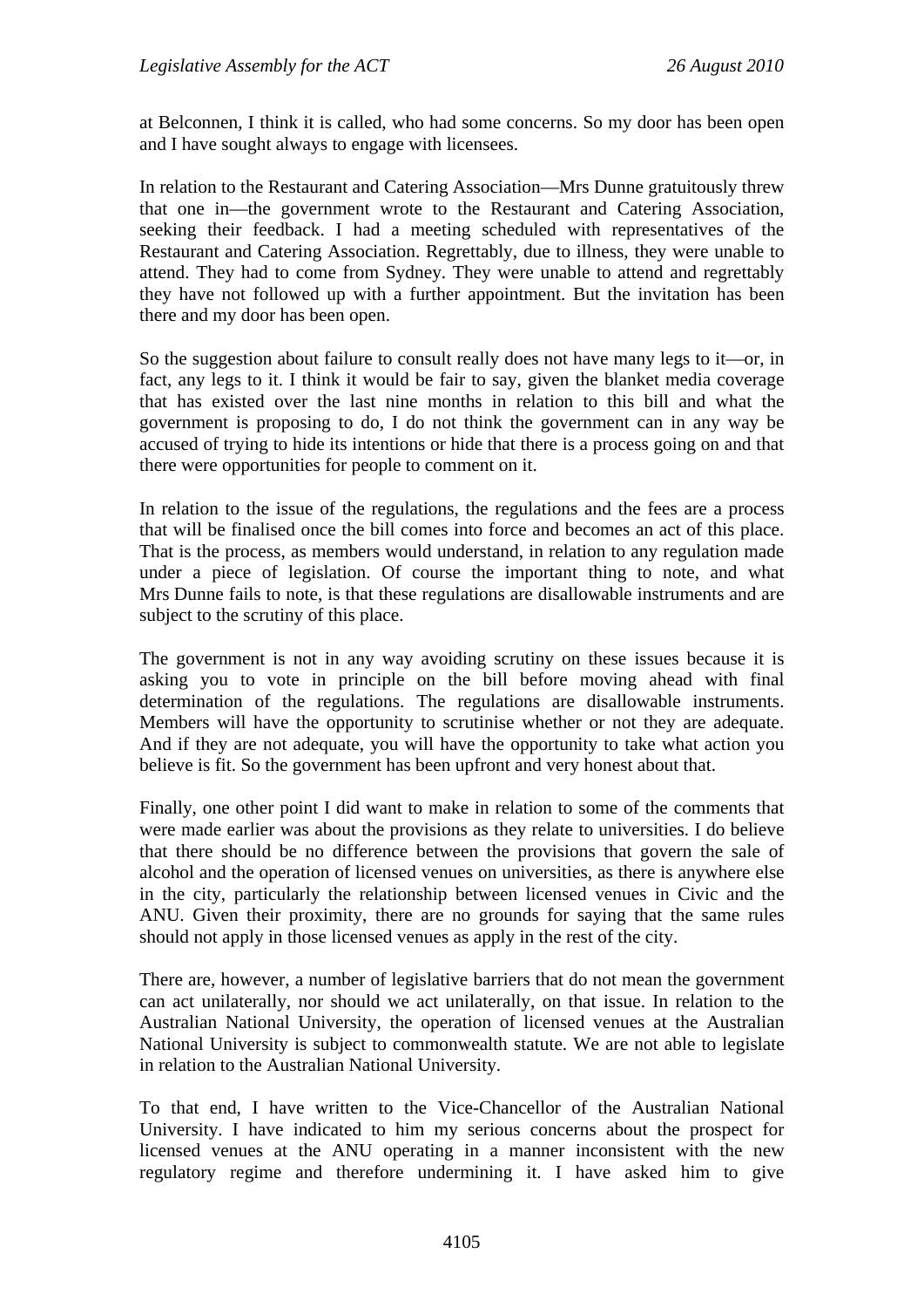at Belconnen, I think it is called, who had some concerns. So my door has been open and I have sought always to engage with licensees.

In relation to the Restaurant and Catering Association—Mrs Dunne gratuitously threw that one in—the government wrote to the Restaurant and Catering Association, seeking their feedback. I had a meeting scheduled with representatives of the Restaurant and Catering Association. Regrettably, due to illness, they were unable to attend. They had to come from Sydney. They were unable to attend and regrettably they have not followed up with a further appointment. But the invitation has been there and my door has been open.

So the suggestion about failure to consult really does not have many legs to it—or, in fact, any legs to it. I think it would be fair to say, given the blanket media coverage that has existed over the last nine months in relation to this bill and what the government is proposing to do, I do not think the government can in any way be accused of trying to hide its intentions or hide that there is a process going on and that there were opportunities for people to comment on it.

In relation to the issue of the regulations, the regulations and the fees are a process that will be finalised once the bill comes into force and becomes an act of this place. That is the process, as members would understand, in relation to any regulation made under a piece of legislation. Of course the important thing to note, and what Mrs Dunne fails to note, is that these regulations are disallowable instruments and are subject to the scrutiny of this place.

The government is not in any way avoiding scrutiny on these issues because it is asking you to vote in principle on the bill before moving ahead with final determination of the regulations. The regulations are disallowable instruments. Members will have the opportunity to scrutinise whether or not they are adequate. And if they are not adequate, you will have the opportunity to take what action you believe is fit. So the government has been upfront and very honest about that.

Finally, one other point I did want to make in relation to some of the comments that were made earlier was about the provisions as they relate to universities. I do believe that there should be no difference between the provisions that govern the sale of alcohol and the operation of licensed venues on universities, as there is anywhere else in the city, particularly the relationship between licensed venues in Civic and the ANU. Given their proximity, there are no grounds for saying that the same rules should not apply in those licensed venues as apply in the rest of the city.

There are, however, a number of legislative barriers that do not mean the government can act unilaterally, nor should we act unilaterally, on that issue. In relation to the Australian National University, the operation of licensed venues at the Australian National University is subject to commonwealth statute. We are not able to legislate in relation to the Australian National University.

To that end, I have written to the Vice-Chancellor of the Australian National University. I have indicated to him my serious concerns about the prospect for licensed venues at the ANU operating in a manner inconsistent with the new regulatory regime and therefore undermining it. I have asked him to give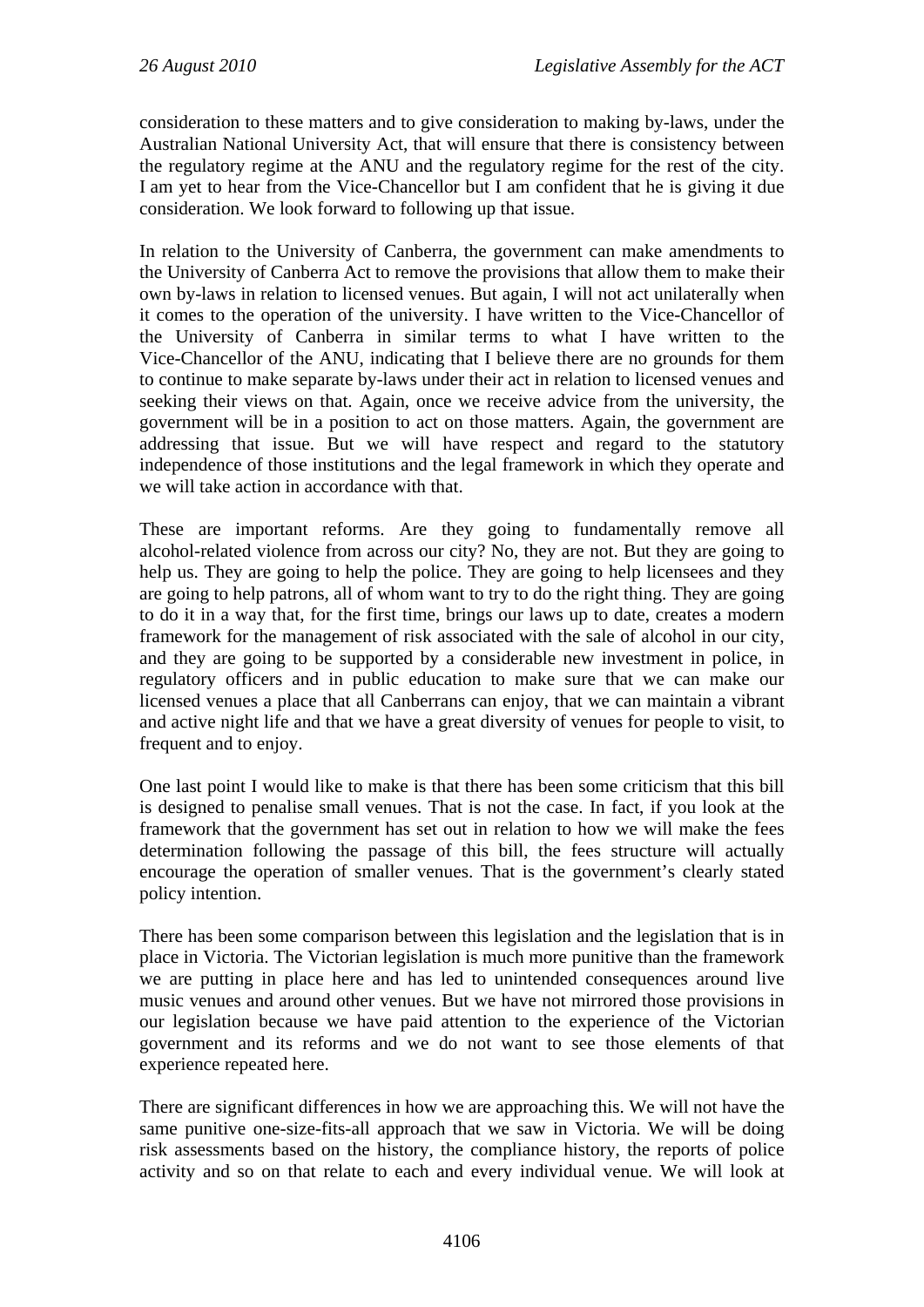consideration to these matters and to give consideration to making by-laws, under the Australian National University Act, that will ensure that there is consistency between the regulatory regime at the ANU and the regulatory regime for the rest of the city. I am yet to hear from the Vice-Chancellor but I am confident that he is giving it due consideration. We look forward to following up that issue.

In relation to the University of Canberra, the government can make amendments to the University of Canberra Act to remove the provisions that allow them to make their own by-laws in relation to licensed venues. But again, I will not act unilaterally when it comes to the operation of the university. I have written to the Vice-Chancellor of the University of Canberra in similar terms to what I have written to the Vice-Chancellor of the ANU, indicating that I believe there are no grounds for them to continue to make separate by-laws under their act in relation to licensed venues and seeking their views on that. Again, once we receive advice from the university, the government will be in a position to act on those matters. Again, the government are addressing that issue. But we will have respect and regard to the statutory independence of those institutions and the legal framework in which they operate and we will take action in accordance with that.

These are important reforms. Are they going to fundamentally remove all alcohol-related violence from across our city? No, they are not. But they are going to help us. They are going to help the police. They are going to help licensees and they are going to help patrons, all of whom want to try to do the right thing. They are going to do it in a way that, for the first time, brings our laws up to date, creates a modern framework for the management of risk associated with the sale of alcohol in our city, and they are going to be supported by a considerable new investment in police, in regulatory officers and in public education to make sure that we can make our licensed venues a place that all Canberrans can enjoy, that we can maintain a vibrant and active night life and that we have a great diversity of venues for people to visit, to frequent and to enjoy.

One last point I would like to make is that there has been some criticism that this bill is designed to penalise small venues. That is not the case. In fact, if you look at the framework that the government has set out in relation to how we will make the fees determination following the passage of this bill, the fees structure will actually encourage the operation of smaller venues. That is the government's clearly stated policy intention.

There has been some comparison between this legislation and the legislation that is in place in Victoria. The Victorian legislation is much more punitive than the framework we are putting in place here and has led to unintended consequences around live music venues and around other venues. But we have not mirrored those provisions in our legislation because we have paid attention to the experience of the Victorian government and its reforms and we do not want to see those elements of that experience repeated here.

There are significant differences in how we are approaching this. We will not have the same punitive one-size-fits-all approach that we saw in Victoria. We will be doing risk assessments based on the history, the compliance history, the reports of police activity and so on that relate to each and every individual venue. We will look at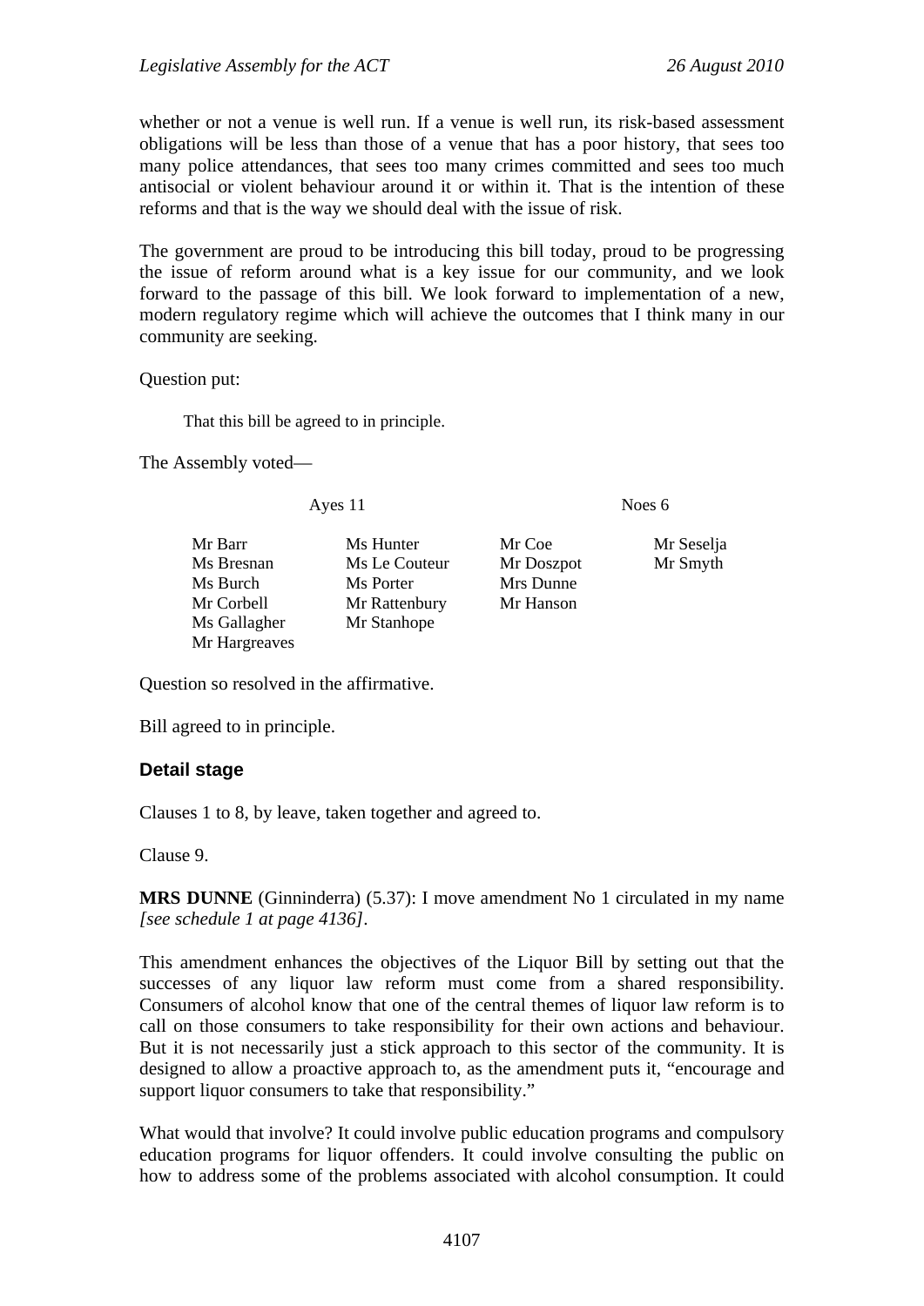whether or not a venue is well run. If a venue is well run, its risk-based assessment obligations will be less than those of a venue that has a poor history, that sees too many police attendances, that sees too many crimes committed and sees too much antisocial or violent behaviour around it or within it. That is the intention of these reforms and that is the way we should deal with the issue of risk.

The government are proud to be introducing this bill today, proud to be progressing the issue of reform around what is a key issue for our community, and we look forward to the passage of this bill. We look forward to implementation of a new, modern regulatory regime which will achieve the outcomes that I think many in our community are seeking.

Question put:

> That this bill be agreed to in principle.

The Assembly voted—

| Ayes 11 | | Noes 6 | |
|---|---|---|---|
| Mr Barr | Ms Hunter | Mr Coe | Mr Seselja |
| Ms Bresnan | Ms Le Couteur | Mr Doszpot | Mr Smyth |
| Ms Burch | Ms Porter | Mrs Dunne | |
| Mr Corbell | Mr Rattenbury | Mr Hanson | |
| Ms Gallagher | Mr Stanhope | | |
| Mr Hargreaves | | | |

Question so resolved in the affirmative.

Bill agreed to in principle.

### Detail stage

Clauses 1 to 8, by leave, taken together and agreed to.

Clause 9.

**MRS DUNNE** (Ginninderra) (5.37): I move amendment No 1 circulated in my name *[see schedule 1 at page 4136]*.

This amendment enhances the objectives of the Liquor Bill by setting out that the successes of any liquor law reform must come from a shared responsibility. Consumers of alcohol know that one of the central themes of liquor law reform is to call on those consumers to take responsibility for their own actions and behaviour. But it is not necessarily just a stick approach to this sector of the community. It is designed to allow a proactive approach to, as the amendment puts it, "encourage and support liquor consumers to take that responsibility."

What would that involve? It could involve public education programs and compulsory education programs for liquor offenders. It could involve consulting the public on how to address some of the problems associated with alcohol consumption. It could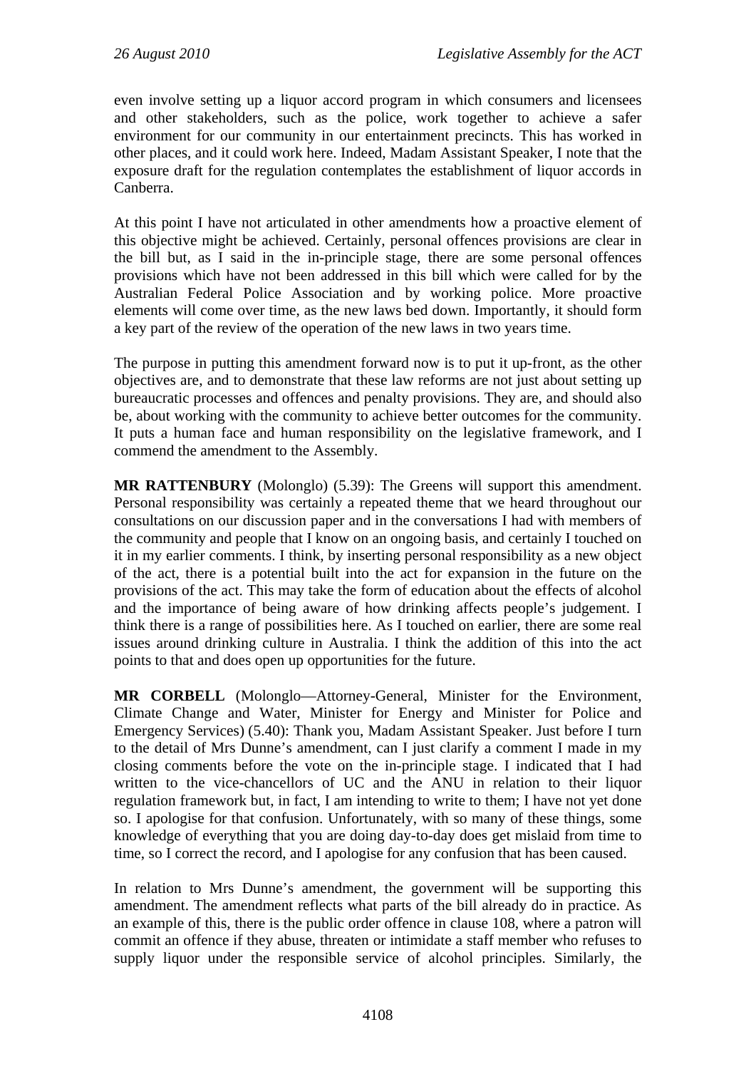even involve setting up a liquor accord program in which consumers and licensees and other stakeholders, such as the police, work together to achieve a safer environment for our community in our entertainment precincts. This has worked in other places, and it could work here. Indeed, Madam Assistant Speaker, I note that the exposure draft for the regulation contemplates the establishment of liquor accords in Canberra.

At this point I have not articulated in other amendments how a proactive element of this objective might be achieved. Certainly, personal offences provisions are clear in the bill but, as I said in the in-principle stage, there are some personal offences provisions which have not been addressed in this bill which were called for by the Australian Federal Police Association and by working police. More proactive elements will come over time, as the new laws bed down. Importantly, it should form a key part of the review of the operation of the new laws in two years time.

The purpose in putting this amendment forward now is to put it up-front, as the other objectives are, and to demonstrate that these law reforms are not just about setting up bureaucratic processes and offences and penalty provisions. They are, and should also be, about working with the community to achieve better outcomes for the community. It puts a human face and human responsibility on the legislative framework, and I commend the amendment to the Assembly.

**MR RATTENBURY** (Molonglo) (5.39): The Greens will support this amendment. Personal responsibility was certainly a repeated theme that we heard throughout our consultations on our discussion paper and in the conversations I had with members of the community and people that I know on an ongoing basis, and certainly I touched on it in my earlier comments. I think, by inserting personal responsibility as a new object of the act, there is a potential built into the act for expansion in the future on the provisions of the act. This may take the form of education about the effects of alcohol and the importance of being aware of how drinking affects people's judgement. I think there is a range of possibilities here. As I touched on earlier, there are some real issues around drinking culture in Australia. I think the addition of this into the act points to that and does open up opportunities for the future.

**MR CORBELL** (Molonglo—Attorney-General, Minister for the Environment, Climate Change and Water, Minister for Energy and Minister for Police and Emergency Services) (5.40): Thank you, Madam Assistant Speaker. Just before I turn to the detail of Mrs Dunne's amendment, can I just clarify a comment I made in my closing comments before the vote on the in-principle stage. I indicated that I had written to the vice-chancellors of UC and the ANU in relation to their liquor regulation framework but, in fact, I am intending to write to them; I have not yet done so. I apologise for that confusion. Unfortunately, with so many of these things, some knowledge of everything that you are doing day-to-day does get mislaid from time to time, so I correct the record, and I apologise for any confusion that has been caused.

In relation to Mrs Dunne's amendment, the government will be supporting this amendment. The amendment reflects what parts of the bill already do in practice. As an example of this, there is the public order offence in clause 108, where a patron will commit an offence if they abuse, threaten or intimidate a staff member who refuses to supply liquor under the responsible service of alcohol principles. Similarly, the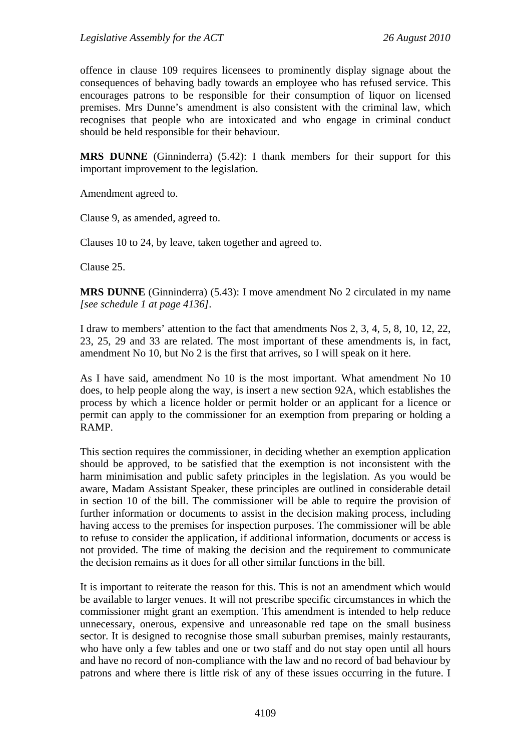offence in clause 109 requires licensees to prominently display signage about the consequences of behaving badly towards an employee who has refused service. This encourages patrons to be responsible for their consumption of liquor on licensed premises. Mrs Dunne's amendment is also consistent with the criminal law, which recognises that people who are intoxicated and who engage in criminal conduct should be held responsible for their behaviour.

**MRS DUNNE** (Ginninderra) (5.42): I thank members for their support for this important improvement to the legislation.

Amendment agreed to.

Clause 9, as amended, agreed to.

Clauses 10 to 24, by leave, taken together and agreed to.

Clause 25.

**MRS DUNNE** (Ginninderra) (5.43): I move amendment No 2 circulated in my name *[see schedule 1 at page 4136]*.

I draw to members' attention to the fact that amendments Nos 2, 3, 4, 5, 8, 10, 12, 22, 23, 25, 29 and 33 are related. The most important of these amendments is, in fact, amendment No 10, but No 2 is the first that arrives, so I will speak on it here.

As I have said, amendment No 10 is the most important. What amendment No 10 does, to help people along the way, is insert a new section 92A, which establishes the process by which a licence holder or permit holder or an applicant for a licence or permit can apply to the commissioner for an exemption from preparing or holding a RAMP.

This section requires the commissioner, in deciding whether an exemption application should be approved, to be satisfied that the exemption is not inconsistent with the harm minimisation and public safety principles in the legislation. As you would be aware, Madam Assistant Speaker, these principles are outlined in considerable detail in section 10 of the bill. The commissioner will be able to require the provision of further information or documents to assist in the decision making process, including having access to the premises for inspection purposes. The commissioner will be able to refuse to consider the application, if additional information, documents or access is not provided. The time of making the decision and the requirement to communicate the decision remains as it does for all other similar functions in the bill.

It is important to reiterate the reason for this. This is not an amendment which would be available to larger venues. It will not prescribe specific circumstances in which the commissioner might grant an exemption. This amendment is intended to help reduce unnecessary, onerous, expensive and unreasonable red tape on the small business sector. It is designed to recognise those small suburban premises, mainly restaurants, who have only a few tables and one or two staff and do not stay open until all hours and have no record of non-compliance with the law and no record of bad behaviour by patrons and where there is little risk of any of these issues occurring in the future. I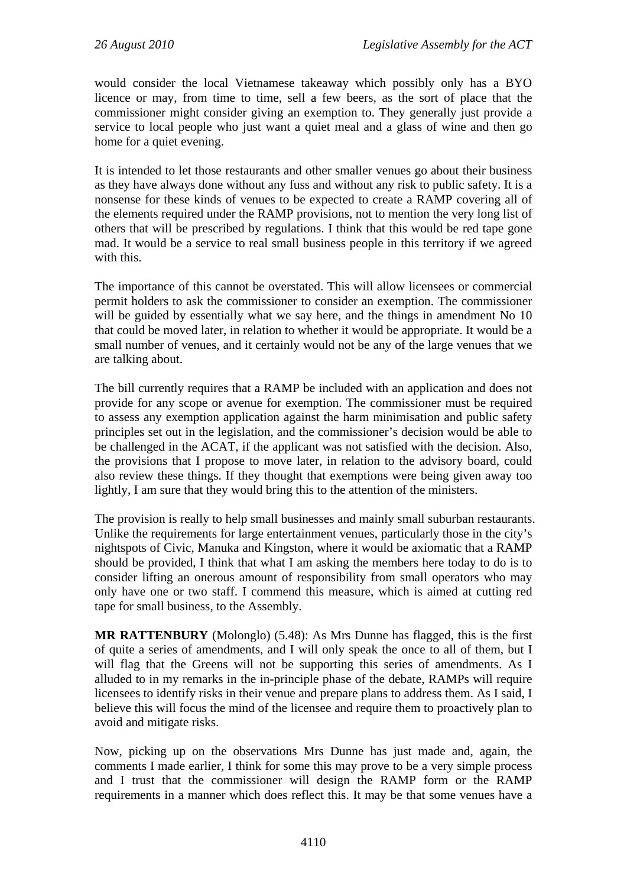would consider the local Vietnamese takeaway which possibly only has a BYO licence or may, from time to time, sell a few beers, as the sort of place that the commissioner might consider giving an exemption to. They generally just provide a service to local people who just want a quiet meal and a glass of wine and then go home for a quiet evening.

It is intended to let those restaurants and other smaller venues go about their business as they have always done without any fuss and without any risk to public safety. It is a nonsense for these kinds of venues to be expected to create a RAMP covering all of the elements required under the RAMP provisions, not to mention the very long list of others that will be prescribed by regulations. I think that this would be red tape gone mad. It would be a service to real small business people in this territory if we agreed with this.

The importance of this cannot be overstated. This will allow licensees or commercial permit holders to ask the commissioner to consider an exemption. The commissioner will be guided by essentially what we say here, and the things in amendment No 10 that could be moved later, in relation to whether it would be appropriate. It would be a small number of venues, and it certainly would not be any of the large venues that we are talking about.

The bill currently requires that a RAMP be included with an application and does not provide for any scope or avenue for exemption. The commissioner must be required to assess any exemption application against the harm minimisation and public safety principles set out in the legislation, and the commissioner's decision would be able to be challenged in the ACAT, if the applicant was not satisfied with the decision. Also, the provisions that I propose to move later, in relation to the advisory board, could also review these things. If they thought that exemptions were being given away too lightly, I am sure that they would bring this to the attention of the ministers.

The provision is really to help small businesses and mainly small suburban restaurants. Unlike the requirements for large entertainment venues, particularly those in the city's nightspots of Civic, Manuka and Kingston, where it would be axiomatic that a RAMP should be provided, I think that what I am asking the members here today to do is to consider lifting an onerous amount of responsibility from small operators who may only have one or two staff. I commend this measure, which is aimed at cutting red tape for small business, to the Assembly.

**MR RATTENBURY** (Molonglo) (5.48): As Mrs Dunne has flagged, this is the first of quite a series of amendments, and I will only speak the once to all of them, but I will flag that the Greens will not be supporting this series of amendments. As I alluded to in my remarks in the in-principle phase of the debate, RAMPs will require licensees to identify risks in their venue and prepare plans to address them. As I said, I believe this will focus the mind of the licensee and require them to proactively plan to avoid and mitigate risks.

Now, picking up on the observations Mrs Dunne has just made and, again, the comments I made earlier, I think for some this may prove to be a very simple process and I trust that the commissioner will design the RAMP form or the RAMP requirements in a manner which does reflect this. It may be that some venues have a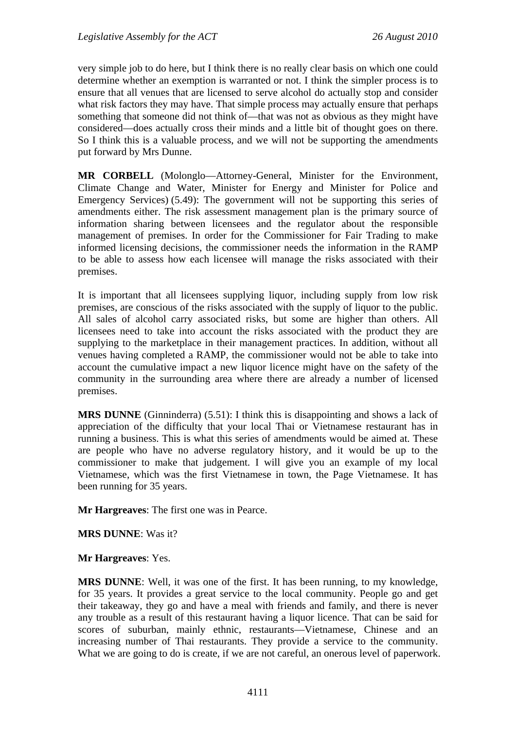very simple job to do here, but I think there is no really clear basis on which one could determine whether an exemption is warranted or not. I think the simpler process is to ensure that all venues that are licensed to serve alcohol do actually stop and consider what risk factors they may have. That simple process may actually ensure that perhaps something that someone did not think of—that was not as obvious as they might have considered—does actually cross their minds and a little bit of thought goes on there. So I think this is a valuable process, and we will not be supporting the amendments put forward by Mrs Dunne.

**MR CORBELL** (Molonglo—Attorney-General, Minister for the Environment, Climate Change and Water, Minister for Energy and Minister for Police and Emergency Services) (5.49): The government will not be supporting this series of amendments either. The risk assessment management plan is the primary source of information sharing between licensees and the regulator about the responsible management of premises. In order for the Commissioner for Fair Trading to make informed licensing decisions, the commissioner needs the information in the RAMP to be able to assess how each licensee will manage the risks associated with their premises.

It is important that all licensees supplying liquor, including supply from low risk premises, are conscious of the risks associated with the supply of liquor to the public. All sales of alcohol carry associated risks, but some are higher than others. All licensees need to take into account the risks associated with the product they are supplying to the marketplace in their management practices. In addition, without all venues having completed a RAMP, the commissioner would not be able to take into account the cumulative impact a new liquor licence might have on the safety of the community in the surrounding area where there are already a number of licensed premises.

**MRS DUNNE** (Ginninderra) (5.51): I think this is disappointing and shows a lack of appreciation of the difficulty that your local Thai or Vietnamese restaurant has in running a business. This is what this series of amendments would be aimed at. These are people who have no adverse regulatory history, and it would be up to the commissioner to make that judgement. I will give you an example of my local Vietnamese, which was the first Vietnamese in town, the Page Vietnamese. It has been running for 35 years.

**Mr Hargreaves**: The first one was in Pearce.

**MRS DUNNE**: Was it?

**Mr Hargreaves**: Yes.

**MRS DUNNE**: Well, it was one of the first. It has been running, to my knowledge, for 35 years. It provides a great service to the local community. People go and get their takeaway, they go and have a meal with friends and family, and there is never any trouble as a result of this restaurant having a liquor licence. That can be said for scores of suburban, mainly ethnic, restaurants—Vietnamese, Chinese and an increasing number of Thai restaurants. They provide a service to the community. What we are going to do is create, if we are not careful, an onerous level of paperwork.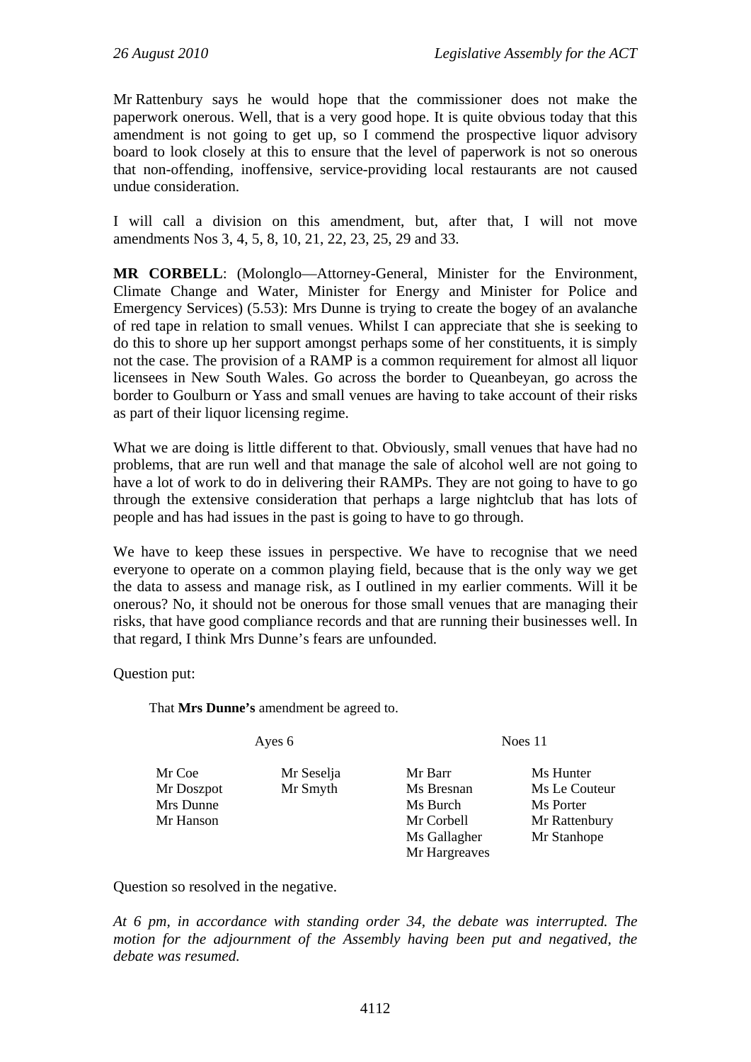Mr Rattenbury says he would hope that the commissioner does not make the paperwork onerous. Well, that is a very good hope. It is quite obvious today that this amendment is not going to get up, so I commend the prospective liquor advisory board to look closely at this to ensure that the level of paperwork is not so onerous that non-offending, inoffensive, service-providing local restaurants are not caused undue consideration.

I will call a division on this amendment, but, after that, I will not move amendments Nos 3, 4, 5, 8, 10, 21, 22, 23, 25, 29 and 33.

**MR CORBELL**: (Molonglo—Attorney-General, Minister for the Environment, Climate Change and Water, Minister for Energy and Minister for Police and Emergency Services) (5.53): Mrs Dunne is trying to create the bogey of an avalanche of red tape in relation to small venues. Whilst I can appreciate that she is seeking to do this to shore up her support amongst perhaps some of her constituents, it is simply not the case. The provision of a RAMP is a common requirement for almost all liquor licensees in New South Wales. Go across the border to Queanbeyan, go across the border to Goulburn or Yass and small venues are having to take account of their risks as part of their liquor licensing regime.

What we are doing is little different to that. Obviously, small venues that have had no problems, that are run well and that manage the sale of alcohol well are not going to have a lot of work to do in delivering their RAMPs. They are not going to have to go through the extensive consideration that perhaps a large nightclub that has lots of people and has had issues in the past is going to have to go through.

We have to keep these issues in perspective. We have to recognise that we need everyone to operate on a common playing field, because that is the only way we get the data to assess and manage risk, as I outlined in my earlier comments. Will it be onerous? No, it should not be onerous for those small venues that are managing their risks, that have good compliance records and that are running their businesses well. In that regard, I think Mrs Dunne's fears are unfounded.

Question put:

> That **Mrs Dunne's** amendment be agreed to.

| Ayes 6 | | Noes 11 | |
|---|---|---|---|
| Mr Coe | Mr Seselja | Mr Barr | Ms Hunter |
| Mr Doszpot | Mr Smyth | Ms Bresnan | Ms Le Couteur |
| Mrs Dunne | | Ms Burch | Ms Porter |
| Mr Hanson | | Mr Corbell | Mr Rattenbury |
| | | Ms Gallagher | Mr Stanhope |
| | | Mr Hargreaves | |

Question so resolved in the negative.

*At 6 pm, in accordance with standing order 34, the debate was interrupted. The motion for the adjournment of the Assembly having been put and negatived, the debate was resumed.*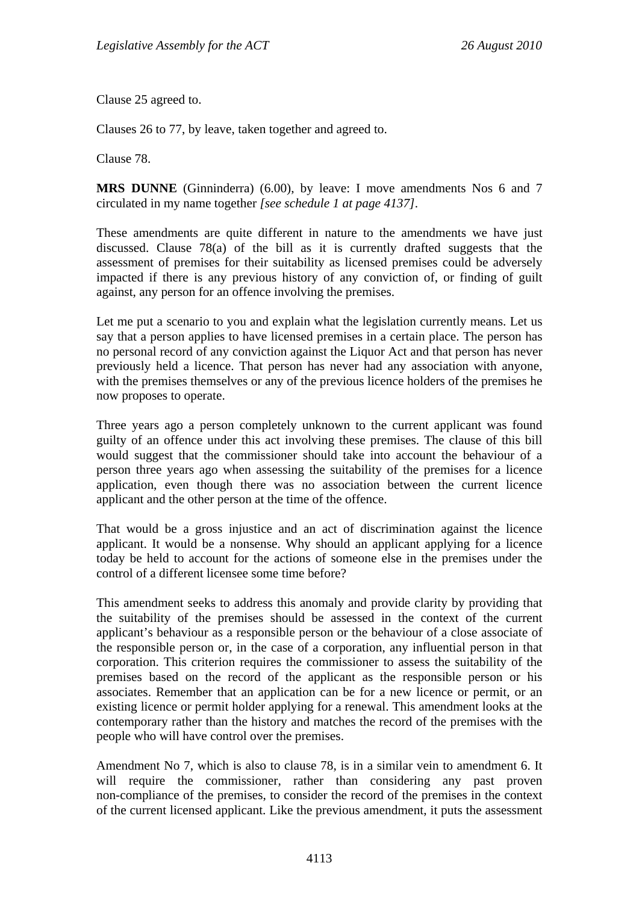Clause 25 agreed to.

Clauses 26 to 77, by leave, taken together and agreed to.

Clause 78.

**MRS DUNNE** (Ginninderra) (6.00), by leave: I move amendments Nos 6 and 7 circulated in my name together *[see schedule 1 at page 4137]*.

These amendments are quite different in nature to the amendments we have just discussed. Clause 78(a) of the bill as it is currently drafted suggests that the assessment of premises for their suitability as licensed premises could be adversely impacted if there is any previous history of any conviction of, or finding of guilt against, any person for an offence involving the premises.

Let me put a scenario to you and explain what the legislation currently means. Let us say that a person applies to have licensed premises in a certain place. The person has no personal record of any conviction against the Liquor Act and that person has never previously held a licence. That person has never had any association with anyone, with the premises themselves or any of the previous licence holders of the premises he now proposes to operate.

Three years ago a person completely unknown to the current applicant was found guilty of an offence under this act involving these premises. The clause of this bill would suggest that the commissioner should take into account the behaviour of a person three years ago when assessing the suitability of the premises for a licence application, even though there was no association between the current licence applicant and the other person at the time of the offence.

That would be a gross injustice and an act of discrimination against the licence applicant. It would be a nonsense. Why should an applicant applying for a licence today be held to account for the actions of someone else in the premises under the control of a different licensee some time before?

This amendment seeks to address this anomaly and provide clarity by providing that the suitability of the premises should be assessed in the context of the current applicant's behaviour as a responsible person or the behaviour of a close associate of the responsible person or, in the case of a corporation, any influential person in that corporation. This criterion requires the commissioner to assess the suitability of the premises based on the record of the applicant as the responsible person or his associates. Remember that an application can be for a new licence or permit, or an existing licence or permit holder applying for a renewal. This amendment looks at the contemporary rather than the history and matches the record of the premises with the people who will have control over the premises.

Amendment No 7, which is also to clause 78, is in a similar vein to amendment 6. It will require the commissioner, rather than considering any past proven non-compliance of the premises, to consider the record of the premises in the context of the current licensed applicant. Like the previous amendment, it puts the assessment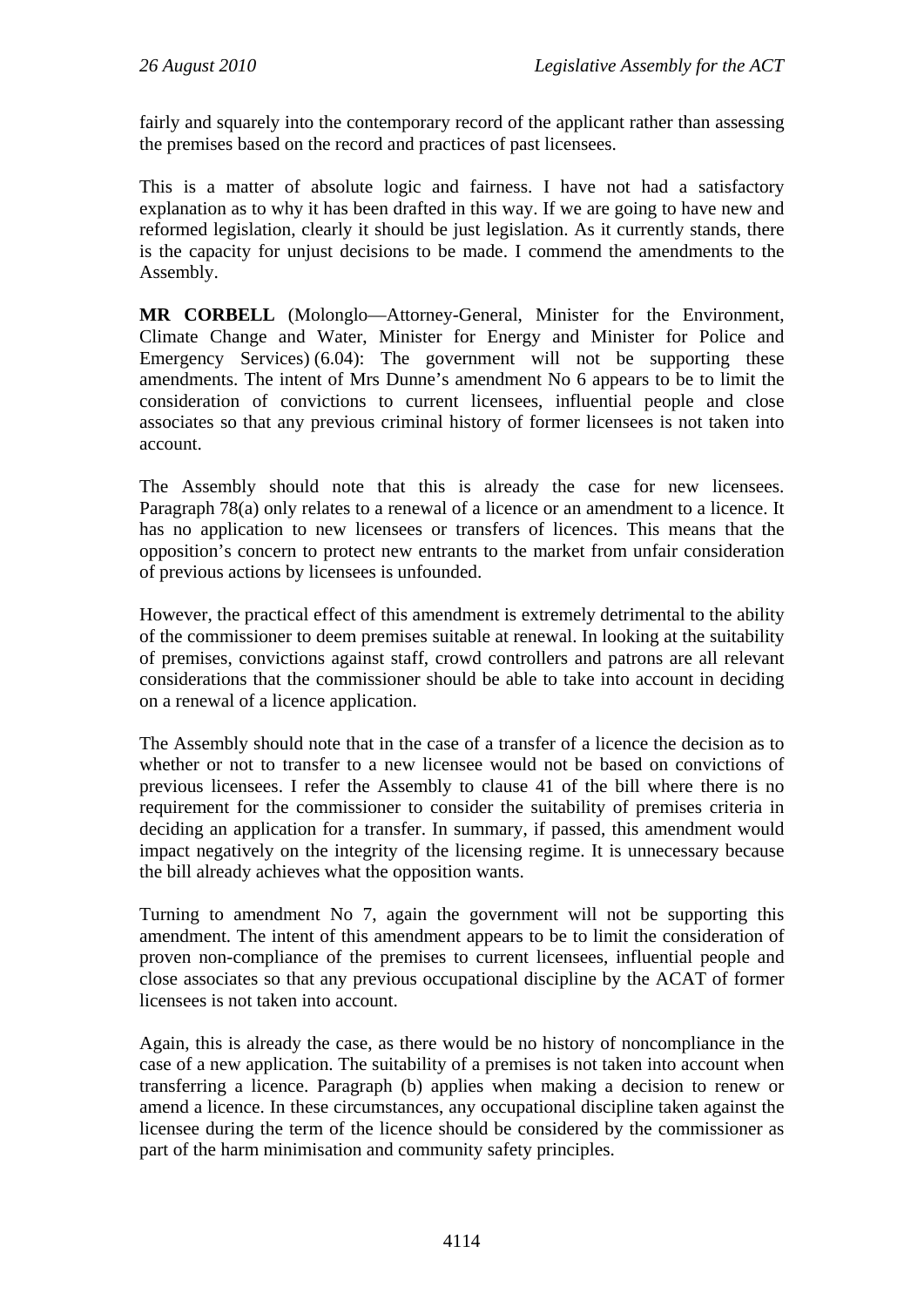fairly and squarely into the contemporary record of the applicant rather than assessing the premises based on the record and practices of past licensees.

This is a matter of absolute logic and fairness. I have not had a satisfactory explanation as to why it has been drafted in this way. If we are going to have new and reformed legislation, clearly it should be just legislation. As it currently stands, there is the capacity for unjust decisions to be made. I commend the amendments to the Assembly.

**MR CORBELL** (Molonglo—Attorney-General, Minister for the Environment, Climate Change and Water, Minister for Energy and Minister for Police and Emergency Services) (6.04): The government will not be supporting these amendments. The intent of Mrs Dunne's amendment No 6 appears to be to limit the consideration of convictions to current licensees, influential people and close associates so that any previous criminal history of former licensees is not taken into account.

The Assembly should note that this is already the case for new licensees. Paragraph 78(a) only relates to a renewal of a licence or an amendment to a licence. It has no application to new licensees or transfers of licences. This means that the opposition's concern to protect new entrants to the market from unfair consideration of previous actions by licensees is unfounded.

However, the practical effect of this amendment is extremely detrimental to the ability of the commissioner to deem premises suitable at renewal. In looking at the suitability of premises, convictions against staff, crowd controllers and patrons are all relevant considerations that the commissioner should be able to take into account in deciding on a renewal of a licence application.

The Assembly should note that in the case of a transfer of a licence the decision as to whether or not to transfer to a new licensee would not be based on convictions of previous licensees. I refer the Assembly to clause 41 of the bill where there is no requirement for the commissioner to consider the suitability of premises criteria in deciding an application for a transfer. In summary, if passed, this amendment would impact negatively on the integrity of the licensing regime. It is unnecessary because the bill already achieves what the opposition wants.

Turning to amendment No 7, again the government will not be supporting this amendment. The intent of this amendment appears to be to limit the consideration of proven non-compliance of the premises to current licensees, influential people and close associates so that any previous occupational discipline by the ACAT of former licensees is not taken into account.

Again, this is already the case, as there would be no history of noncompliance in the case of a new application. The suitability of a premises is not taken into account when transferring a licence. Paragraph (b) applies when making a decision to renew or amend a licence. In these circumstances, any occupational discipline taken against the licensee during the term of the licence should be considered by the commissioner as part of the harm minimisation and community safety principles.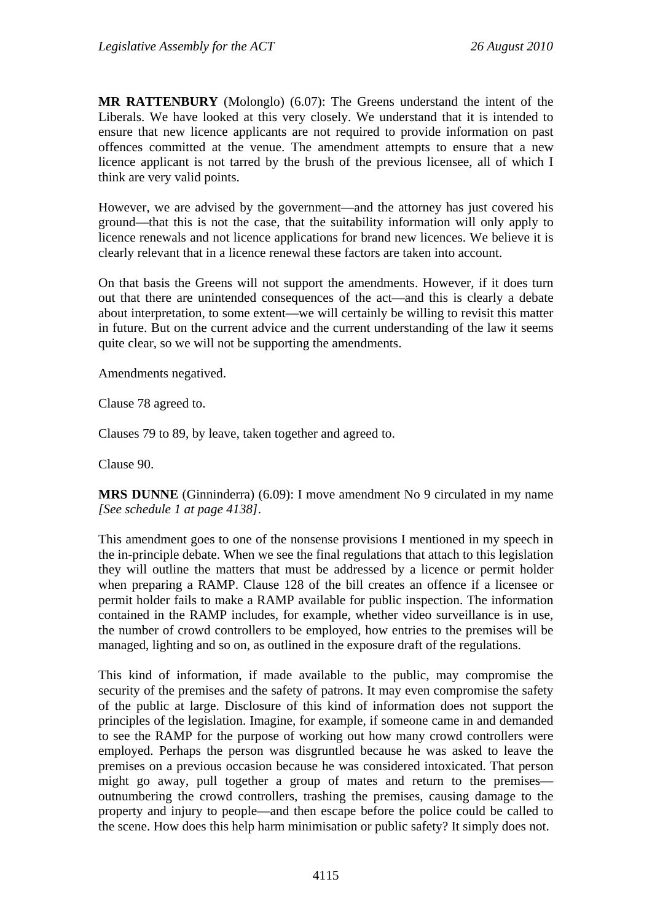**MR RATTENBURY** (Molonglo) (6.07): The Greens understand the intent of the Liberals. We have looked at this very closely. We understand that it is intended to ensure that new licence applicants are not required to provide information on past offences committed at the venue. The amendment attempts to ensure that a new licence applicant is not tarred by the brush of the previous licensee, all of which I think are very valid points.

However, we are advised by the government—and the attorney has just covered his ground—that this is not the case, that the suitability information will only apply to licence renewals and not licence applications for brand new licences. We believe it is clearly relevant that in a licence renewal these factors are taken into account.

On that basis the Greens will not support the amendments. However, if it does turn out that there are unintended consequences of the act—and this is clearly a debate about interpretation, to some extent—we will certainly be willing to revisit this matter in future. But on the current advice and the current understanding of the law it seems quite clear, so we will not be supporting the amendments.

Amendments negatived.

Clause 78 agreed to.

Clauses 79 to 89, by leave, taken together and agreed to.

Clause 90.

**MRS DUNNE** (Ginninderra) (6.09): I move amendment No 9 circulated in my name *[See schedule 1 at page 4138]*.

This amendment goes to one of the nonsense provisions I mentioned in my speech in the in-principle debate. When we see the final regulations that attach to this legislation they will outline the matters that must be addressed by a licence or permit holder when preparing a RAMP. Clause 128 of the bill creates an offence if a licensee or permit holder fails to make a RAMP available for public inspection. The information contained in the RAMP includes, for example, whether video surveillance is in use, the number of crowd controllers to be employed, how entries to the premises will be managed, lighting and so on, as outlined in the exposure draft of the regulations.

This kind of information, if made available to the public, may compromise the security of the premises and the safety of patrons. It may even compromise the safety of the public at large. Disclosure of this kind of information does not support the principles of the legislation. Imagine, for example, if someone came in and demanded to see the RAMP for the purpose of working out how many crowd controllers were employed. Perhaps the person was disgruntled because he was asked to leave the premises on a previous occasion because he was considered intoxicated. That person might go away, pull together a group of mates and return to the premises—outnumbering the crowd controllers, trashing the premises, causing damage to the property and injury to people—and then escape before the police could be called to the scene. How does this help harm minimisation or public safety? It simply does not.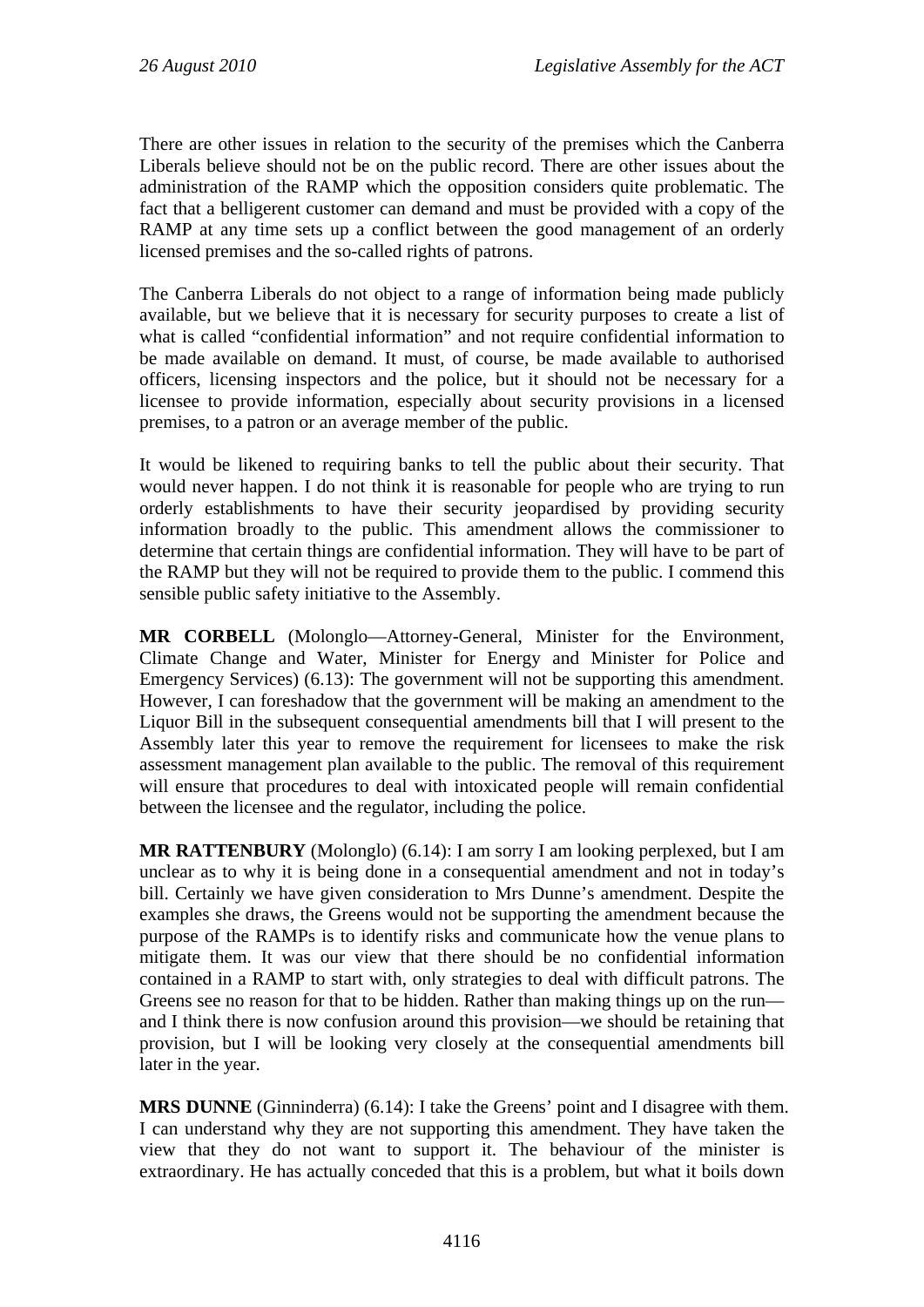There are other issues in relation to the security of the premises which the Canberra Liberals believe should not be on the public record. There are other issues about the administration of the RAMP which the opposition considers quite problematic. The fact that a belligerent customer can demand and must be provided with a copy of the RAMP at any time sets up a conflict between the good management of an orderly licensed premises and the so-called rights of patrons.

The Canberra Liberals do not object to a range of information being made publicly available, but we believe that it is necessary for security purposes to create a list of what is called "confidential information" and not require confidential information to be made available on demand. It must, of course, be made available to authorised officers, licensing inspectors and the police, but it should not be necessary for a licensee to provide information, especially about security provisions in a licensed premises, to a patron or an average member of the public.

It would be likened to requiring banks to tell the public about their security. That would never happen. I do not think it is reasonable for people who are trying to run orderly establishments to have their security jeopardised by providing security information broadly to the public. This amendment allows the commissioner to determine that certain things are confidential information. They will have to be part of the RAMP but they will not be required to provide them to the public. I commend this sensible public safety initiative to the Assembly.

**MR CORBELL** (Molonglo—Attorney-General, Minister for the Environment, Climate Change and Water, Minister for Energy and Minister for Police and Emergency Services) (6.13): The government will not be supporting this amendment. However, I can foreshadow that the government will be making an amendment to the Liquor Bill in the subsequent consequential amendments bill that I will present to the Assembly later this year to remove the requirement for licensees to make the risk assessment management plan available to the public. The removal of this requirement will ensure that procedures to deal with intoxicated people will remain confidential between the licensee and the regulator, including the police.

**MR RATTENBURY** (Molonglo) (6.14): I am sorry I am looking perplexed, but I am unclear as to why it is being done in a consequential amendment and not in today's bill. Certainly we have given consideration to Mrs Dunne's amendment. Despite the examples she draws, the Greens would not be supporting the amendment because the purpose of the RAMPs is to identify risks and communicate how the venue plans to mitigate them. It was our view that there should be no confidential information contained in a RAMP to start with, only strategies to deal with difficult patrons. The Greens see no reason for that to be hidden. Rather than making things up on the run—and I think there is now confusion around this provision—we should be retaining that provision, but I will be looking very closely at the consequential amendments bill later in the year.

**MRS DUNNE** (Ginninderra) (6.14): I take the Greens' point and I disagree with them. I can understand why they are not supporting this amendment. They have taken the view that they do not want to support it. The behaviour of the minister is extraordinary. He has actually conceded that this is a problem, but what it boils down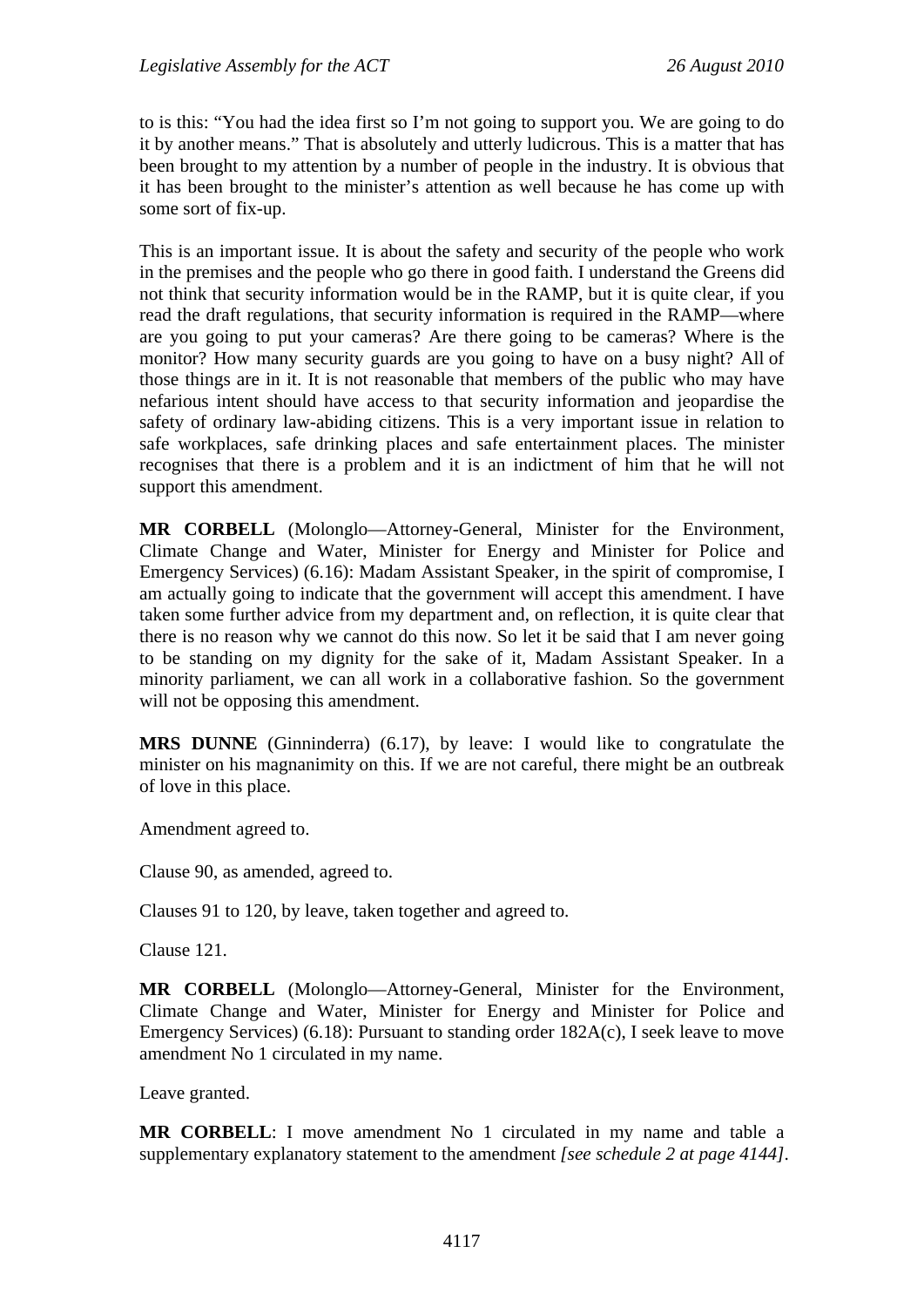to is this: "You had the idea first so I'm not going to support you. We are going to do it by another means." That is absolutely and utterly ludicrous. This is a matter that has been brought to my attention by a number of people in the industry. It is obvious that it has been brought to the minister's attention as well because he has come up with some sort of fix-up.

This is an important issue. It is about the safety and security of the people who work in the premises and the people who go there in good faith. I understand the Greens did not think that security information would be in the RAMP, but it is quite clear, if you read the draft regulations, that security information is required in the RAMP—where are you going to put your cameras? Are there going to be cameras? Where is the monitor? How many security guards are you going to have on a busy night? All of those things are in it. It is not reasonable that members of the public who may have nefarious intent should have access to that security information and jeopardise the safety of ordinary law-abiding citizens. This is a very important issue in relation to safe workplaces, safe drinking places and safe entertainment places. The minister recognises that there is a problem and it is an indictment of him that he will not support this amendment.

**MR CORBELL** (Molonglo—Attorney-General, Minister for the Environment, Climate Change and Water, Minister for Energy and Minister for Police and Emergency Services) (6.16): Madam Assistant Speaker, in the spirit of compromise, I am actually going to indicate that the government will accept this amendment. I have taken some further advice from my department and, on reflection, it is quite clear that there is no reason why we cannot do this now. So let it be said that I am never going to be standing on my dignity for the sake of it, Madam Assistant Speaker. In a minority parliament, we can all work in a collaborative fashion. So the government will not be opposing this amendment.

**MRS DUNNE** (Ginninderra) (6.17), by leave: I would like to congratulate the minister on his magnanimity on this. If we are not careful, there might be an outbreak of love in this place.

Amendment agreed to.

Clause 90, as amended, agreed to.

Clauses 91 to 120, by leave, taken together and agreed to.

Clause 121.

**MR CORBELL** (Molonglo—Attorney-General, Minister for the Environment, Climate Change and Water, Minister for Energy and Minister for Police and Emergency Services) (6.18): Pursuant to standing order 182A(c), I seek leave to move amendment No 1 circulated in my name.

Leave granted.

**MR CORBELL**: I move amendment No 1 circulated in my name and table a supplementary explanatory statement to the amendment *[see schedule 2 at page 4144]*.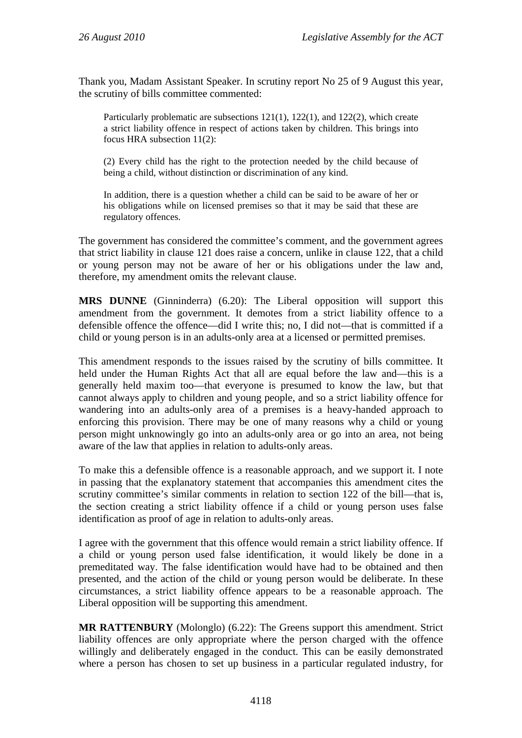Thank you, Madam Assistant Speaker. In scrutiny report No 25 of 9 August this year, the scrutiny of bills committee commented:

> Particularly problematic are subsections 121(1), 122(1), and 122(2), which create a strict liability offence in respect of actions taken by children. This brings into focus HRA subsection 11(2):
>
> (2) Every child has the right to the protection needed by the child because of being a child, without distinction or discrimination of any kind.
>
> In addition, there is a question whether a child can be said to be aware of her or his obligations while on licensed premises so that it may be said that these are regulatory offences.

The government has considered the committee's comment, and the government agrees that strict liability in clause 121 does raise a concern, unlike in clause 122, that a child or young person may not be aware of her or his obligations under the law and, therefore, my amendment omits the relevant clause.

**MRS DUNNE** (Ginninderra) (6.20): The Liberal opposition will support this amendment from the government. It demotes from a strict liability offence to a defensible offence the offence—did I write this; no, I did not—that is committed if a child or young person is in an adults-only area at a licensed or permitted premises.

This amendment responds to the issues raised by the scrutiny of bills committee. It held under the Human Rights Act that all are equal before the law and—this is a generally held maxim too—that everyone is presumed to know the law, but that cannot always apply to children and young people, and so a strict liability offence for wandering into an adults-only area of a premises is a heavy-handed approach to enforcing this provision. There may be one of many reasons why a child or young person might unknowingly go into an adults-only area or go into an area, not being aware of the law that applies in relation to adults-only areas.

To make this a defensible offence is a reasonable approach, and we support it. I note in passing that the explanatory statement that accompanies this amendment cites the scrutiny committee's similar comments in relation to section 122 of the bill—that is, the section creating a strict liability offence if a child or young person uses false identification as proof of age in relation to adults-only areas.

I agree with the government that this offence would remain a strict liability offence. If a child or young person used false identification, it would likely be done in a premeditated way. The false identification would have had to be obtained and then presented, and the action of the child or young person would be deliberate. In these circumstances, a strict liability offence appears to be a reasonable approach. The Liberal opposition will be supporting this amendment.

**MR RATTENBURY** (Molonglo) (6.22): The Greens support this amendment. Strict liability offences are only appropriate where the person charged with the offence willingly and deliberately engaged in the conduct. This can be easily demonstrated where a person has chosen to set up business in a particular regulated industry, for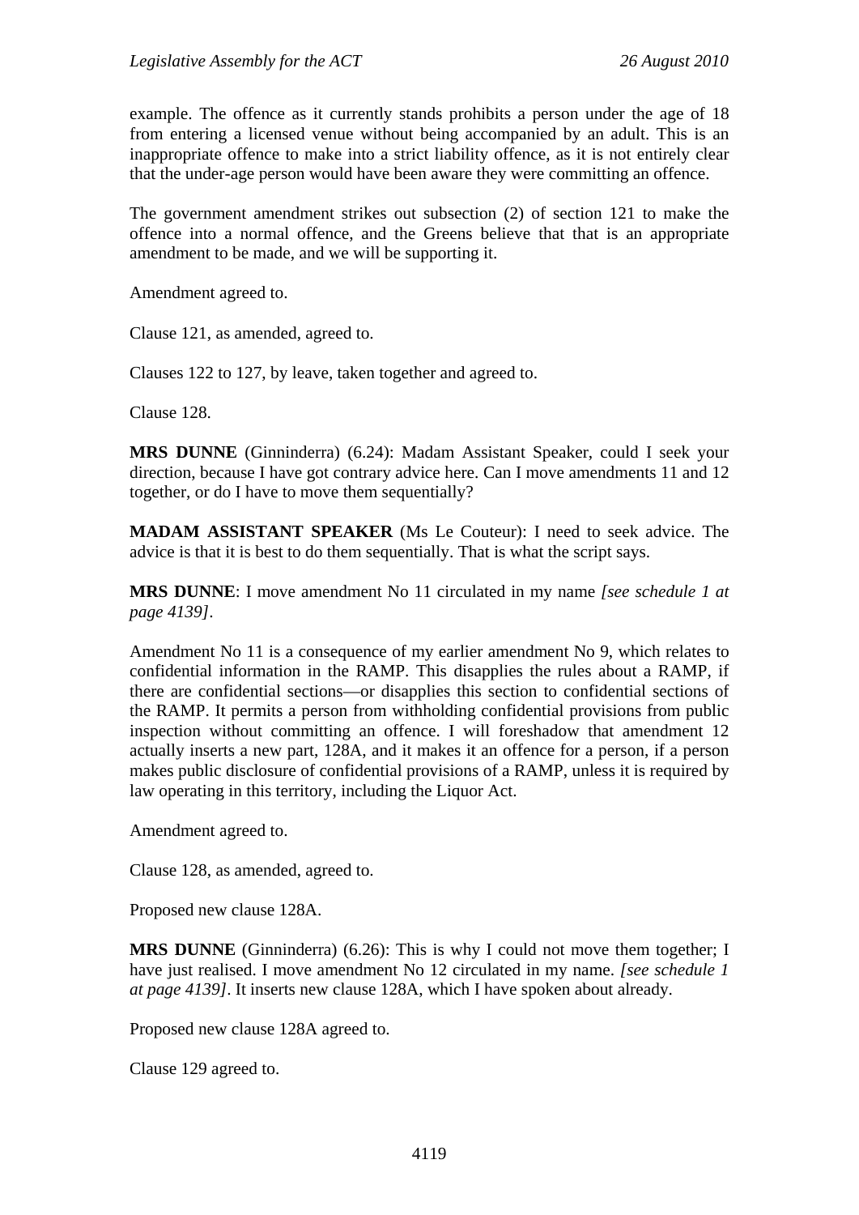example. The offence as it currently stands prohibits a person under the age of 18 from entering a licensed venue without being accompanied by an adult. This is an inappropriate offence to make into a strict liability offence, as it is not entirely clear that the under-age person would have been aware they were committing an offence.

The government amendment strikes out subsection (2) of section 121 to make the offence into a normal offence, and the Greens believe that that is an appropriate amendment to be made, and we will be supporting it.

Amendment agreed to.

Clause 121, as amended, agreed to.

Clauses 122 to 127, by leave, taken together and agreed to.

Clause 128.

**MRS DUNNE** (Ginninderra) (6.24): Madam Assistant Speaker, could I seek your direction, because I have got contrary advice here. Can I move amendments 11 and 12 together, or do I have to move them sequentially?

**MADAM ASSISTANT SPEAKER** (Ms Le Couteur): I need to seek advice. The advice is that it is best to do them sequentially. That is what the script says.

**MRS DUNNE**: I move amendment No 11 circulated in my name *[see schedule 1 at page 4139]*.

Amendment No 11 is a consequence of my earlier amendment No 9, which relates to confidential information in the RAMP. This disapplies the rules about a RAMP, if there are confidential sections—or disapplies this section to confidential sections of the RAMP. It permits a person from withholding confidential provisions from public inspection without committing an offence. I will foreshadow that amendment 12 actually inserts a new part, 128A, and it makes it an offence for a person, if a person makes public disclosure of confidential provisions of a RAMP, unless it is required by law operating in this territory, including the Liquor Act.

Amendment agreed to.

Clause 128, as amended, agreed to.

Proposed new clause 128A.

**MRS DUNNE** (Ginninderra) (6.26): This is why I could not move them together; I have just realised. I move amendment No 12 circulated in my name. *[see schedule 1 at page 4139]*. It inserts new clause 128A, which I have spoken about already.

Proposed new clause 128A agreed to.

Clause 129 agreed to.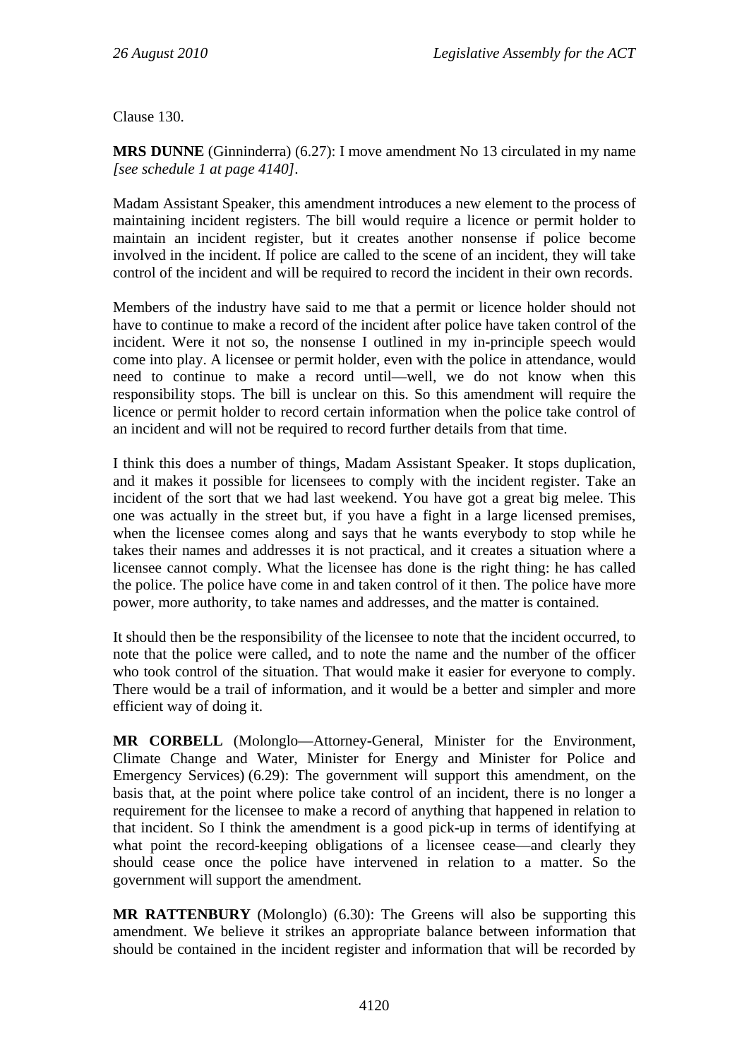Clause 130.

**MRS DUNNE** (Ginninderra) (6.27): I move amendment No 13 circulated in my name *[see schedule 1 at page 4140]*.

Madam Assistant Speaker, this amendment introduces a new element to the process of maintaining incident registers. The bill would require a licence or permit holder to maintain an incident register, but it creates another nonsense if police become involved in the incident. If police are called to the scene of an incident, they will take control of the incident and will be required to record the incident in their own records.

Members of the industry have said to me that a permit or licence holder should not have to continue to make a record of the incident after police have taken control of the incident. Were it not so, the nonsense I outlined in my in-principle speech would come into play. A licensee or permit holder, even with the police in attendance, would need to continue to make a record until—well, we do not know when this responsibility stops. The bill is unclear on this. So this amendment will require the licence or permit holder to record certain information when the police take control of an incident and will not be required to record further details from that time.

I think this does a number of things, Madam Assistant Speaker. It stops duplication, and it makes it possible for licensees to comply with the incident register. Take an incident of the sort that we had last weekend. You have got a great big melee. This one was actually in the street but, if you have a fight in a large licensed premises, when the licensee comes along and says that he wants everybody to stop while he takes their names and addresses it is not practical, and it creates a situation where a licensee cannot comply. What the licensee has done is the right thing: he has called the police. The police have come in and taken control of it then. The police have more power, more authority, to take names and addresses, and the matter is contained.

It should then be the responsibility of the licensee to note that the incident occurred, to note that the police were called, and to note the name and the number of the officer who took control of the situation. That would make it easier for everyone to comply. There would be a trail of information, and it would be a better and simpler and more efficient way of doing it.

**MR CORBELL** (Molonglo—Attorney-General, Minister for the Environment, Climate Change and Water, Minister for Energy and Minister for Police and Emergency Services) (6.29): The government will support this amendment, on the basis that, at the point where police take control of an incident, there is no longer a requirement for the licensee to make a record of anything that happened in relation to that incident. So I think the amendment is a good pick-up in terms of identifying at what point the record-keeping obligations of a licensee cease—and clearly they should cease once the police have intervened in relation to a matter. So the government will support the amendment.

**MR RATTENBURY** (Molonglo) (6.30): The Greens will also be supporting this amendment. We believe it strikes an appropriate balance between information that should be contained in the incident register and information that will be recorded by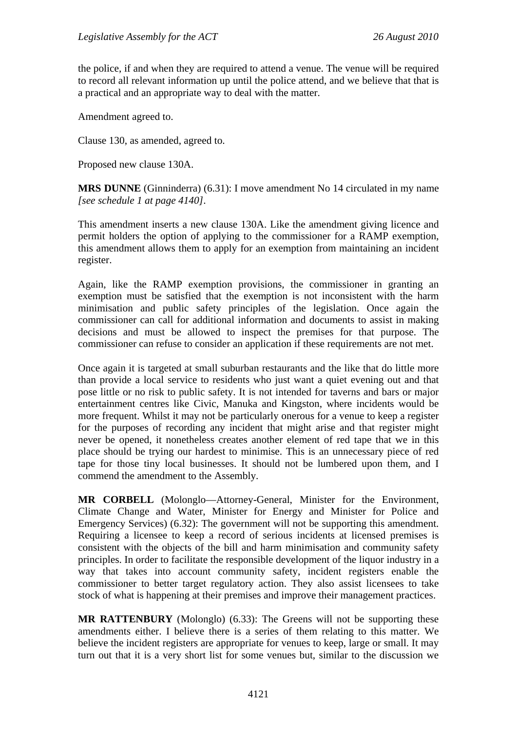the police, if and when they are required to attend a venue. The venue will be required to record all relevant information up until the police attend, and we believe that that is a practical and an appropriate way to deal with the matter.

Amendment agreed to.

Clause 130, as amended, agreed to.

Proposed new clause 130A.

**MRS DUNNE** (Ginninderra) (6.31): I move amendment No 14 circulated in my name *[see schedule 1 at page 4140]*.

This amendment inserts a new clause 130A. Like the amendment giving licence and permit holders the option of applying to the commissioner for a RAMP exemption, this amendment allows them to apply for an exemption from maintaining an incident register.

Again, like the RAMP exemption provisions, the commissioner in granting an exemption must be satisfied that the exemption is not inconsistent with the harm minimisation and public safety principles of the legislation. Once again the commissioner can call for additional information and documents to assist in making decisions and must be allowed to inspect the premises for that purpose. The commissioner can refuse to consider an application if these requirements are not met.

Once again it is targeted at small suburban restaurants and the like that do little more than provide a local service to residents who just want a quiet evening out and that pose little or no risk to public safety. It is not intended for taverns and bars or major entertainment centres like Civic, Manuka and Kingston, where incidents would be more frequent. Whilst it may not be particularly onerous for a venue to keep a register for the purposes of recording any incident that might arise and that register might never be opened, it nonetheless creates another element of red tape that we in this place should be trying our hardest to minimise. This is an unnecessary piece of red tape for those tiny local businesses. It should not be lumbered upon them, and I commend the amendment to the Assembly.

**MR CORBELL** (Molonglo—Attorney-General, Minister for the Environment, Climate Change and Water, Minister for Energy and Minister for Police and Emergency Services) (6.32): The government will not be supporting this amendment. Requiring a licensee to keep a record of serious incidents at licensed premises is consistent with the objects of the bill and harm minimisation and community safety principles. In order to facilitate the responsible development of the liquor industry in a way that takes into account community safety, incident registers enable the commissioner to better target regulatory action. They also assist licensees to take stock of what is happening at their premises and improve their management practices.

**MR RATTENBURY** (Molonglo) (6.33): The Greens will not be supporting these amendments either. I believe there is a series of them relating to this matter. We believe the incident registers are appropriate for venues to keep, large or small. It may turn out that it is a very short list for some venues but, similar to the discussion we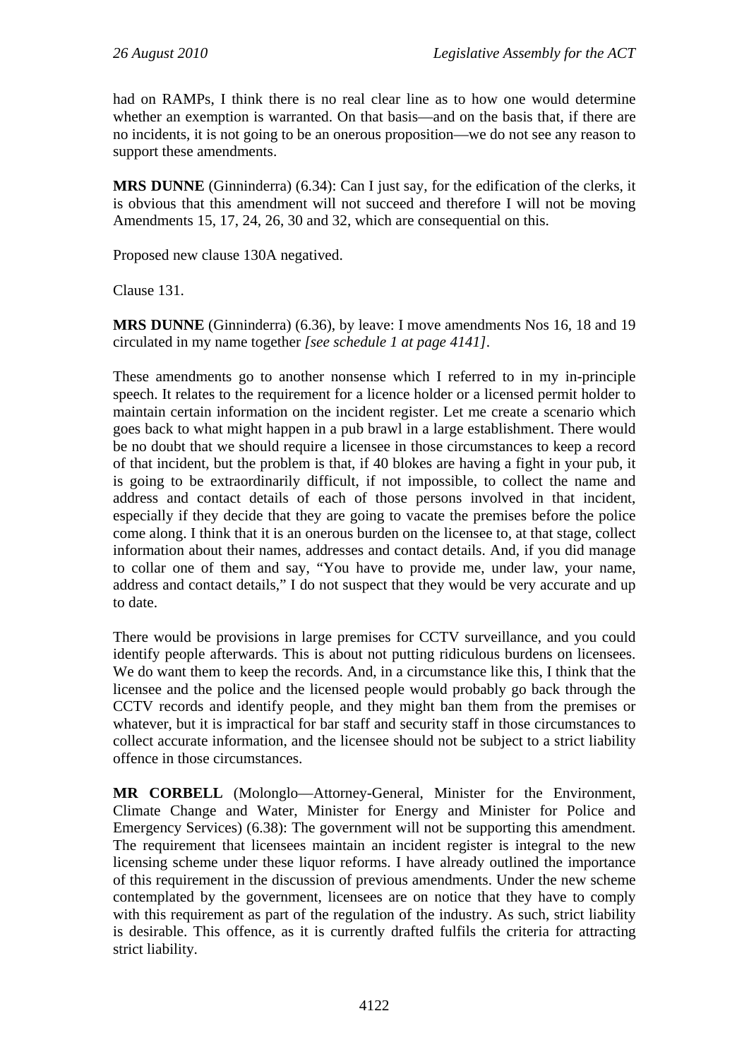had on RAMPs, I think there is no real clear line as to how one would determine whether an exemption is warranted. On that basis—and on the basis that, if there are no incidents, it is not going to be an onerous proposition—we do not see any reason to support these amendments.

**MRS DUNNE** (Ginninderra) (6.34): Can I just say, for the edification of the clerks, it is obvious that this amendment will not succeed and therefore I will not be moving Amendments 15, 17, 24, 26, 30 and 32, which are consequential on this.

Proposed new clause 130A negatived.

Clause 131.

**MRS DUNNE** (Ginninderra) (6.36), by leave: I move amendments Nos 16, 18 and 19 circulated in my name together *[see schedule 1 at page 4141]*.

These amendments go to another nonsense which I referred to in my in-principle speech. It relates to the requirement for a licence holder or a licensed permit holder to maintain certain information on the incident register. Let me create a scenario which goes back to what might happen in a pub brawl in a large establishment. There would be no doubt that we should require a licensee in those circumstances to keep a record of that incident, but the problem is that, if 40 blokes are having a fight in your pub, it is going to be extraordinarily difficult, if not impossible, to collect the name and address and contact details of each of those persons involved in that incident, especially if they decide that they are going to vacate the premises before the police come along. I think that it is an onerous burden on the licensee to, at that stage, collect information about their names, addresses and contact details. And, if you did manage to collar one of them and say, "You have to provide me, under law, your name, address and contact details," I do not suspect that they would be very accurate and up to date.

There would be provisions in large premises for CCTV surveillance, and you could identify people afterwards. This is about not putting ridiculous burdens on licensees. We do want them to keep the records. And, in a circumstance like this, I think that the licensee and the police and the licensed people would probably go back through the CCTV records and identify people, and they might ban them from the premises or whatever, but it is impractical for bar staff and security staff in those circumstances to collect accurate information, and the licensee should not be subject to a strict liability offence in those circumstances.

**MR CORBELL** (Molonglo—Attorney-General, Minister for the Environment, Climate Change and Water, Minister for Energy and Minister for Police and Emergency Services) (6.38): The government will not be supporting this amendment. The requirement that licensees maintain an incident register is integral to the new licensing scheme under these liquor reforms. I have already outlined the importance of this requirement in the discussion of previous amendments. Under the new scheme contemplated by the government, licensees are on notice that they have to comply with this requirement as part of the regulation of the industry. As such, strict liability is desirable. This offence, as it is currently drafted fulfils the criteria for attracting strict liability.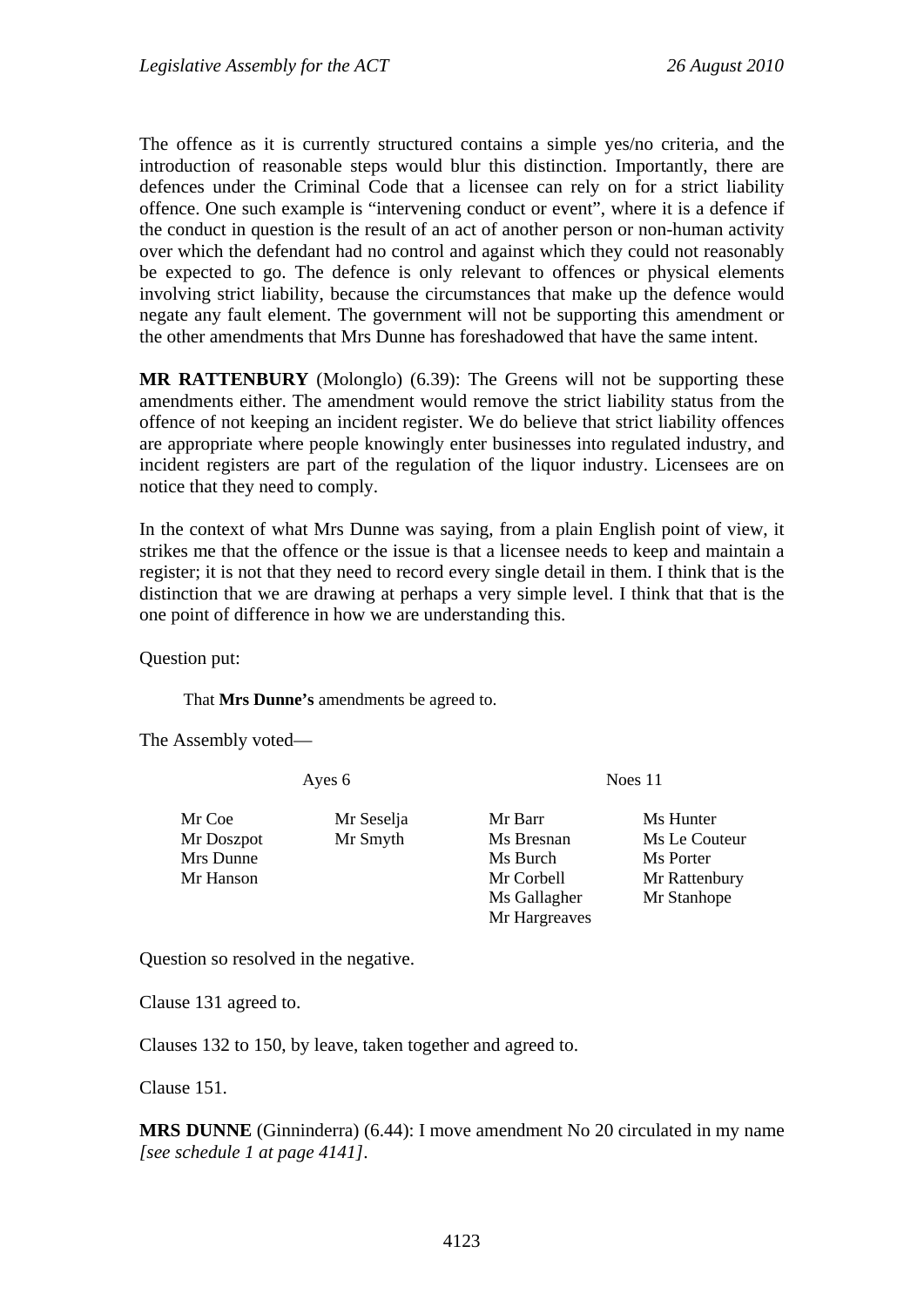The offence as it is currently structured contains a simple yes/no criteria, and the introduction of reasonable steps would blur this distinction. Importantly, there are defences under the Criminal Code that a licensee can rely on for a strict liability offence. One such example is "intervening conduct or event", where it is a defence if the conduct in question is the result of an act of another person or non-human activity over which the defendant had no control and against which they could not reasonably be expected to go. The defence is only relevant to offences or physical elements involving strict liability, because the circumstances that make up the defence would negate any fault element. The government will not be supporting this amendment or the other amendments that Mrs Dunne has foreshadowed that have the same intent.

**MR RATTENBURY** (Molonglo) (6.39): The Greens will not be supporting these amendments either. The amendment would remove the strict liability status from the offence of not keeping an incident register. We do believe that strict liability offences are appropriate where people knowingly enter businesses into regulated industry, and incident registers are part of the regulation of the liquor industry. Licensees are on notice that they need to comply.

In the context of what Mrs Dunne was saying, from a plain English point of view, it strikes me that the offence or the issue is that a licensee needs to keep and maintain a register; it is not that they need to record every single detail in them. I think that is the distinction that we are drawing at perhaps a very simple level. I think that that is the one point of difference in how we are understanding this.

Question put:

> That **Mrs Dunne's** amendments be agreed to.

The Assembly voted—

| Ayes 6 | | Noes 11 | |
|---|---|---|---|
| Mr Coe | Mr Seselja | Mr Barr | Ms Hunter |
| Mr Doszpot | Mr Smyth | Ms Bresnan | Ms Le Couteur |
| Mrs Dunne | | Ms Burch | Ms Porter |
| Mr Hanson | | Mr Corbell | Mr Rattenbury |
| | | Ms Gallagher | Mr Stanhope |
| | | Mr Hargreaves | |

Question so resolved in the negative.

Clause 131 agreed to.

Clauses 132 to 150, by leave, taken together and agreed to.

Clause 151.

**MRS DUNNE** (Ginninderra) (6.44): I move amendment No 20 circulated in my name *[see schedule 1 at page 4141]*.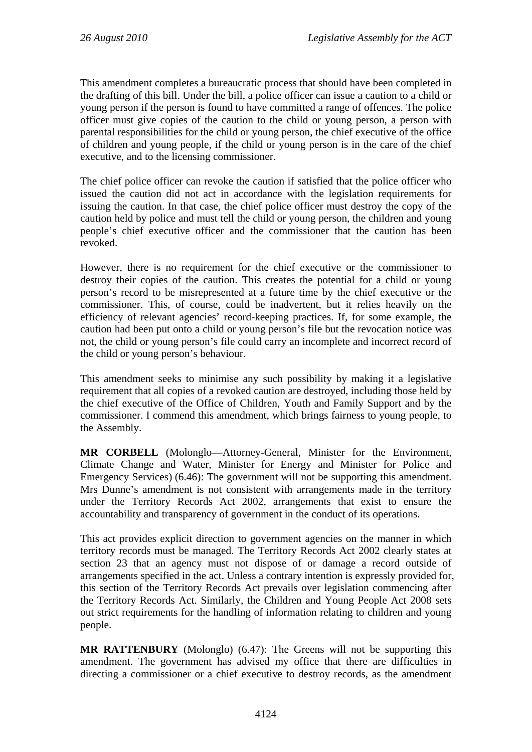This amendment completes a bureaucratic process that should have been completed in the drafting of this bill. Under the bill, a police officer can issue a caution to a child or young person if the person is found to have committed a range of offences. The police officer must give copies of the caution to the child or young person, a person with parental responsibilities for the child or young person, the chief executive of the office of children and young people, if the child or young person is in the care of the chief executive, and to the licensing commissioner.

The chief police officer can revoke the caution if satisfied that the police officer who issued the caution did not act in accordance with the legislation requirements for issuing the caution. In that case, the chief police officer must destroy the copy of the caution held by police and must tell the child or young person, the children and young people's chief executive officer and the commissioner that the caution has been revoked.

However, there is no requirement for the chief executive or the commissioner to destroy their copies of the caution. This creates the potential for a child or young person's record to be misrepresented at a future time by the chief executive or the commissioner. This, of course, could be inadvertent, but it relies heavily on the efficiency of relevant agencies' record-keeping practices. If, for some example, the caution had been put onto a child or young person's file but the revocation notice was not, the child or young person's file could carry an incomplete and incorrect record of the child or young person's behaviour.

This amendment seeks to minimise any such possibility by making it a legislative requirement that all copies of a revoked caution are destroyed, including those held by the chief executive of the Office of Children, Youth and Family Support and by the commissioner. I commend this amendment, which brings fairness to young people, to the Assembly.

**MR CORBELL** (Molonglo—Attorney-General, Minister for the Environment, Climate Change and Water, Minister for Energy and Minister for Police and Emergency Services) (6.46): The government will not be supporting this amendment. Mrs Dunne's amendment is not consistent with arrangements made in the territory under the Territory Records Act 2002, arrangements that exist to ensure the accountability and transparency of government in the conduct of its operations.

This act provides explicit direction to government agencies on the manner in which territory records must be managed. The Territory Records Act 2002 clearly states at section 23 that an agency must not dispose of or damage a record outside of arrangements specified in the act. Unless a contrary intention is expressly provided for, this section of the Territory Records Act prevails over legislation commencing after the Territory Records Act. Similarly, the Children and Young People Act 2008 sets out strict requirements for the handling of information relating to children and young people.

**MR RATTENBURY** (Molonglo) (6.47): The Greens will not be supporting this amendment. The government has advised my office that there are difficulties in directing a commissioner or a chief executive to destroy records, as the amendment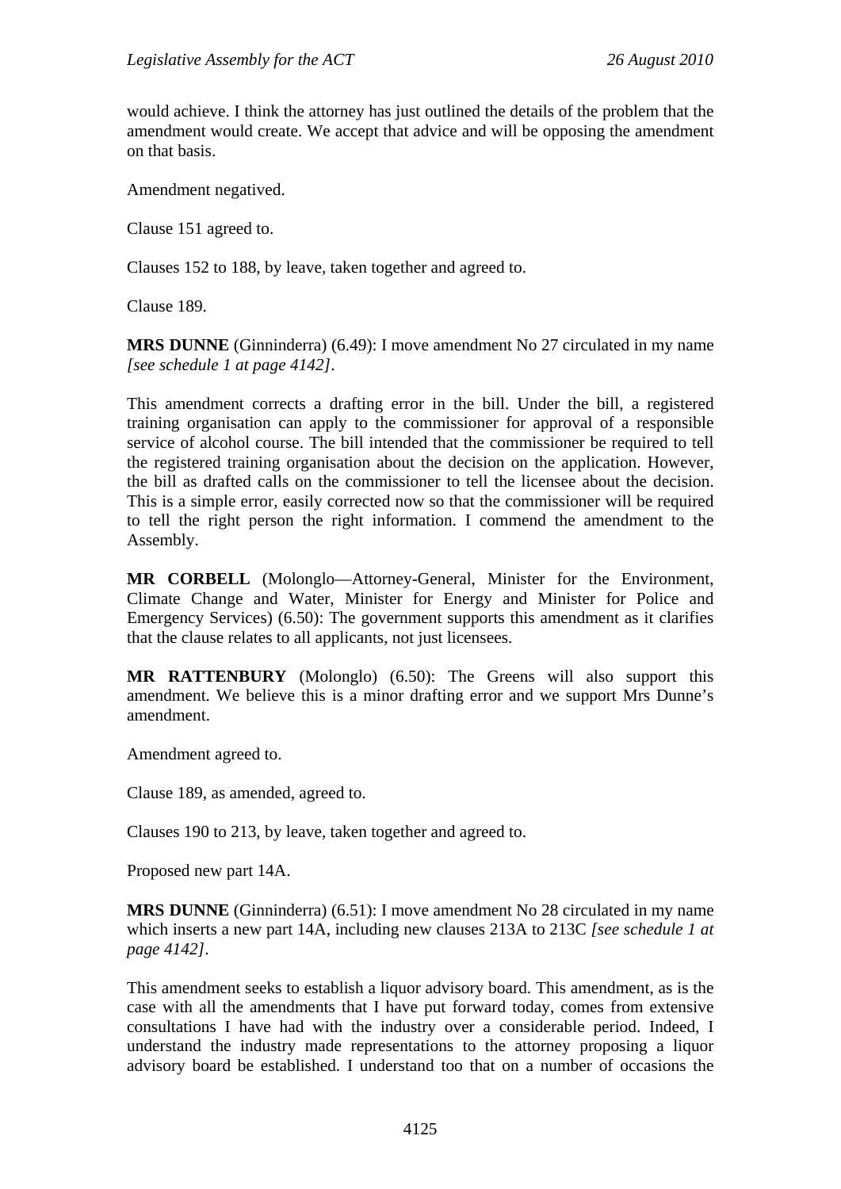would achieve. I think the attorney has just outlined the details of the problem that the amendment would create. We accept that advice and will be opposing the amendment on that basis.

Amendment negatived.

Clause 151 agreed to.

Clauses 152 to 188, by leave, taken together and agreed to.

Clause 189.

**MRS DUNNE** (Ginninderra) (6.49): I move amendment No 27 circulated in my name *[see schedule 1 at page 4142]*.

This amendment corrects a drafting error in the bill. Under the bill, a registered training organisation can apply to the commissioner for approval of a responsible service of alcohol course. The bill intended that the commissioner be required to tell the registered training organisation about the decision on the application. However, the bill as drafted calls on the commissioner to tell the licensee about the decision. This is a simple error, easily corrected now so that the commissioner will be required to tell the right person the right information. I commend the amendment to the Assembly.

**MR CORBELL** (Molonglo—Attorney-General, Minister for the Environment, Climate Change and Water, Minister for Energy and Minister for Police and Emergency Services) (6.50): The government supports this amendment as it clarifies that the clause relates to all applicants, not just licensees.

**MR RATTENBURY** (Molonglo) (6.50): The Greens will also support this amendment. We believe this is a minor drafting error and we support Mrs Dunne's amendment.

Amendment agreed to.

Clause 189, as amended, agreed to.

Clauses 190 to 213, by leave, taken together and agreed to.

Proposed new part 14A.

**MRS DUNNE** (Ginninderra) (6.51): I move amendment No 28 circulated in my name which inserts a new part 14A, including new clauses 213A to 213C *[see schedule 1 at page 4142]*.

This amendment seeks to establish a liquor advisory board. This amendment, as is the case with all the amendments that I have put forward today, comes from extensive consultations I have had with the industry over a considerable period. Indeed, I understand the industry made representations to the attorney proposing a liquor advisory board be established. I understand too that on a number of occasions the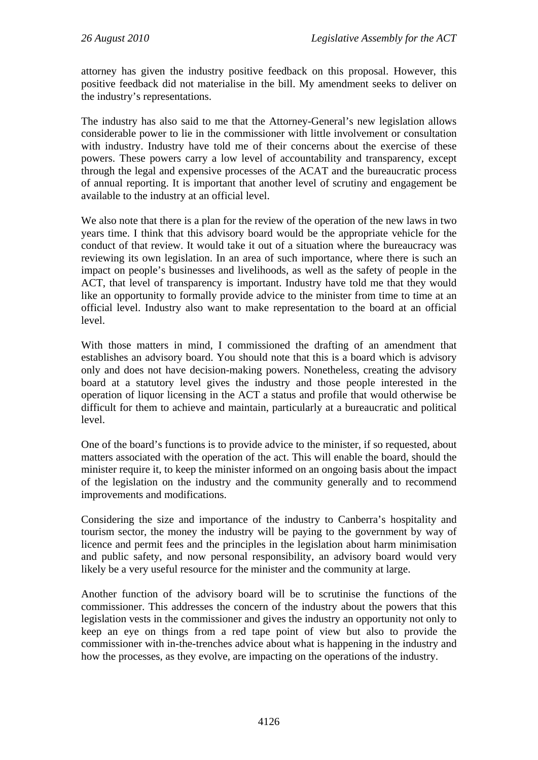attorney has given the industry positive feedback on this proposal. However, this positive feedback did not materialise in the bill. My amendment seeks to deliver on the industry's representations.

The industry has also said to me that the Attorney-General's new legislation allows considerable power to lie in the commissioner with little involvement or consultation with industry. Industry have told me of their concerns about the exercise of these powers. These powers carry a low level of accountability and transparency, except through the legal and expensive processes of the ACAT and the bureaucratic process of annual reporting. It is important that another level of scrutiny and engagement be available to the industry at an official level.

We also note that there is a plan for the review of the operation of the new laws in two years time. I think that this advisory board would be the appropriate vehicle for the conduct of that review. It would take it out of a situation where the bureaucracy was reviewing its own legislation. In an area of such importance, where there is such an impact on people's businesses and livelihoods, as well as the safety of people in the ACT, that level of transparency is important. Industry have told me that they would like an opportunity to formally provide advice to the minister from time to time at an official level. Industry also want to make representation to the board at an official level.

With those matters in mind, I commissioned the drafting of an amendment that establishes an advisory board. You should note that this is a board which is advisory only and does not have decision-making powers. Nonetheless, creating the advisory board at a statutory level gives the industry and those people interested in the operation of liquor licensing in the ACT a status and profile that would otherwise be difficult for them to achieve and maintain, particularly at a bureaucratic and political level.

One of the board's functions is to provide advice to the minister, if so requested, about matters associated with the operation of the act. This will enable the board, should the minister require it, to keep the minister informed on an ongoing basis about the impact of the legislation on the industry and the community generally and to recommend improvements and modifications.

Considering the size and importance of the industry to Canberra's hospitality and tourism sector, the money the industry will be paying to the government by way of licence and permit fees and the principles in the legislation about harm minimisation and public safety, and now personal responsibility, an advisory board would very likely be a very useful resource for the minister and the community at large.

Another function of the advisory board will be to scrutinise the functions of the commissioner. This addresses the concern of the industry about the powers that this legislation vests in the commissioner and gives the industry an opportunity not only to keep an eye on things from a red tape point of view but also to provide the commissioner with in-the-trenches advice about what is happening in the industry and how the processes, as they evolve, are impacting on the operations of the industry.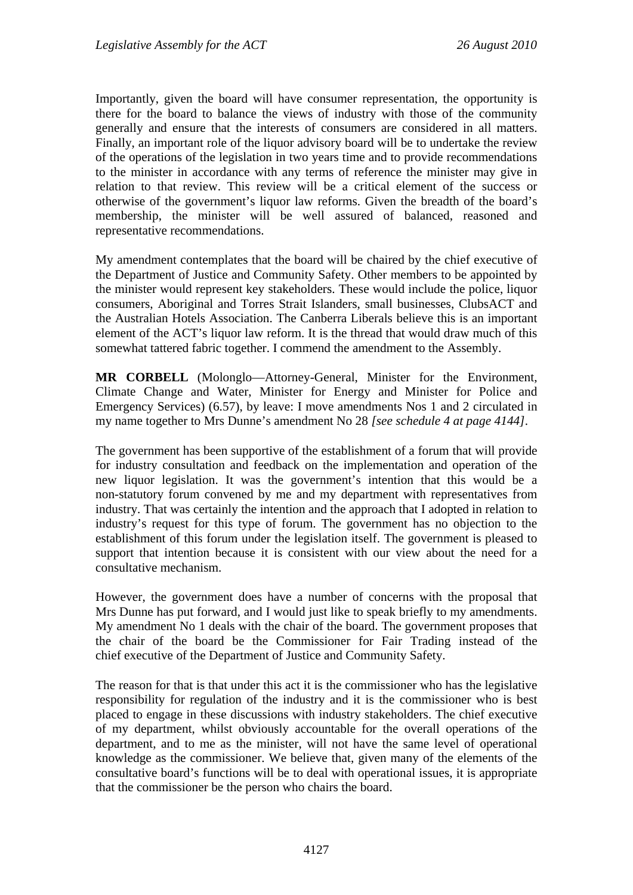Importantly, given the board will have consumer representation, the opportunity is there for the board to balance the views of industry with those of the community generally and ensure that the interests of consumers are considered in all matters. Finally, an important role of the liquor advisory board will be to undertake the review of the operations of the legislation in two years time and to provide recommendations to the minister in accordance with any terms of reference the minister may give in relation to that review. This review will be a critical element of the success or otherwise of the government's liquor law reforms. Given the breadth of the board's membership, the minister will be well assured of balanced, reasoned and representative recommendations.

My amendment contemplates that the board will be chaired by the chief executive of the Department of Justice and Community Safety. Other members to be appointed by the minister would represent key stakeholders. These would include the police, liquor consumers, Aboriginal and Torres Strait Islanders, small businesses, ClubsACT and the Australian Hotels Association. The Canberra Liberals believe this is an important element of the ACT's liquor law reform. It is the thread that would draw much of this somewhat tattered fabric together. I commend the amendment to the Assembly.

**MR CORBELL** (Molonglo—Attorney-General, Minister for the Environment, Climate Change and Water, Minister for Energy and Minister for Police and Emergency Services) (6.57), by leave: I move amendments Nos 1 and 2 circulated in my name together to Mrs Dunne's amendment No 28 *[see schedule 4 at page 4144]*.

The government has been supportive of the establishment of a forum that will provide for industry consultation and feedback on the implementation and operation of the new liquor legislation. It was the government's intention that this would be a non-statutory forum convened by me and my department with representatives from industry. That was certainly the intention and the approach that I adopted in relation to industry's request for this type of forum. The government has no objection to the establishment of this forum under the legislation itself. The government is pleased to support that intention because it is consistent with our view about the need for a consultative mechanism.

However, the government does have a number of concerns with the proposal that Mrs Dunne has put forward, and I would just like to speak briefly to my amendments. My amendment No 1 deals with the chair of the board. The government proposes that the chair of the board be the Commissioner for Fair Trading instead of the chief executive of the Department of Justice and Community Safety.

The reason for that is that under this act it is the commissioner who has the legislative responsibility for regulation of the industry and it is the commissioner who is best placed to engage in these discussions with industry stakeholders. The chief executive of my department, whilst obviously accountable for the overall operations of the department, and to me as the minister, will not have the same level of operational knowledge as the commissioner. We believe that, given many of the elements of the consultative board's functions will be to deal with operational issues, it is appropriate that the commissioner be the person who chairs the board.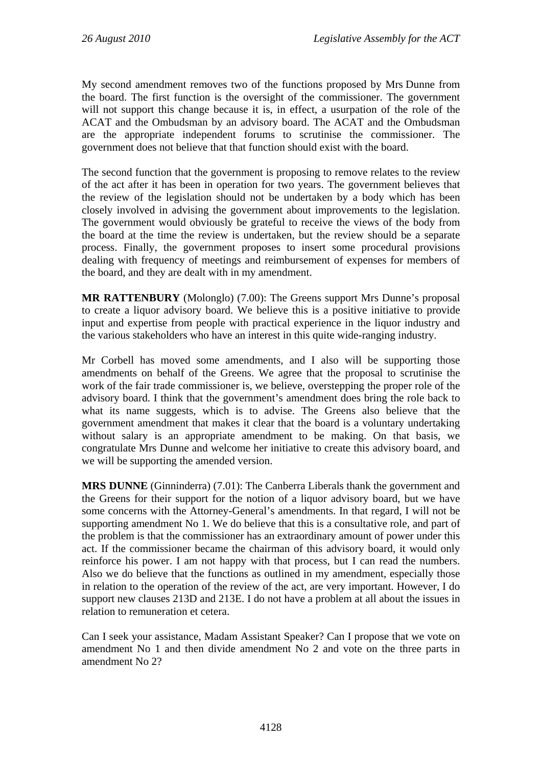My second amendment removes two of the functions proposed by Mrs Dunne from the board. The first function is the oversight of the commissioner. The government will not support this change because it is, in effect, a usurpation of the role of the ACAT and the Ombudsman by an advisory board. The ACAT and the Ombudsman are the appropriate independent forums to scrutinise the commissioner. The government does not believe that that function should exist with the board.

The second function that the government is proposing to remove relates to the review of the act after it has been in operation for two years. The government believes that the review of the legislation should not be undertaken by a body which has been closely involved in advising the government about improvements to the legislation. The government would obviously be grateful to receive the views of the body from the board at the time the review is undertaken, but the review should be a separate process. Finally, the government proposes to insert some procedural provisions dealing with frequency of meetings and reimbursement of expenses for members of the board, and they are dealt with in my amendment.

**MR RATTENBURY** (Molonglo) (7.00): The Greens support Mrs Dunne's proposal to create a liquor advisory board. We believe this is a positive initiative to provide input and expertise from people with practical experience in the liquor industry and the various stakeholders who have an interest in this quite wide-ranging industry.

Mr Corbell has moved some amendments, and I also will be supporting those amendments on behalf of the Greens. We agree that the proposal to scrutinise the work of the fair trade commissioner is, we believe, overstepping the proper role of the advisory board. I think that the government's amendment does bring the role back to what its name suggests, which is to advise. The Greens also believe that the government amendment that makes it clear that the board is a voluntary undertaking without salary is an appropriate amendment to be making. On that basis, we congratulate Mrs Dunne and welcome her initiative to create this advisory board, and we will be supporting the amended version.

**MRS DUNNE** (Ginninderra) (7.01): The Canberra Liberals thank the government and the Greens for their support for the notion of a liquor advisory board, but we have some concerns with the Attorney-General's amendments. In that regard, I will not be supporting amendment No 1. We do believe that this is a consultative role, and part of the problem is that the commissioner has an extraordinary amount of power under this act. If the commissioner became the chairman of this advisory board, it would only reinforce his power. I am not happy with that process, but I can read the numbers. Also we do believe that the functions as outlined in my amendment, especially those in relation to the operation of the review of the act, are very important. However, I do support new clauses 213D and 213E. I do not have a problem at all about the issues in relation to remuneration et cetera.

Can I seek your assistance, Madam Assistant Speaker? Can I propose that we vote on amendment No 1 and then divide amendment No 2 and vote on the three parts in amendment No 2?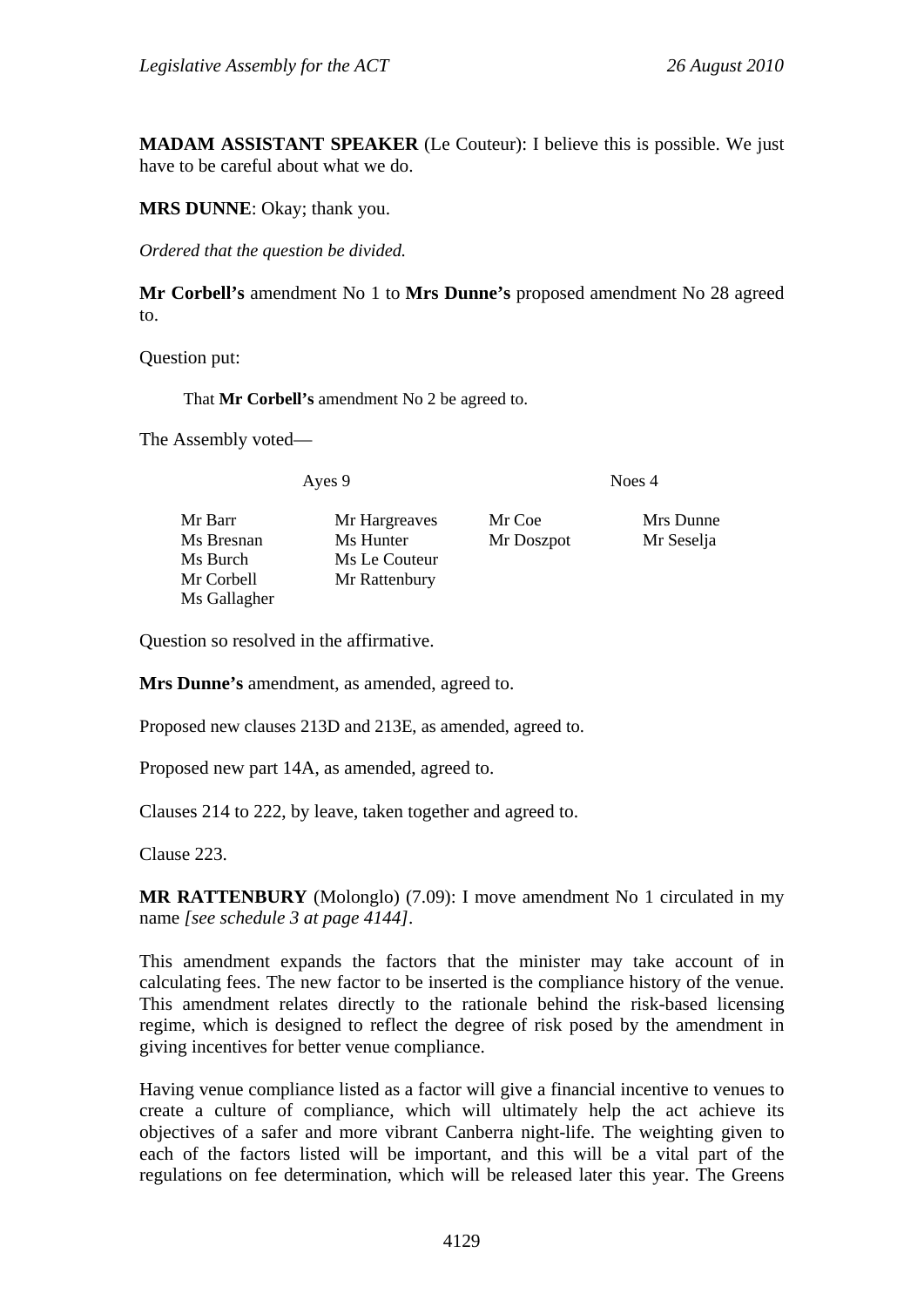**MADAM ASSISTANT SPEAKER** (Le Couteur): I believe this is possible. We just have to be careful about what we do.

**MRS DUNNE**: Okay; thank you.

*Ordered that the question be divided.*

**Mr Corbell's** amendment No 1 to **Mrs Dunne's** proposed amendment No 28 agreed to.

Question put:

> That **Mr Corbell's** amendment No 2 be agreed to.

The Assembly voted—

| Ayes 9 | | Noes 4 | |
|---|---|---|---|
| Mr Barr | Mr Hargreaves | Mr Coe | Mrs Dunne |
| Ms Bresnan | Ms Hunter | Mr Doszpot | Mr Seselja |
| Ms Burch | Ms Le Couteur | | |
| Mr Corbell | Mr Rattenbury | | |
| Ms Gallagher | | | |

Question so resolved in the affirmative.

**Mrs Dunne's** amendment, as amended, agreed to.

Proposed new clauses 213D and 213E, as amended, agreed to.

Proposed new part 14A, as amended, agreed to.

Clauses 214 to 222, by leave, taken together and agreed to.

Clause 223.

**MR RATTENBURY** (Molonglo) (7.09): I move amendment No 1 circulated in my name *[see schedule 3 at page 4144]*.

This amendment expands the factors that the minister may take account of in calculating fees. The new factor to be inserted is the compliance history of the venue. This amendment relates directly to the rationale behind the risk-based licensing regime, which is designed to reflect the degree of risk posed by the amendment in giving incentives for better venue compliance.

Having venue compliance listed as a factor will give a financial incentive to venues to create a culture of compliance, which will ultimately help the act achieve its objectives of a safer and more vibrant Canberra night-life. The weighting given to each of the factors listed will be important, and this will be a vital part of the regulations on fee determination, which will be released later this year. The Greens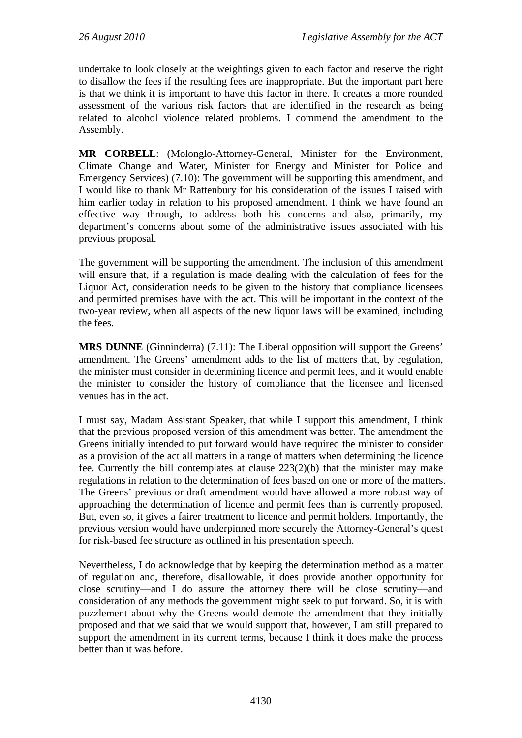undertake to look closely at the weightings given to each factor and reserve the right to disallow the fees if the resulting fees are inappropriate. But the important part here is that we think it is important to have this factor in there. It creates a more rounded assessment of the various risk factors that are identified in the research as being related to alcohol violence related problems. I commend the amendment to the Assembly.

**MR CORBELL**: (Molonglo-Attorney-General, Minister for the Environment, Climate Change and Water, Minister for Energy and Minister for Police and Emergency Services) (7.10): The government will be supporting this amendment, and I would like to thank Mr Rattenbury for his consideration of the issues I raised with him earlier today in relation to his proposed amendment. I think we have found an effective way through, to address both his concerns and also, primarily, my department's concerns about some of the administrative issues associated with his previous proposal.

The government will be supporting the amendment. The inclusion of this amendment will ensure that, if a regulation is made dealing with the calculation of fees for the Liquor Act, consideration needs to be given to the history that compliance licensees and permitted premises have with the act. This will be important in the context of the two-year review, when all aspects of the new liquor laws will be examined, including the fees.

**MRS DUNNE** (Ginninderra) (7.11): The Liberal opposition will support the Greens' amendment. The Greens' amendment adds to the list of matters that, by regulation, the minister must consider in determining licence and permit fees, and it would enable the minister to consider the history of compliance that the licensee and licensed venues has in the act.

I must say, Madam Assistant Speaker, that while I support this amendment, I think that the previous proposed version of this amendment was better. The amendment the Greens initially intended to put forward would have required the minister to consider as a provision of the act all matters in a range of matters when determining the licence fee. Currently the bill contemplates at clause 223(2)(b) that the minister may make regulations in relation to the determination of fees based on one or more of the matters. The Greens' previous or draft amendment would have allowed a more robust way of approaching the determination of licence and permit fees than is currently proposed. But, even so, it gives a fairer treatment to licence and permit holders. Importantly, the previous version would have underpinned more securely the Attorney-General's quest for risk-based fee structure as outlined in his presentation speech.

Nevertheless, I do acknowledge that by keeping the determination method as a matter of regulation and, therefore, disallowable, it does provide another opportunity for close scrutiny—and I do assure the attorney there will be close scrutiny—and consideration of any methods the government might seek to put forward. So, it is with puzzlement about why the Greens would demote the amendment that they initially proposed and that we said that we would support that, however, I am still prepared to support the amendment in its current terms, because I think it does make the process better than it was before.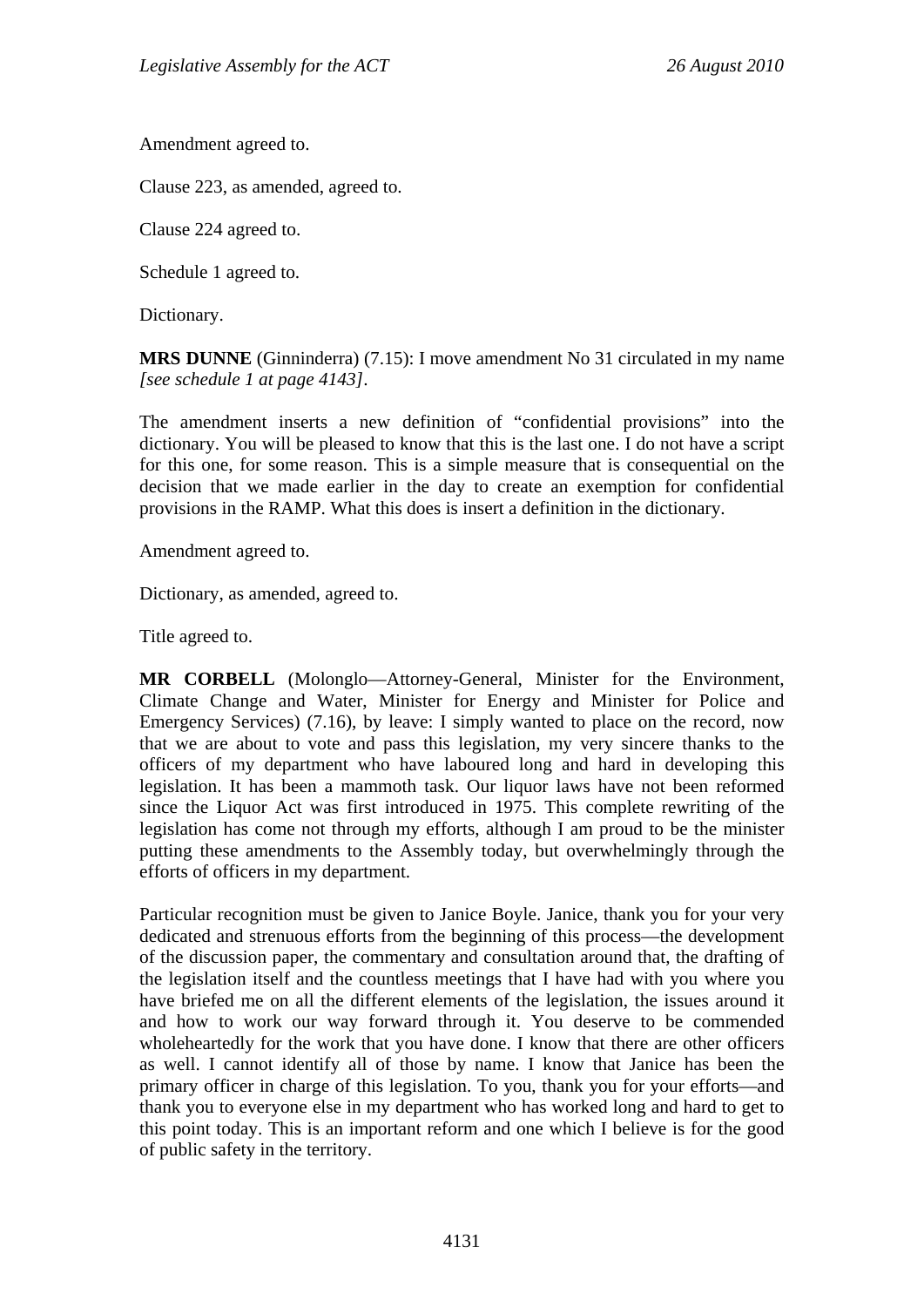Amendment agreed to.

Clause 223, as amended, agreed to.

Clause 224 agreed to.

Schedule 1 agreed to.

Dictionary.

**MRS DUNNE** (Ginninderra) (7.15): I move amendment No 31 circulated in my name *[see schedule 1 at page 4143]*.

The amendment inserts a new definition of "confidential provisions" into the dictionary. You will be pleased to know that this is the last one. I do not have a script for this one, for some reason. This is a simple measure that is consequential on the decision that we made earlier in the day to create an exemption for confidential provisions in the RAMP. What this does is insert a definition in the dictionary.

Amendment agreed to.

Dictionary, as amended, agreed to.

Title agreed to.

**MR CORBELL** (Molonglo—Attorney-General, Minister for the Environment, Climate Change and Water, Minister for Energy and Minister for Police and Emergency Services) (7.16), by leave: I simply wanted to place on the record, now that we are about to vote and pass this legislation, my very sincere thanks to the officers of my department who have laboured long and hard in developing this legislation. It has been a mammoth task. Our liquor laws have not been reformed since the Liquor Act was first introduced in 1975. This complete rewriting of the legislation has come not through my efforts, although I am proud to be the minister putting these amendments to the Assembly today, but overwhelmingly through the efforts of officers in my department.

Particular recognition must be given to Janice Boyle. Janice, thank you for your very dedicated and strenuous efforts from the beginning of this process—the development of the discussion paper, the commentary and consultation around that, the drafting of the legislation itself and the countless meetings that I have had with you where you have briefed me on all the different elements of the legislation, the issues around it and how to work our way forward through it. You deserve to be commended wholeheartedly for the work that you have done. I know that there are other officers as well. I cannot identify all of those by name. I know that Janice has been the primary officer in charge of this legislation. To you, thank you for your efforts—and thank you to everyone else in my department who has worked long and hard to get to this point today. This is an important reform and one which I believe is for the good of public safety in the territory.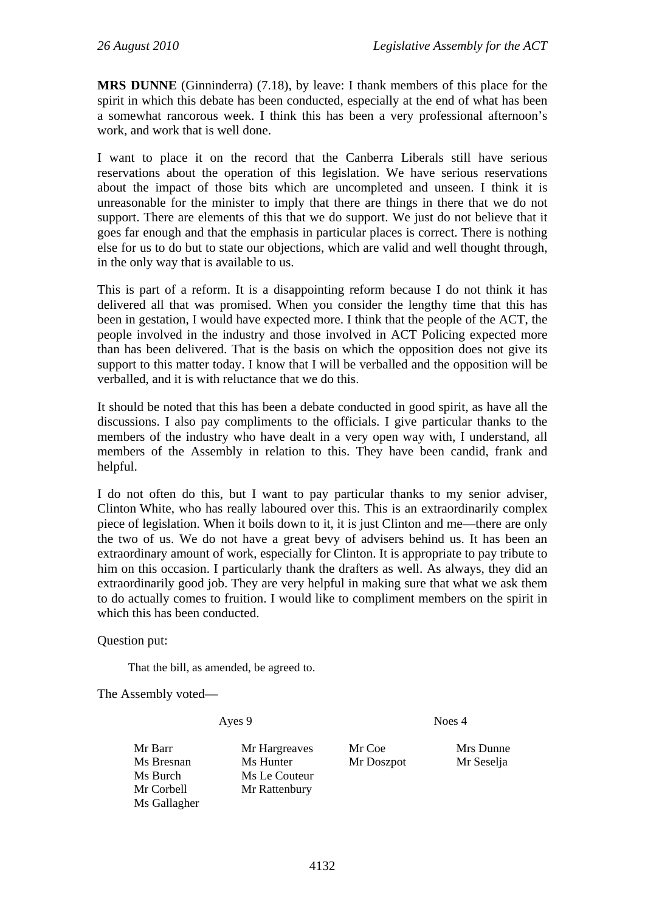**MRS DUNNE** (Ginninderra) (7.18), by leave: I thank members of this place for the spirit in which this debate has been conducted, especially at the end of what has been a somewhat rancorous week. I think this has been a very professional afternoon's work, and work that is well done.

I want to place it on the record that the Canberra Liberals still have serious reservations about the operation of this legislation. We have serious reservations about the impact of those bits which are uncompleted and unseen. I think it is unreasonable for the minister to imply that there are things in there that we do not support. There are elements of this that we do support. We just do not believe that it goes far enough and that the emphasis in particular places is correct. There is nothing else for us to do but to state our objections, which are valid and well thought through, in the only way that is available to us.

This is part of a reform. It is a disappointing reform because I do not think it has delivered all that was promised. When you consider the lengthy time that this has been in gestation, I would have expected more. I think that the people of the ACT, the people involved in the industry and those involved in ACT Policing expected more than has been delivered. That is the basis on which the opposition does not give its support to this matter today. I know that I will be verballed and the opposition will be verballed, and it is with reluctance that we do this.

It should be noted that this has been a debate conducted in good spirit, as have all the discussions. I also pay compliments to the officials. I give particular thanks to the members of the industry who have dealt in a very open way with, I understand, all members of the Assembly in relation to this. They have been candid, frank and helpful.

I do not often do this, but I want to pay particular thanks to my senior adviser, Clinton White, who has really laboured over this. This is an extraordinarily complex piece of legislation. When it boils down to it, it is just Clinton and me—there are only the two of us. We do not have a great bevy of advisers behind us. It has been an extraordinary amount of work, especially for Clinton. It is appropriate to pay tribute to him on this occasion. I particularly thank the drafters as well. As always, they did an extraordinarily good job. They are very helpful in making sure that what we ask them to do actually comes to fruition. I would like to compliment members on the spirit in which this has been conducted.

Question put:

> That the bill, as amended, be agreed to.

The Assembly voted—

| Ayes 9 | | Noes 4 | |
|---|---|---|---|
| Mr Barr | Mr Hargreaves | Mr Coe | Mrs Dunne |
| Ms Bresnan | Ms Hunter | Mr Doszpot | Mr Seselja |
| Ms Burch | Ms Le Couteur | | |
| Mr Corbell | Mr Rattenbury | | |
| Ms Gallagher | | | |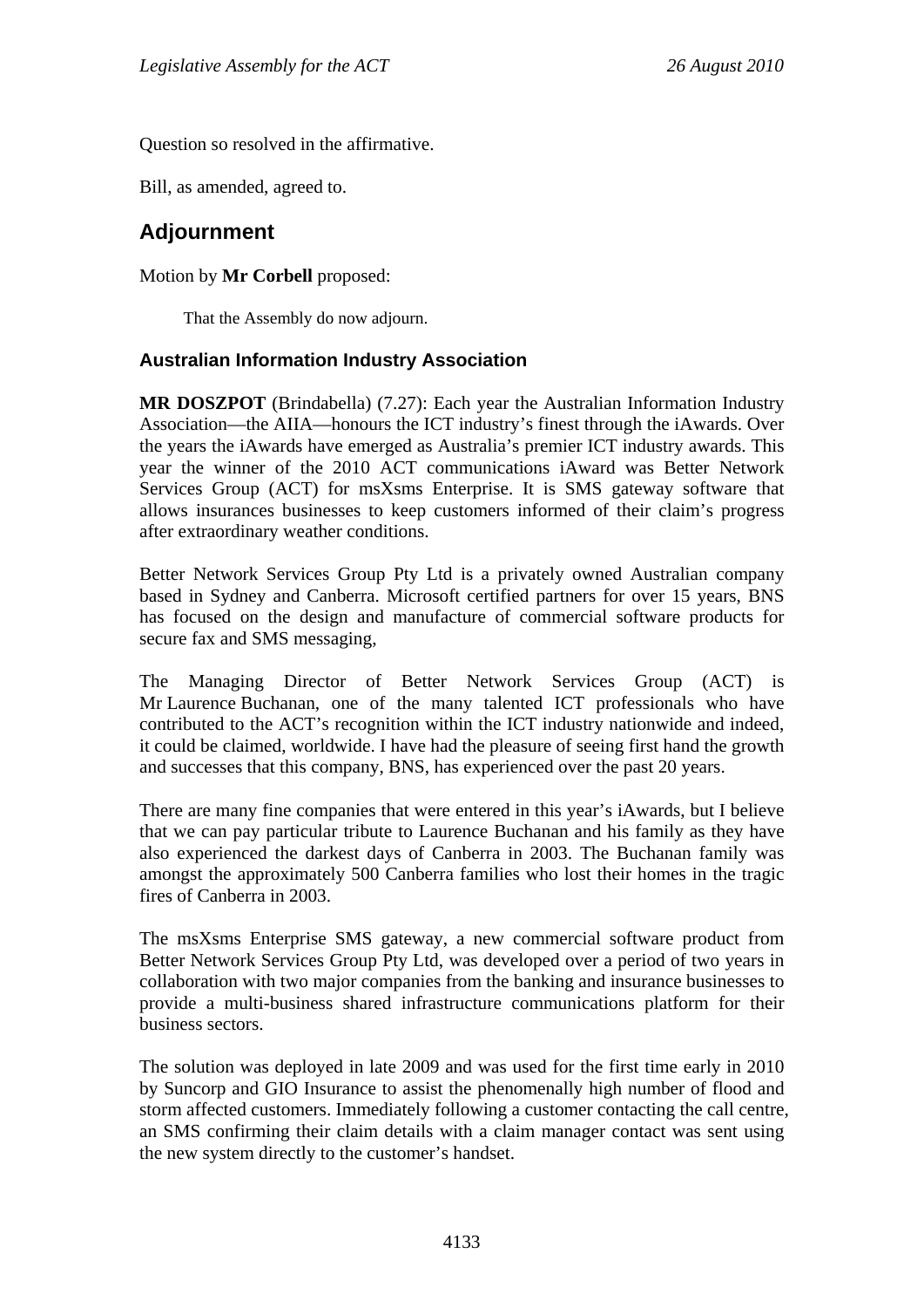Question so resolved in the affirmative.

Bill, as amended, agreed to.

## Adjournment

Motion by **Mr Corbell** proposed:

> That the Assembly do now adjourn.

### Australian Information Industry Association

**MR DOSZPOT** (Brindabella) (7.27): Each year the Australian Information Industry Association—the AIIA—honours the ICT industry's finest through the iAwards. Over the years the iAwards have emerged as Australia's premier ICT industry awards. This year the winner of the 2010 ACT communications iAward was Better Network Services Group (ACT) for msXsms Enterprise. It is SMS gateway software that allows insurances businesses to keep customers informed of their claim's progress after extraordinary weather conditions.

Better Network Services Group Pty Ltd is a privately owned Australian company based in Sydney and Canberra. Microsoft certified partners for over 15 years, BNS has focused on the design and manufacture of commercial software products for secure fax and SMS messaging,

The Managing Director of Better Network Services Group (ACT) is Mr Laurence Buchanan, one of the many talented ICT professionals who have contributed to the ACT's recognition within the ICT industry nationwide and indeed, it could be claimed, worldwide. I have had the pleasure of seeing first hand the growth and successes that this company, BNS, has experienced over the past 20 years.

There are many fine companies that were entered in this year's iAwards, but I believe that we can pay particular tribute to Laurence Buchanan and his family as they have also experienced the darkest days of Canberra in 2003. The Buchanan family was amongst the approximately 500 Canberra families who lost their homes in the tragic fires of Canberra in 2003.

The msXsms Enterprise SMS gateway, a new commercial software product from Better Network Services Group Pty Ltd, was developed over a period of two years in collaboration with two major companies from the banking and insurance businesses to provide a multi-business shared infrastructure communications platform for their business sectors.

The solution was deployed in late 2009 and was used for the first time early in 2010 by Suncorp and GIO Insurance to assist the phenomenally high number of flood and storm affected customers. Immediately following a customer contacting the call centre, an SMS confirming their claim details with a claim manager contact was sent using the new system directly to the customer's handset.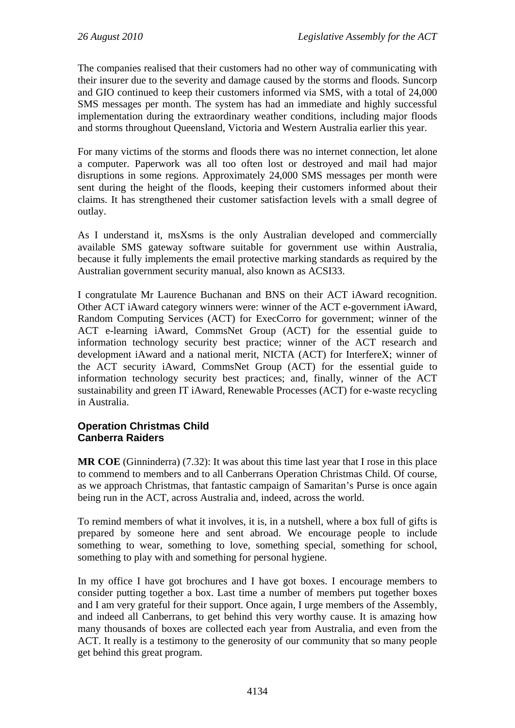The companies realised that their customers had no other way of communicating with their insurer due to the severity and damage caused by the storms and floods. Suncorp and GIO continued to keep their customers informed via SMS, with a total of 24,000 SMS messages per month. The system has had an immediate and highly successful implementation during the extraordinary weather conditions, including major floods and storms throughout Queensland, Victoria and Western Australia earlier this year.

For many victims of the storms and floods there was no internet connection, let alone a computer. Paperwork was all too often lost or destroyed and mail had major disruptions in some regions. Approximately 24,000 SMS messages per month were sent during the height of the floods, keeping their customers informed about their claims. It has strengthened their customer satisfaction levels with a small degree of outlay.

As I understand it, msXsms is the only Australian developed and commercially available SMS gateway software suitable for government use within Australia, because it fully implements the email protective marking standards as required by the Australian government security manual, also known as ACSI33.

I congratulate Mr Laurence Buchanan and BNS on their ACT iAward recognition. Other ACT iAward category winners were: winner of the ACT e-government iAward, Random Computing Services (ACT) for ExecCorro for government; winner of the ACT e-learning iAward, CommsNet Group (ACT) for the essential guide to information technology security best practice; winner of the ACT research and development iAward and a national merit, NICTA (ACT) for InterfereX; winner of the ACT security iAward, CommsNet Group (ACT) for the essential guide to information technology security best practices; and, finally, winner of the ACT sustainability and green IT iAward, Renewable Processes (ACT) for e-waste recycling in Australia.

### Operation Christmas Child
### Canberra Raiders

**MR COE** (Ginninderra) (7.32): It was about this time last year that I rose in this place to commend to members and to all Canberrans Operation Christmas Child. Of course, as we approach Christmas, that fantastic campaign of Samaritan's Purse is once again being run in the ACT, across Australia and, indeed, across the world.

To remind members of what it involves, it is, in a nutshell, where a box full of gifts is prepared by someone here and sent abroad. We encourage people to include something to wear, something to love, something special, something for school, something to play with and something for personal hygiene.

In my office I have got brochures and I have got boxes. I encourage members to consider putting together a box. Last time a number of members put together boxes and I am very grateful for their support. Once again, I urge members of the Assembly, and indeed all Canberrans, to get behind this very worthy cause. It is amazing how many thousands of boxes are collected each year from Australia, and even from the ACT. It really is a testimony to the generosity of our community that so many people get behind this great program.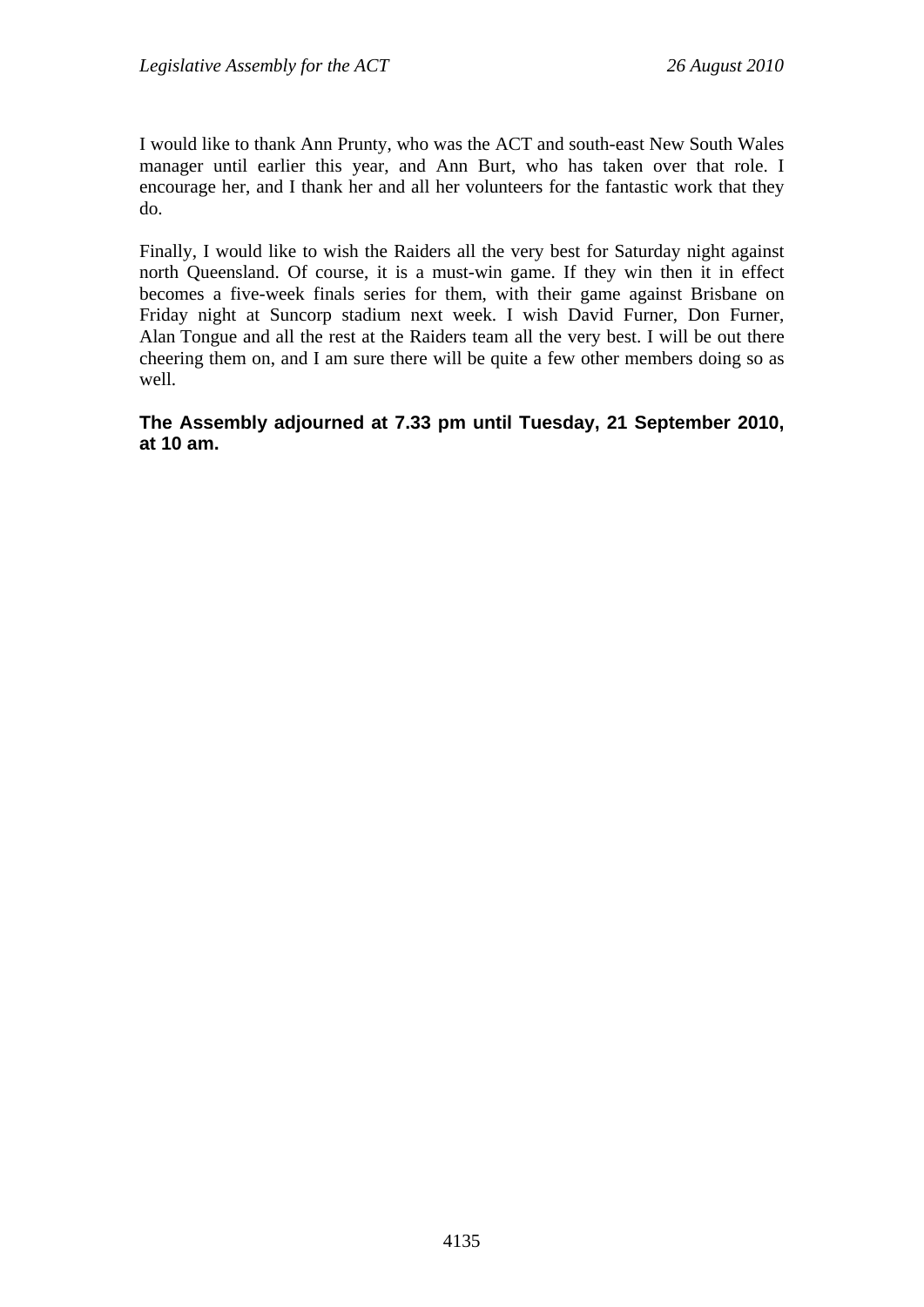I would like to thank Ann Prunty, who was the ACT and south-east New South Wales manager until earlier this year, and Ann Burt, who has taken over that role. I encourage her, and I thank her and all her volunteers for the fantastic work that they do.

Finally, I would like to wish the Raiders all the very best for Saturday night against north Queensland. Of course, it is a must-win game. If they win then it in effect becomes a five-week finals series for them, with their game against Brisbane on Friday night at Suncorp stadium next week. I wish David Furner, Don Furner, Alan Tongue and all the rest at the Raiders team all the very best. I will be out there cheering them on, and I am sure there will be quite a few other members doing so as well.

**The Assembly adjourned at 7.33 pm until Tuesday, 21 September 2010, at 10 am.**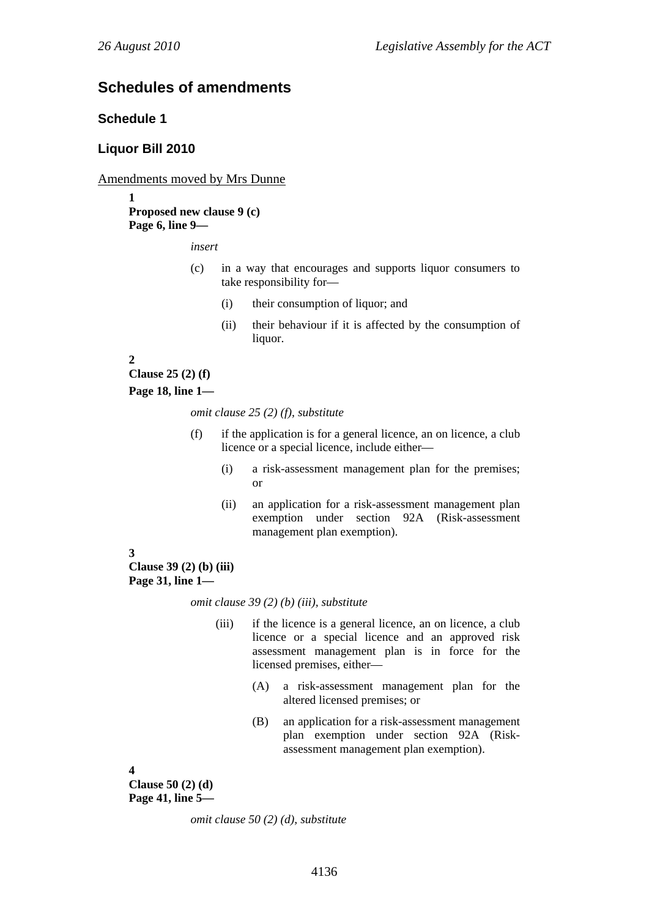## Schedules of amendments

### Schedule 1

### Liquor Bill 2010

Amendments moved by Mrs Dunne

**1**
**Proposed new clause 9 (c)**
**Page 6, line 9—**

*insert*

(c) in a way that encourages and supports liquor consumers to take responsibility for—

(i) their consumption of liquor; and

(ii) their behaviour if it is affected by the consumption of liquor.

**2**
**Clause 25 (2) (f)**
**Page 18, line 1—**

*omit clause 25 (2) (f), substitute*

(f) if the application is for a general licence, an on licence, a club licence or a special licence, include either—

(i) a risk-assessment management plan for the premises; or

(ii) an application for a risk-assessment management plan exemption under section 92A (Risk-assessment management plan exemption).

**3**
**Clause 39 (2) (b) (iii)**
**Page 31, line 1—**

*omit clause 39 (2) (b) (iii), substitute*

(iii) if the licence is a general licence, an on licence, a club licence or a special licence and an approved risk assessment management plan is in force for the licensed premises, either—

(A) a risk-assessment management plan for the altered licensed premises; or

(B) an application for a risk-assessment management plan exemption under section 92A (Risk-assessment management plan exemption).

**4**
**Clause 50 (2) (d)**
**Page 41, line 5—**

*omit clause 50 (2) (d), substitute*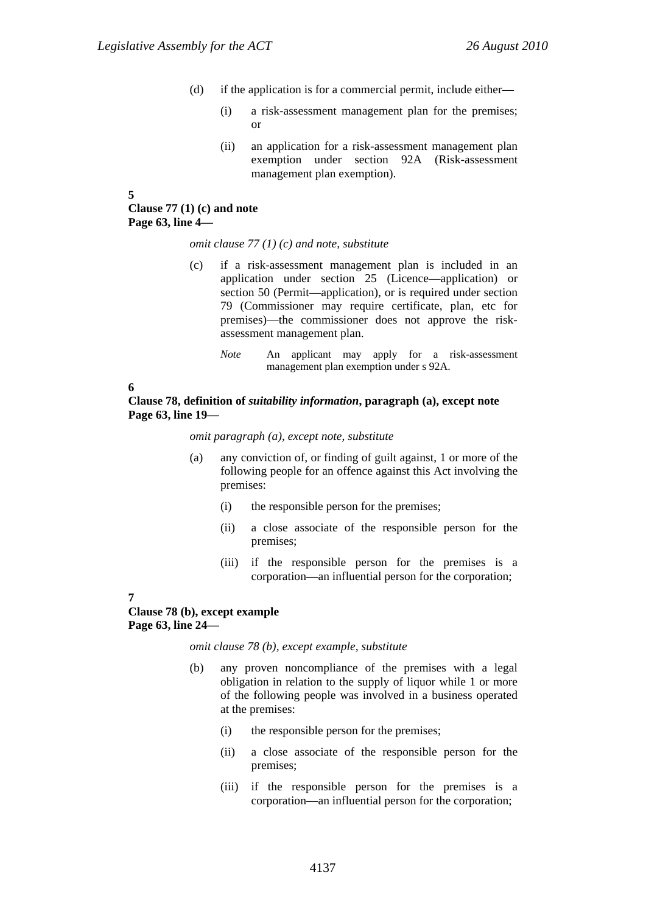(d) if the application is for a commercial permit, include either—

  (i) a risk-assessment management plan for the premises; or

  (ii) an application for a risk-assessment management plan exemption under section 92A (Risk-assessment management plan exemption).

**5**
**Clause 77 (1) (c) and note**
**Page 63, line 4—**

*omit clause 77 (1) (c) and note, substitute*

(c) if a risk-assessment management plan is included in an application under section 25 (Licence—application) or section 50 (Permit—application), or is required under section 79 (Commissioner may require certificate, plan, etc for premises)—the commissioner does not approve the risk-assessment management plan.

*Note* An applicant may apply for a risk-assessment management plan exemption under s 92A.

**6**
**Clause 78, definition of *suitability information*, paragraph (a), except note**
**Page 63, line 19—**

*omit paragraph (a), except note, substitute*

(a) any conviction of, or finding of guilt against, 1 or more of the following people for an offence against this Act involving the premises:

  (i) the responsible person for the premises;

  (ii) a close associate of the responsible person for the premises;

  (iii) if the responsible person for the premises is a corporation—an influential person for the corporation;

**7**
**Clause 78 (b), except example**
**Page 63, line 24—**

*omit clause 78 (b), except example, substitute*

(b) any proven noncompliance of the premises with a legal obligation in relation to the supply of liquor while 1 or more of the following people was involved in a business operated at the premises:

  (i) the responsible person for the premises;

  (ii) a close associate of the responsible person for the premises;

  (iii) if the responsible person for the premises is a corporation—an influential person for the corporation;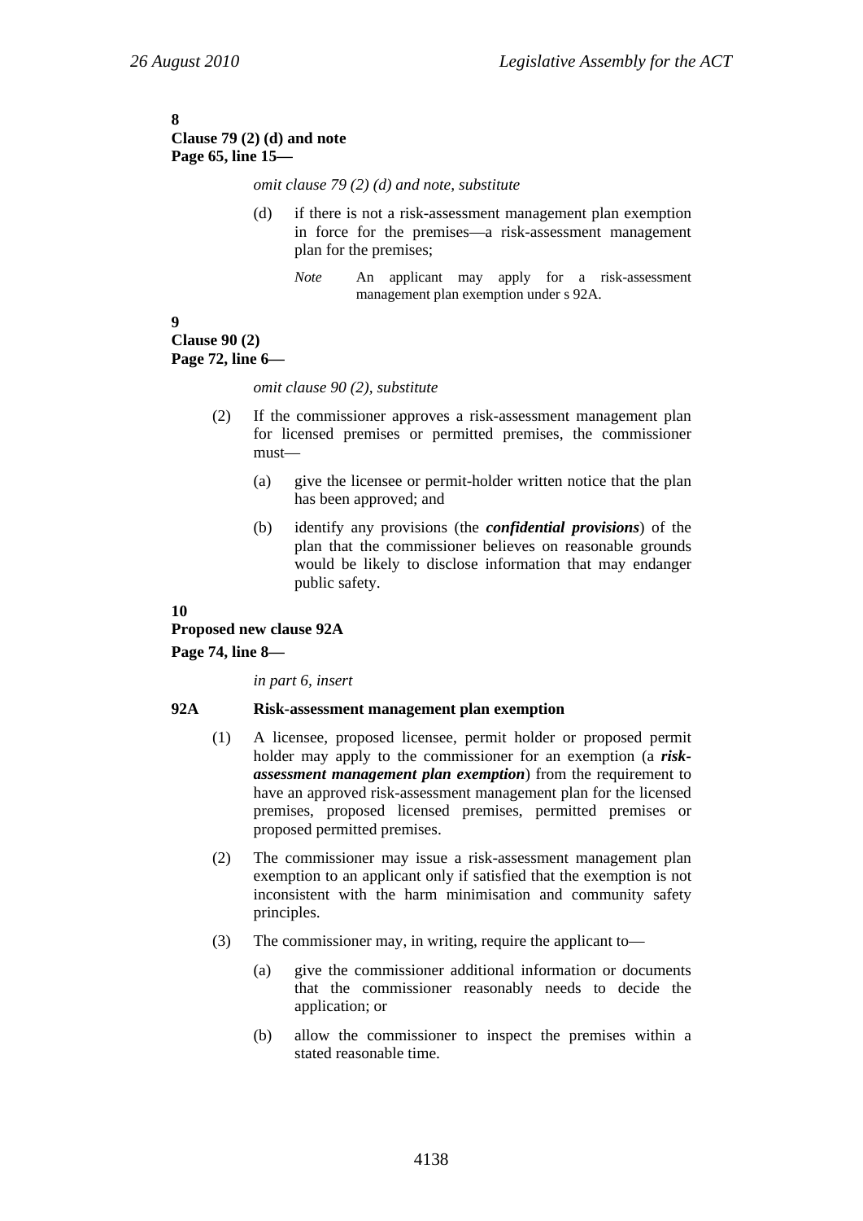**8**
**Clause 79 (2) (d) and note**
**Page 65, line 15—**

*omit clause 79 (2) (d) and note, substitute*

(d) if there is not a risk-assessment management plan exemption in force for the premises—a risk-assessment management plan for the premises;

*Note* An applicant may apply for a risk-assessment management plan exemption under s 92A.

**9**
**Clause 90 (2)**
**Page 72, line 6—**

*omit clause 90 (2), substitute*

(2) If the commissioner approves a risk-assessment management plan for licensed premises or permitted premises, the commissioner must—

(a) give the licensee or permit-holder written notice that the plan has been approved; and

(b) identify any provisions (the ***confidential provisions***) of the plan that the commissioner believes on reasonable grounds would be likely to disclose information that may endanger public safety.

**10**
**Proposed new clause 92A**
**Page 74, line 8—**

*in part 6, insert*

**92A Risk-assessment management plan exemption**

(1) A licensee, proposed licensee, permit holder or proposed permit holder may apply to the commissioner for an exemption (a ***risk-assessment management plan exemption***) from the requirement to have an approved risk-assessment management plan for the licensed premises, proposed licensed premises, permitted premises or proposed permitted premises.

(2) The commissioner may issue a risk-assessment management plan exemption to an applicant only if satisfied that the exemption is not inconsistent with the harm minimisation and community safety principles.

(3) The commissioner may, in writing, require the applicant to—

(a) give the commissioner additional information or documents that the commissioner reasonably needs to decide the application; or

(b) allow the commissioner to inspect the premises within a stated reasonable time.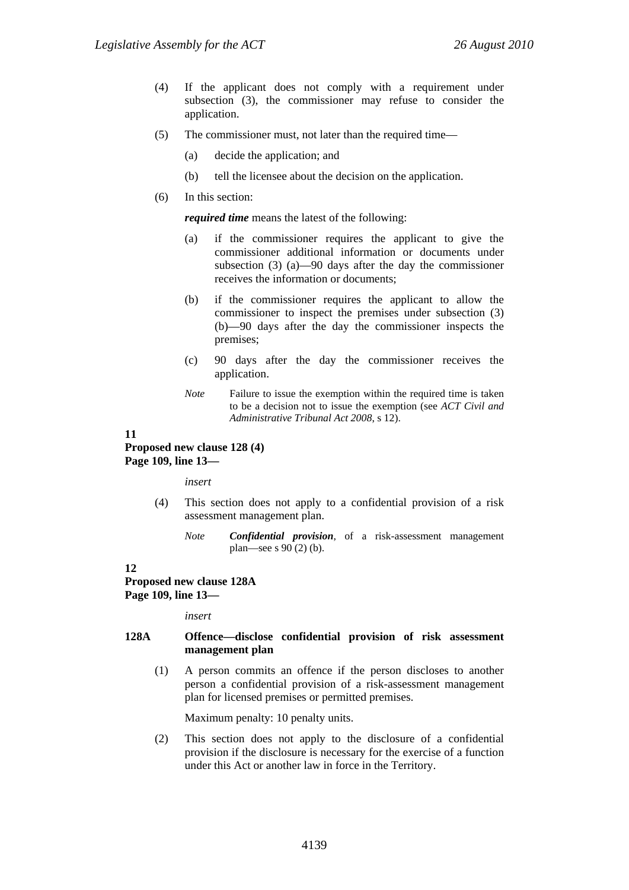(4) If the applicant does not comply with a requirement under subsection (3), the commissioner may refuse to consider the application.

(5) The commissioner must, not later than the required time—

(a) decide the application; and

(b) tell the licensee about the decision on the application.

(6) In this section:

***required time*** means the latest of the following:

(a) if the commissioner requires the applicant to give the commissioner additional information or documents under subsection (3) (a)—90 days after the day the commissioner receives the information or documents;

(b) if the commissioner requires the applicant to allow the commissioner to inspect the premises under subsection (3) (b)—90 days after the day the commissioner inspects the premises;

(c) 90 days after the day the commissioner receives the application.

*Note* Failure to issue the exemption within the required time is taken to be a decision not to issue the exemption (see *ACT Civil and Administrative Tribunal Act 2008*, s 12).

**11**
**Proposed new clause 128 (4)**
**Page 109, line 13—**

*insert*

(4) This section does not apply to a confidential provision of a risk assessment management plan.

*Note* ***Confidential provision***, of a risk-assessment management plan—see s 90 (2) (b).

**12**
**Proposed new clause 128A**
**Page 109, line 13—**

*insert*

**128A Offence—disclose confidential provision of risk assessment management plan**

(1) A person commits an offence if the person discloses to another person a confidential provision of a risk-assessment management plan for licensed premises or permitted premises.

Maximum penalty: 10 penalty units.

(2) This section does not apply to the disclosure of a confidential provision if the disclosure is necessary for the exercise of a function under this Act or another law in force in the Territory.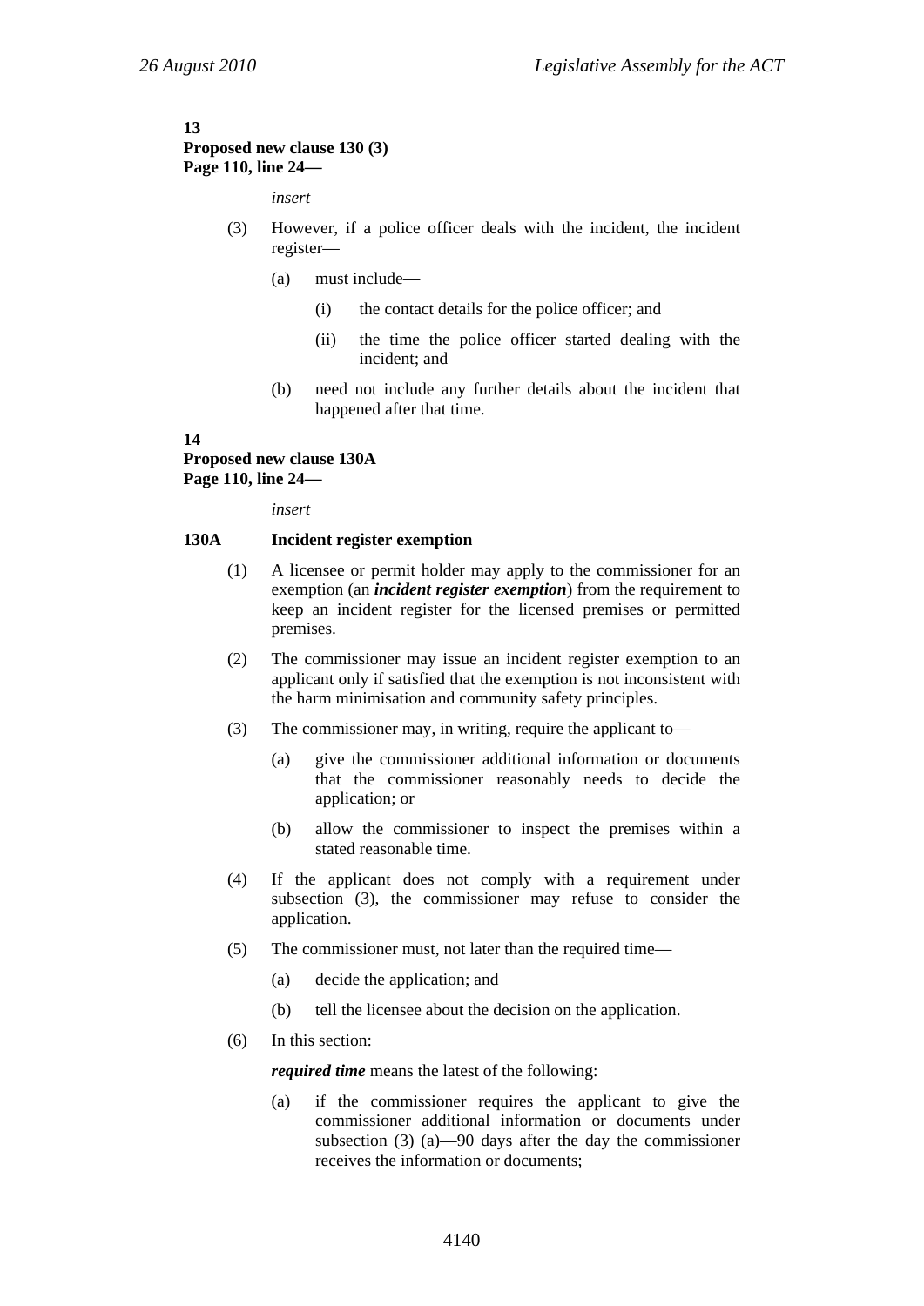**13**
**Proposed new clause 130 (3)**
**Page 110, line 24—**

*insert*

(3) However, if a police officer deals with the incident, the incident register—

(a) must include—

(i) the contact details for the police officer; and

(ii) the time the police officer started dealing with the incident; and

(b) need not include any further details about the incident that happened after that time.

**14**
**Proposed new clause 130A**
**Page 110, line 24—**

*insert*

**130A Incident register exemption**

(1) A licensee or permit holder may apply to the commissioner for an exemption (an ***incident register exemption***) from the requirement to keep an incident register for the licensed premises or permitted premises.

(2) The commissioner may issue an incident register exemption to an applicant only if satisfied that the exemption is not inconsistent with the harm minimisation and community safety principles.

(3) The commissioner may, in writing, require the applicant to—

(a) give the commissioner additional information or documents that the commissioner reasonably needs to decide the application; or

(b) allow the commissioner to inspect the premises within a stated reasonable time.

(4) If the applicant does not comply with a requirement under subsection (3), the commissioner may refuse to consider the application.

(5) The commissioner must, not later than the required time—

(a) decide the application; and

(b) tell the licensee about the decision on the application.

(6) In this section:

***required time*** means the latest of the following:

(a) if the commissioner requires the applicant to give the commissioner additional information or documents under subsection (3) (a)—90 days after the day the commissioner receives the information or documents;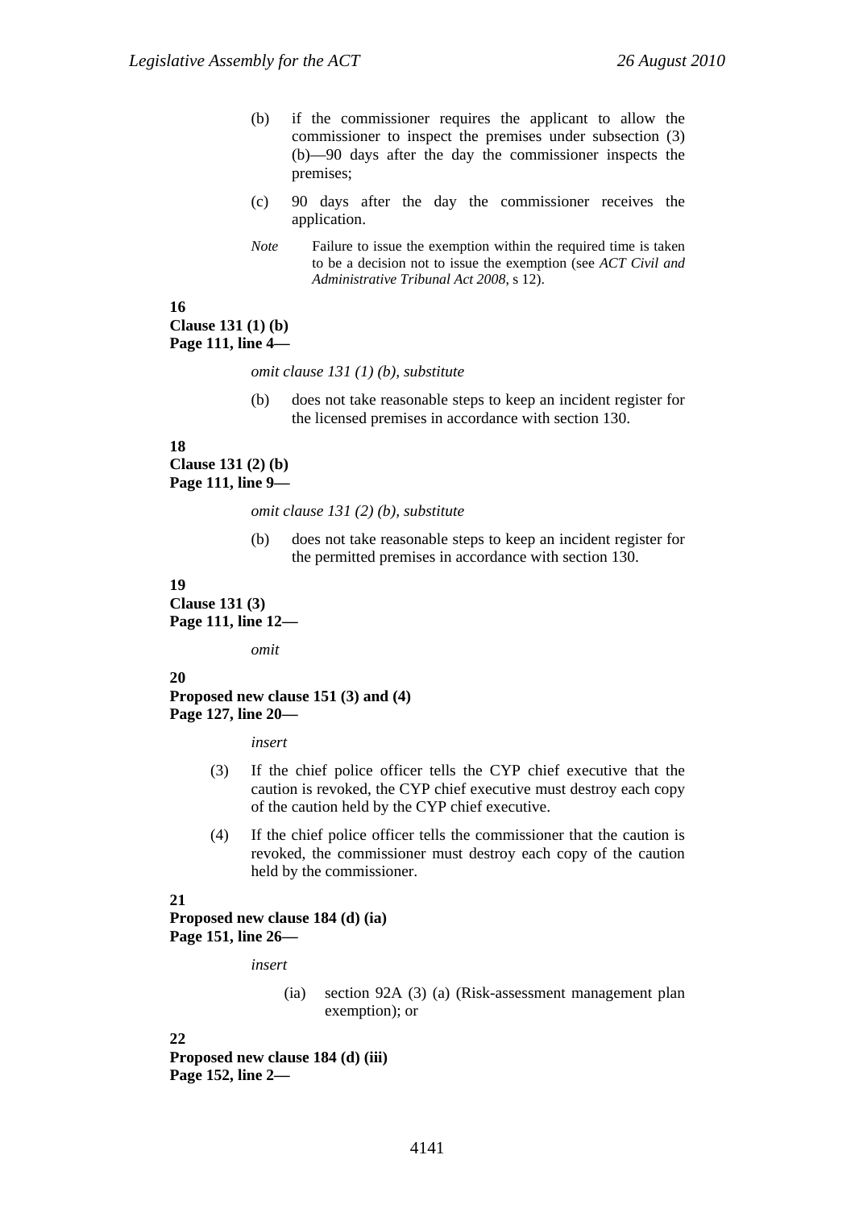(b) if the commissioner requires the applicant to allow the commissioner to inspect the premises under subsection (3) (b)—90 days after the day the commissioner inspects the premises;

(c) 90 days after the day the commissioner receives the application.

*Note* Failure to issue the exemption within the required time is taken to be a decision not to issue the exemption (see *ACT Civil and Administrative Tribunal Act 2008*, s 12).

**16**
**Clause 131 (1) (b)**
**Page 111, line 4—**

*omit clause 131 (1) (b), substitute*

(b) does not take reasonable steps to keep an incident register for the licensed premises in accordance with section 130.

**18**
**Clause 131 (2) (b)**
**Page 111, line 9—**

*omit clause 131 (2) (b), substitute*

(b) does not take reasonable steps to keep an incident register for the permitted premises in accordance with section 130.

**19**
**Clause 131 (3)**
**Page 111, line 12—**

*omit*

**20**
**Proposed new clause 151 (3) and (4)**
**Page 127, line 20—**

*insert*

(3) If the chief police officer tells the CYP chief executive that the caution is revoked, the CYP chief executive must destroy each copy of the caution held by the CYP chief executive.

(4) If the chief police officer tells the commissioner that the caution is revoked, the commissioner must destroy each copy of the caution held by the commissioner.

**21**
**Proposed new clause 184 (d) (ia)**
**Page 151, line 26—**

*insert*

(ia) section 92A (3) (a) (Risk-assessment management plan exemption); or

**22**
**Proposed new clause 184 (d) (iii)**
**Page 152, line 2—**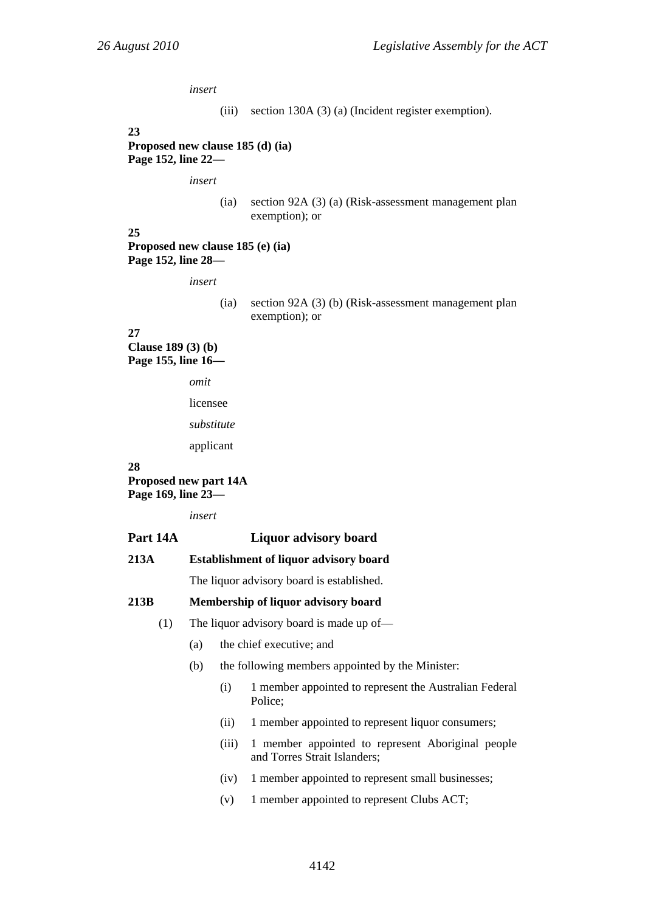*insert*

(iii) section 130A (3) (a) (Incident register exemption).

**23**
**Proposed new clause 185 (d) (ia)**
**Page 152, line 22—**

*insert*

(ia) section 92A (3) (a) (Risk-assessment management plan exemption); or

**25**
**Proposed new clause 185 (e) (ia)**
**Page 152, line 28—**

*insert*

(ia) section 92A (3) (b) (Risk-assessment management plan exemption); or

**27**
**Clause 189 (3) (b)**
**Page 155, line 16—**

*omit*

licensee

*substitute*

applicant

**28**
**Proposed new part 14A**
**Page 169, line 23—**

*insert*

## Part 14A Liquor advisory board

**213A Establishment of liquor advisory board**

The liquor advisory board is established.

**213B Membership of liquor advisory board**

(1) The liquor advisory board is made up of—

(a) the chief executive; and

(b) the following members appointed by the Minister:

(i) 1 member appointed to represent the Australian Federal Police;

(ii) 1 member appointed to represent liquor consumers;

(iii) 1 member appointed to represent Aboriginal people and Torres Strait Islanders;

(iv) 1 member appointed to represent small businesses;

(v) 1 member appointed to represent Clubs ACT;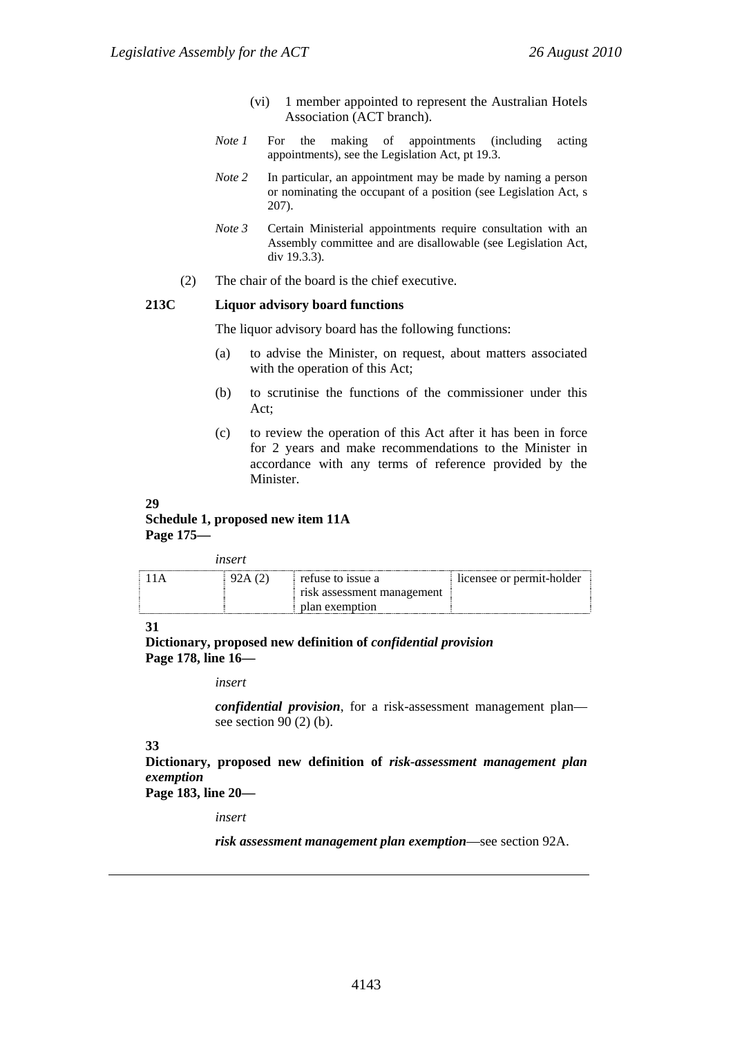(vi) 1 member appointed to represent the Australian Hotels Association (ACT branch).

*Note 1* For the making of appointments (including acting appointments), see the Legislation Act, pt 19.3.

*Note 2* In particular, an appointment may be made by naming a person or nominating the occupant of a position (see Legislation Act, s 207).

*Note 3* Certain Ministerial appointments require consultation with an Assembly committee and are disallowable (see Legislation Act, div 19.3.3).

(2) The chair of the board is the chief executive.

**213C Liquor advisory board functions**

The liquor advisory board has the following functions:

(a) to advise the Minister, on request, about matters associated with the operation of this Act;

(b) to scrutinise the functions of the commissioner under this Act;

(c) to review the operation of this Act after it has been in force for 2 years and make recommendations to the Minister in accordance with any terms of reference provided by the Minister.

**29**
**Schedule 1, proposed new item 11A**
**Page 175—**

*insert*

| | | | |
|---|---|---|---|
| 11A | 92A (2) | refuse to issue a risk assessment management plan exemption | licensee or permit-holder |

**31**
**Dictionary, proposed new definition of *confidential provision***
**Page 178, line 16—**

*insert*

***confidential provision***, for a risk-assessment management plan—see section 90 (2) (b).

**33**
**Dictionary, proposed new definition of *risk-assessment management plan exemption***
**Page 183, line 20—**

*insert*

***risk assessment management plan exemption***—see section 92A.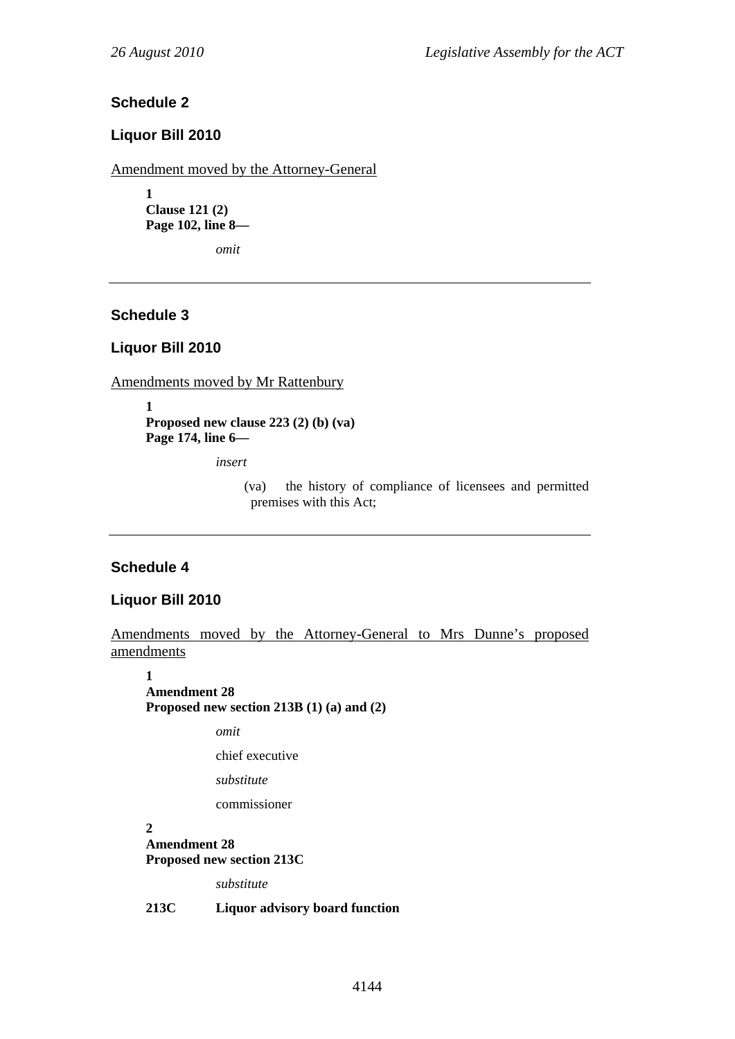## Schedule 2

## Liquor Bill 2010

Amendment moved by the Attorney-General

**1**
**Clause 121 (2)**
**Page 102, line 8—**

*omit*

---

## Schedule 3

## Liquor Bill 2010

Amendments moved by Mr Rattenbury

**1**
**Proposed new clause 223 (2) (b) (va)**
**Page 174, line 6—**

*insert*

(va) the history of compliance of licensees and permitted premises with this Act;

---

## Schedule 4

## Liquor Bill 2010

Amendments moved by the Attorney-General to Mrs Dunne's proposed amendments

**1**
**Amendment 28**
**Proposed new section 213B (1) (a) and (2)**

*omit*

chief executive

*substitute*

commissioner

**2**
**Amendment 28**
**Proposed new section 213C**

*substitute*

**213C Liquor advisory board function**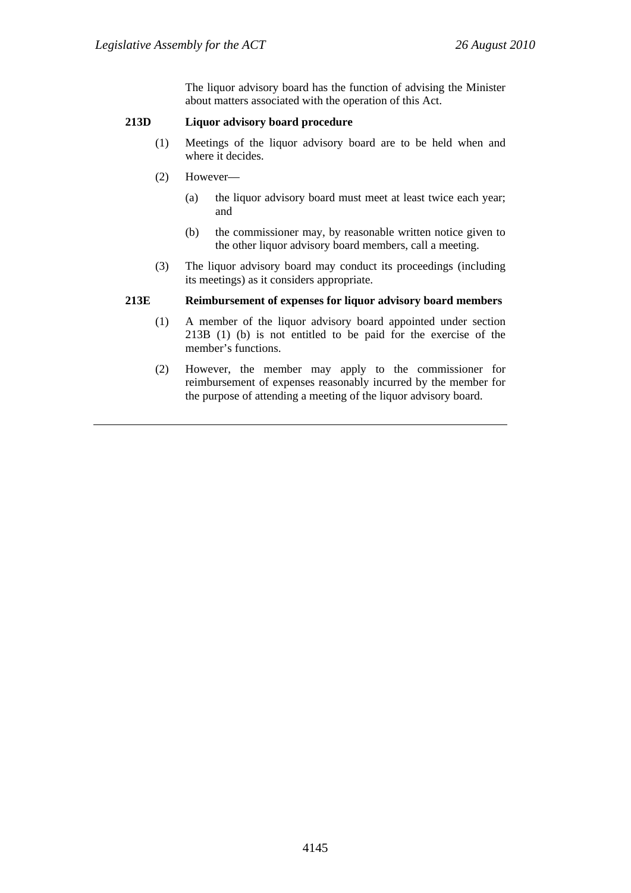The liquor advisory board has the function of advising the Minister about matters associated with the operation of this Act.

**213D Liquor advisory board procedure**

(1) Meetings of the liquor advisory board are to be held when and where it decides.

(2) However—

(a) the liquor advisory board must meet at least twice each year; and

(b) the commissioner may, by reasonable written notice given to the other liquor advisory board members, call a meeting.

(3) The liquor advisory board may conduct its proceedings (including its meetings) as it considers appropriate.

**213E Reimbursement of expenses for liquor advisory board members**

(1) A member of the liquor advisory board appointed under section 213B (1) (b) is not entitled to be paid for the exercise of the member's functions.

(2) However, the member may apply to the commissioner for reimbursement of expenses reasonably incurred by the member for the purpose of attending a meeting of the liquor advisory board.

---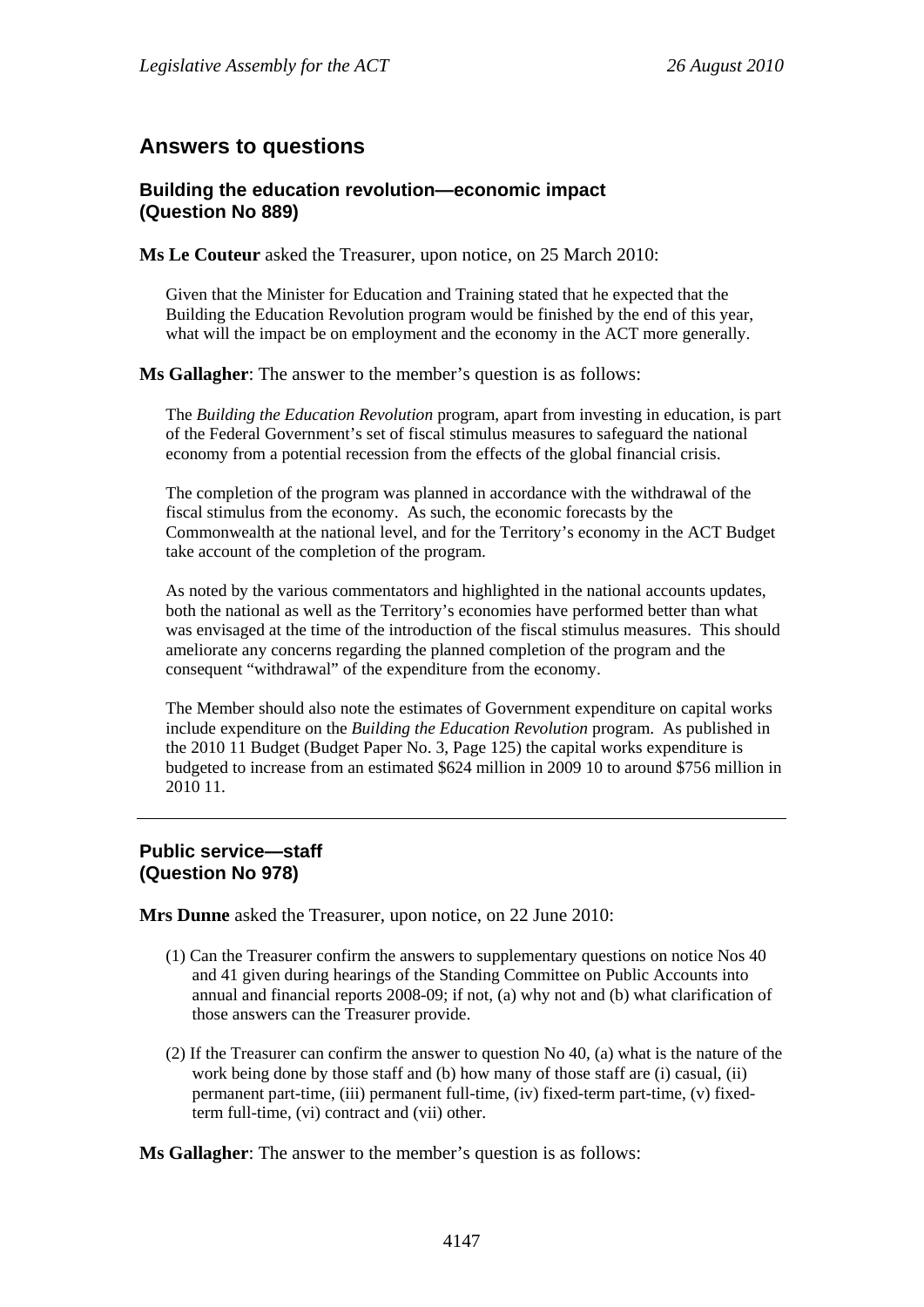## Answers to questions

### Building the education revolution—economic impact (Question No 889)

**Ms Le Couteur** asked the Treasurer, upon notice, on 25 March 2010:

> Given that the Minister for Education and Training stated that he expected that the Building the Education Revolution program would be finished by the end of this year, what will the impact be on employment and the economy in the ACT more generally.

**Ms Gallagher**: The answer to the member's question is as follows:

> The *Building the Education Revolution* program, apart from investing in education, is part of the Federal Government's set of fiscal stimulus measures to safeguard the national economy from a potential recession from the effects of the global financial crisis.
>
> The completion of the program was planned in accordance with the withdrawal of the fiscal stimulus from the economy. As such, the economic forecasts by the Commonwealth at the national level, and for the Territory's economy in the ACT Budget take account of the completion of the program.
>
> As noted by the various commentators and highlighted in the national accounts updates, both the national as well as the Territory's economies have performed better than what was envisaged at the time of the introduction of the fiscal stimulus measures. This should ameliorate any concerns regarding the planned completion of the program and the consequent "withdrawal" of the expenditure from the economy.
>
> The Member should also note the estimates of Government expenditure on capital works include expenditure on the *Building the Education Revolution* program. As published in the 2010 11 Budget (Budget Paper No. 3, Page 125) the capital works expenditure is budgeted to increase from an estimated $624 million in 2009 10 to around $756 million in 2010 11.

---

### Public service—staff (Question No 978)

**Mrs Dunne** asked the Treasurer, upon notice, on 22 June 2010:

> (1) Can the Treasurer confirm the answers to supplementary questions on notice Nos 40 and 41 given during hearings of the Standing Committee on Public Accounts into annual and financial reports 2008-09; if not, (a) why not and (b) what clarification of those answers can the Treasurer provide.
>
> (2) If the Treasurer can confirm the answer to question No 40, (a) what is the nature of the work being done by those staff and (b) how many of those staff are (i) casual, (ii) permanent part-time, (iii) permanent full-time, (iv) fixed-term part-time, (v) fixed-term full-time, (vi) contract and (vii) other.

**Ms Gallagher**: The answer to the member's question is as follows: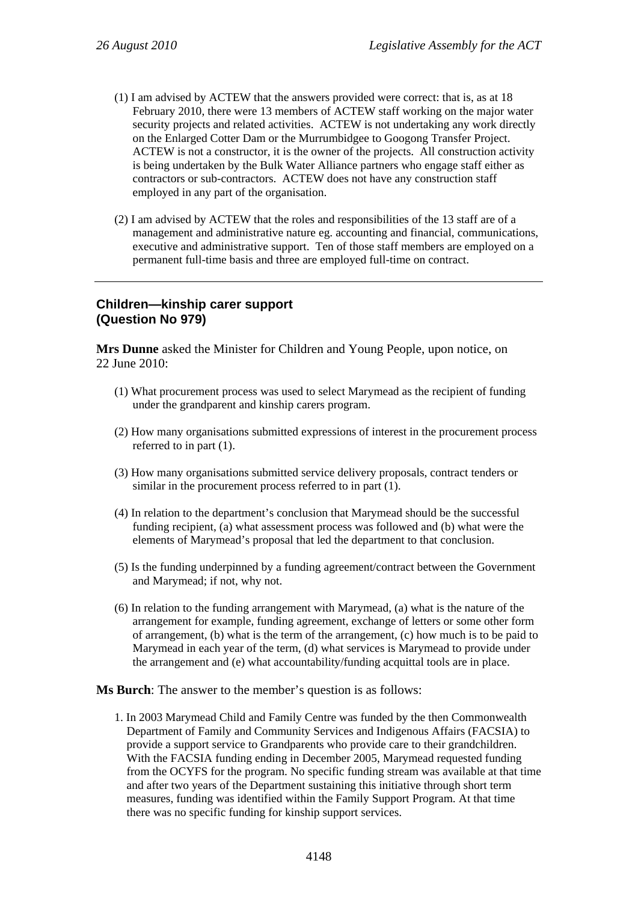(1) I am advised by ACTEW that the answers provided were correct: that is, as at 18 February 2010, there were 13 members of ACTEW staff working on the major water security projects and related activities. ACTEW is not undertaking any work directly on the Enlarged Cotter Dam or the Murrumbidgee to Googong Transfer Project. ACTEW is not a constructor, it is the owner of the projects. All construction activity is being undertaken by the Bulk Water Alliance partners who engage staff either as contractors or sub-contractors. ACTEW does not have any construction staff employed in any part of the organisation.

(2) I am advised by ACTEW that the roles and responsibilities of the 13 staff are of a management and administrative nature eg. accounting and financial, communications, executive and administrative support. Ten of those staff members are employed on a permanent full-time basis and three are employed full-time on contract.

---

### Children—kinship carer support (Question No 979)

**Mrs Dunne** asked the Minister for Children and Young People, upon notice, on 22 June 2010:

(1) What procurement process was used to select Marymead as the recipient of funding under the grandparent and kinship carers program.

(2) How many organisations submitted expressions of interest in the procurement process referred to in part (1).

(3) How many organisations submitted service delivery proposals, contract tenders or similar in the procurement process referred to in part (1).

(4) In relation to the department's conclusion that Marymead should be the successful funding recipient, (a) what assessment process was followed and (b) what were the elements of Marymead's proposal that led the department to that conclusion.

(5) Is the funding underpinned by a funding agreement/contract between the Government and Marymead; if not, why not.

(6) In relation to the funding arrangement with Marymead, (a) what is the nature of the arrangement for example, funding agreement, exchange of letters or some other form of arrangement, (b) what is the term of the arrangement, (c) how much is to be paid to Marymead in each year of the term, (d) what services is Marymead to provide under the arrangement and (e) what accountability/funding acquittal tools are in place.

**Ms Burch**: The answer to the member's question is as follows:

1. In 2003 Marymead Child and Family Centre was funded by the then Commonwealth Department of Family and Community Services and Indigenous Affairs (FACSIA) to provide a support service to Grandparents who provide care to their grandchildren. With the FACSIA funding ending in December 2005, Marymead requested funding from the OCYFS for the program. No specific funding stream was available at that time and after two years of the Department sustaining this initiative through short term measures, funding was identified within the Family Support Program. At that time there was no specific funding for kinship support services.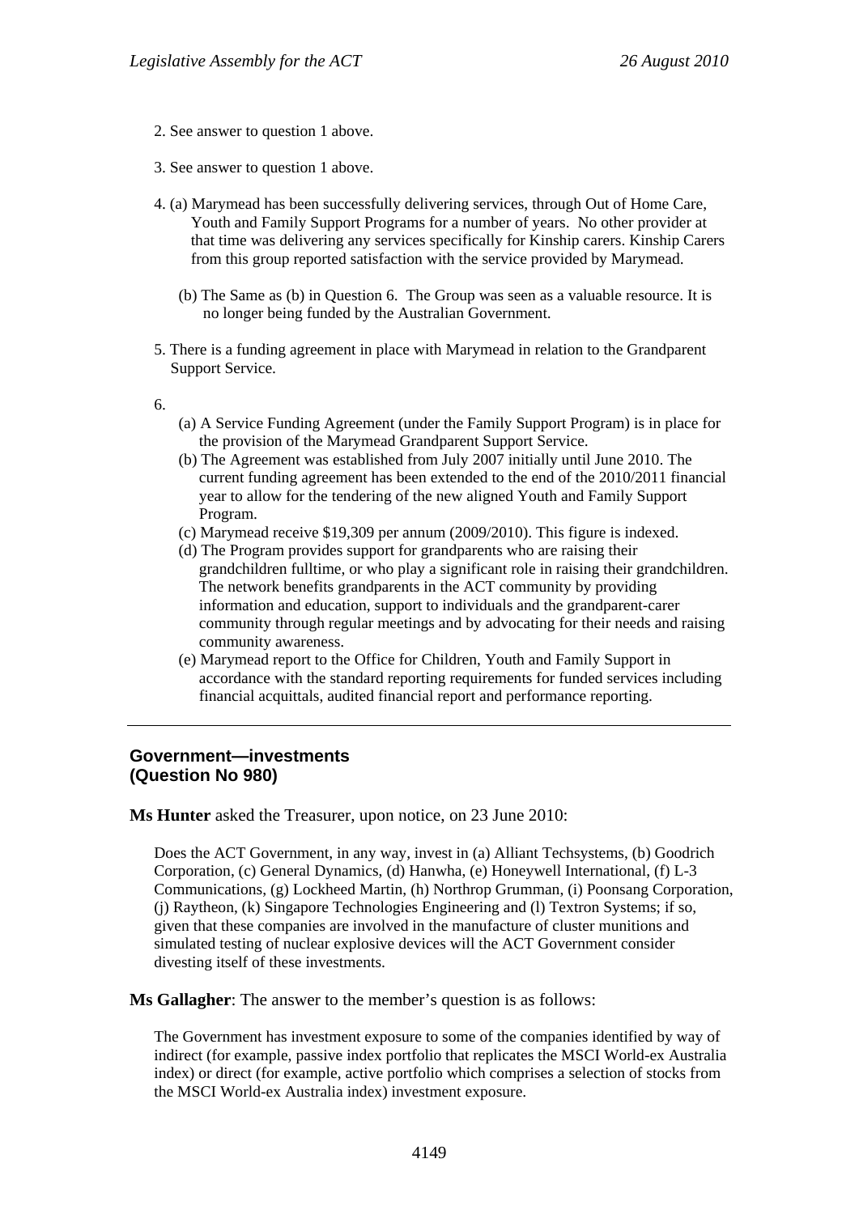2. See answer to question 1 above.

3. See answer to question 1 above.

4. (a) Marymead has been successfully delivering services, through Out of Home Care, Youth and Family Support Programs for a number of years. No other provider at that time was delivering any services specifically for Kinship carers. Kinship Carers from this group reported satisfaction with the service provided by Marymead.

   (b) The Same as (b) in Question 6. The Group was seen as a valuable resource. It is no longer being funded by the Australian Government.

5. There is a funding agreement in place with Marymead in relation to the Grandparent Support Service.

6.

   (a) A Service Funding Agreement (under the Family Support Program) is in place for the provision of the Marymead Grandparent Support Service.

   (b) The Agreement was established from July 2007 initially until June 2010. The current funding agreement has been extended to the end of the 2010/2011 financial year to allow for the tendering of the new aligned Youth and Family Support Program.

   (c) Marymead receive $19,309 per annum (2009/2010). This figure is indexed.

   (d) The Program provides support for grandparents who are raising their grandchildren fulltime, or who play a significant role in raising their grandchildren. The network benefits grandparents in the ACT community by providing information and education, support to individuals and the grandparent-carer community through regular meetings and by advocating for their needs and raising community awareness.

   (e) Marymead report to the Office for Children, Youth and Family Support in accordance with the standard reporting requirements for funded services including financial acquittals, audited financial report and performance reporting.

---

## Government—investments
## (Question No 980)

**Ms Hunter** asked the Treasurer, upon notice, on 23 June 2010:

> Does the ACT Government, in any way, invest in (a) Alliant Techsystems, (b) Goodrich Corporation, (c) General Dynamics, (d) Hanwha, (e) Honeywell International, (f) L-3 Communications, (g) Lockheed Martin, (h) Northrop Grumman, (i) Poonsang Corporation, (j) Raytheon, (k) Singapore Technologies Engineering and (l) Textron Systems; if so, given that these companies are involved in the manufacture of cluster munitions and simulated testing of nuclear explosive devices will the ACT Government consider divesting itself of these investments.

**Ms Gallagher**: The answer to the member's question is as follows:

> The Government has investment exposure to some of the companies identified by way of indirect (for example, passive index portfolio that replicates the MSCI World-ex Australia index) or direct (for example, active portfolio which comprises a selection of stocks from the MSCI World-ex Australia index) investment exposure.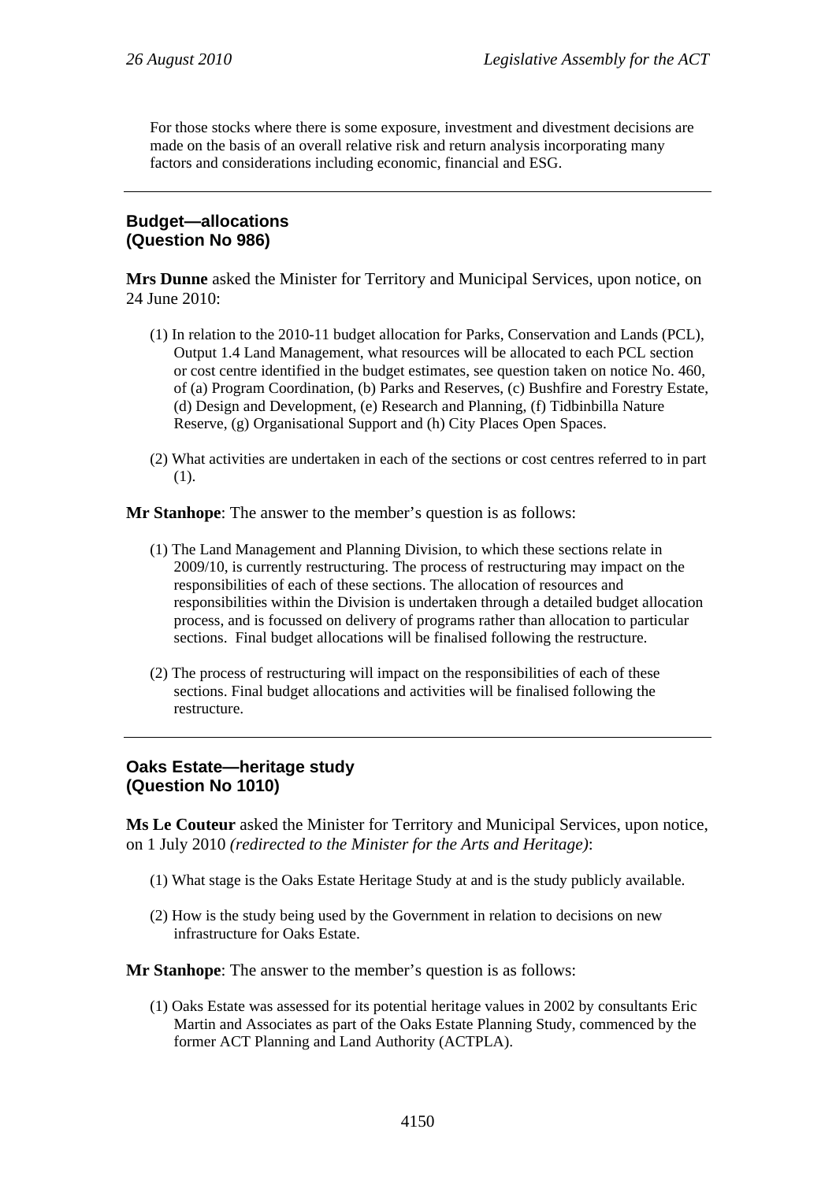For those stocks where there is some exposure, investment and divestment decisions are made on the basis of an overall relative risk and return analysis incorporating many factors and considerations including economic, financial and ESG.

---

### Budget—allocations (Question No 986)

**Mrs Dunne** asked the Minister for Territory and Municipal Services, upon notice, on 24 June 2010:

(1) In relation to the 2010-11 budget allocation for Parks, Conservation and Lands (PCL), Output 1.4 Land Management, what resources will be allocated to each PCL section or cost centre identified in the budget estimates, see question taken on notice No. 460, of (a) Program Coordination, (b) Parks and Reserves, (c) Bushfire and Forestry Estate, (d) Design and Development, (e) Research and Planning, (f) Tidbinbilla Nature Reserve, (g) Organisational Support and (h) City Places Open Spaces.

(2) What activities are undertaken in each of the sections or cost centres referred to in part (1).

**Mr Stanhope**: The answer to the member's question is as follows:

(1) The Land Management and Planning Division, to which these sections relate in 2009/10, is currently restructuring. The process of restructuring may impact on the responsibilities of each of these sections. The allocation of resources and responsibilities within the Division is undertaken through a detailed budget allocation process, and is focussed on delivery of programs rather than allocation to particular sections. Final budget allocations will be finalised following the restructure.

(2) The process of restructuring will impact on the responsibilities of each of these sections. Final budget allocations and activities will be finalised following the restructure.

---

### Oaks Estate—heritage study (Question No 1010)

**Ms Le Couteur** asked the Minister for Territory and Municipal Services, upon notice, on 1 July 2010 *(redirected to the Minister for the Arts and Heritage)*:

(1) What stage is the Oaks Estate Heritage Study at and is the study publicly available.

(2) How is the study being used by the Government in relation to decisions on new infrastructure for Oaks Estate.

**Mr Stanhope**: The answer to the member's question is as follows:

(1) Oaks Estate was assessed for its potential heritage values in 2002 by consultants Eric Martin and Associates as part of the Oaks Estate Planning Study, commenced by the former ACT Planning and Land Authority (ACTPLA).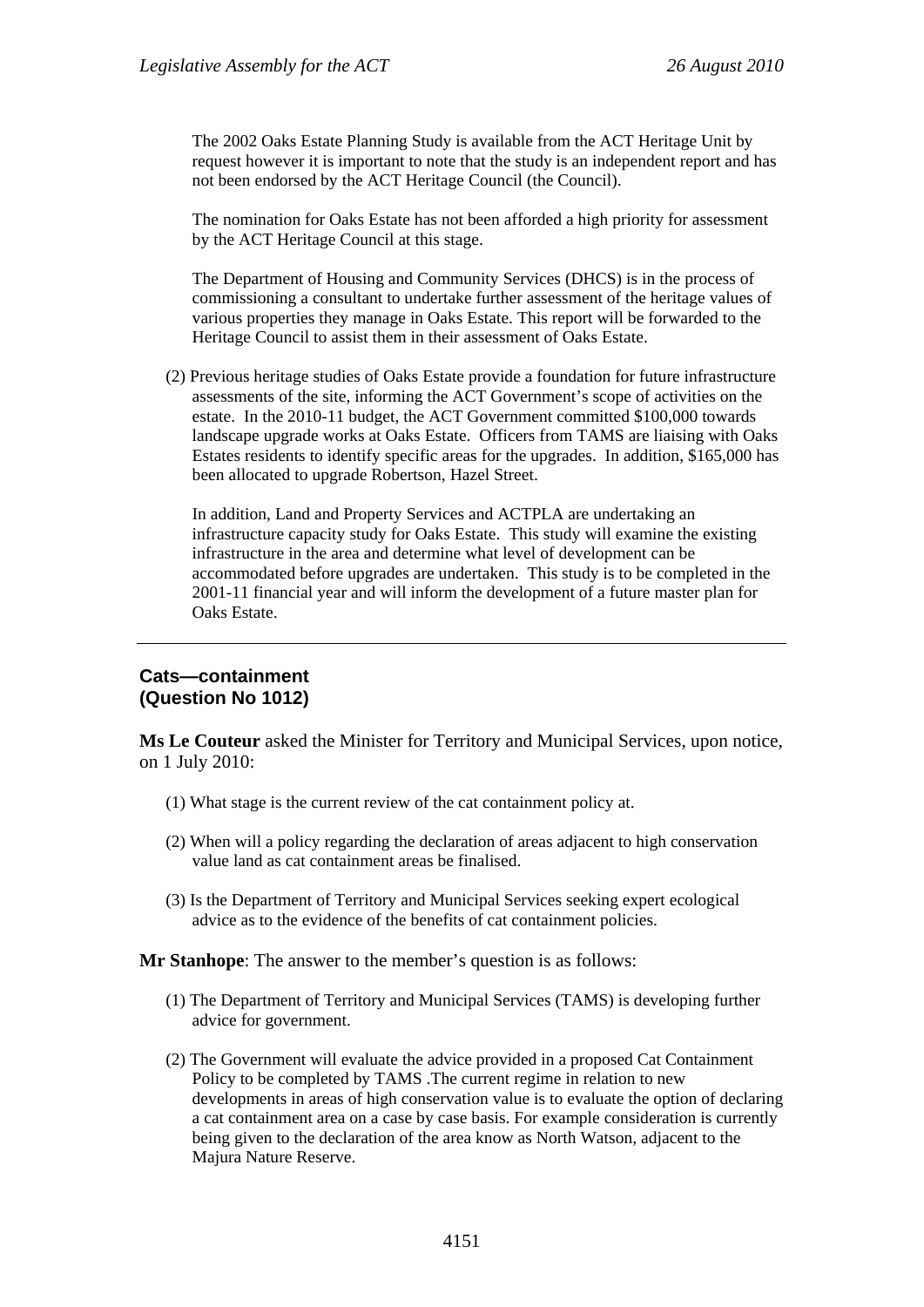The 2002 Oaks Estate Planning Study is available from the ACT Heritage Unit by request however it is important to note that the study is an independent report and has not been endorsed by the ACT Heritage Council (the Council).

The nomination for Oaks Estate has not been afforded a high priority for assessment by the ACT Heritage Council at this stage.

The Department of Housing and Community Services (DHCS) is in the process of commissioning a consultant to undertake further assessment of the heritage values of various properties they manage in Oaks Estate. This report will be forwarded to the Heritage Council to assist them in their assessment of Oaks Estate.

(2) Previous heritage studies of Oaks Estate provide a foundation for future infrastructure assessments of the site, informing the ACT Government's scope of activities on the estate. In the 2010-11 budget, the ACT Government committed $100,000 towards landscape upgrade works at Oaks Estate. Officers from TAMS are liaising with Oaks Estates residents to identify specific areas for the upgrades. In addition, $165,000 has been allocated to upgrade Robertson, Hazel Street.

In addition, Land and Property Services and ACTPLA are undertaking an infrastructure capacity study for Oaks Estate. This study will examine the existing infrastructure in the area and determine what level of development can be accommodated before upgrades are undertaken. This study is to be completed in the 2001-11 financial year and will inform the development of a future master plan for Oaks Estate.

---

## Cats—containment
## (Question No 1012)

**Ms Le Couteur** asked the Minister for Territory and Municipal Services, upon notice, on 1 July 2010:

(1) What stage is the current review of the cat containment policy at.

(2) When will a policy regarding the declaration of areas adjacent to high conservation value land as cat containment areas be finalised.

(3) Is the Department of Territory and Municipal Services seeking expert ecological advice as to the evidence of the benefits of cat containment policies.

**Mr Stanhope**: The answer to the member's question is as follows:

(1) The Department of Territory and Municipal Services (TAMS) is developing further advice for government.

(2) The Government will evaluate the advice provided in a proposed Cat Containment Policy to be completed by TAMS .The current regime in relation to new developments in areas of high conservation value is to evaluate the option of declaring a cat containment area on a case by case basis. For example consideration is currently being given to the declaration of the area know as North Watson, adjacent to the Majura Nature Reserve.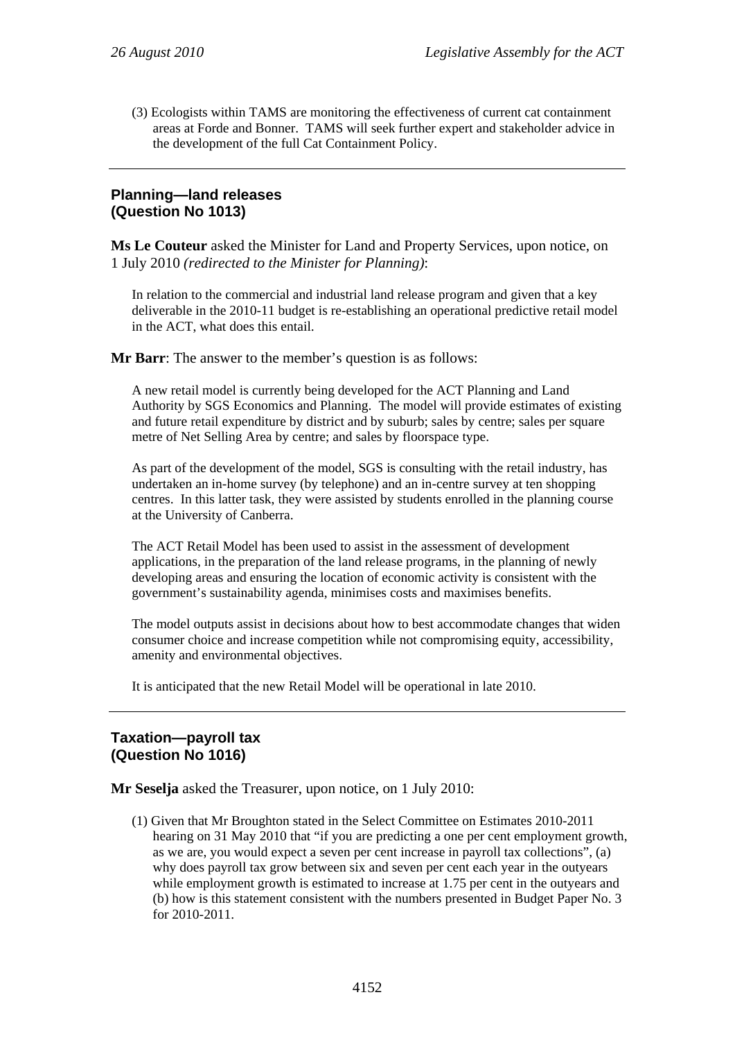(3) Ecologists within TAMS are monitoring the effectiveness of current cat containment areas at Forde and Bonner. TAMS will seek further expert and stakeholder advice in the development of the full Cat Containment Policy.

---

## Planning—land releases (Question No 1013)

**Ms Le Couteur** asked the Minister for Land and Property Services, upon notice, on 1 July 2010 *(redirected to the Minister for Planning)*:

In relation to the commercial and industrial land release program and given that a key deliverable in the 2010-11 budget is re-establishing an operational predictive retail model in the ACT, what does this entail.

**Mr Barr**: The answer to the member's question is as follows:

A new retail model is currently being developed for the ACT Planning and Land Authority by SGS Economics and Planning. The model will provide estimates of existing and future retail expenditure by district and by suburb; sales by centre; sales per square metre of Net Selling Area by centre; and sales by floorspace type.

As part of the development of the model, SGS is consulting with the retail industry, has undertaken an in-home survey (by telephone) and an in-centre survey at ten shopping centres. In this latter task, they were assisted by students enrolled in the planning course at the University of Canberra.

The ACT Retail Model has been used to assist in the assessment of development applications, in the preparation of the land release programs, in the planning of newly developing areas and ensuring the location of economic activity is consistent with the government's sustainability agenda, minimises costs and maximises benefits.

The model outputs assist in decisions about how to best accommodate changes that widen consumer choice and increase competition while not compromising equity, accessibility, amenity and environmental objectives.

It is anticipated that the new Retail Model will be operational in late 2010.

---

## Taxation—payroll tax (Question No 1016)

**Mr Seselja** asked the Treasurer, upon notice, on 1 July 2010:

(1) Given that Mr Broughton stated in the Select Committee on Estimates 2010-2011 hearing on 31 May 2010 that "if you are predicting a one per cent employment growth, as we are, you would expect a seven per cent increase in payroll tax collections", (a) why does payroll tax grow between six and seven per cent each year in the outyears while employment growth is estimated to increase at 1.75 per cent in the outyears and (b) how is this statement consistent with the numbers presented in Budget Paper No. 3 for 2010-2011.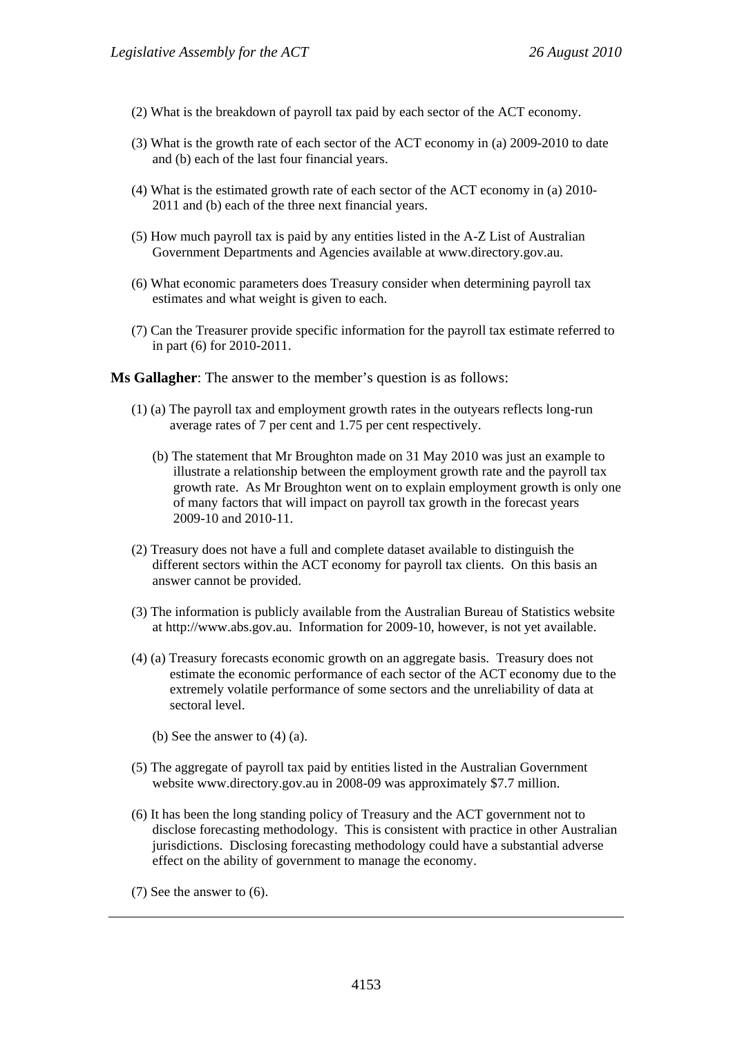(2) What is the breakdown of payroll tax paid by each sector of the ACT economy.

(3) What is the growth rate of each sector of the ACT economy in (a) 2009-2010 to date and (b) each of the last four financial years.

(4) What is the estimated growth rate of each sector of the ACT economy in (a) 2010-2011 and (b) each of the three next financial years.

(5) How much payroll tax is paid by any entities listed in the A-Z List of Australian Government Departments and Agencies available at www.directory.gov.au.

(6) What economic parameters does Treasury consider when determining payroll tax estimates and what weight is given to each.

(7) Can the Treasurer provide specific information for the payroll tax estimate referred to in part (6) for 2010-2011.

**Ms Gallagher**: The answer to the member's question is as follows:

(1) (a) The payroll tax and employment growth rates in the outyears reflects long-run average rates of 7 per cent and 1.75 per cent respectively.

(b) The statement that Mr Broughton made on 31 May 2010 was just an example to illustrate a relationship between the employment growth rate and the payroll tax growth rate. As Mr Broughton went on to explain employment growth is only one of many factors that will impact on payroll tax growth in the forecast years 2009-10 and 2010-11.

(2) Treasury does not have a full and complete dataset available to distinguish the different sectors within the ACT economy for payroll tax clients. On this basis an answer cannot be provided.

(3) The information is publicly available from the Australian Bureau of Statistics website at http://www.abs.gov.au. Information for 2009-10, however, is not yet available.

(4) (a) Treasury forecasts economic growth on an aggregate basis. Treasury does not estimate the economic performance of each sector of the ACT economy due to the extremely volatile performance of some sectors and the unreliability of data at sectoral level.

(b) See the answer to (4) (a).

(5) The aggregate of payroll tax paid by entities listed in the Australian Government website www.directory.gov.au in 2008-09 was approximately $7.7 million.

(6) It has been the long standing policy of Treasury and the ACT government not to disclose forecasting methodology. This is consistent with practice in other Australian jurisdictions. Disclosing forecasting methodology could have a substantial adverse effect on the ability of government to manage the economy.

(7) See the answer to (6).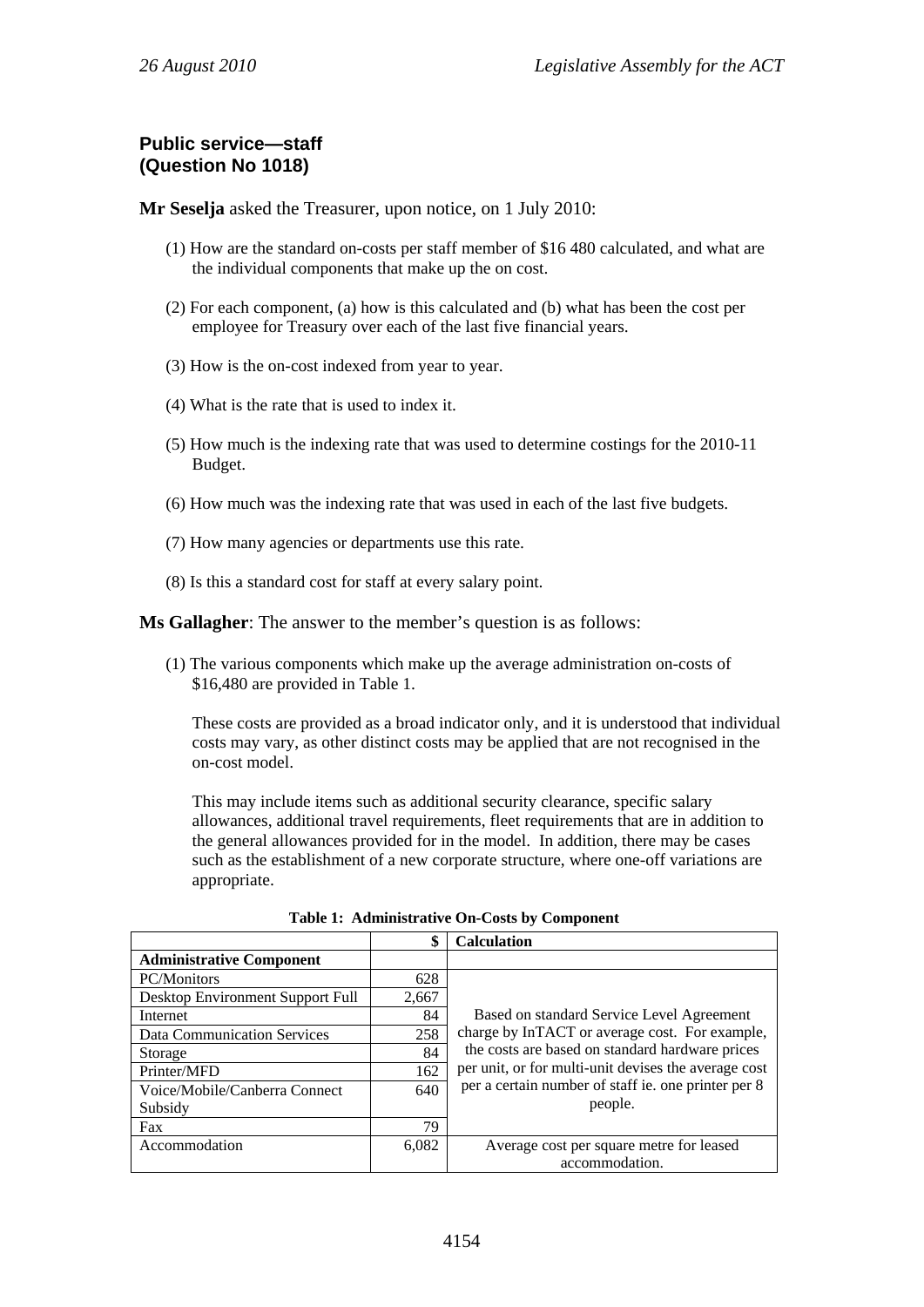**Public service—staff**
**(Question No 1018)**

**Mr Seselja** asked the Treasurer, upon notice, on 1 July 2010:

(1) How are the standard on-costs per staff member of $16 480 calculated, and what are the individual components that make up the on cost.

(2) For each component, (a) how is this calculated and (b) what has been the cost per employee for Treasury over each of the last five financial years.

(3) How is the on-cost indexed from year to year.

(4) What is the rate that is used to index it.

(5) How much is the indexing rate that was used to determine costings for the 2010-11 Budget.

(6) How much was the indexing rate that was used in each of the last five budgets.

(7) How many agencies or departments use this rate.

(8) Is this a standard cost for staff at every salary point.

**Ms Gallagher**: The answer to the member's question is as follows:

(1) The various components which make up the average administration on-costs of $16,480 are provided in Table 1.

These costs are provided as a broad indicator only, and it is understood that individual costs may vary, as other distinct costs may be applied that are not recognised in the on-cost model.

This may include items such as additional security clearance, specific salary allowances, additional travel requirements, fleet requirements that are in addition to the general allowances provided for in the model. In addition, there may be cases such as the establishment of a new corporate structure, where one-off variations are appropriate.

**Table 1: Administrative On-Costs by Component**

| | $ | Calculation |
|---|---|---|
| **Administrative Component** | | |
| PC/Monitors | 628 | Based on standard Service Level Agreement charge by InTACT or average cost. For example, the costs are based on standard hardware prices per unit, or for multi-unit devises the average cost per a certain number of staff ie. one printer per 8 people. |
| Desktop Environment Support Full | 2,667 | |
| Internet | 84 | |
| Data Communication Services | 258 | |
| Storage | 84 | |
| Printer/MFD | 162 | |
| Voice/Mobile/Canberra Connect Subsidy | 640 | |
| Fax | 79 | |
| Accommodation | 6,082 | Average cost per square metre for leased accommodation. |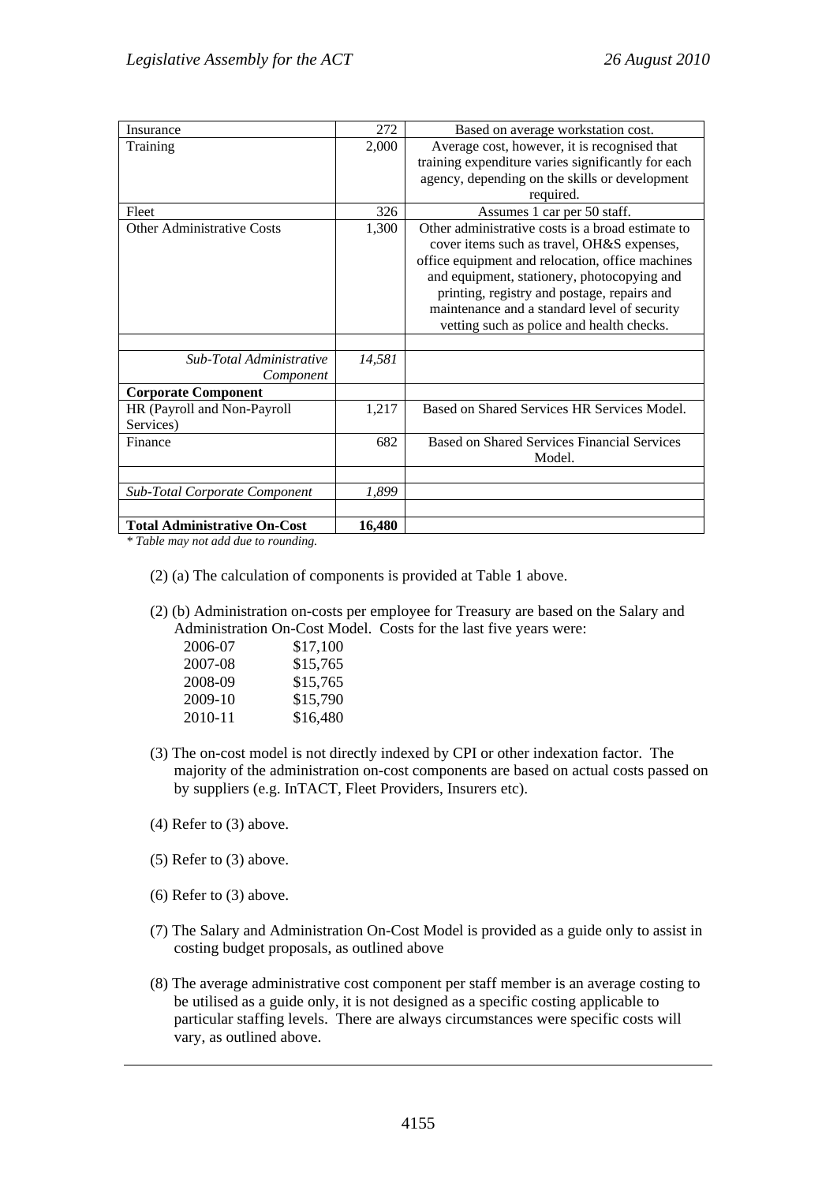| | | |
|---|---|---|
| Insurance | 272 | Based on average workstation cost. |
| Training | 2,000 | Average cost, however, it is recognised that training expenditure varies significantly for each agency, depending on the skills or development required. |
| Fleet | 326 | Assumes 1 car per 50 staff. |
| Other Administrative Costs | 1,300 | Other administrative costs is a broad estimate to cover items such as travel, OH&S expenses, office equipment and relocation, office machines and equipment, stationery, photocopying and printing, registry and postage, repairs and maintenance and a standard level of security vetting such as police and health checks. |
| | | |
| *Sub-Total Administrative Component* | *14,581* | |
| **Corporate Component** | | |
| HR (Payroll and Non-Payroll Services) | 1,217 | Based on Shared Services HR Services Model. |
| Finance | 682 | Based on Shared Services Financial Services Model. |
| | | |
| *Sub-Total Corporate Component* | *1,899* | |
| | | |
| **Total Administrative On-Cost** | **16,480** | |

*\* Table may not add due to rounding.*

(2) (a) The calculation of components is provided at Table 1 above.

(2) (b) Administration on-costs per employee for Treasury are based on the Salary and Administration On-Cost Model. Costs for the last five years were:

| | |
|---|---|
| 2006-07 | $17,100 |
| 2007-08 | $15,765 |
| 2008-09 | $15,765 |
| 2009-10 | $15,790 |
| 2010-11 | $16,480 |

(3) The on-cost model is not directly indexed by CPI or other indexation factor. The majority of the administration on-cost components are based on actual costs passed on by suppliers (e.g. InTACT, Fleet Providers, Insurers etc).

(4) Refer to (3) above.

(5) Refer to (3) above.

(6) Refer to (3) above.

(7) The Salary and Administration On-Cost Model is provided as a guide only to assist in costing budget proposals, as outlined above

(8) The average administrative cost component per staff member is an average costing to be utilised as a guide only, it is not designed as a specific costing applicable to particular staffing levels. There are always circumstances were specific costs will vary, as outlined above.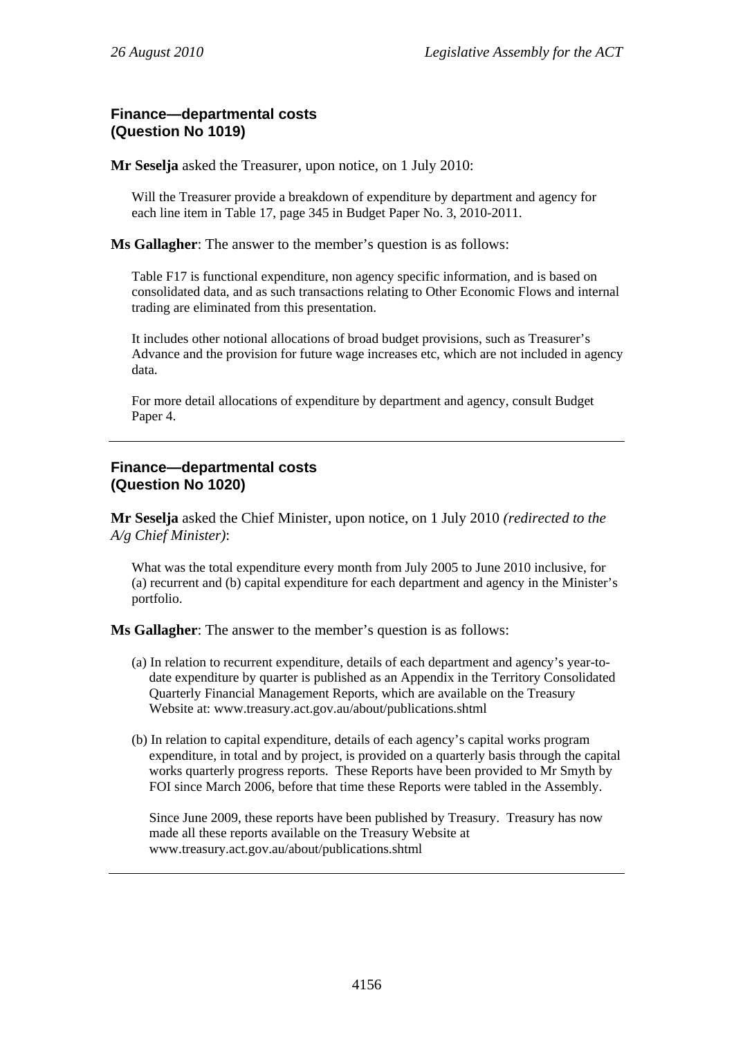### Finance—departmental costs (Question No 1019)

**Mr Seselja** asked the Treasurer, upon notice, on 1 July 2010:

> Will the Treasurer provide a breakdown of expenditure by department and agency for each line item in Table 17, page 345 in Budget Paper No. 3, 2010-2011.

**Ms Gallagher**: The answer to the member's question is as follows:

> Table F17 is functional expenditure, non agency specific information, and is based on consolidated data, and as such transactions relating to Other Economic Flows and internal trading are eliminated from this presentation.
>
> It includes other notional allocations of broad budget provisions, such as Treasurer's Advance and the provision for future wage increases etc, which are not included in agency data.
>
> For more detail allocations of expenditure by department and agency, consult Budget Paper 4.

---

### Finance—departmental costs (Question No 1020)

**Mr Seselja** asked the Chief Minister, upon notice, on 1 July 2010 *(redirected to the A/g Chief Minister)*:

> What was the total expenditure every month from July 2005 to June 2010 inclusive, for (a) recurrent and (b) capital expenditure for each department and agency in the Minister's portfolio.

**Ms Gallagher**: The answer to the member's question is as follows:

(a) In relation to recurrent expenditure, details of each department and agency's year-to-date expenditure by quarter is published as an Appendix in the Territory Consolidated Quarterly Financial Management Reports, which are available on the Treasury Website at: www.treasury.act.gov.au/about/publications.shtml

(b) In relation to capital expenditure, details of each agency's capital works program expenditure, in total and by project, is provided on a quarterly basis through the capital works quarterly progress reports. These Reports have been provided to Mr Smyth by FOI since March 2006, before that time these Reports were tabled in the Assembly.

Since June 2009, these reports have been published by Treasury. Treasury has now made all these reports available on the Treasury Website at www.treasury.act.gov.au/about/publications.shtml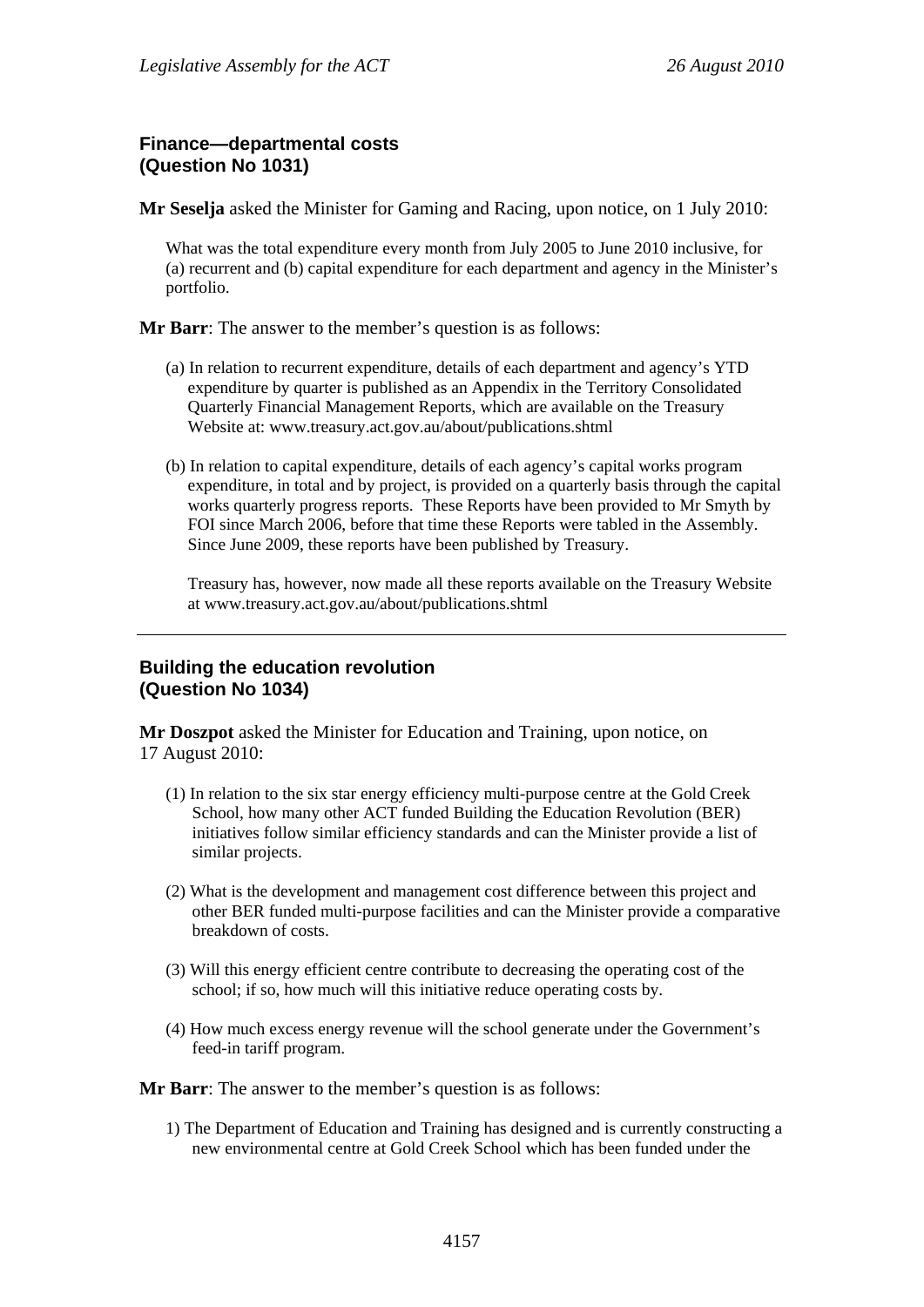### Finance—departmental costs (Question No 1031)

**Mr Seselja** asked the Minister for Gaming and Racing, upon notice, on 1 July 2010:

> What was the total expenditure every month from July 2005 to June 2010 inclusive, for (a) recurrent and (b) capital expenditure for each department and agency in the Minister's portfolio.

**Mr Barr**: The answer to the member's question is as follows:

(a) In relation to recurrent expenditure, details of each department and agency's YTD expenditure by quarter is published as an Appendix in the Territory Consolidated Quarterly Financial Management Reports, which are available on the Treasury Website at: www.treasury.act.gov.au/about/publications.shtml

(b) In relation to capital expenditure, details of each agency's capital works program expenditure, in total and by project, is provided on a quarterly basis through the capital works quarterly progress reports. These Reports have been provided to Mr Smyth by FOI since March 2006, before that time these Reports were tabled in the Assembly. Since June 2009, these reports have been published by Treasury.

Treasury has, however, now made all these reports available on the Treasury Website at www.treasury.act.gov.au/about/publications.shtml

---

### Building the education revolution (Question No 1034)

**Mr Doszpot** asked the Minister for Education and Training, upon notice, on 17 August 2010:

(1) In relation to the six star energy efficiency multi-purpose centre at the Gold Creek School, how many other ACT funded Building the Education Revolution (BER) initiatives follow similar efficiency standards and can the Minister provide a list of similar projects.

(2) What is the development and management cost difference between this project and other BER funded multi-purpose facilities and can the Minister provide a comparative breakdown of costs.

(3) Will this energy efficient centre contribute to decreasing the operating cost of the school; if so, how much will this initiative reduce operating costs by.

(4) How much excess energy revenue will the school generate under the Government's feed-in tariff program.

**Mr Barr**: The answer to the member's question is as follows:

1) The Department of Education and Training has designed and is currently constructing a new environmental centre at Gold Creek School which has been funded under the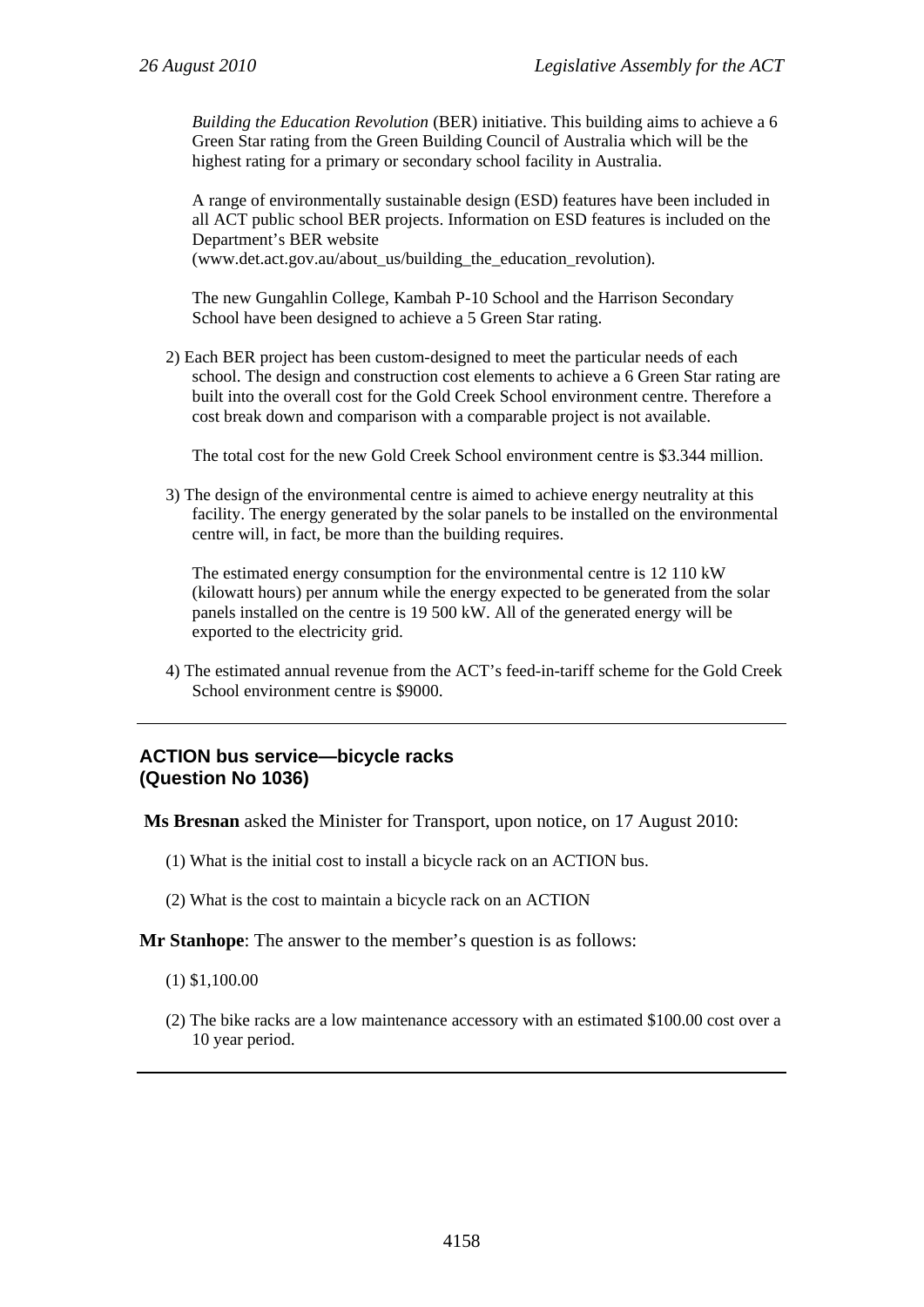*Building the Education Revolution* (BER) initiative. This building aims to achieve a 6 Green Star rating from the Green Building Council of Australia which will be the highest rating for a primary or secondary school facility in Australia.

A range of environmentally sustainable design (ESD) features have been included in all ACT public school BER projects. Information on ESD features is included on the Department's BER website (www.det.act.gov.au/about_us/building_the_education_revolution).

The new Gungahlin College, Kambah P-10 School and the Harrison Secondary School have been designed to achieve a 5 Green Star rating.

2) Each BER project has been custom-designed to meet the particular needs of each school. The design and construction cost elements to achieve a 6 Green Star rating are built into the overall cost for the Gold Creek School environment centre. Therefore a cost break down and comparison with a comparable project is not available.

The total cost for the new Gold Creek School environment centre is $3.344 million.

3) The design of the environmental centre is aimed to achieve energy neutrality at this facility. The energy generated by the solar panels to be installed on the environmental centre will, in fact, be more than the building requires.

The estimated energy consumption for the environmental centre is 12 110 kW (kilowatt hours) per annum while the energy expected to be generated from the solar panels installed on the centre is 19 500 kW. All of the generated energy will be exported to the electricity grid.

4) The estimated annual revenue from the ACT's feed-in-tariff scheme for the Gold Creek School environment centre is $9000.

---

## ACTION bus service—bicycle racks (Question No 1036)

**Ms Bresnan** asked the Minister for Transport, upon notice, on 17 August 2010:

(1) What is the initial cost to install a bicycle rack on an ACTION bus.

(2) What is the cost to maintain a bicycle rack on an ACTION

**Mr Stanhope**: The answer to the member's question is as follows:

(1) $1,100.00

(2) The bike racks are a low maintenance accessory with an estimated $100.00 cost over a 10 year period.

---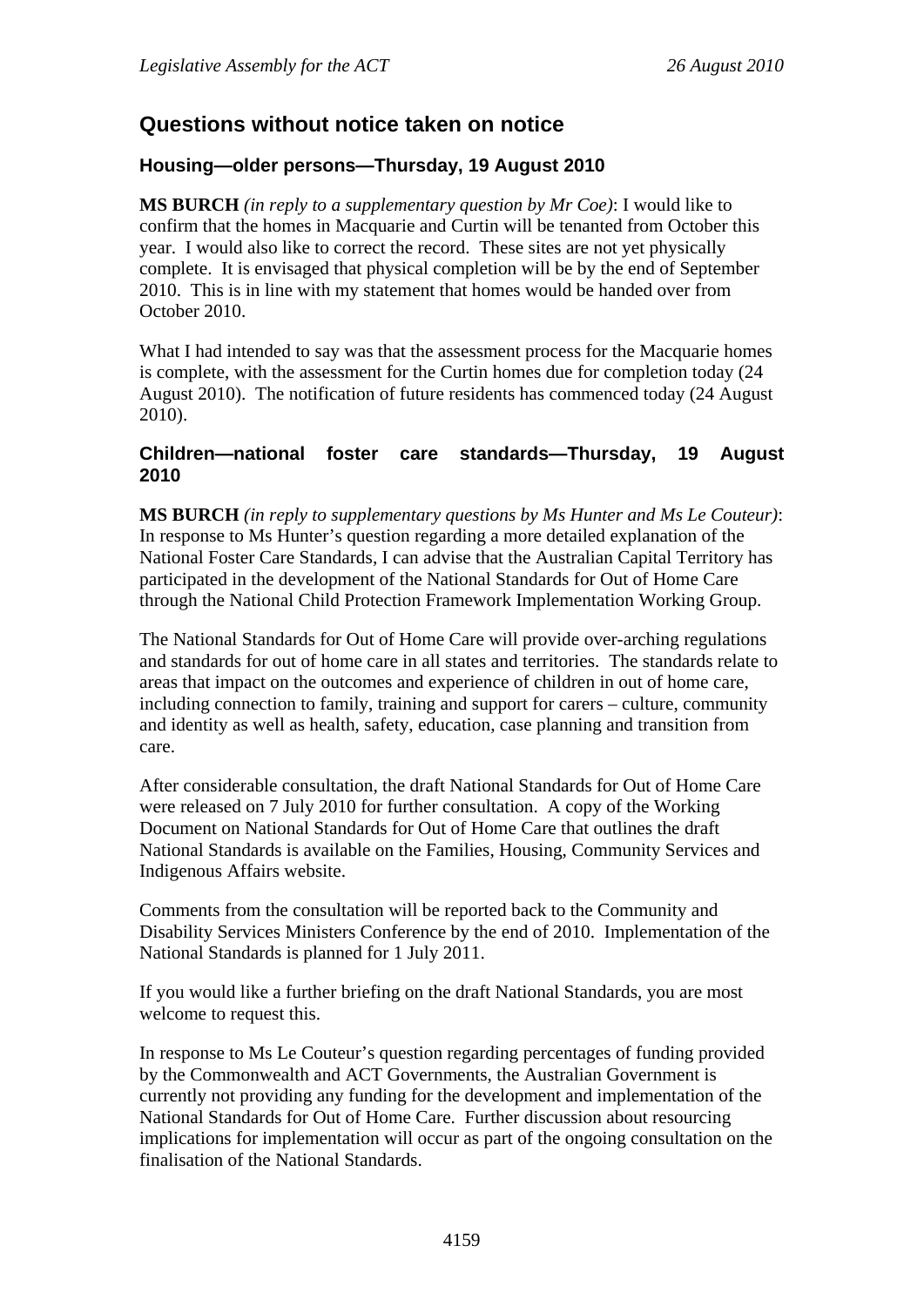## Questions without notice taken on notice

### Housing—older persons—Thursday, 19 August 2010

**MS BURCH** *(in reply to a supplementary question by Mr Coe)*: I would like to confirm that the homes in Macquarie and Curtin will be tenanted from October this year. I would also like to correct the record. These sites are not yet physically complete. It is envisaged that physical completion will be by the end of September 2010. This is in line with my statement that homes would be handed over from October 2010.

What I had intended to say was that the assessment process for the Macquarie homes is complete, with the assessment for the Curtin homes due for completion today (24 August 2010). The notification of future residents has commenced today (24 August 2010).

### Children—national foster care standards—Thursday, 19 August 2010

**MS BURCH** *(in reply to supplementary questions by Ms Hunter and Ms Le Couteur)*: In response to Ms Hunter's question regarding a more detailed explanation of the National Foster Care Standards, I can advise that the Australian Capital Territory has participated in the development of the National Standards for Out of Home Care through the National Child Protection Framework Implementation Working Group.

The National Standards for Out of Home Care will provide over-arching regulations and standards for out of home care in all states and territories. The standards relate to areas that impact on the outcomes and experience of children in out of home care, including connection to family, training and support for carers – culture, community and identity as well as health, safety, education, case planning and transition from care.

After considerable consultation, the draft National Standards for Out of Home Care were released on 7 July 2010 for further consultation. A copy of the Working Document on National Standards for Out of Home Care that outlines the draft National Standards is available on the Families, Housing, Community Services and Indigenous Affairs website.

Comments from the consultation will be reported back to the Community and Disability Services Ministers Conference by the end of 2010. Implementation of the National Standards is planned for 1 July 2011.

If you would like a further briefing on the draft National Standards, you are most welcome to request this.

In response to Ms Le Couteur's question regarding percentages of funding provided by the Commonwealth and ACT Governments, the Australian Government is currently not providing any funding for the development and implementation of the National Standards for Out of Home Care. Further discussion about resourcing implications for implementation will occur as part of the ongoing consultation on the finalisation of the National Standards.